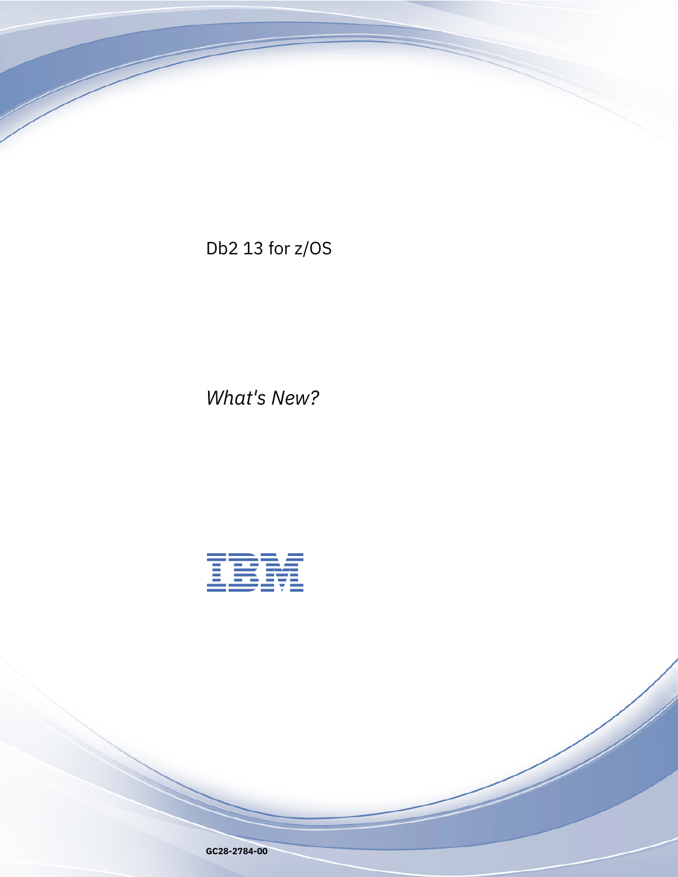Db2 13 for z/OS

*What's New?*

IBM

GC28-2784-00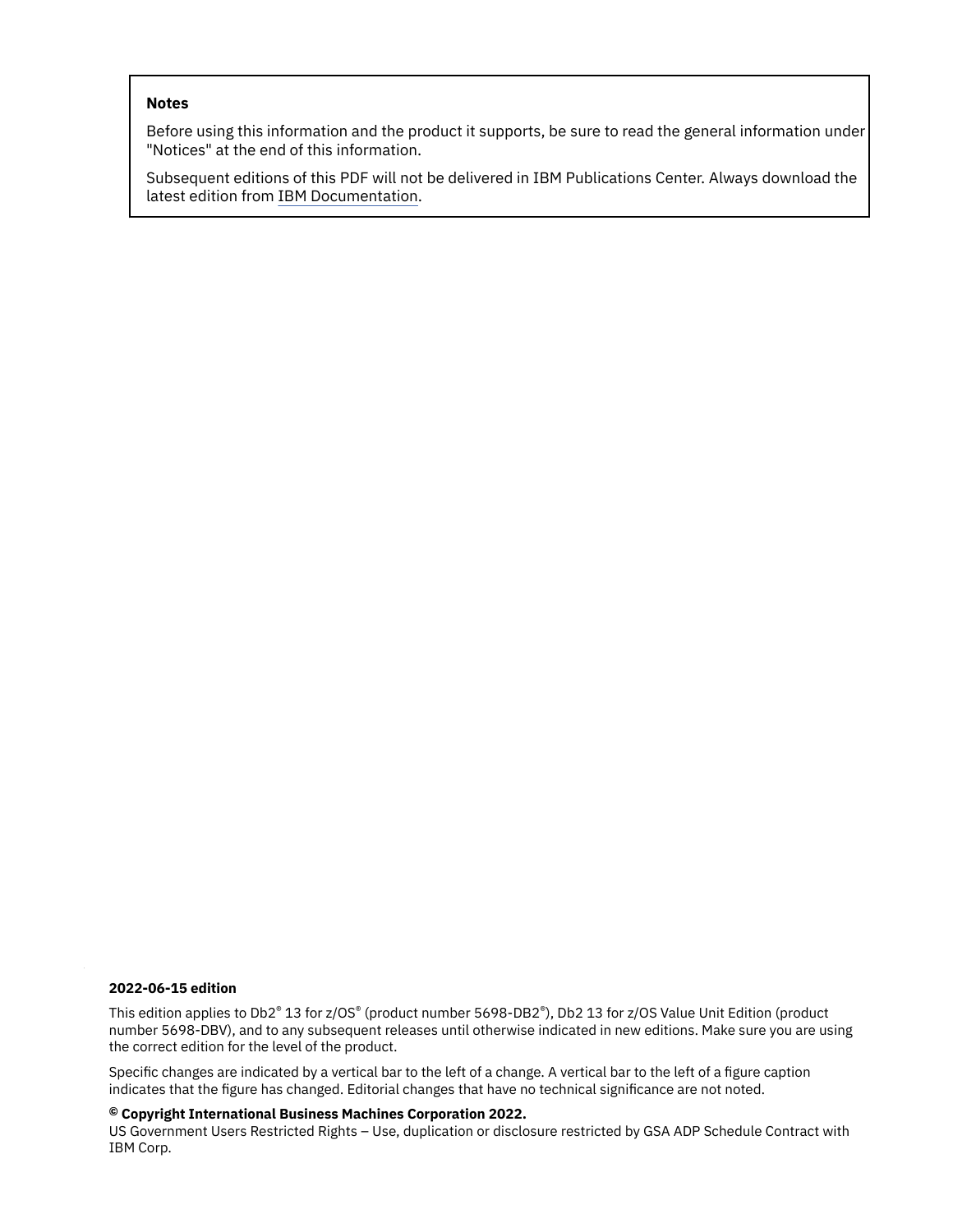**Notes**

Before using this information and the product it supports, be sure to read the general information under "Notices" at the end of this information.

Subsequent editions of this PDF will not be delivered in IBM Publications Center. Always download the latest edition from IBM Documentation.

**2022-06-15 edition**

This edition applies to Db2® 13 for z/OS® (product number 5698-DB2®), Db2 13 for z/OS Value Unit Edition (product number 5698-DBV), and to any subsequent releases until otherwise indicated in new editions. Make sure you are using the correct edition for the level of the product.

Specific changes are indicated by a vertical bar to the left of a change. A vertical bar to the left of a figure caption indicates that the figure has changed. Editorial changes that have no technical significance are not noted.

**© Copyright International Business Machines Corporation 2022.**

US Government Users Restricted Rights – Use, duplication or disclosure restricted by GSA ADP Schedule Contract with IBM Corp.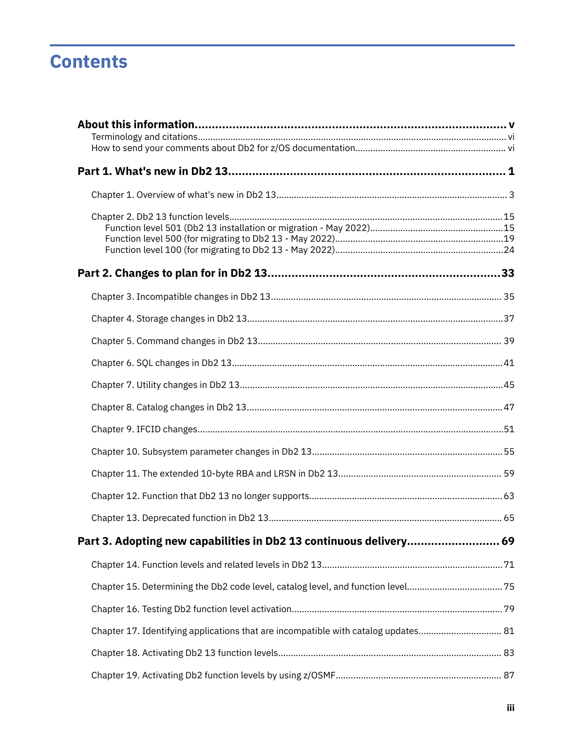# Contents

**About this information......................................................................................... v**

Terminology and citations............................................................................................................. vi

How to send your comments about Db2 for z/OS documentation............................................................ vi

**Part 1. What's new in Db2 13............................................................................... 1**

Chapter 1. Overview of what's new in Db2 13........................................................................................... 3

Chapter 2. Db2 13 function levels............................................................................................................15

- Function level 501 (Db2 13 installation or migration - May 2022).....................................................15
- Function level 500 (for migrating to Db2 13 - May 2022)...................................................................19
- Function level 100 (for migrating to Db2 13 - May 2022)...................................................................24

**Part 2. Changes to plan for in Db2 13...................................................................33**

Chapter 3. Incompatible changes in Db2 13........................................................................................... 35

Chapter 4. Storage changes in Db2 13......................................................................................................37

Chapter 5. Command changes in Db2 13................................................................................................ 39

Chapter 6. SQL changes in Db2 13...........................................................................................................41

Chapter 7. Utility changes in Db2 13........................................................................................................45

Chapter 8. Catalog changes in Db2 13.....................................................................................................47

Chapter 9. IFCID changes.........................................................................................................................51

Chapter 10. Subsystem parameter changes in Db2 13........................................................................... 55

Chapter 11. The extended 10-byte RBA and LRSN in Db2 13................................................................ 59

Chapter 12. Function that Db2 13 no longer supports............................................................................63

Chapter 13. Deprecated function in Db2 13............................................................................................ 65

**Part 3. Adopting new capabilities in Db2 13 continuous delivery........................... 69**

Chapter 14. Function levels and related levels in Db2 13.......................................................................71

Chapter 15. Determining the Db2 code level, catalog level, and function level.....................................75

Chapter 16. Testing Db2 function level activation...................................................................................79

Chapter 17. Identifying applications that are incompatible with catalog updates................................ 81

Chapter 18. Activating Db2 13 function levels......................................................................................... 83

Chapter 19. Activating Db2 function levels by using z/OSMF................................................................. 87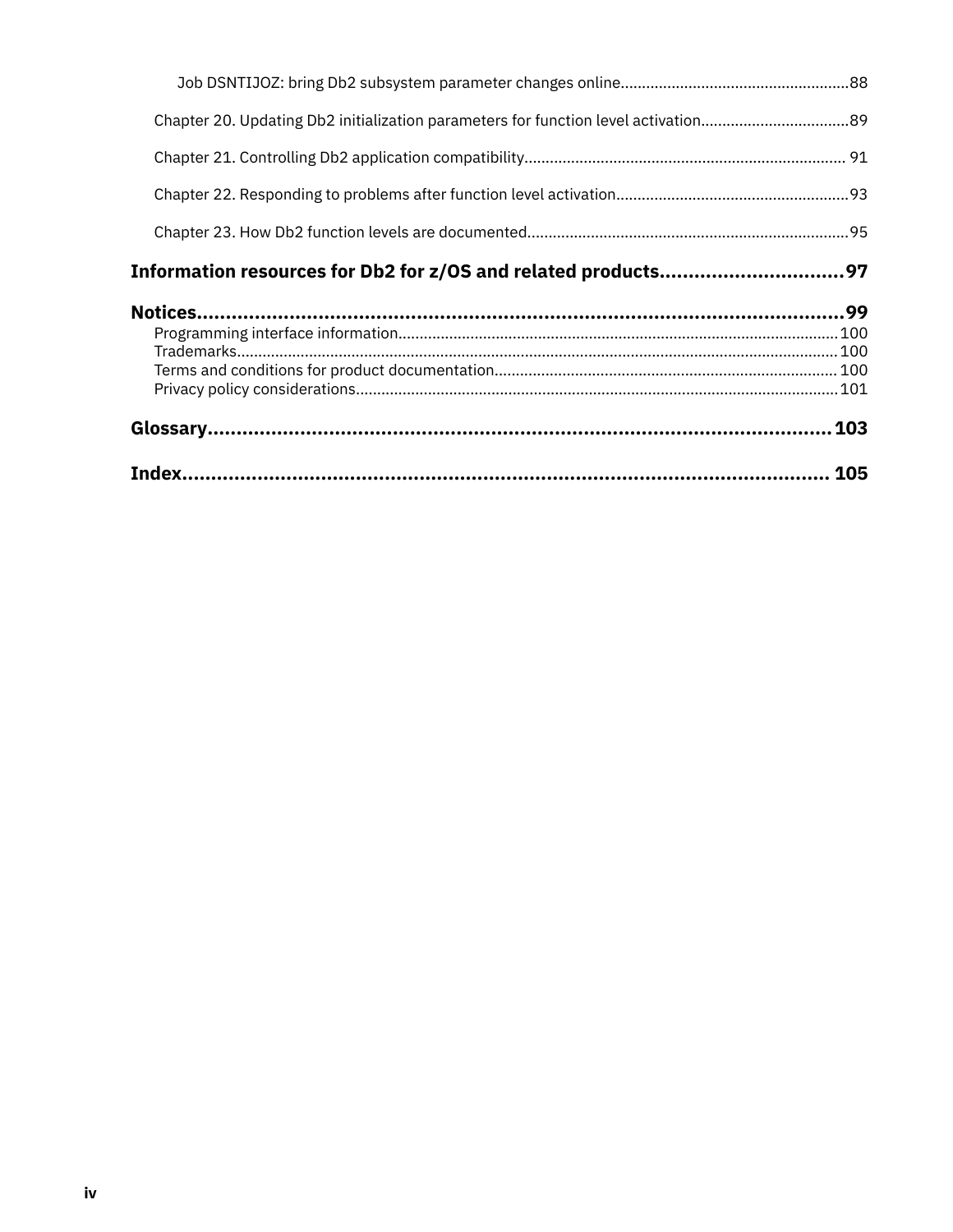Job DSNTIJOZ: bring Db2 subsystem parameter changes online.....................................................88

Chapter 20. Updating Db2 initialization parameters for function level activation..................................89

Chapter 21. Controlling Db2 application compatibility........................................................................... 91

Chapter 22. Responding to problems after function level activation......................................................93

Chapter 23. How Db2 function levels are documented...........................................................................95

**Information resources for Db2 for z/OS and related products................................97**

**Notices...................................................................................................................99**

Programming interface information......................................................................................................100
Trademarks.............................................................................................................................................100
Terms and conditions for product documentation................................................................................ 100
Privacy policy considerations.................................................................................................................101

**Glossary.............................................................................................................. 103**

**Index.................................................................................................................. 105**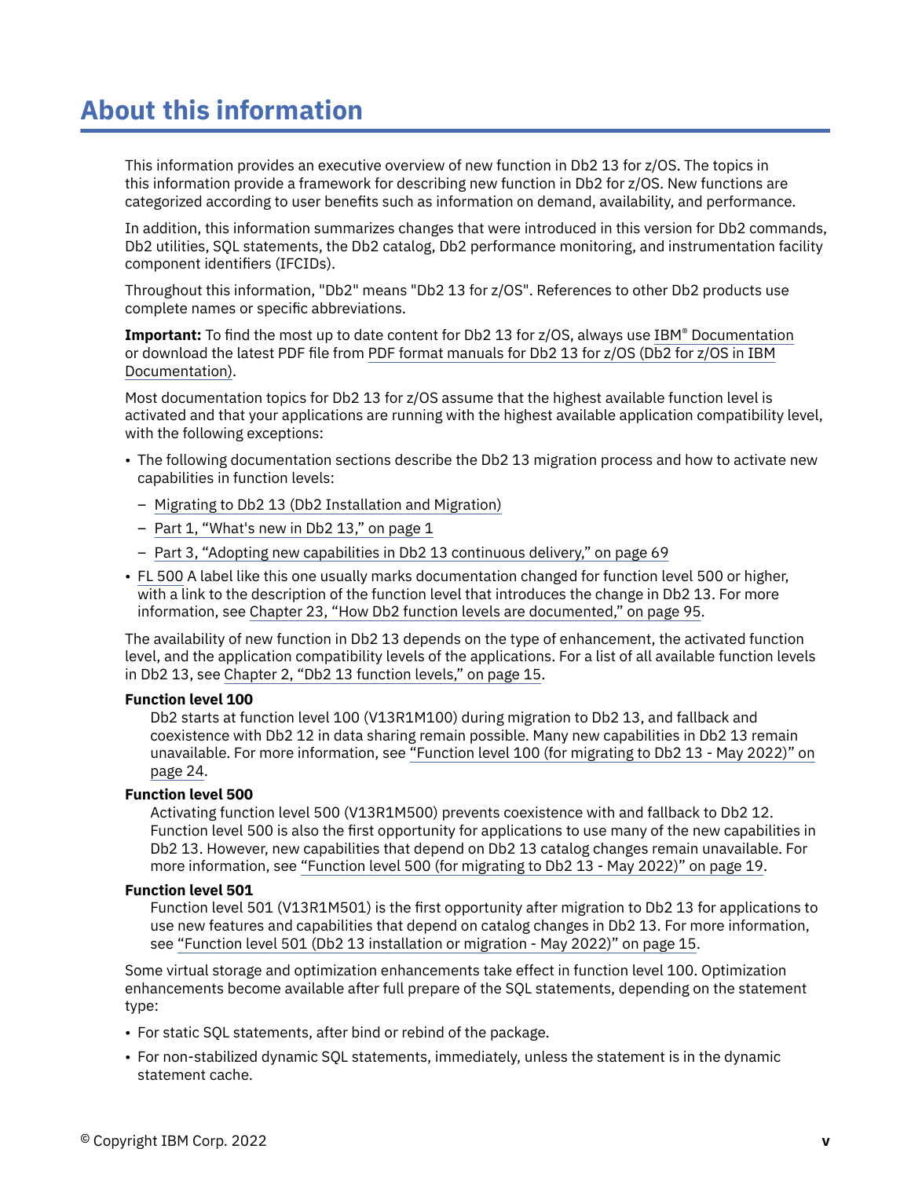# About this information

This information provides an executive overview of new function in Db2 13 for z/OS. The topics in this information provide a framework for describing new function in Db2 for z/OS. New functions are categorized according to user benefits such as information on demand, availability, and performance.

In addition, this information summarizes changes that were introduced in this version for Db2 commands, Db2 utilities, SQL statements, the Db2 catalog, Db2 performance monitoring, and instrumentation facility component identifiers (IFCIDs).

Throughout this information, "Db2" means "Db2 13 for z/OS". References to other Db2 products use complete names or specific abbreviations.

**Important:** To find the most up to date content for Db2 13 for z/OS, always use IBM® Documentation or download the latest PDF file from PDF format manuals for Db2 13 for z/OS (Db2 for z/OS in IBM Documentation).

Most documentation topics for Db2 13 for z/OS assume that the highest available function level is activated and that your applications are running with the highest available application compatibility level, with the following exceptions:

- The following documentation sections describe the Db2 13 migration process and how to activate new capabilities in function levels:
  - Migrating to Db2 13 (Db2 Installation and Migration)
  - Part 1, "What's new in Db2 13," on page 1
  - Part 3, "Adopting new capabilities in Db2 13 continuous delivery," on page 69
- FL 500 A label like this one usually marks documentation changed for function level 500 or higher, with a link to the description of the function level that introduces the change in Db2 13. For more information, see Chapter 23, "How Db2 function levels are documented," on page 95.

The availability of new function in Db2 13 depends on the type of enhancement, the activated function level, and the application compatibility levels of the applications. For a list of all available function levels in Db2 13, see Chapter 2, "Db2 13 function levels," on page 15.

**Function level 100**
: Db2 starts at function level 100 (V13R1M100) during migration to Db2 13, and fallback and coexistence with Db2 12 in data sharing remain possible. Many new capabilities in Db2 13 remain unavailable. For more information, see "Function level 100 (for migrating to Db2 13 - May 2022)" on page 24.

**Function level 500**
: Activating function level 500 (V13R1M500) prevents coexistence with and fallback to Db2 12. Function level 500 is also the first opportunity for applications to use many of the new capabilities in Db2 13. However, new capabilities that depend on Db2 13 catalog changes remain unavailable. For more information, see "Function level 500 (for migrating to Db2 13 - May 2022)" on page 19.

**Function level 501**
: Function level 501 (V13R1M501) is the first opportunity after migration to Db2 13 for applications to use new features and capabilities that depend on catalog changes in Db2 13. For more information, see "Function level 501 (Db2 13 installation or migration - May 2022)" on page 15.

Some virtual storage and optimization enhancements take effect in function level 100. Optimization enhancements become available after full prepare of the SQL statements, depending on the statement type:

- For static SQL statements, after bind or rebind of the package.
- For non-stabilized dynamic SQL statements, immediately, unless the statement is in the dynamic statement cache.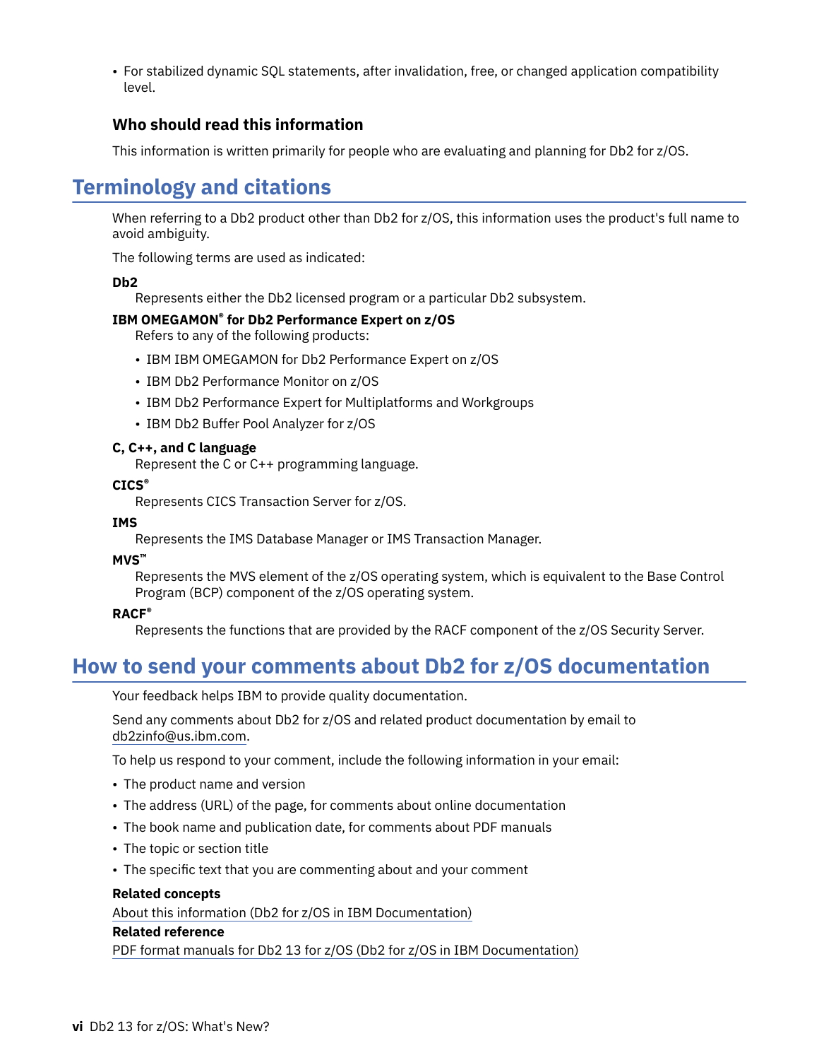- For stabilized dynamic SQL statements, after invalidation, free, or changed application compatibility level.

### Who should read this information

This information is written primarily for people who are evaluating and planning for Db2 for z/OS.

## Terminology and citations

When referring to a Db2 product other than Db2 for z/OS, this information uses the product's full name to avoid ambiguity.

The following terms are used as indicated:

**Db2**
Represents either the Db2 licensed program or a particular Db2 subsystem.

**IBM OMEGAMON® for Db2 Performance Expert on z/OS**
Refers to any of the following products:

- IBM IBM OMEGAMON for Db2 Performance Expert on z/OS
- IBM Db2 Performance Monitor on z/OS
- IBM Db2 Performance Expert for Multiplatforms and Workgroups
- IBM Db2 Buffer Pool Analyzer for z/OS

**C, C++, and C language**
Represent the C or C++ programming language.

**CICS®**
Represents CICS Transaction Server for z/OS.

**IMS**
Represents the IMS Database Manager or IMS Transaction Manager.

**MVS™**
Represents the MVS element of the z/OS operating system, which is equivalent to the Base Control Program (BCP) component of the z/OS operating system.

**RACF®**
Represents the functions that are provided by the RACF component of the z/OS Security Server.

## How to send your comments about Db2 for z/OS documentation

Your feedback helps IBM to provide quality documentation.

Send any comments about Db2 for z/OS and related product documentation by email to db2zinfo@us.ibm.com.

To help us respond to your comment, include the following information in your email:

- The product name and version
- The address (URL) of the page, for comments about online documentation
- The book name and publication date, for comments about PDF manuals
- The topic or section title
- The specific text that you are commenting about and your comment

**Related concepts**
About this information (Db2 for z/OS in IBM Documentation)

**Related reference**
PDF format manuals for Db2 13 for z/OS (Db2 for z/OS in IBM Documentation)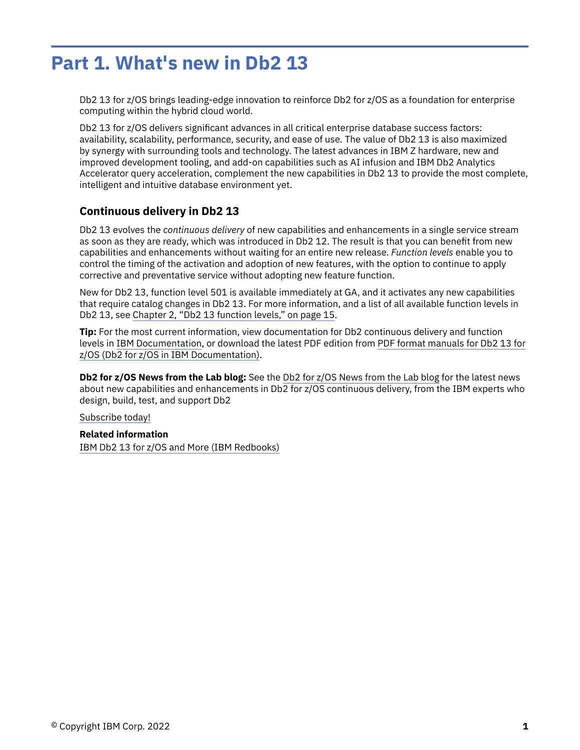# Part 1. What's new in Db2 13

Db2 13 for z/OS brings leading-edge innovation to reinforce Db2 for z/OS as a foundation for enterprise computing within the hybrid cloud world.

Db2 13 for z/OS delivers significant advances in all critical enterprise database success factors: availability, scalability, performance, security, and ease of use. The value of Db2 13 is also maximized by synergy with surrounding tools and technology. The latest advances in IBM Z hardware, new and improved development tooling, and add-on capabilities such as AI infusion and IBM Db2 Analytics Accelerator query acceleration, complement the new capabilities in Db2 13 to provide the most complete, intelligent and intuitive database environment yet.

## Continuous delivery in Db2 13

Db2 13 evolves the *continuous delivery* of new capabilities and enhancements in a single service stream as soon as they are ready, which was introduced in Db2 12. The result is that you can benefit from new capabilities and enhancements without waiting for an entire new release. *Function levels* enable you to control the timing of the activation and adoption of new features, with the option to continue to apply corrective and preventative service without adopting new feature function.

New for Db2 13, function level 501 is available immediately at GA, and it activates any new capabilities that require catalog changes in Db2 13. For more information, and a list of all available function levels in Db2 13, see Chapter 2, "Db2 13 function levels," on page 15.

**Tip:** For the most current information, view documentation for Db2 continuous delivery and function levels in IBM Documentation, or download the latest PDF edition from PDF format manuals for Db2 13 for z/OS (Db2 for z/OS in IBM Documentation).

**Db2 for z/OS News from the Lab blog:** See the Db2 for z/OS News from the Lab blog for the latest news about new capabilities and enhancements in Db2 for z/OS continuous delivery, from the IBM experts who design, build, test, and support Db2

Subscribe today!

**Related information**
IBM Db2 13 for z/OS and More (IBM Redbooks)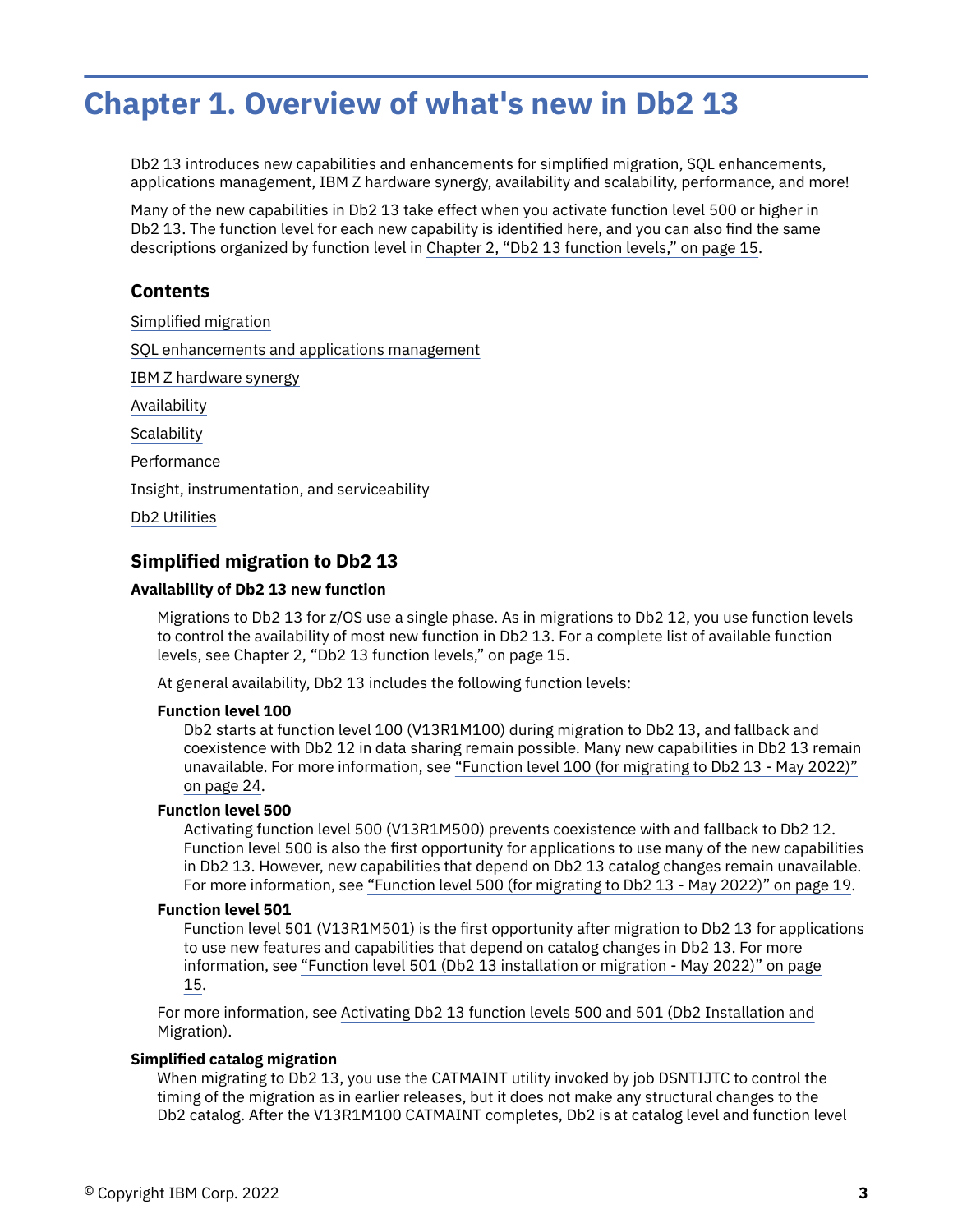# Chapter 1. Overview of what's new in Db2 13

Db2 13 introduces new capabilities and enhancements for simplified migration, SQL enhancements, applications management, IBM Z hardware synergy, availability and scalability, performance, and more!

Many of the new capabilities in Db2 13 take effect when you activate function level 500 or higher in Db2 13. The function level for each new capability is identified here, and you can also find the same descriptions organized by function level in Chapter 2, "Db2 13 function levels," on page 15.

## Contents

Simplified migration

SQL enhancements and applications management

IBM Z hardware synergy

Availability

Scalability

Performance

Insight, instrumentation, and serviceability

Db2 Utilities

## Simplified migration to Db2 13

### Availability of Db2 13 new function

Migrations to Db2 13 for z/OS use a single phase. As in migrations to Db2 12, you use function levels to control the availability of most new function in Db2 13. For a complete list of available function levels, see Chapter 2, "Db2 13 function levels," on page 15.

At general availability, Db2 13 includes the following function levels:

**Function level 100**
Db2 starts at function level 100 (V13R1M100) during migration to Db2 13, and fallback and coexistence with Db2 12 in data sharing remain possible. Many new capabilities in Db2 13 remain unavailable. For more information, see "Function level 100 (for migrating to Db2 13 - May 2022)" on page 24.

**Function level 500**
Activating function level 500 (V13R1M500) prevents coexistence with and fallback to Db2 12. Function level 500 is also the first opportunity for applications to use many of the new capabilities in Db2 13. However, new capabilities that depend on Db2 13 catalog changes remain unavailable. For more information, see "Function level 500 (for migrating to Db2 13 - May 2022)" on page 19.

**Function level 501**
Function level 501 (V13R1M501) is the first opportunity after migration to Db2 13 for applications to use new features and capabilities that depend on catalog changes in Db2 13. For more information, see "Function level 501 (Db2 13 installation or migration - May 2022)" on page 15.

For more information, see Activating Db2 13 function levels 500 and 501 (Db2 Installation and Migration).

### Simplified catalog migration

When migrating to Db2 13, you use the CATMAINT utility invoked by job DSNTIJTC to control the timing of the migration as in earlier releases, but it does not make any structural changes to the Db2 catalog. After the V13R1M100 CATMAINT completes, Db2 is at catalog level and function level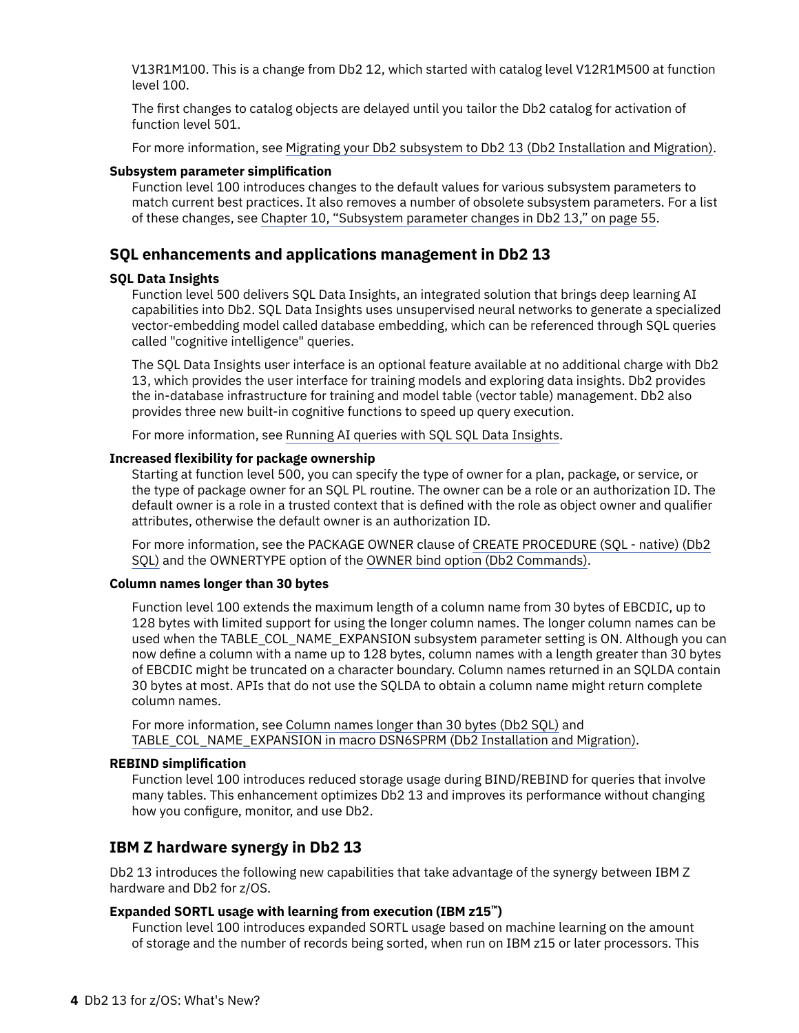V13R1M100. This is a change from Db2 12, which started with catalog level V12R1M500 at function level 100.

The first changes to catalog objects are delayed until you tailor the Db2 catalog for activation of function level 501.

For more information, see Migrating your Db2 subsystem to Db2 13 (Db2 Installation and Migration).

**Subsystem parameter simplification**

Function level 100 introduces changes to the default values for various subsystem parameters to match current best practices. It also removes a number of obsolete subsystem parameters. For a list of these changes, see Chapter 10, "Subsystem parameter changes in Db2 13," on page 55.

## SQL enhancements and applications management in Db2 13

**SQL Data Insights**

Function level 500 delivers SQL Data Insights, an integrated solution that brings deep learning AI capabilities into Db2. SQL Data Insights uses unsupervised neural networks to generate a specialized vector-embedding model called database embedding, which can be referenced through SQL queries called "cognitive intelligence" queries.

The SQL Data Insights user interface is an optional feature available at no additional charge with Db2 13, which provides the user interface for training models and exploring data insights. Db2 provides the in-database infrastructure for training and model table (vector table) management. Db2 also provides three new built-in cognitive functions to speed up query execution.

For more information, see Running AI queries with SQL SQL Data Insights.

**Increased flexibility for package ownership**

Starting at function level 500, you can specify the type of owner for a plan, package, or service, or the type of package owner for an SQL PL routine. The owner can be a role or an authorization ID. The default owner is a role in a trusted context that is defined with the role as object owner and qualifier attributes, otherwise the default owner is an authorization ID.

For more information, see the PACKAGE OWNER clause of CREATE PROCEDURE (SQL - native) (Db2 SQL) and the OWNERTYPE option of the OWNER bind option (Db2 Commands).

**Column names longer than 30 bytes**

Function level 100 extends the maximum length of a column name from 30 bytes of EBCDIC, up to 128 bytes with limited support for using the longer column names. The longer column names can be used when the TABLE_COL_NAME_EXPANSION subsystem parameter setting is ON. Although you can now define a column with a name up to 128 bytes, column names with a length greater than 30 bytes of EBCDIC might be truncated on a character boundary. Column names returned in an SQLDA contain 30 bytes at most. APIs that do not use the SQLDA to obtain a column name might return complete column names.

For more information, see Column names longer than 30 bytes (Db2 SQL) and TABLE_COL_NAME_EXPANSION in macro DSN6SPRM (Db2 Installation and Migration).

**REBIND simplification**

Function level 100 introduces reduced storage usage during BIND/REBIND for queries that involve many tables. This enhancement optimizes Db2 13 and improves its performance without changing how you configure, monitor, and use Db2.

## IBM Z hardware synergy in Db2 13

Db2 13 introduces the following new capabilities that take advantage of the synergy between IBM Z hardware and Db2 for z/OS.

**Expanded SORTL usage with learning from execution (IBM z15™)**

Function level 100 introduces expanded SORTL usage based on machine learning on the amount of storage and the number of records being sorted, when run on IBM z15 or later processors. This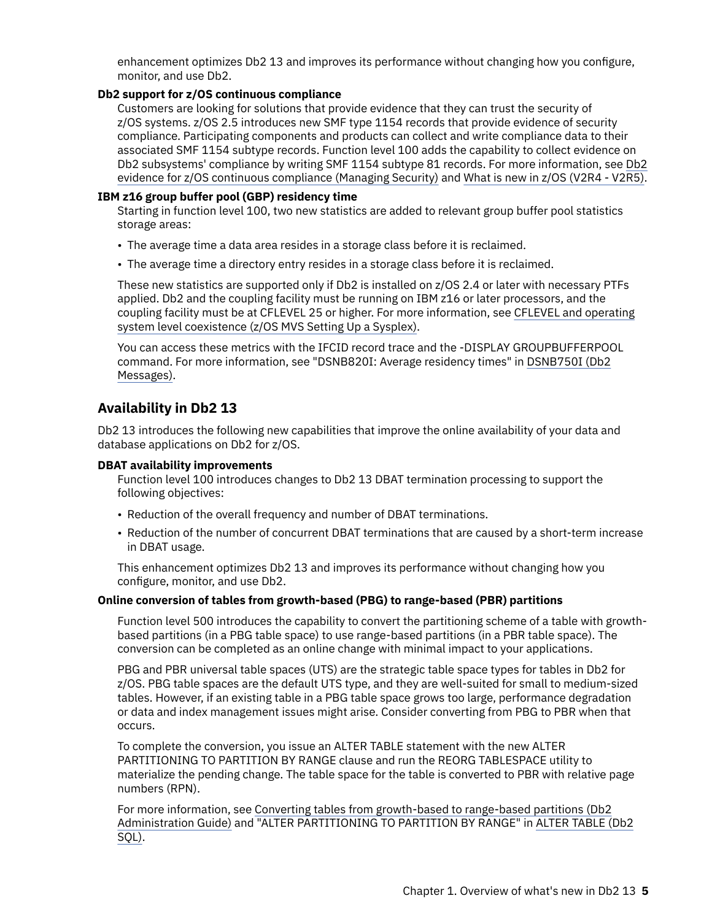enhancement optimizes Db2 13 and improves its performance without changing how you configure, monitor, and use Db2.

**Db2 support for z/OS continuous compliance**

Customers are looking for solutions that provide evidence that they can trust the security of z/OS systems. z/OS 2.5 introduces new SMF type 1154 records that provide evidence of security compliance. Participating components and products can collect and write compliance data to their associated SMF 1154 subtype records. Function level 100 adds the capability to collect evidence on Db2 subsystems' compliance by writing SMF 1154 subtype 81 records. For more information, see Db2 evidence for z/OS continuous compliance (Managing Security) and What is new in z/OS (V2R4 - V2R5).

**IBM z16 group buffer pool (GBP) residency time**

Starting in function level 100, two new statistics are added to relevant group buffer pool statistics storage areas:

- The average time a data area resides in a storage class before it is reclaimed.
- The average time a directory entry resides in a storage class before it is reclaimed.

These new statistics are supported only if Db2 is installed on z/OS 2.4 or later with necessary PTFs applied. Db2 and the coupling facility must be running on IBM z16 or later processors, and the coupling facility must be at CFLEVEL 25 or higher. For more information, see CFLEVEL and operating system level coexistence (z/OS MVS Setting Up a Sysplex).

You can access these metrics with the IFCID record trace and the -DISPLAY GROUPBUFFERPOOL command. For more information, see "DSNB820I: Average residency times" in DSNB750I (Db2 Messages).

## Availability in Db2 13

Db2 13 introduces the following new capabilities that improve the online availability of your data and database applications on Db2 for z/OS.

**DBAT availability improvements**

Function level 100 introduces changes to Db2 13 DBAT termination processing to support the following objectives:

- Reduction of the overall frequency and number of DBAT terminations.
- Reduction of the number of concurrent DBAT terminations that are caused by a short-term increase in DBAT usage.

This enhancement optimizes Db2 13 and improves its performance without changing how you configure, monitor, and use Db2.

**Online conversion of tables from growth-based (PBG) to range-based (PBR) partitions**

Function level 500 introduces the capability to convert the partitioning scheme of a table with growth-based partitions (in a PBG table space) to use range-based partitions (in a PBR table space). The conversion can be completed as an online change with minimal impact to your applications.

PBG and PBR universal table spaces (UTS) are the strategic table space types for tables in Db2 for z/OS. PBG table spaces are the default UTS type, and they are well-suited for small to medium-sized tables. However, if an existing table in a PBG table space grows too large, performance degradation or data and index management issues might arise. Consider converting from PBG to PBR when that occurs.

To complete the conversion, you issue an ALTER TABLE statement with the new ALTER PARTITIONING TO PARTITION BY RANGE clause and run the REORG TABLESPACE utility to materialize the pending change. The table space for the table is converted to PBR with relative page numbers (RPN).

For more information, see Converting tables from growth-based to range-based partitions (Db2 Administration Guide) and "ALTER PARTITIONING TO PARTITION BY RANGE" in ALTER TABLE (Db2 SQL).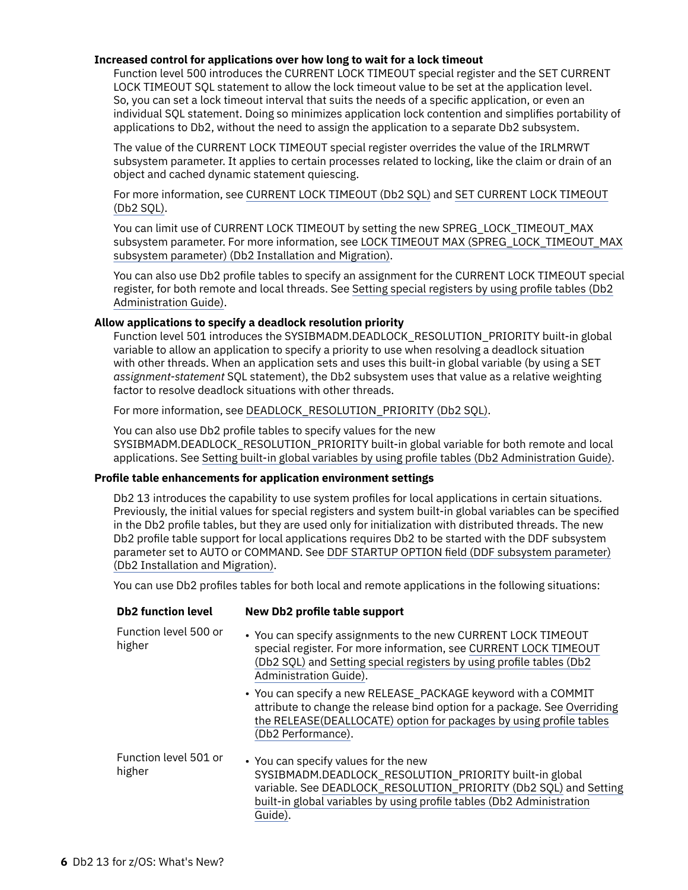**Increased control for applications over how long to wait for a lock timeout**

Function level 500 introduces the CURRENT LOCK TIMEOUT special register and the SET CURRENT LOCK TIMEOUT SQL statement to allow the lock timeout value to be set at the application level. So, you can set a lock timeout interval that suits the needs of a specific application, or even an individual SQL statement. Doing so minimizes application lock contention and simplifies portability of applications to Db2, without the need to assign the application to a separate Db2 subsystem.

The value of the CURRENT LOCK TIMEOUT special register overrides the value of the IRLMRWT subsystem parameter. It applies to certain processes related to locking, like the claim or drain of an object and cached dynamic statement quiescing.

For more information, see CURRENT LOCK TIMEOUT (Db2 SQL) and SET CURRENT LOCK TIMEOUT (Db2 SQL).

You can limit use of CURRENT LOCK TIMEOUT by setting the new SPREG_LOCK_TIMEOUT_MAX subsystem parameter. For more information, see LOCK TIMEOUT MAX (SPREG_LOCK_TIMEOUT_MAX subsystem parameter) (Db2 Installation and Migration).

You can also use Db2 profile tables to specify an assignment for the CURRENT LOCK TIMEOUT special register, for both remote and local threads. See Setting special registers by using profile tables (Db2 Administration Guide).

**Allow applications to specify a deadlock resolution priority**

Function level 501 introduces the SYSIBMADM.DEADLOCK_RESOLUTION_PRIORITY built-in global variable to allow an application to specify a priority to use when resolving a deadlock situation with other threads. When an application sets and uses this built-in global variable (by using a SET *assignment-statement* SQL statement), the Db2 subsystem uses that value as a relative weighting factor to resolve deadlock situations with other threads.

For more information, see DEADLOCK_RESOLUTION_PRIORITY (Db2 SQL).

You can also use Db2 profile tables to specify values for the new SYSIBMADM.DEADLOCK_RESOLUTION_PRIORITY built-in global variable for both remote and local applications. See Setting built-in global variables by using profile tables (Db2 Administration Guide).

**Profile table enhancements for application environment settings**

Db2 13 introduces the capability to use system profiles for local applications in certain situations. Previously, the initial values for special registers and system built-in global variables can be specified in the Db2 profile tables, but they are used only for initialization with distributed threads. The new Db2 profile table support for local applications requires Db2 to be started with the DDF subsystem parameter set to AUTO or COMMAND. See DDF STARTUP OPTION field (DDF subsystem parameter) (Db2 Installation and Migration).

You can use Db2 profiles tables for both local and remote applications in the following situations:

| Db2 function level | New Db2 profile table support |
|---|---|
| Function level 500 or higher | • You can specify assignments to the new CURRENT LOCK TIMEOUT special register. For more information, see CURRENT LOCK TIMEOUT (Db2 SQL) and Setting special registers by using profile tables (Db2 Administration Guide).<br>• You can specify a new RELEASE_PACKAGE keyword with a COMMIT attribute to change the release bind option for a package. See Overriding the RELEASE(DEALLOCATE) option for packages by using profile tables (Db2 Performance). |
| Function level 501 or higher | • You can specify values for the new SYSIBMADM.DEADLOCK_RESOLUTION_PRIORITY built-in global variable. See DEADLOCK_RESOLUTION_PRIORITY (Db2 SQL) and Setting built-in global variables by using profile tables (Db2 Administration Guide). |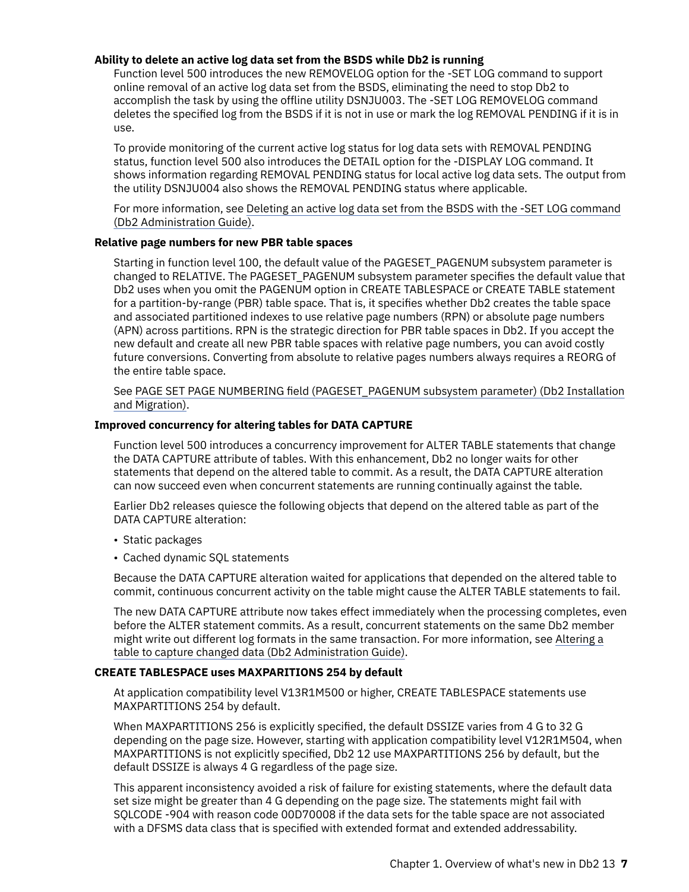#### Ability to delete an active log data set from the BSDS while Db2 is running

Function level 500 introduces the new REMOVELOG option for the -SET LOG command to support online removal of an active log data set from the BSDS, eliminating the need to stop Db2 to accomplish the task by using the offline utility DSNJU003. The -SET LOG REMOVELOG command deletes the specified log from the BSDS if it is not in use or mark the log REMOVAL PENDING if it is in use.

To provide monitoring of the current active log status for log data sets with REMOVAL PENDING status, function level 500 also introduces the DETAIL option for the -DISPLAY LOG command. It shows information regarding REMOVAL PENDING status for local active log data sets. The output from the utility DSNJU004 also shows the REMOVAL PENDING status where applicable.

For more information, see Deleting an active log data set from the BSDS with the -SET LOG command (Db2 Administration Guide).

#### Relative page numbers for new PBR table spaces

Starting in function level 100, the default value of the PAGESET_PAGENUM subsystem parameter is changed to RELATIVE. The PAGESET_PAGENUM subsystem parameter specifies the default value that Db2 uses when you omit the PAGENUM option in CREATE TABLESPACE or CREATE TABLE statement for a partition-by-range (PBR) table space. That is, it specifies whether Db2 creates the table space and associated partitioned indexes to use relative page numbers (RPN) or absolute page numbers (APN) across partitions. RPN is the strategic direction for PBR table spaces in Db2. If you accept the new default and create all new PBR table spaces with relative page numbers, you can avoid costly future conversions. Converting from absolute to relative pages numbers always requires a REORG of the entire table space.

See PAGE SET PAGE NUMBERING field (PAGESET_PAGENUM subsystem parameter) (Db2 Installation and Migration).

#### Improved concurrency for altering tables for DATA CAPTURE

Function level 500 introduces a concurrency improvement for ALTER TABLE statements that change the DATA CAPTURE attribute of tables. With this enhancement, Db2 no longer waits for other statements that depend on the altered table to commit. As a result, the DATA CAPTURE alteration can now succeed even when concurrent statements are running continually against the table.

Earlier Db2 releases quiesce the following objects that depend on the altered table as part of the DATA CAPTURE alteration:

- Static packages
- Cached dynamic SQL statements

Because the DATA CAPTURE alteration waited for applications that depended on the altered table to commit, continuous concurrent activity on the table might cause the ALTER TABLE statements to fail.

The new DATA CAPTURE attribute now takes effect immediately when the processing completes, even before the ALTER statement commits. As a result, concurrent statements on the same Db2 member might write out different log formats in the same transaction. For more information, see Altering a table to capture changed data (Db2 Administration Guide).

#### CREATE TABLESPACE uses MAXPARTITIONS 254 by default

At application compatibility level V13R1M500 or higher, CREATE TABLESPACE statements use MAXPARTITIONS 254 by default.

When MAXPARTITIONS 256 is explicitly specified, the default DSSIZE varies from 4 G to 32 G depending on the page size. However, starting with application compatibility level V12R1M504, when MAXPARTITIONS is not explicitly specified, Db2 12 use MAXPARTITIONS 256 by default, but the default DSSIZE is always 4 G regardless of the page size.

This apparent inconsistency avoided a risk of failure for existing statements, where the default data set size might be greater than 4 G depending on the page size. The statements might fail with SQLCODE -904 with reason code 00D70008 if the data sets for the table space are not associated with a DFSMS data class that is specified with extended format and extended addressability.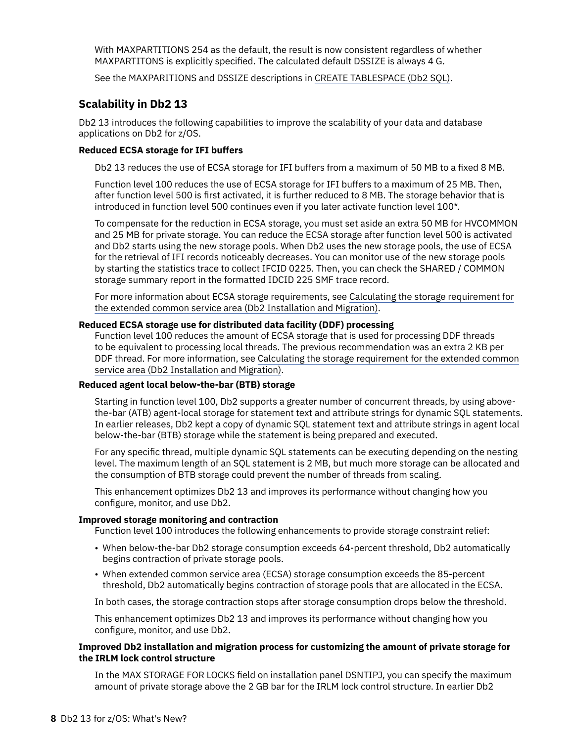With MAXPARTITIONS 254 as the default, the result is now consistent regardless of whether MAXPARTITONS is explicitly specified. The calculated default DSSIZE is always 4 G.

See the MAXPARITIONS and DSSIZE descriptions in CREATE TABLESPACE (Db2 SQL).

## Scalability in Db2 13

Db2 13 introduces the following capabilities to improve the scalability of your data and database applications on Db2 for z/OS.

**Reduced ECSA storage for IFI buffers**

Db2 13 reduces the use of ECSA storage for IFI buffers from a maximum of 50 MB to a fixed 8 MB.

Function level 100 reduces the use of ECSA storage for IFI buffers to a maximum of 25 MB. Then, after function level 500 is first activated, it is further reduced to 8 MB. The storage behavior that is introduced in function level 500 continues even if you later activate function level 100*.

To compensate for the reduction in ECSA storage, you must set aside an extra 50 MB for HVCOMMON and 25 MB for private storage. You can reduce the ECSA storage after function level 500 is activated and Db2 starts using the new storage pools. When Db2 uses the new storage pools, the use of ECSA for the retrieval of IFI records noticeably decreases. You can monitor use of the new storage pools by starting the statistics trace to collect IFCID 0225. Then, you can check the SHARED / COMMON storage summary report in the formatted IDCID 225 SMF trace record.

For more information about ECSA storage requirements, see Calculating the storage requirement for the extended common service area (Db2 Installation and Migration).

**Reduced ECSA storage use for distributed data facility (DDF) processing**

Function level 100 reduces the amount of ECSA storage that is used for processing DDF threads to be equivalent to processing local threads. The previous recommendation was an extra 2 KB per DDF thread. For more information, see Calculating the storage requirement for the extended common service area (Db2 Installation and Migration).

**Reduced agent local below-the-bar (BTB) storage**

Starting in function level 100, Db2 supports a greater number of concurrent threads, by using above-the-bar (ATB) agent-local storage for statement text and attribute strings for dynamic SQL statements. In earlier releases, Db2 kept a copy of dynamic SQL statement text and attribute strings in agent local below-the-bar (BTB) storage while the statement is being prepared and executed.

For any specific thread, multiple dynamic SQL statements can be executing depending on the nesting level. The maximum length of an SQL statement is 2 MB, but much more storage can be allocated and the consumption of BTB storage could prevent the number of threads from scaling.

This enhancement optimizes Db2 13 and improves its performance without changing how you configure, monitor, and use Db2.

**Improved storage monitoring and contraction**

Function level 100 introduces the following enhancements to provide storage constraint relief:

- When below-the-bar Db2 storage consumption exceeds 64-percent threshold, Db2 automatically begins contraction of private storage pools.
- When extended common service area (ECSA) storage consumption exceeds the 85-percent threshold, Db2 automatically begins contraction of storage pools that are allocated in the ECSA.

In both cases, the storage contraction stops after storage consumption drops below the threshold.

This enhancement optimizes Db2 13 and improves its performance without changing how you configure, monitor, and use Db2.

**Improved Db2 installation and migration process for customizing the amount of private storage for the IRLM lock control structure**

In the MAX STORAGE FOR LOCKS field on installation panel DSNTIPJ, you can specify the maximum amount of private storage above the 2 GB bar for the IRLM lock control structure. In earlier Db2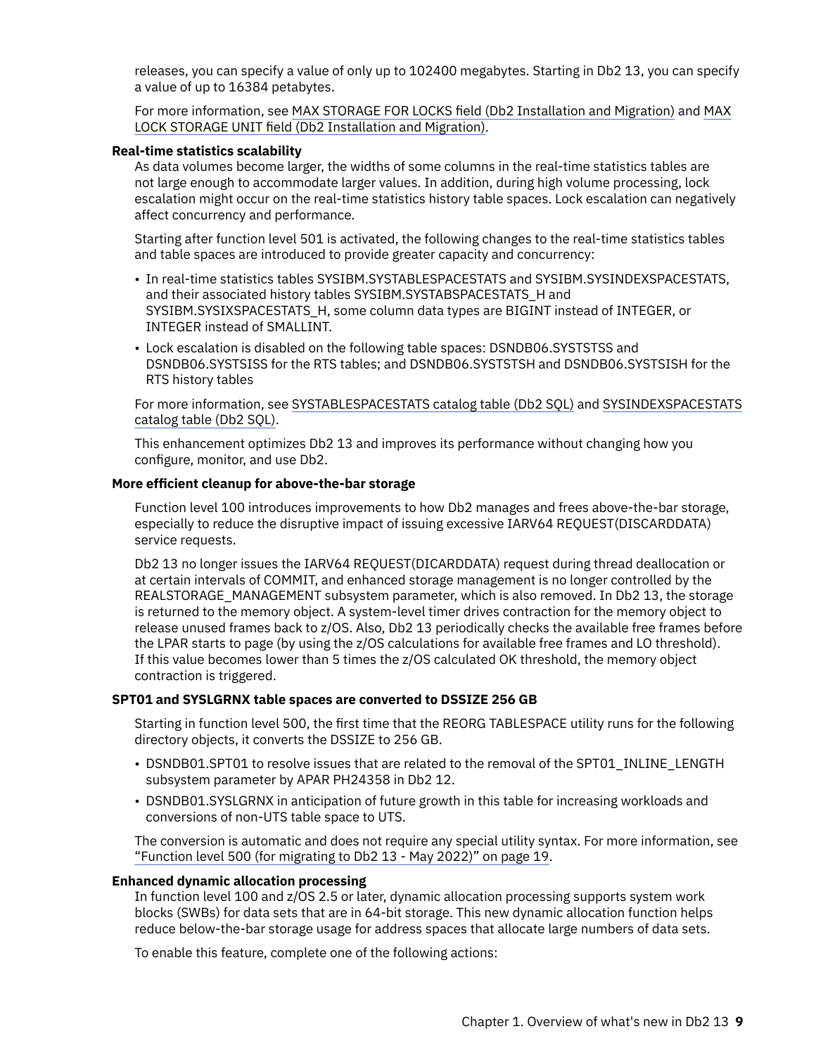releases, you can specify a value of only up to 102400 megabytes. Starting in Db2 13, you can specify a value of up to 16384 petabytes.

For more information, see MAX STORAGE FOR LOCKS field (Db2 Installation and Migration) and MAX LOCK STORAGE UNIT field (Db2 Installation and Migration).

**Real-time statistics scalability**

As data volumes become larger, the widths of some columns in the real-time statistics tables are not large enough to accommodate larger values. In addition, during high volume processing, lock escalation might occur on the real-time statistics history table spaces. Lock escalation can negatively affect concurrency and performance.

Starting after function level 501 is activated, the following changes to the real-time statistics tables and table spaces are introduced to provide greater capacity and concurrency:

- In real-time statistics tables SYSIBM.SYSTABLESPACESTATS and SYSIBM.SYSINDEXSPACESTATS, and their associated history tables SYSIBM.SYSTABSPACESTATS_H and SYSIBM.SYSIXSPACESTATS_H, some column data types are BIGINT instead of INTEGER, or INTEGER instead of SMALLINT.
- Lock escalation is disabled on the following table spaces: DSNDB06.SYSTSTSS and DSNDB06.SYSTSISS for the RTS tables; and DSNDB06.SYSTSTSH and DSNDB06.SYSTSISH for the RTS history tables

For more information, see SYSTABLESPACESTATS catalog table (Db2 SQL) and SYSINDEXSPACESTATS catalog table (Db2 SQL).

This enhancement optimizes Db2 13 and improves its performance without changing how you configure, monitor, and use Db2.

**More efficient cleanup for above-the-bar storage**

Function level 100 introduces improvements to how Db2 manages and frees above-the-bar storage, especially to reduce the disruptive impact of issuing excessive IARV64 REQUEST(DISCARDDATA) service requests.

Db2 13 no longer issues the IARV64 REQUEST(DICARDDATA) request during thread deallocation or at certain intervals of COMMIT, and enhanced storage management is no longer controlled by the REALSTORAGE_MANAGEMENT subsystem parameter, which is also removed. In Db2 13, the storage is returned to the memory object. A system-level timer drives contraction for the memory object to release unused frames back to z/OS. Also, Db2 13 periodically checks the available free frames before the LPAR starts to page (by using the z/OS calculations for available free frames and LO threshold). If this value becomes lower than 5 times the z/OS calculated OK threshold, the memory object contraction is triggered.

**SPT01 and SYSLGRNX table spaces are converted to DSSIZE 256 GB**

Starting in function level 500, the first time that the REORG TABLESPACE utility runs for the following directory objects, it converts the DSSIZE to 256 GB.

- DSNDB01.SPT01 to resolve issues that are related to the removal of the SPT01_INLINE_LENGTH subsystem parameter by APAR PH24358 in Db2 12.
- DSNDB01.SYSLGRNX in anticipation of future growth in this table for increasing workloads and conversions of non-UTS table space to UTS.

The conversion is automatic and does not require any special utility syntax. For more information, see "Function level 500 (for migrating to Db2 13 - May 2022)" on page 19.

**Enhanced dynamic allocation processing**

In function level 100 and z/OS 2.5 or later, dynamic allocation processing supports system work blocks (SWBs) for data sets that are in 64-bit storage. This new dynamic allocation function helps reduce below-the-bar storage usage for address spaces that allocate large numbers of data sets.

To enable this feature, complete one of the following actions: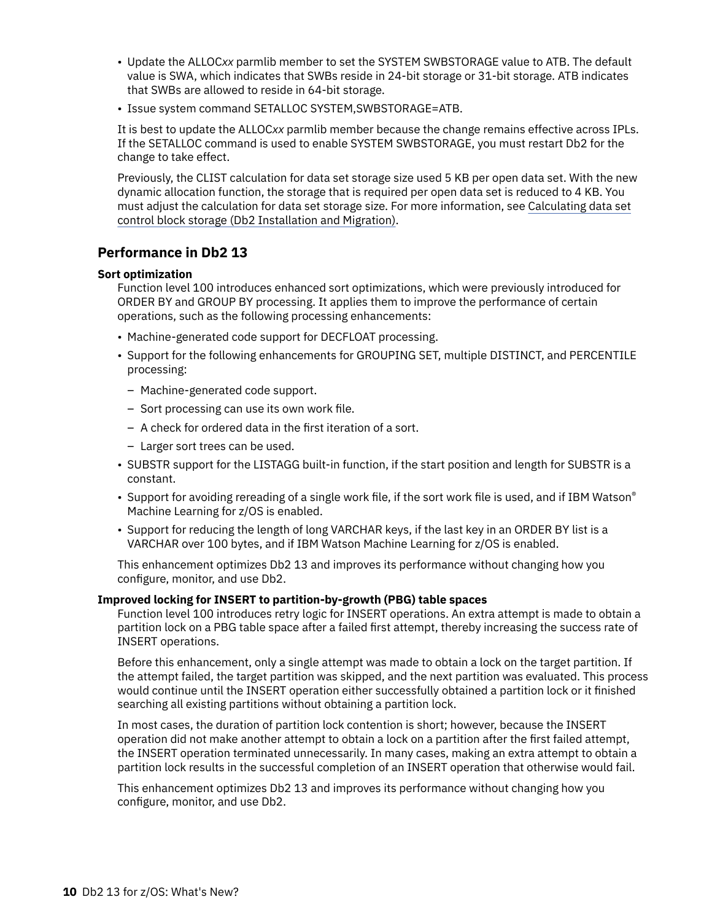- Update the ALLOC*xx* parmlib member to set the SYSTEM SWBSTORAGE value to ATB. The default value is SWA, which indicates that SWBs reside in 24-bit storage or 31-bit storage. ATB indicates that SWBs are allowed to reside in 64-bit storage.
- Issue system command SETALLOC SYSTEM,SWBSTORAGE=ATB.

It is best to update the ALLOC*xx* parmlib member because the change remains effective across IPLs. If the SETALLOC command is used to enable SYSTEM SWBSTORAGE, you must restart Db2 for the change to take effect.

Previously, the CLIST calculation for data set storage size used 5 KB per open data set. With the new dynamic allocation function, the storage that is required per open data set is reduced to 4 KB. You must adjust the calculation for data set storage size. For more information, see Calculating data set control block storage (Db2 Installation and Migration).

## Performance in Db2 13

**Sort optimization**

Function level 100 introduces enhanced sort optimizations, which were previously introduced for ORDER BY and GROUP BY processing. It applies them to improve the performance of certain operations, such as the following processing enhancements:

- Machine-generated code support for DECFLOAT processing.
- Support for the following enhancements for GROUPING SET, multiple DISTINCT, and PERCENTILE processing:
  - Machine-generated code support.
  - Sort processing can use its own work file.
  - A check for ordered data in the first iteration of a sort.
  - Larger sort trees can be used.
- SUBSTR support for the LISTAGG built-in function, if the start position and length for SUBSTR is a constant.
- Support for avoiding rereading of a single work file, if the sort work file is used, and if IBM Watson® Machine Learning for z/OS is enabled.
- Support for reducing the length of long VARCHAR keys, if the last key in an ORDER BY list is a VARCHAR over 100 bytes, and if IBM Watson Machine Learning for z/OS is enabled.

This enhancement optimizes Db2 13 and improves its performance without changing how you configure, monitor, and use Db2.

**Improved locking for INSERT to partition-by-growth (PBG) table spaces**

Function level 100 introduces retry logic for INSERT operations. An extra attempt is made to obtain a partition lock on a PBG table space after a failed first attempt, thereby increasing the success rate of INSERT operations.

Before this enhancement, only a single attempt was made to obtain a lock on the target partition. If the attempt failed, the target partition was skipped, and the next partition was evaluated. This process would continue until the INSERT operation either successfully obtained a partition lock or it finished searching all existing partitions without obtaining a partition lock.

In most cases, the duration of partition lock contention is short; however, because the INSERT operation did not make another attempt to obtain a lock on a partition after the first failed attempt, the INSERT operation terminated unnecessarily. In many cases, making an extra attempt to obtain a partition lock results in the successful completion of an INSERT operation that otherwise would fail.

This enhancement optimizes Db2 13 and improves its performance without changing how you configure, monitor, and use Db2.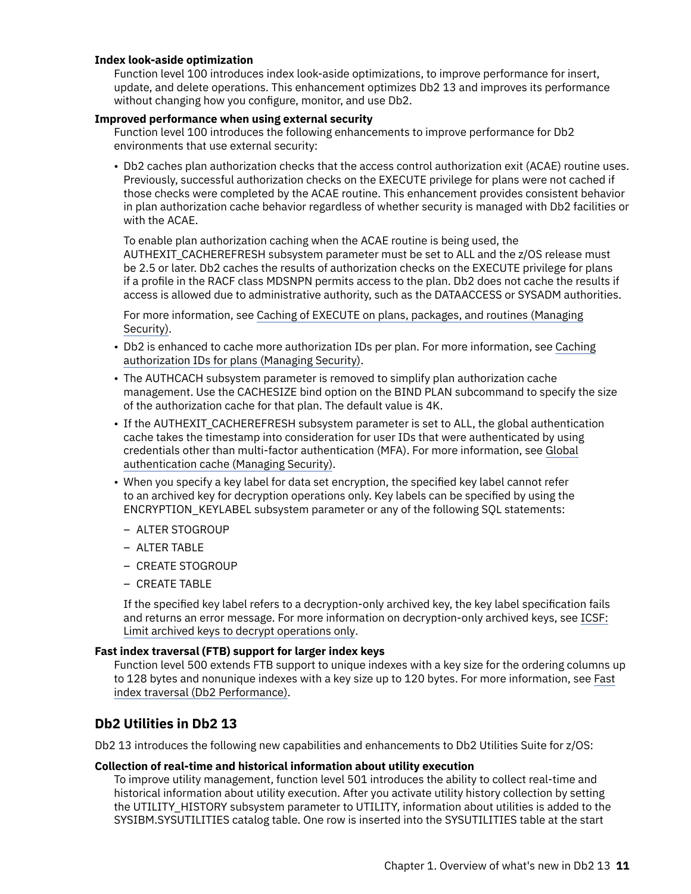**Index look-aside optimization**

Function level 100 introduces index look-aside optimizations, to improve performance for insert, update, and delete operations. This enhancement optimizes Db2 13 and improves its performance without changing how you configure, monitor, and use Db2.

**Improved performance when using external security**

Function level 100 introduces the following enhancements to improve performance for Db2 environments that use external security:

- Db2 caches plan authorization checks that the access control authorization exit (ACAE) routine uses. Previously, successful authorization checks on the EXECUTE privilege for plans were not cached if those checks were completed by the ACAE routine. This enhancement provides consistent behavior in plan authorization cache behavior regardless of whether security is managed with Db2 facilities or with the ACAE.

  To enable plan authorization caching when the ACAE routine is being used, the AUTHEXIT_CACHEREFRESH subsystem parameter must be set to ALL and the z/OS release must be 2.5 or later. Db2 caches the results of authorization checks on the EXECUTE privilege for plans if a profile in the RACF class MDSNPN permits access to the plan. Db2 does not cache the results if access is allowed due to administrative authority, such as the DATAACCESS or SYSADM authorities.

  For more information, see Caching of EXECUTE on plans, packages, and routines (Managing Security).

- Db2 is enhanced to cache more authorization IDs per plan. For more information, see Caching authorization IDs for plans (Managing Security).
- The AUTHCACH subsystem parameter is removed to simplify plan authorization cache management. Use the CACHESIZE bind option on the BIND PLAN subcommand to specify the size of the authorization cache for that plan. The default value is 4K.
- If the AUTHEXIT_CACHEREFRESH subsystem parameter is set to ALL, the global authentication cache takes the timestamp into consideration for user IDs that were authenticated by using credentials other than multi-factor authentication (MFA). For more information, see Global authentication cache (Managing Security).
- When you specify a key label for data set encryption, the specified key label cannot refer to an archived key for decryption operations only. Key labels can be specified by using the ENCRYPTION_KEYLABEL subsystem parameter or any of the following SQL statements:

  - ALTER STOGROUP
  - ALTER TABLE
  - CREATE STOGROUP
  - CREATE TABLE

  If the specified key label refers to a decryption-only archived key, the key label specification fails and returns an error message. For more information on decryption-only archived keys, see ICSF: Limit archived keys to decrypt operations only.

**Fast index traversal (FTB) support for larger index keys**

Function level 500 extends FTB support to unique indexes with a key size for the ordering columns up to 128 bytes and nonunique indexes with a key size up to 120 bytes. For more information, see Fast index traversal (Db2 Performance).

## Db2 Utilities in Db2 13

Db2 13 introduces the following new capabilities and enhancements to Db2 Utilities Suite for z/OS:

**Collection of real-time and historical information about utility execution**

To improve utility management, function level 501 introduces the ability to collect real-time and historical information about utility execution. After you activate utility history collection by setting the UTILITY_HISTORY subsystem parameter to UTILITY, information about utilities is added to the SYSIBM.SYSUTILITIES catalog table. One row is inserted into the SYSUTILITIES table at the start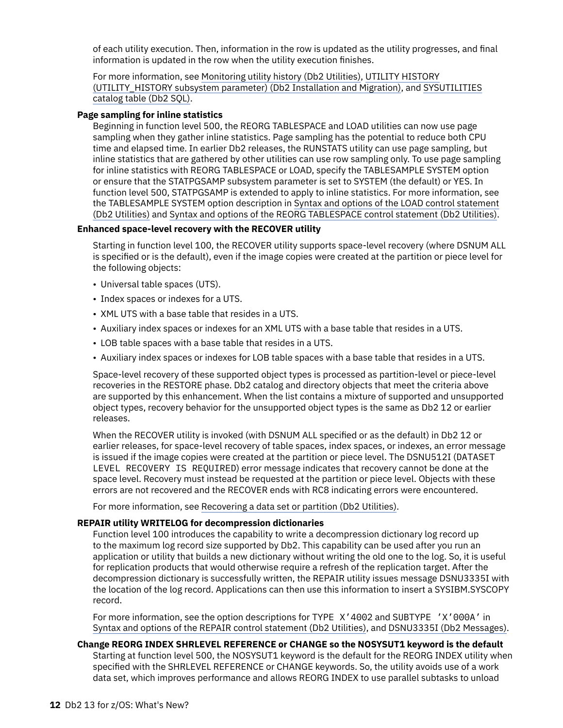of each utility execution. Then, information in the row is updated as the utility progresses, and final information is updated in the row when the utility execution finishes.

For more information, see Monitoring utility history (Db2 Utilities), UTILITY HISTORY (UTILITY_HISTORY subsystem parameter) (Db2 Installation and Migration), and SYSUTILITIES catalog table (Db2 SQL).

**Page sampling for inline statistics**

Beginning in function level 500, the REORG TABLESPACE and LOAD utilities can now use page sampling when they gather inline statistics. Page sampling has the potential to reduce both CPU time and elapsed time. In earlier Db2 releases, the RUNSTATS utility can use page sampling, but inline statistics that are gathered by other utilities can use row sampling only. To use page sampling for inline statistics with REORG TABLESPACE or LOAD, specify the TABLESAMPLE SYSTEM option or ensure that the STATPGSAMP subsystem parameter is set to SYSTEM (the default) or YES. In function level 500, STATPGSAMP is extended to apply to inline statistics. For more information, see the TABLESAMPLE SYSTEM option description in Syntax and options of the LOAD control statement (Db2 Utilities) and Syntax and options of the REORG TABLESPACE control statement (Db2 Utilities).

**Enhanced space-level recovery with the RECOVER utility**

Starting in function level 100, the RECOVER utility supports space-level recovery (where DSNUM ALL is specified or is the default), even if the image copies were created at the partition or piece level for the following objects:

- Universal table spaces (UTS).
- Index spaces or indexes for a UTS.
- XML UTS with a base table that resides in a UTS.
- Auxiliary index spaces or indexes for an XML UTS with a base table that resides in a UTS.
- LOB table spaces with a base table that resides in a UTS.
- Auxiliary index spaces or indexes for LOB table spaces with a base table that resides in a UTS.

Space-level recovery of these supported object types is processed as partition-level or piece-level recoveries in the RESTORE phase. Db2 catalog and directory objects that meet the criteria above are supported by this enhancement. When the list contains a mixture of supported and unsupported object types, recovery behavior for the unsupported object types is the same as Db2 12 or earlier releases.

When the RECOVER utility is invoked (with DSNUM ALL specified or as the default) in Db2 12 or earlier releases, for space-level recovery of table spaces, index spaces, or indexes, an error message is issued if the image copies were created at the partition or piece level. The DSNU512I (`DATASET LEVEL RECOVERY IS REQUIRED`) error message indicates that recovery cannot be done at the space level. Recovery must instead be requested at the partition or piece level. Objects with these errors are not recovered and the RECOVER ends with RC8 indicating errors were encountered.

For more information, see Recovering a data set or partition (Db2 Utilities).

**REPAIR utility WRITELOG for decompression dictionaries**

Function level 100 introduces the capability to write a decompression dictionary log record up to the maximum log record size supported by Db2. This capability can be used after you run an application or utility that builds a new dictionary without writing the old one to the log. So, it is useful for replication products that would otherwise require a refresh of the replication target. After the decompression dictionary is successfully written, the REPAIR utility issues message DSNU3335I with the location of the log record. Applications can then use this information to insert a SYSIBM.SYSCOPY record.

For more information, see the option descriptions for TYPE `X'4002` and SUBTYPE `'X'000A'` in Syntax and options of the REPAIR control statement (Db2 Utilities), and DSNU3335I (Db2 Messages).

**Change REORG INDEX SHRLEVEL REFERENCE or CHANGE so the NOSYSUT1 keyword is the default**

Starting at function level 500, the NOSYSUT1 keyword is the default for the REORG INDEX utility when specified with the SHRLEVEL REFERENCE or CHANGE keywords. So, the utility avoids use of a work data set, which improves performance and allows REORG INDEX to use parallel subtasks to unload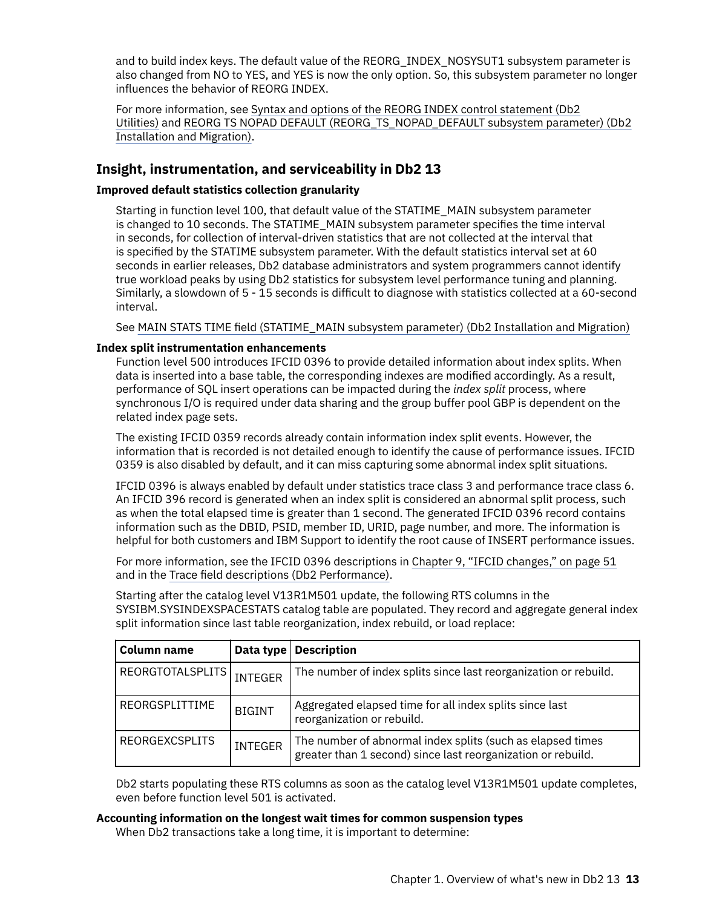and to build index keys. The default value of the REORG_INDEX_NOSYSUT1 subsystem parameter is also changed from NO to YES, and YES is now the only option. So, this subsystem parameter no longer influences the behavior of REORG INDEX.

For more information, see Syntax and options of the REORG INDEX control statement (Db2 Utilities) and REORG TS NOPAD DEFAULT (REORG_TS_NOPAD_DEFAULT subsystem parameter) (Db2 Installation and Migration).

## Insight, instrumentation, and serviceability in Db2 13

**Improved default statistics collection granularity**

Starting in function level 100, that default value of the STATIME_MAIN subsystem parameter is changed to 10 seconds. The STATIME_MAIN subsystem parameter specifies the time interval in seconds, for collection of interval-driven statistics that are not collected at the interval that is specified by the STATIME subsystem parameter. With the default statistics interval set at 60 seconds in earlier releases, Db2 database administrators and system programmers cannot identify true workload peaks by using Db2 statistics for subsystem level performance tuning and planning. Similarly, a slowdown of 5 - 15 seconds is difficult to diagnose with statistics collected at a 60-second interval.

See MAIN STATS TIME field (STATIME_MAIN subsystem parameter) (Db2 Installation and Migration)

**Index split instrumentation enhancements**

Function level 500 introduces IFCID 0396 to provide detailed information about index splits. When data is inserted into a base table, the corresponding indexes are modified accordingly. As a result, performance of SQL insert operations can be impacted during the *index split* process, where synchronous I/O is required under data sharing and the group buffer pool GBP is dependent on the related index page sets.

The existing IFCID 0359 records already contain information index split events. However, the information that is recorded is not detailed enough to identify the cause of performance issues. IFCID 0359 is also disabled by default, and it can miss capturing some abnormal index split situations.

IFCID 0396 is always enabled by default under statistics trace class 3 and performance trace class 6. An IFCID 396 record is generated when an index split is considered an abnormal split process, such as when the total elapsed time is greater than 1 second. The generated IFCID 0396 record contains information such as the DBID, PSID, member ID, URID, page number, and more. The information is helpful for both customers and IBM Support to identify the root cause of INSERT performance issues.

For more information, see the IFCID 0396 descriptions in Chapter 9, "IFCID changes," on page 51 and in the Trace field descriptions (Db2 Performance).

Starting after the catalog level V13R1M501 update, the following RTS columns in the SYSIBM.SYSINDEXSPACESTATS catalog table are populated. They record and aggregate general index split information since last table reorganization, index rebuild, or load replace:

| Column name | Data type | Description |
|---|---|---|
| REORGTOTALSPLITS | INTEGER | The number of index splits since last reorganization or rebuild. |
| REORGSPLITTIME | BIGINT | Aggregated elapsed time for all index splits since last reorganization or rebuild. |
| REORGEXCSPLITS | INTEGER | The number of abnormal index splits (such as elapsed times greater than 1 second) since last reorganization or rebuild. |

Db2 starts populating these RTS columns as soon as the catalog level V13R1M501 update completes, even before function level 501 is activated.

**Accounting information on the longest wait times for common suspension types**

When Db2 transactions take a long time, it is important to determine: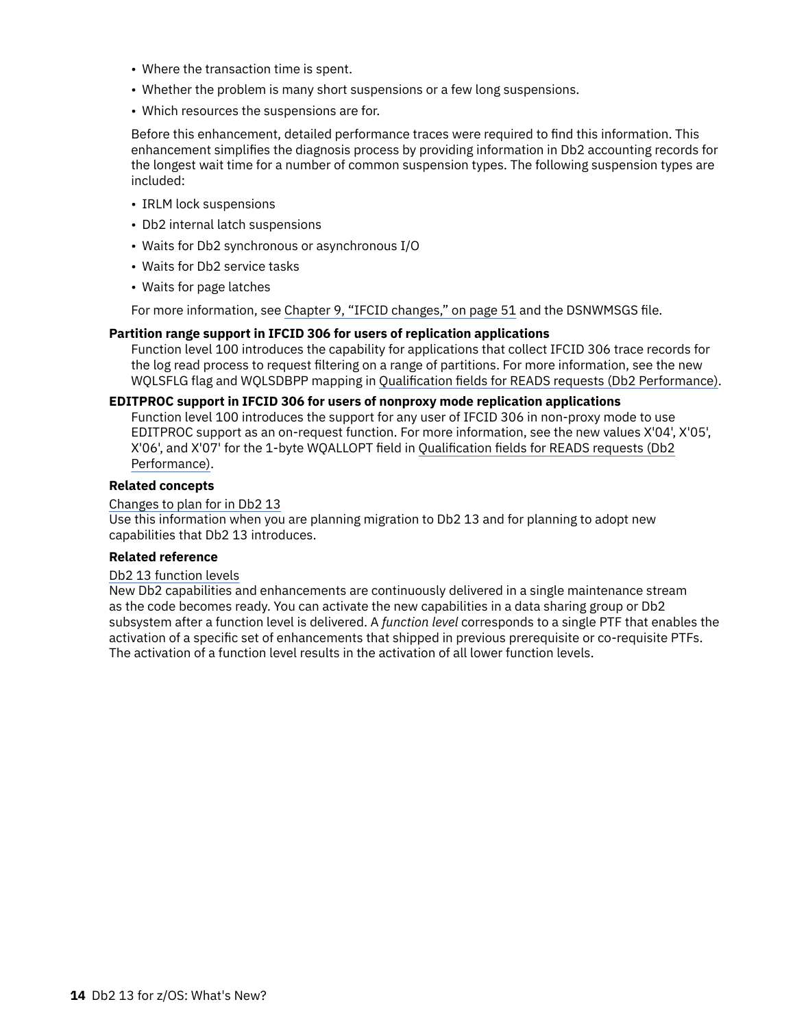- Where the transaction time is spent.
- Whether the problem is many short suspensions or a few long suspensions.
- Which resources the suspensions are for.

Before this enhancement, detailed performance traces were required to find this information. This enhancement simplifies the diagnosis process by providing information in Db2 accounting records for the longest wait time for a number of common suspension types. The following suspension types are included:

- IRLM lock suspensions
- Db2 internal latch suspensions
- Waits for Db2 synchronous or asynchronous I/O
- Waits for Db2 service tasks
- Waits for page latches

For more information, see Chapter 9, "IFCID changes," on page 51 and the DSNWMSGS file.

**Partition range support in IFCID 306 for users of replication applications**

Function level 100 introduces the capability for applications that collect IFCID 306 trace records for the log read process to request filtering on a range of partitions. For more information, see the new WQLSFLG flag and WQLSDBPP mapping in Qualification fields for READS requests (Db2 Performance).

**EDITPROC support in IFCID 306 for users of nonproxy mode replication applications**

Function level 100 introduces the support for any user of IFCID 306 in non-proxy mode to use EDITPROC support as an on-request function. For more information, see the new values X'04', X'05', X'06', and X'07' for the 1-byte WQALLOPT field in Qualification fields for READS requests (Db2 Performance).

**Related concepts**

Changes to plan for in Db2 13
Use this information when you are planning migration to Db2 13 and for planning to adopt new capabilities that Db2 13 introduces.

**Related reference**

Db2 13 function levels
New Db2 capabilities and enhancements are continuously delivered in a single maintenance stream as the code becomes ready. You can activate the new capabilities in a data sharing group or Db2 subsystem after a function level is delivered. A *function level* corresponds to a single PTF that enables the activation of a specific set of enhancements that shipped in previous prerequisite or co-requisite PTFs. The activation of a function level results in the activation of all lower function levels.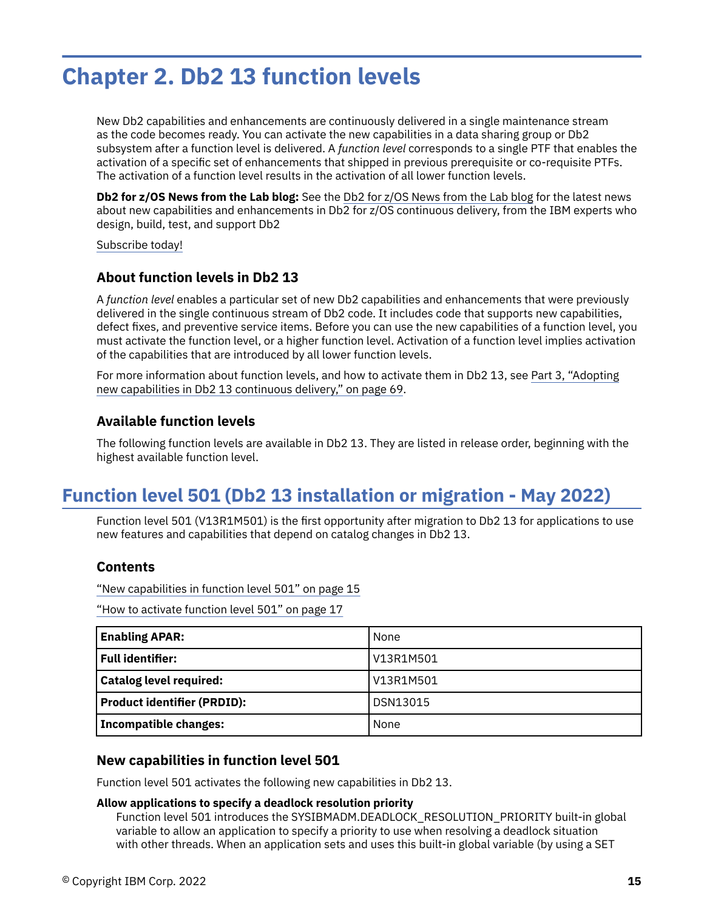# Chapter 2. Db2 13 function levels

New Db2 capabilities and enhancements are continuously delivered in a single maintenance stream as the code becomes ready. You can activate the new capabilities in a data sharing group or Db2 subsystem after a function level is delivered. A *function level* corresponds to a single PTF that enables the activation of a specific set of enhancements that shipped in previous prerequisite or co-requisite PTFs. The activation of a function level results in the activation of all lower function levels.

**Db2 for z/OS News from the Lab blog:** See the Db2 for z/OS News from the Lab blog for the latest news about new capabilities and enhancements in Db2 for z/OS continuous delivery, from the IBM experts who design, build, test, and support Db2

Subscribe today!

### About function levels in Db2 13

A *function level* enables a particular set of new Db2 capabilities and enhancements that were previously delivered in the single continuous stream of Db2 code. It includes code that supports new capabilities, defect fixes, and preventive service items. Before you can use the new capabilities of a function level, you must activate the function level, or a higher function level. Activation of a function level implies activation of the capabilities that are introduced by all lower function levels.

For more information about function levels, and how to activate them in Db2 13, see Part 3, "Adopting new capabilities in Db2 13 continuous delivery," on page 69.

### Available function levels

The following function levels are available in Db2 13. They are listed in release order, beginning with the highest available function level.

## Function level 501 (Db2 13 installation or migration - May 2022)

Function level 501 (V13R1M501) is the first opportunity after migration to Db2 13 for applications to use new features and capabilities that depend on catalog changes in Db2 13.

### Contents

"New capabilities in function level 501" on page 15

"How to activate function level 501" on page 17

| | |
|---|---|
| **Enabling APAR:** | None |
| **Full identifier:** | V13R1M501 |
| **Catalog level required:** | V13R1M501 |
| **Product identifier (PRDID):** | DSN13015 |
| **Incompatible changes:** | None |

### New capabilities in function level 501

Function level 501 activates the following new capabilities in Db2 13.

**Allow applications to specify a deadlock resolution priority**

Function level 501 introduces the SYSIBMADM.DEADLOCK_RESOLUTION_PRIORITY built-in global variable to allow an application to specify a priority to use when resolving a deadlock situation with other threads. When an application sets and uses this built-in global variable (by using a SET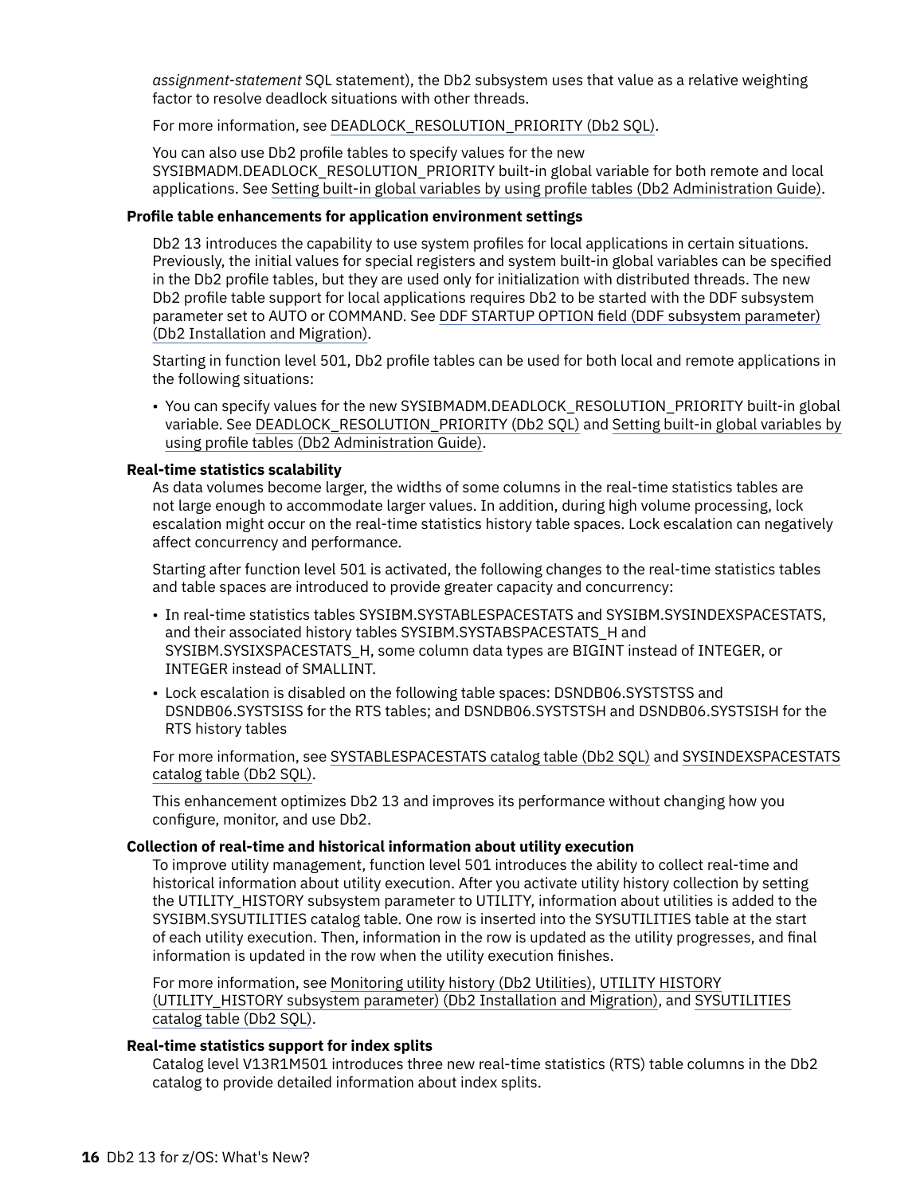*assignment-statement* SQL statement), the Db2 subsystem uses that value as a relative weighting factor to resolve deadlock situations with other threads.

For more information, see DEADLOCK_RESOLUTION_PRIORITY (Db2 SQL).

You can also use Db2 profile tables to specify values for the new SYSIBMADM.DEADLOCK_RESOLUTION_PRIORITY built-in global variable for both remote and local applications. See Setting built-in global variables by using profile tables (Db2 Administration Guide).

**Profile table enhancements for application environment settings**

Db2 13 introduces the capability to use system profiles for local applications in certain situations. Previously, the initial values for special registers and system built-in global variables can be specified in the Db2 profile tables, but they are used only for initialization with distributed threads. The new Db2 profile table support for local applications requires Db2 to be started with the DDF subsystem parameter set to AUTO or COMMAND. See DDF STARTUP OPTION field (DDF subsystem parameter) (Db2 Installation and Migration).

Starting in function level 501, Db2 profile tables can be used for both local and remote applications in the following situations:

- You can specify values for the new SYSIBMADM.DEADLOCK_RESOLUTION_PRIORITY built-in global variable. See DEADLOCK_RESOLUTION_PRIORITY (Db2 SQL) and Setting built-in global variables by using profile tables (Db2 Administration Guide).

**Real-time statistics scalability**

As data volumes become larger, the widths of some columns in the real-time statistics tables are not large enough to accommodate larger values. In addition, during high volume processing, lock escalation might occur on the real-time statistics history table spaces. Lock escalation can negatively affect concurrency and performance.

Starting after function level 501 is activated, the following changes to the real-time statistics tables and table spaces are introduced to provide greater capacity and concurrency:

- In real-time statistics tables SYSIBM.SYSTABLESPACESTATS and SYSIBM.SYSINDEXSPACESTATS, and their associated history tables SYSIBM.SYSTABSPACESTATS_H and SYSIBM.SYSIXSPACESTATS_H, some column data types are BIGINT instead of INTEGER, or INTEGER instead of SMALLINT.
- Lock escalation is disabled on the following table spaces: DSNDB06.SYSTSTSS and DSNDB06.SYSTSISS for the RTS tables; and DSNDB06.SYSTSTSH and DSNDB06.SYSTSISH for the RTS history tables

For more information, see SYSTABLESPACESTATS catalog table (Db2 SQL) and SYSINDEXSPACESTATS catalog table (Db2 SQL).

This enhancement optimizes Db2 13 and improves its performance without changing how you configure, monitor, and use Db2.

**Collection of real-time and historical information about utility execution**

To improve utility management, function level 501 introduces the ability to collect real-time and historical information about utility execution. After you activate utility history collection by setting the UTILITY_HISTORY subsystem parameter to UTILITY, information about utilities is added to the SYSIBM.SYSUTILITIES catalog table. One row is inserted into the SYSUTILITIES table at the start of each utility execution. Then, information in the row is updated as the utility progresses, and final information is updated in the row when the utility execution finishes.

For more information, see Monitoring utility history (Db2 Utilities), UTILITY HISTORY (UTILITY_HISTORY subsystem parameter) (Db2 Installation and Migration), and SYSUTILITIES catalog table (Db2 SQL).

**Real-time statistics support for index splits**

Catalog level V13R1M501 introduces three new real-time statistics (RTS) table columns in the Db2 catalog to provide detailed information about index splits.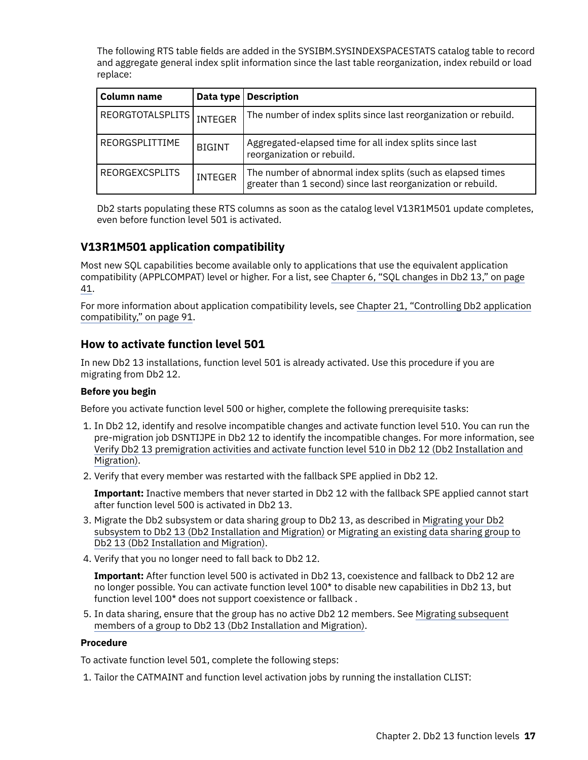The following RTS table fields are added in the SYSIBM.SYSINDEXSPACESTATS catalog table to record and aggregate general index split information since the last table reorganization, index rebuild or load replace:

| Column name | Data type | Description |
|---|---|---|
| REORGTOTALSPLITS | INTEGER | The number of index splits since last reorganization or rebuild. |
| REORGSPLITTIME | BIGINT | Aggregated-elapsed time for all index splits since last reorganization or rebuild. |
| REORGEXCSPLITS | INTEGER | The number of abnormal index splits (such as elapsed times greater than 1 second) since last reorganization or rebuild. |

Db2 starts populating these RTS columns as soon as the catalog level V13R1M501 update completes, even before function level 501 is activated.

## V13R1M501 application compatibility

Most new SQL capabilities become available only to applications that use the equivalent application compatibility (APPLCOMPAT) level or higher. For a list, see Chapter 6, "SQL changes in Db2 13," on page 41.

For more information about application compatibility levels, see Chapter 21, "Controlling Db2 application compatibility," on page 91.

## How to activate function level 501

In new Db2 13 installations, function level 501 is already activated. Use this procedure if you are migrating from Db2 12.

**Before you begin**

Before you activate function level 500 or higher, complete the following prerequisite tasks:

1. In Db2 12, identify and resolve incompatible changes and activate function level 510. You can run the pre-migration job DSNTIJPE in Db2 12 to identify the incompatible changes. For more information, see Verify Db2 13 premigration activities and activate function level 510 in Db2 12 (Db2 Installation and Migration).
2. Verify that every member was restarted with the fallback SPE applied in Db2 12.

   **Important:** Inactive members that never started in Db2 12 with the fallback SPE applied cannot start after function level 500 is activated in Db2 13.
3. Migrate the Db2 subsystem or data sharing group to Db2 13, as described in Migrating your Db2 subsystem to Db2 13 (Db2 Installation and Migration) or Migrating an existing data sharing group to Db2 13 (Db2 Installation and Migration).
4. Verify that you no longer need to fall back to Db2 12.

   **Important:** After function level 500 is activated in Db2 13, coexistence and fallback to Db2 12 are no longer possible. You can activate function level 100* to disable new capabilities in Db2 13, but function level 100* does not support coexistence or fallback .
5. In data sharing, ensure that the group has no active Db2 12 members. See Migrating subsequent members of a group to Db2 13 (Db2 Installation and Migration).

**Procedure**

To activate function level 501, complete the following steps:

1. Tailor the CATMAINT and function level activation jobs by running the installation CLIST: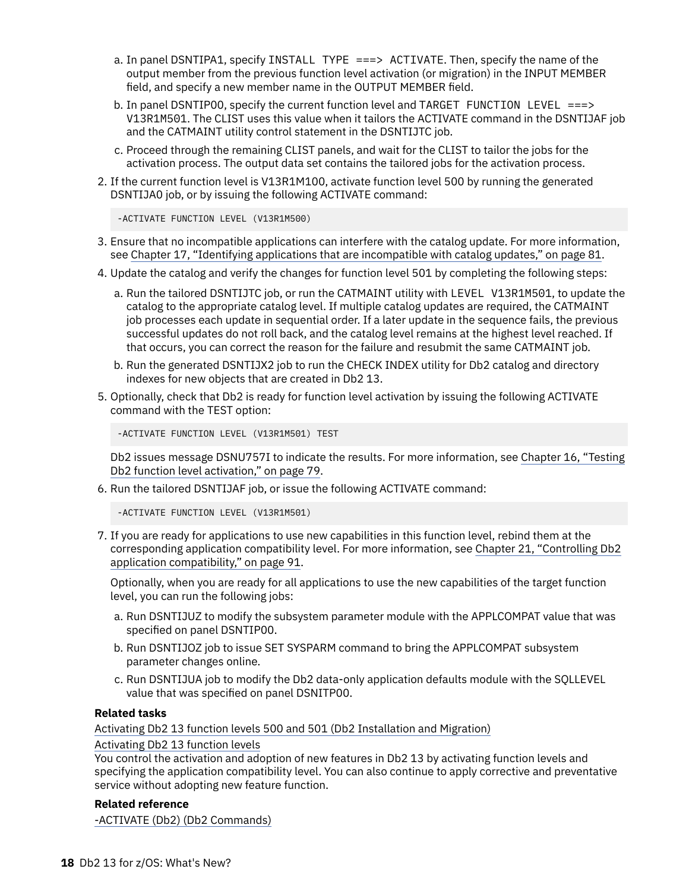a. In panel DSNTIPA1, specify `INSTALL TYPE ===> ACTIVATE`. Then, specify the name of the output member from the previous function level activation (or migration) in the INPUT MEMBER field, and specify a new member name in the OUTPUT MEMBER field.
   b. In panel DSNTIP00, specify the current function level and `TARGET FUNCTION LEVEL ===> V13R1M501`. The CLIST uses this value when it tailors the ACTIVATE command in the DSNTIJAF job and the CATMAINT utility control statement in the DSNTIJTC job.
   c. Proceed through the remaining CLIST panels, and wait for the CLIST to tailor the jobs for the activation process. The output data set contains the tailored jobs for the activation process.

2. If the current function level is V13R1M100, activate function level 500 by running the generated DSNTIJA0 job, or by issuing the following ACTIVATE command:

```
-ACTIVATE FUNCTION LEVEL (V13R1M500)
```

3. Ensure that no incompatible applications can interfere with the catalog update. For more information, see Chapter 17, "Identifying applications that are incompatible with catalog updates," on page 81.
4. Update the catalog and verify the changes for function level 501 by completing the following steps:
   a. Run the tailored DSNTIJTC job, or run the CATMAINT utility with `LEVEL V13R1M501`, to update the catalog to the appropriate catalog level. If multiple catalog updates are required, the CATMAINT job processes each update in sequential order. If a later update in the sequence fails, the previous successful updates do not roll back, and the catalog level remains at the highest level reached. If that occurs, you can correct the reason for the failure and resubmit the same CATMAINT job.
   b. Run the generated DSNTIJX2 job to run the CHECK INDEX utility for Db2 catalog and directory indexes for new objects that are created in Db2 13.
5. Optionally, check that Db2 is ready for function level activation by issuing the following ACTIVATE command with the TEST option:

```
-ACTIVATE FUNCTION LEVEL (V13R1M501) TEST
```

   Db2 issues message DSNU757I to indicate the results. For more information, see Chapter 16, "Testing Db2 function level activation," on page 79.

6. Run the tailored DSNTIJAF job, or issue the following ACTIVATE command:

```
-ACTIVATE FUNCTION LEVEL (V13R1M501)
```

7. If you are ready for applications to use new capabilities in this function level, rebind them at the corresponding application compatibility level. For more information, see Chapter 21, "Controlling Db2 application compatibility," on page 91.

   Optionally, when you are ready for all applications to use the new capabilities of the target function level, you can run the following jobs:

   a. Run DSNTIJUZ to modify the subsystem parameter module with the APPLCOMPAT value that was specified on panel DSNTIP00.
   b. Run DSNTIJOZ job to issue SET SYSPARM command to bring the APPLCOMPAT subsystem parameter changes online.
   c. Run DSNTIJUA job to modify the Db2 data-only application defaults module with the SQLLEVEL value that was specified on panel DSNTIP00.

**Related tasks**

Activating Db2 13 function levels 500 and 501 (Db2 Installation and Migration)

Activating Db2 13 function levels

You control the activation and adoption of new features in Db2 13 by activating function levels and specifying the application compatibility level. You can also continue to apply corrective and preventative service without adopting new feature function.

**Related reference**

-ACTIVATE (Db2) (Db2 Commands)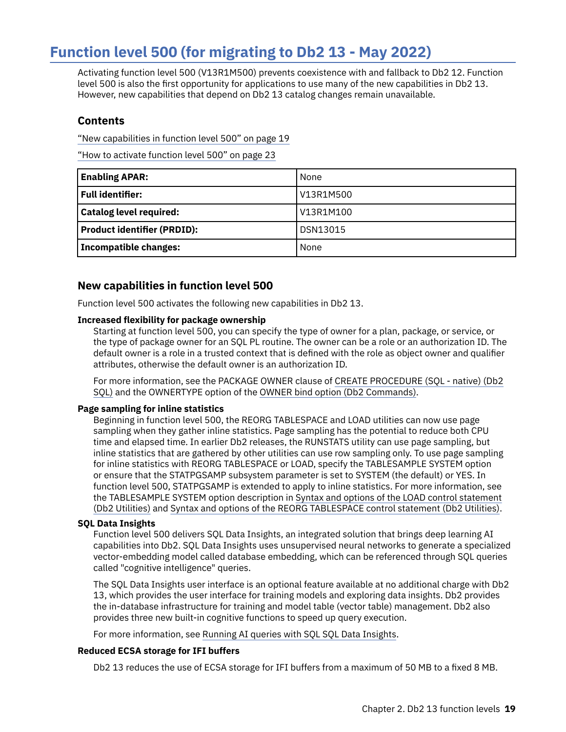# Function level 500 (for migrating to Db2 13 - May 2022)

Activating function level 500 (V13R1M500) prevents coexistence with and fallback to Db2 12. Function level 500 is also the first opportunity for applications to use many of the new capabilities in Db2 13. However, new capabilities that depend on Db2 13 catalog changes remain unavailable.

## Contents

"New capabilities in function level 500" on page 19

"How to activate function level 500" on page 23

| | |
|---|---|
| **Enabling APAR:** | None |
| **Full identifier:** | V13R1M500 |
| **Catalog level required:** | V13R1M100 |
| **Product identifier (PRDID):** | DSN13015 |
| **Incompatible changes:** | None |

## New capabilities in function level 500

Function level 500 activates the following new capabilities in Db2 13.

**Increased flexibility for package ownership**

Starting at function level 500, you can specify the type of owner for a plan, package, or service, or the type of package owner for an SQL PL routine. The owner can be a role or an authorization ID. The default owner is a role in a trusted context that is defined with the role as object owner and qualifier attributes, otherwise the default owner is an authorization ID.

For more information, see the PACKAGE OWNER clause of CREATE PROCEDURE (SQL - native) (Db2 SQL) and the OWNERTYPE option of the OWNER bind option (Db2 Commands).

**Page sampling for inline statistics**

Beginning in function level 500, the REORG TABLESPACE and LOAD utilities can now use page sampling when they gather inline statistics. Page sampling has the potential to reduce both CPU time and elapsed time. In earlier Db2 releases, the RUNSTATS utility can use page sampling, but inline statistics that are gathered by other utilities can use row sampling only. To use page sampling for inline statistics with REORG TABLESPACE or LOAD, specify the TABLESAMPLE SYSTEM option or ensure that the STATPGSAMP subsystem parameter is set to SYSTEM (the default) or YES. In function level 500, STATPGSAMP is extended to apply to inline statistics. For more information, see the TABLESAMPLE SYSTEM option description in Syntax and options of the LOAD control statement (Db2 Utilities) and Syntax and options of the REORG TABLESPACE control statement (Db2 Utilities).

**SQL Data Insights**

Function level 500 delivers SQL Data Insights, an integrated solution that brings deep learning AI capabilities into Db2. SQL Data Insights uses unsupervised neural networks to generate a specialized vector-embedding model called database embedding, which can be referenced through SQL queries called "cognitive intelligence" queries.

The SQL Data Insights user interface is an optional feature available at no additional charge with Db2 13, which provides the user interface for training models and exploring data insights. Db2 provides the in-database infrastructure for training and model table (vector table) management. Db2 also provides three new built-in cognitive functions to speed up query execution.

For more information, see Running AI queries with SQL SQL Data Insights.

**Reduced ECSA storage for IFI buffers**

Db2 13 reduces the use of ECSA storage for IFI buffers from a maximum of 50 MB to a fixed 8 MB.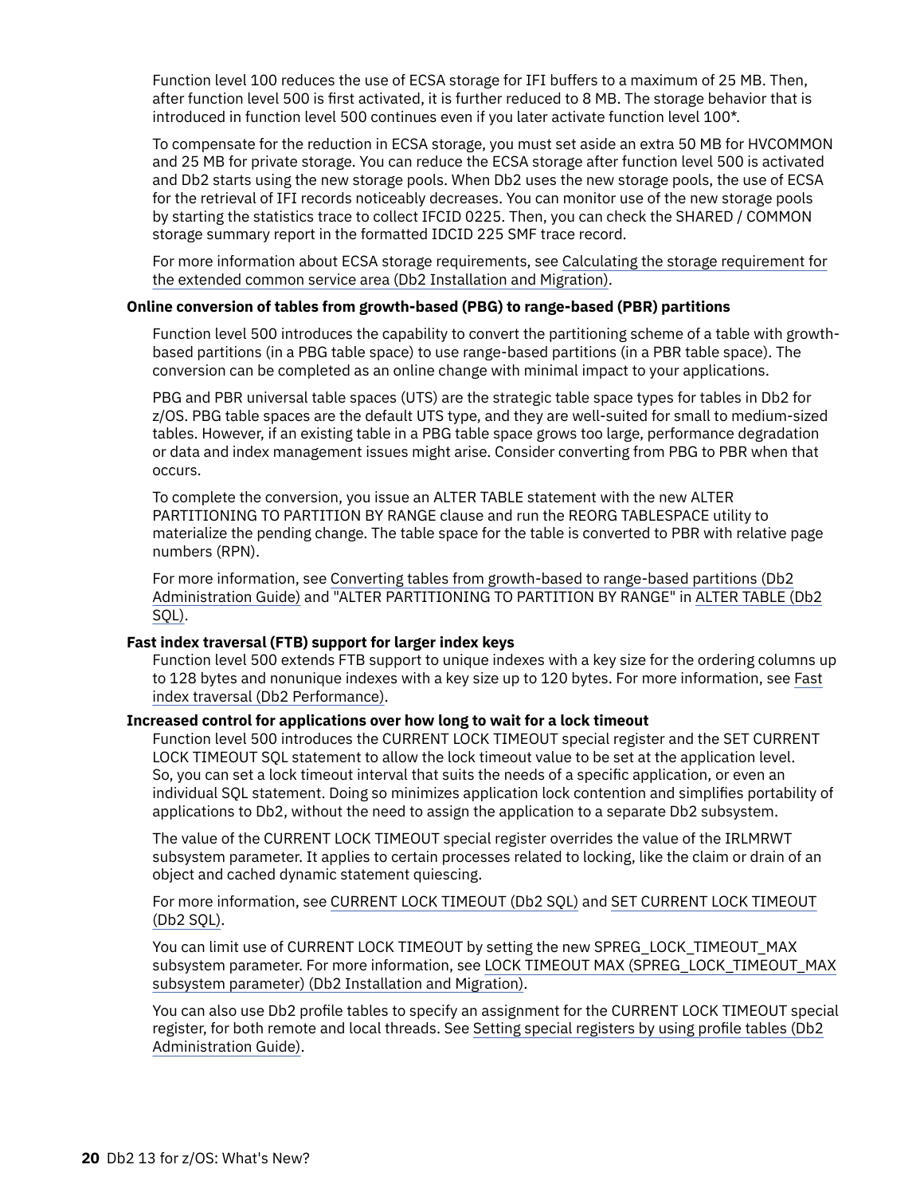Function level 100 reduces the use of ECSA storage for IFI buffers to a maximum of 25 MB. Then, after function level 500 is first activated, it is further reduced to 8 MB. The storage behavior that is introduced in function level 500 continues even if you later activate function level 100*.

To compensate for the reduction in ECSA storage, you must set aside an extra 50 MB for HVCOMMON and 25 MB for private storage. You can reduce the ECSA storage after function level 500 is activated and Db2 starts using the new storage pools. When Db2 uses the new storage pools, the use of ECSA for the retrieval of IFI records noticeably decreases. You can monitor use of the new storage pools by starting the statistics trace to collect IFCID 0225. Then, you can check the SHARED / COMMON storage summary report in the formatted IDCID 225 SMF trace record.

For more information about ECSA storage requirements, see Calculating the storage requirement for the extended common service area (Db2 Installation and Migration).

**Online conversion of tables from growth-based (PBG) to range-based (PBR) partitions**

Function level 500 introduces the capability to convert the partitioning scheme of a table with growth-based partitions (in a PBG table space) to use range-based partitions (in a PBR table space). The conversion can be completed as an online change with minimal impact to your applications.

PBG and PBR universal table spaces (UTS) are the strategic table space types for tables in Db2 for z/OS. PBG table spaces are the default UTS type, and they are well-suited for small to medium-sized tables. However, if an existing table in a PBG table space grows too large, performance degradation or data and index management issues might arise. Consider converting from PBG to PBR when that occurs.

To complete the conversion, you issue an ALTER TABLE statement with the new ALTER PARTITIONING TO PARTITION BY RANGE clause and run the REORG TABLESPACE utility to materialize the pending change. The table space for the table is converted to PBR with relative page numbers (RPN).

For more information, see Converting tables from growth-based to range-based partitions (Db2 Administration Guide) and "ALTER PARTITIONING TO PARTITION BY RANGE" in ALTER TABLE (Db2 SQL).

**Fast index traversal (FTB) support for larger index keys**

Function level 500 extends FTB support to unique indexes with a key size for the ordering columns up to 128 bytes and nonunique indexes with a key size up to 120 bytes. For more information, see Fast index traversal (Db2 Performance).

**Increased control for applications over how long to wait for a lock timeout**

Function level 500 introduces the CURRENT LOCK TIMEOUT special register and the SET CURRENT LOCK TIMEOUT SQL statement to allow the lock timeout value to be set at the application level. So, you can set a lock timeout interval that suits the needs of a specific application, or even an individual SQL statement. Doing so minimizes application lock contention and simplifies portability of applications to Db2, without the need to assign the application to a separate Db2 subsystem.

The value of the CURRENT LOCK TIMEOUT special register overrides the value of the IRLMRWT subsystem parameter. It applies to certain processes related to locking, like the claim or drain of an object and cached dynamic statement quiescing.

For more information, see CURRENT LOCK TIMEOUT (Db2 SQL) and SET CURRENT LOCK TIMEOUT (Db2 SQL).

You can limit use of CURRENT LOCK TIMEOUT by setting the new SPREG_LOCK_TIMEOUT_MAX subsystem parameter. For more information, see LOCK TIMEOUT MAX (SPREG_LOCK_TIMEOUT_MAX subsystem parameter) (Db2 Installation and Migration).

You can also use Db2 profile tables to specify an assignment for the CURRENT LOCK TIMEOUT special register, for both remote and local threads. See Setting special registers by using profile tables (Db2 Administration Guide).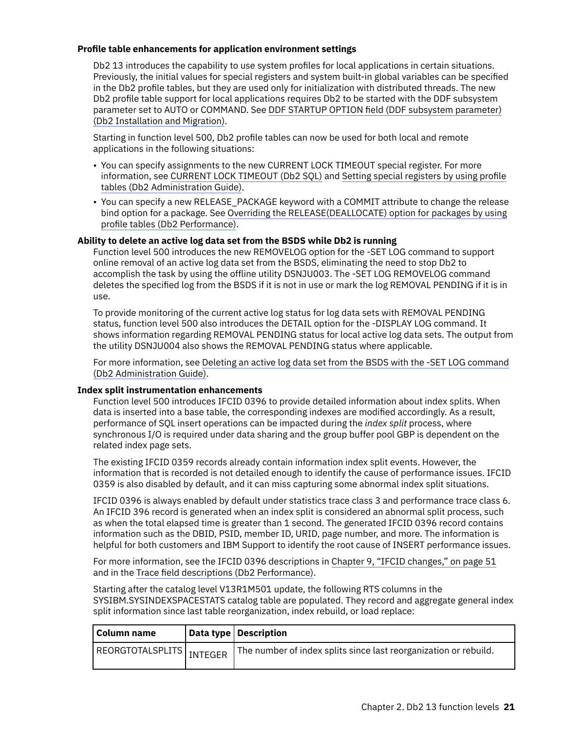### Profile table enhancements for application environment settings

Db2 13 introduces the capability to use system profiles for local applications in certain situations. Previously, the initial values for special registers and system built-in global variables can be specified in the Db2 profile tables, but they are used only for initialization with distributed threads. The new Db2 profile table support for local applications requires Db2 to be started with the DDF subsystem parameter set to AUTO or COMMAND. See DDF STARTUP OPTION field (DDF subsystem parameter) (Db2 Installation and Migration).

Starting in function level 500, Db2 profile tables can now be used for both local and remote applications in the following situations:

- You can specify assignments to the new CURRENT LOCK TIMEOUT special register. For more information, see CURRENT LOCK TIMEOUT (Db2 SQL) and Setting special registers by using profile tables (Db2 Administration Guide).
- You can specify a new RELEASE_PACKAGE keyword with a COMMIT attribute to change the release bind option for a package. See Overriding the RELEASE(DEALLOCATE) option for packages by using profile tables (Db2 Performance).

### Ability to delete an active log data set from the BSDS while Db2 is running

Function level 500 introduces the new REMOVELOG option for the -SET LOG command to support online removal of an active log data set from the BSDS, eliminating the need to stop Db2 to accomplish the task by using the offline utility DSNJU003. The -SET LOG REMOVELOG command deletes the specified log from the BSDS if it is not in use or mark the log REMOVAL PENDING if it is in use.

To provide monitoring of the current active log status for log data sets with REMOVAL PENDING status, function level 500 also introduces the DETAIL option for the -DISPLAY LOG command. It shows information regarding REMOVAL PENDING status for local active log data sets. The output from the utility DSNJU004 also shows the REMOVAL PENDING status where applicable.

For more information, see Deleting an active log data set from the BSDS with the -SET LOG command (Db2 Administration Guide).

### Index split instrumentation enhancements

Function level 500 introduces IFCID 0396 to provide detailed information about index splits. When data is inserted into a base table, the corresponding indexes are modified accordingly. As a result, performance of SQL insert operations can be impacted during the *index split* process, where synchronous I/O is required under data sharing and the group buffer pool GBP is dependent on the related index page sets.

The existing IFCID 0359 records already contain information index split events. However, the information that is recorded is not detailed enough to identify the cause of performance issues. IFCID 0359 is also disabled by default, and it can miss capturing some abnormal index split situations.

IFCID 0396 is always enabled by default under statistics trace class 3 and performance trace class 6. An IFCID 396 record is generated when an index split is considered an abnormal split process, such as when the total elapsed time is greater than 1 second. The generated IFCID 0396 record contains information such as the DBID, PSID, member ID, URID, page number, and more. The information is helpful for both customers and IBM Support to identify the root cause of INSERT performance issues.

For more information, see the IFCID 0396 descriptions in Chapter 9, "IFCID changes," on page 51 and in the Trace field descriptions (Db2 Performance).

Starting after the catalog level V13R1M501 update, the following RTS columns in the SYSIBM.SYSINDEXSPACESTATS catalog table are populated. They record and aggregate general index split information since last table reorganization, index rebuild, or load replace:

| Column name | Data type | Description |
|---|---|---|
| REORGTOTALSPLITS | INTEGER | The number of index splits since last reorganization or rebuild. |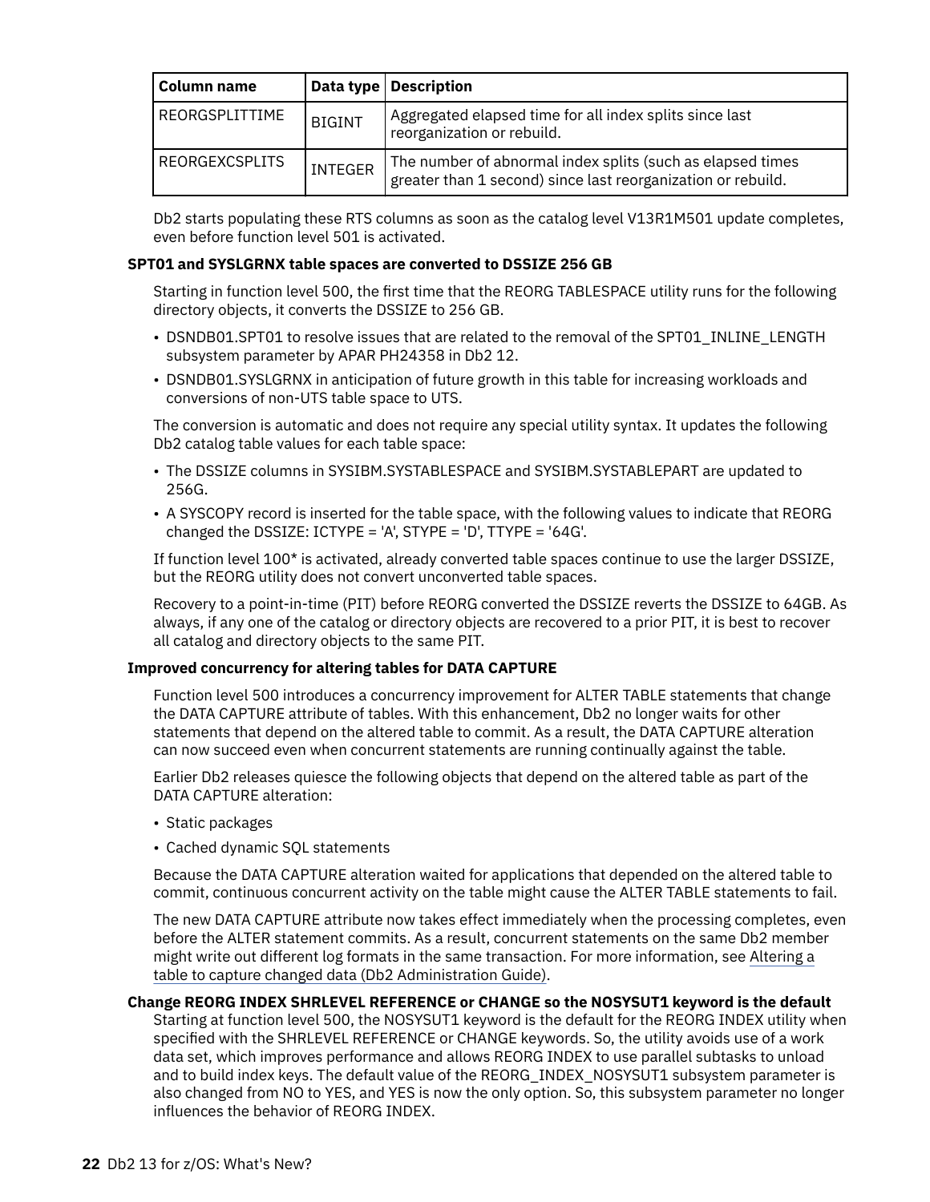| Column name | Data type | Description |
| --- | --- | --- |
| REORGSPLITTIME | BIGINT | Aggregated elapsed time for all index splits since last reorganization or rebuild. |
| REORGEXCSPLITS | INTEGER | The number of abnormal index splits (such as elapsed times greater than 1 second) since last reorganization or rebuild. |

Db2 starts populating these RTS columns as soon as the catalog level V13R1M501 update completes, even before function level 501 is activated.

**SPT01 and SYSLGRNX table spaces are converted to DSSIZE 256 GB**

Starting in function level 500, the first time that the REORG TABLESPACE utility runs for the following directory objects, it converts the DSSIZE to 256 GB.

- DSNDB01.SPT01 to resolve issues that are related to the removal of the SPT01_INLINE_LENGTH subsystem parameter by APAR PH24358 in Db2 12.
- DSNDB01.SYSLGRNX in anticipation of future growth in this table for increasing workloads and conversions of non-UTS table space to UTS.

The conversion is automatic and does not require any special utility syntax. It updates the following Db2 catalog table values for each table space:

- The DSSIZE columns in SYSIBM.SYSTABLESPACE and SYSIBM.SYSTABLEPART are updated to 256G.
- A SYSCOPY record is inserted for the table space, with the following values to indicate that REORG changed the DSSIZE: ICTYPE = 'A', STYPE = 'D', TTYPE = '64G'.

If function level 100* is activated, already converted table spaces continue to use the larger DSSIZE, but the REORG utility does not convert unconverted table spaces.

Recovery to a point-in-time (PIT) before REORG converted the DSSIZE reverts the DSSIZE to 64GB. As always, if any one of the catalog or directory objects are recovered to a prior PIT, it is best to recover all catalog and directory objects to the same PIT.

**Improved concurrency for altering tables for DATA CAPTURE**

Function level 500 introduces a concurrency improvement for ALTER TABLE statements that change the DATA CAPTURE attribute of tables. With this enhancement, Db2 no longer waits for other statements that depend on the altered table to commit. As a result, the DATA CAPTURE alteration can now succeed even when concurrent statements are running continually against the table.

Earlier Db2 releases quiesce the following objects that depend on the altered table as part of the DATA CAPTURE alteration:

- Static packages
- Cached dynamic SQL statements

Because the DATA CAPTURE alteration waited for applications that depended on the altered table to commit, continuous concurrent activity on the table might cause the ALTER TABLE statements to fail.

The new DATA CAPTURE attribute now takes effect immediately when the processing completes, even before the ALTER statement commits. As a result, concurrent statements on the same Db2 member might write out different log formats in the same transaction. For more information, see Altering a table to capture changed data (Db2 Administration Guide).

**Change REORG INDEX SHRLEVEL REFERENCE or CHANGE so the NOSYSUT1 keyword is the default**

Starting at function level 500, the NOSYSUT1 keyword is the default for the REORG INDEX utility when specified with the SHRLEVEL REFERENCE or CHANGE keywords. So, the utility avoids use of a work data set, which improves performance and allows REORG INDEX to use parallel subtasks to unload and to build index keys. The default value of the REORG_INDEX_NOSYSUT1 subsystem parameter is also changed from NO to YES, and YES is now the only option. So, this subsystem parameter no longer influences the behavior of REORG INDEX.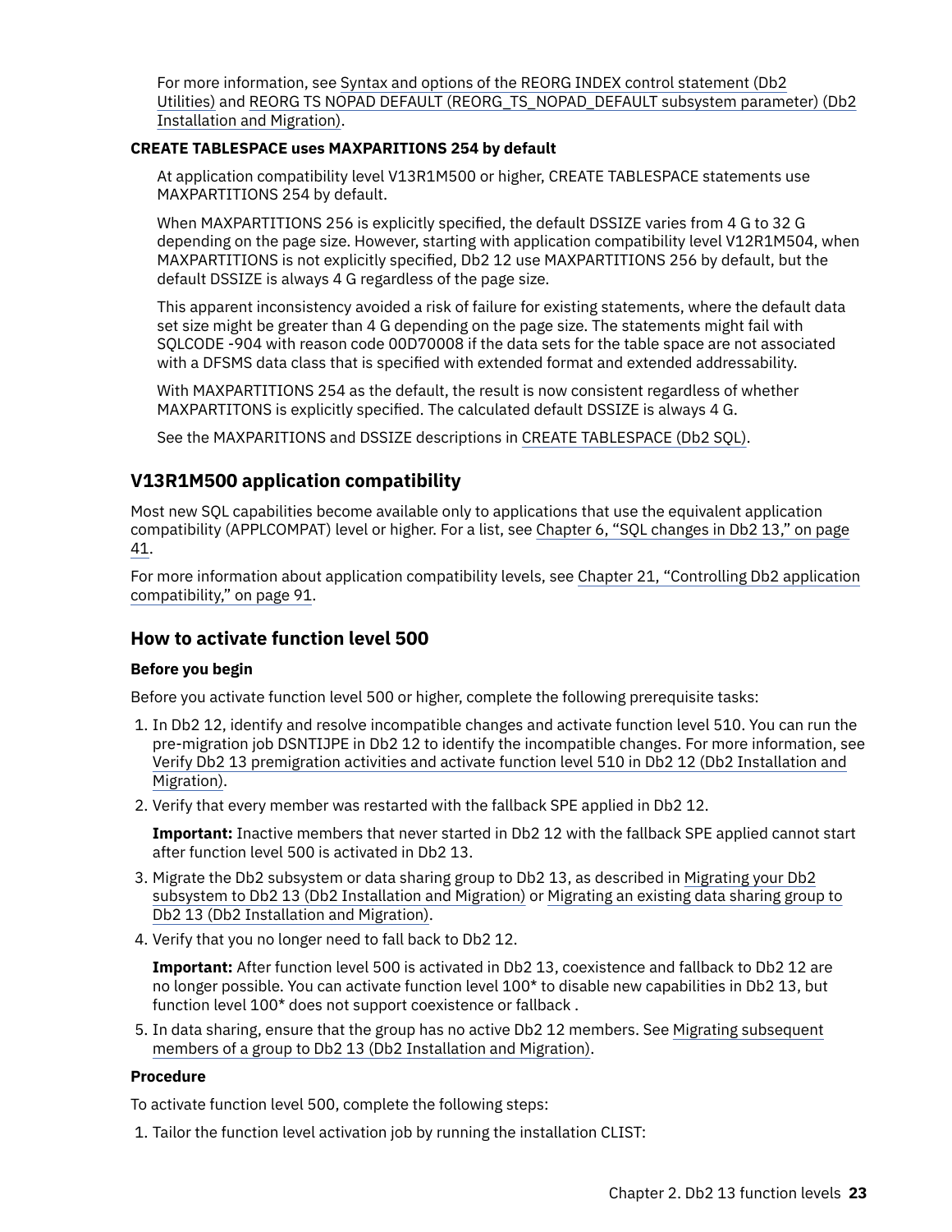For more information, see Syntax and options of the REORG INDEX control statement (Db2 Utilities) and REORG TS NOPAD DEFAULT (REORG_TS_NOPAD_DEFAULT subsystem parameter) (Db2 Installation and Migration).

**CREATE TABLESPACE uses MAXPARTITIONS 254 by default**

At application compatibility level V13R1M500 or higher, CREATE TABLESPACE statements use MAXPARTITIONS 254 by default.

When MAXPARTITIONS 256 is explicitly specified, the default DSSIZE varies from 4 G to 32 G depending on the page size. However, starting with application compatibility level V12R1M504, when MAXPARTITIONS is not explicitly specified, Db2 12 use MAXPARTITIONS 256 by default, but the default DSSIZE is always 4 G regardless of the page size.

This apparent inconsistency avoided a risk of failure for existing statements, where the default data set size might be greater than 4 G depending on the page size. The statements might fail with SQLCODE -904 with reason code 00D70008 if the data sets for the table space are not associated with a DFSMS data class that is specified with extended format and extended addressability.

With MAXPARTITIONS 254 as the default, the result is now consistent regardless of whether MAXPARTITONS is explicitly specified. The calculated default DSSIZE is always 4 G.

See the MAXPARITIONS and DSSIZE descriptions in CREATE TABLESPACE (Db2 SQL).

## V13R1M500 application compatibility

Most new SQL capabilities become available only to applications that use the equivalent application compatibility (APPLCOMPAT) level or higher. For a list, see Chapter 6, “SQL changes in Db2 13,” on page 41.

For more information about application compatibility levels, see Chapter 21, “Controlling Db2 application compatibility,” on page 91.

## How to activate function level 500

**Before you begin**

Before you activate function level 500 or higher, complete the following prerequisite tasks:

1. In Db2 12, identify and resolve incompatible changes and activate function level 510. You can run the pre-migration job DSNTIJPE in Db2 12 to identify the incompatible changes. For more information, see Verify Db2 13 premigration activities and activate function level 510 in Db2 12 (Db2 Installation and Migration).
2. Verify that every member was restarted with the fallback SPE applied in Db2 12.

   **Important:** Inactive members that never started in Db2 12 with the fallback SPE applied cannot start after function level 500 is activated in Db2 13.
3. Migrate the Db2 subsystem or data sharing group to Db2 13, as described in Migrating your Db2 subsystem to Db2 13 (Db2 Installation and Migration) or Migrating an existing data sharing group to Db2 13 (Db2 Installation and Migration).
4. Verify that you no longer need to fall back to Db2 12.

   **Important:** After function level 500 is activated in Db2 13, coexistence and fallback to Db2 12 are no longer possible. You can activate function level 100* to disable new capabilities in Db2 13, but function level 100* does not support coexistence or fallback .
5. In data sharing, ensure that the group has no active Db2 12 members. See Migrating subsequent members of a group to Db2 13 (Db2 Installation and Migration).

**Procedure**

To activate function level 500, complete the following steps:

1. Tailor the function level activation job by running the installation CLIST: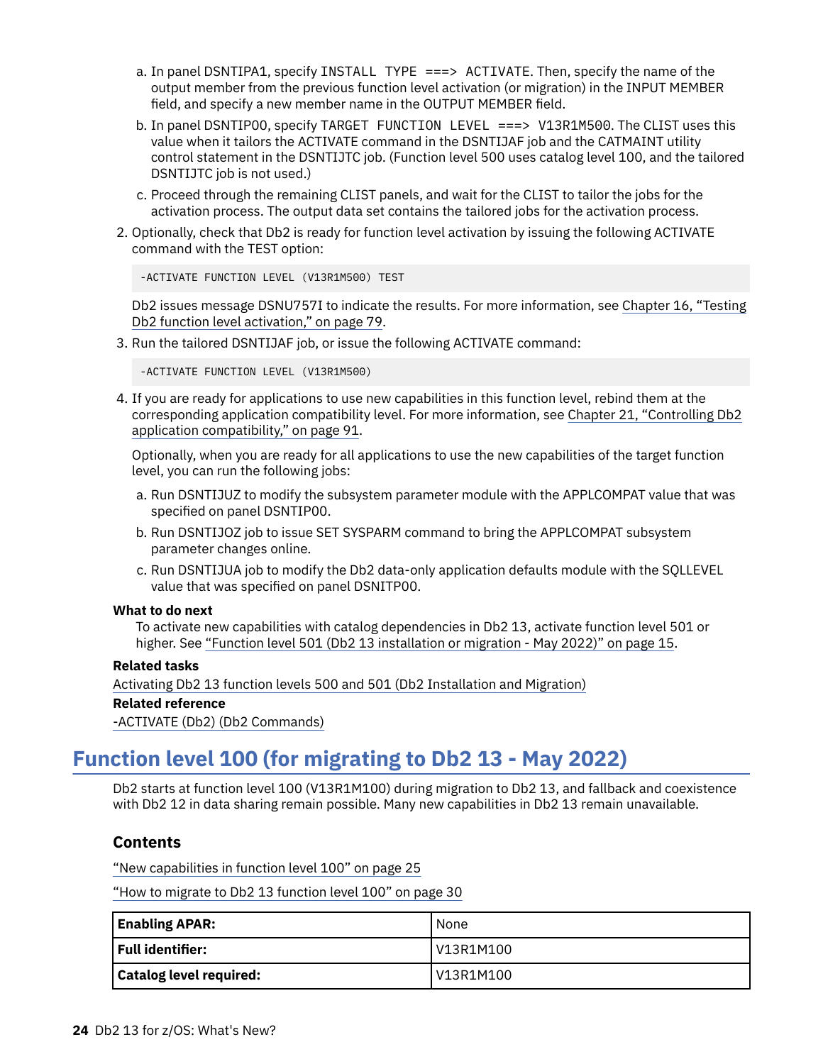a. In panel DSNTIPA1, specify `INSTALL TYPE ===> ACTIVATE`. Then, specify the name of the output member from the previous function level activation (or migration) in the INPUT MEMBER field, and specify a new member name in the OUTPUT MEMBER field.

b. In panel DSNTIP00, specify `TARGET FUNCTION LEVEL ===> V13R1M500`. The CLIST uses this value when it tailors the ACTIVATE command in the DSNTIJAF job and the CATMAINT utility control statement in the DSNTIJTC job. (Function level 500 uses catalog level 100, and the tailored DSNTIJTC job is not used.)

c. Proceed through the remaining CLIST panels, and wait for the CLIST to tailor the jobs for the activation process. The output data set contains the tailored jobs for the activation process.

2. Optionally, check that Db2 is ready for function level activation by issuing the following ACTIVATE command with the TEST option:

```
-ACTIVATE FUNCTION LEVEL (V13R1M500) TEST
```

Db2 issues message DSNU757I to indicate the results. For more information, see Chapter 16, "Testing Db2 function level activation," on page 79.

3. Run the tailored DSNTIJAF job, or issue the following ACTIVATE command:

```
-ACTIVATE FUNCTION LEVEL (V13R1M500)
```

4. If you are ready for applications to use new capabilities in this function level, rebind them at the corresponding application compatibility level. For more information, see Chapter 21, "Controlling Db2 application compatibility," on page 91.

Optionally, when you are ready for all applications to use the new capabilities of the target function level, you can run the following jobs:

a. Run DSNTIJUZ to modify the subsystem parameter module with the APPLCOMPAT value that was specified on panel DSNTIP00.

b. Run DSNTIJOZ job to issue SET SYSPARM command to bring the APPLCOMPAT subsystem parameter changes online.

c. Run DSNTIJUA job to modify the Db2 data-only application defaults module with the SQLLEVEL value that was specified on panel DSNTIP00.

**What to do next**

To activate new capabilities with catalog dependencies in Db2 13, activate function level 501 or higher. See "Function level 501 (Db2 13 installation or migration - May 2022)" on page 15.

**Related tasks**

Activating Db2 13 function levels 500 and 501 (Db2 Installation and Migration)

**Related reference**

-ACTIVATE (Db2) (Db2 Commands)

## Function level 100 (for migrating to Db2 13 - May 2022)

Db2 starts at function level 100 (V13R1M100) during migration to Db2 13, and fallback and coexistence with Db2 12 in data sharing remain possible. Many new capabilities in Db2 13 remain unavailable.

### Contents

"New capabilities in function level 100" on page 25

"How to migrate to Db2 13 function level 100" on page 30

| **Enabling APAR:** | None |
|---|---|
| **Full identifier:** | V13R1M100 |
| **Catalog level required:** | V13R1M100 |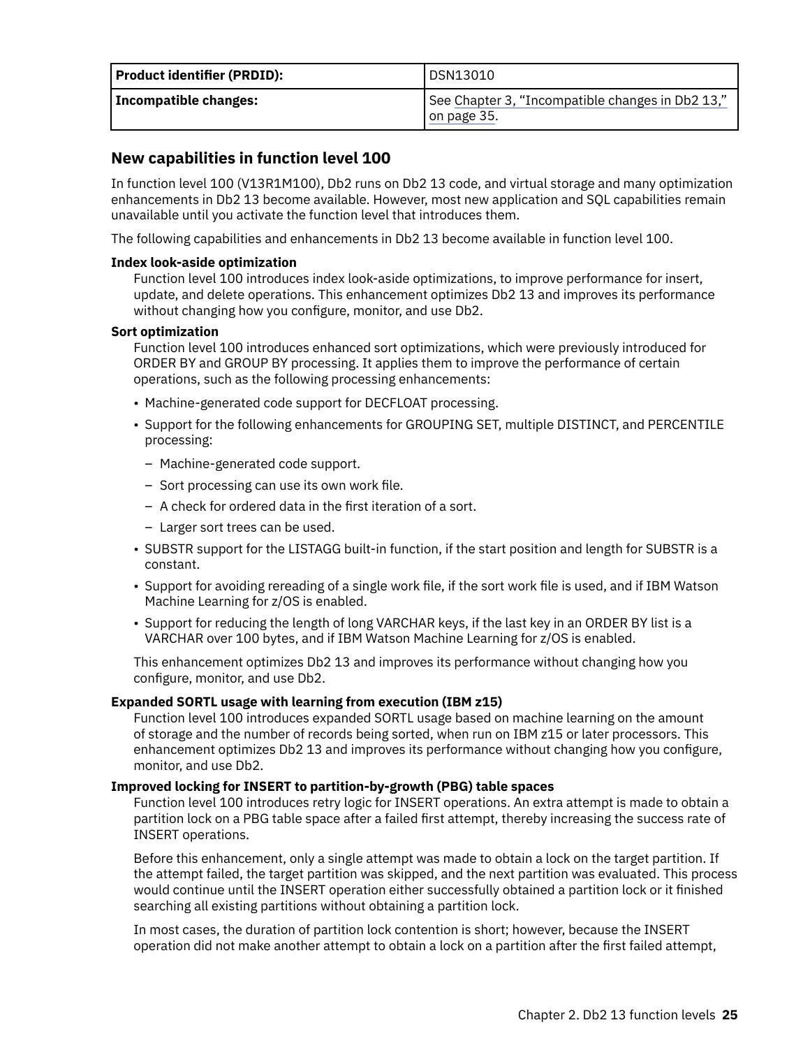| Product identifier (PRDID): | DSN13010 |
| --- | --- |
| Incompatible changes: | See Chapter 3, "Incompatible changes in Db2 13," on page 35. |

## New capabilities in function level 100

In function level 100 (V13R1M100), Db2 runs on Db2 13 code, and virtual storage and many optimization enhancements in Db2 13 become available. However, most new application and SQL capabilities remain unavailable until you activate the function level that introduces them.

The following capabilities and enhancements in Db2 13 become available in function level 100.

**Index look-aside optimization**

Function level 100 introduces index look-aside optimizations, to improve performance for insert, update, and delete operations. This enhancement optimizes Db2 13 and improves its performance without changing how you configure, monitor, and use Db2.

**Sort optimization**

Function level 100 introduces enhanced sort optimizations, which were previously introduced for ORDER BY and GROUP BY processing. It applies them to improve the performance of certain operations, such as the following processing enhancements:

- Machine-generated code support for DECFLOAT processing.
- Support for the following enhancements for GROUPING SET, multiple DISTINCT, and PERCENTILE processing:
  - Machine-generated code support.
  - Sort processing can use its own work file.
  - A check for ordered data in the first iteration of a sort.
  - Larger sort trees can be used.
- SUBSTR support for the LISTAGG built-in function, if the start position and length for SUBSTR is a constant.
- Support for avoiding rereading of a single work file, if the sort work file is used, and if IBM Watson Machine Learning for z/OS is enabled.
- Support for reducing the length of long VARCHAR keys, if the last key in an ORDER BY list is a VARCHAR over 100 bytes, and if IBM Watson Machine Learning for z/OS is enabled.

This enhancement optimizes Db2 13 and improves its performance without changing how you configure, monitor, and use Db2.

**Expanded SORTL usage with learning from execution (IBM z15)**

Function level 100 introduces expanded SORTL usage based on machine learning on the amount of storage and the number of records being sorted, when run on IBM z15 or later processors. This enhancement optimizes Db2 13 and improves its performance without changing how you configure, monitor, and use Db2.

**Improved locking for INSERT to partition-by-growth (PBG) table spaces**

Function level 100 introduces retry logic for INSERT operations. An extra attempt is made to obtain a partition lock on a PBG table space after a failed first attempt, thereby increasing the success rate of INSERT operations.

Before this enhancement, only a single attempt was made to obtain a lock on the target partition. If the attempt failed, the target partition was skipped, and the next partition was evaluated. This process would continue until the INSERT operation either successfully obtained a partition lock or it finished searching all existing partitions without obtaining a partition lock.

In most cases, the duration of partition lock contention is short; however, because the INSERT operation did not make another attempt to obtain a lock on a partition after the first failed attempt,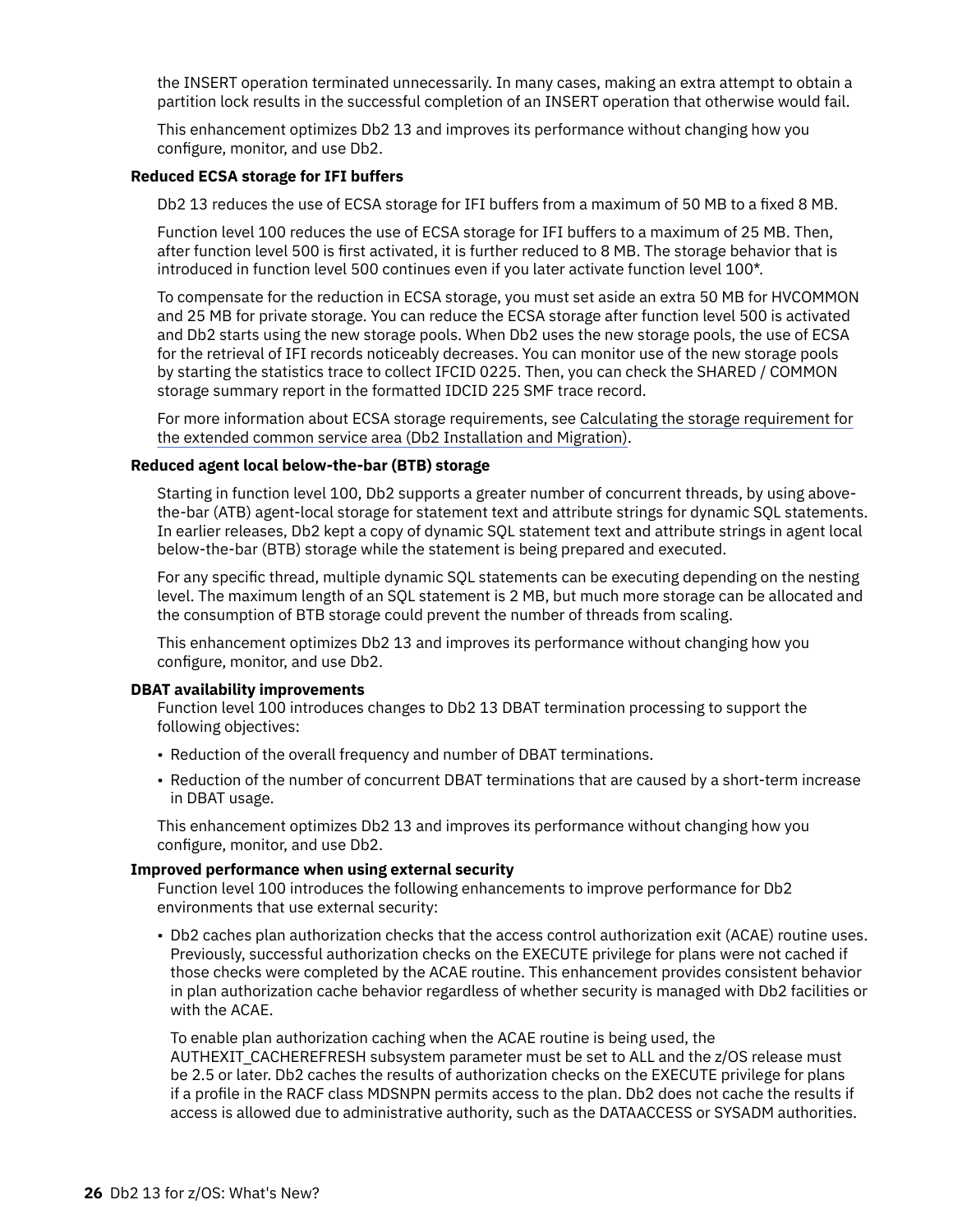the INSERT operation terminated unnecessarily. In many cases, making an extra attempt to obtain a partition lock results in the successful completion of an INSERT operation that otherwise would fail.

This enhancement optimizes Db2 13 and improves its performance without changing how you configure, monitor, and use Db2.

**Reduced ECSA storage for IFI buffers**

Db2 13 reduces the use of ECSA storage for IFI buffers from a maximum of 50 MB to a fixed 8 MB.

Function level 100 reduces the use of ECSA storage for IFI buffers to a maximum of 25 MB. Then, after function level 500 is first activated, it is further reduced to 8 MB. The storage behavior that is introduced in function level 500 continues even if you later activate function level 100*.

To compensate for the reduction in ECSA storage, you must set aside an extra 50 MB for HVCOMMON and 25 MB for private storage. You can reduce the ECSA storage after function level 500 is activated and Db2 starts using the new storage pools. When Db2 uses the new storage pools, the use of ECSA for the retrieval of IFI records noticeably decreases. You can monitor use of the new storage pools by starting the statistics trace to collect IFCID 0225. Then, you can check the SHARED / COMMON storage summary report in the formatted IDCID 225 SMF trace record.

For more information about ECSA storage requirements, see Calculating the storage requirement for the extended common service area (Db2 Installation and Migration).

**Reduced agent local below-the-bar (BTB) storage**

Starting in function level 100, Db2 supports a greater number of concurrent threads, by using above-the-bar (ATB) agent-local storage for statement text and attribute strings for dynamic SQL statements. In earlier releases, Db2 kept a copy of dynamic SQL statement text and attribute strings in agent local below-the-bar (BTB) storage while the statement is being prepared and executed.

For any specific thread, multiple dynamic SQL statements can be executing depending on the nesting level. The maximum length of an SQL statement is 2 MB, but much more storage can be allocated and the consumption of BTB storage could prevent the number of threads from scaling.

This enhancement optimizes Db2 13 and improves its performance without changing how you configure, monitor, and use Db2.

**DBAT availability improvements**

Function level 100 introduces changes to Db2 13 DBAT termination processing to support the following objectives:

- Reduction of the overall frequency and number of DBAT terminations.
- Reduction of the number of concurrent DBAT terminations that are caused by a short-term increase in DBAT usage.

This enhancement optimizes Db2 13 and improves its performance without changing how you configure, monitor, and use Db2.

**Improved performance when using external security**

Function level 100 introduces the following enhancements to improve performance for Db2 environments that use external security:

- Db2 caches plan authorization checks that the access control authorization exit (ACAE) routine uses. Previously, successful authorization checks on the EXECUTE privilege for plans were not cached if those checks were completed by the ACAE routine. This enhancement provides consistent behavior in plan authorization cache behavior regardless of whether security is managed with Db2 facilities or with the ACAE.

  To enable plan authorization caching when the ACAE routine is being used, the AUTHEXIT_CACHEREFRESH subsystem parameter must be set to ALL and the z/OS release must be 2.5 or later. Db2 caches the results of authorization checks on the EXECUTE privilege for plans if a profile in the RACF class MDSNPN permits access to the plan. Db2 does not cache the results if access is allowed due to administrative authority, such as the DATAACCESS or SYSADM authorities.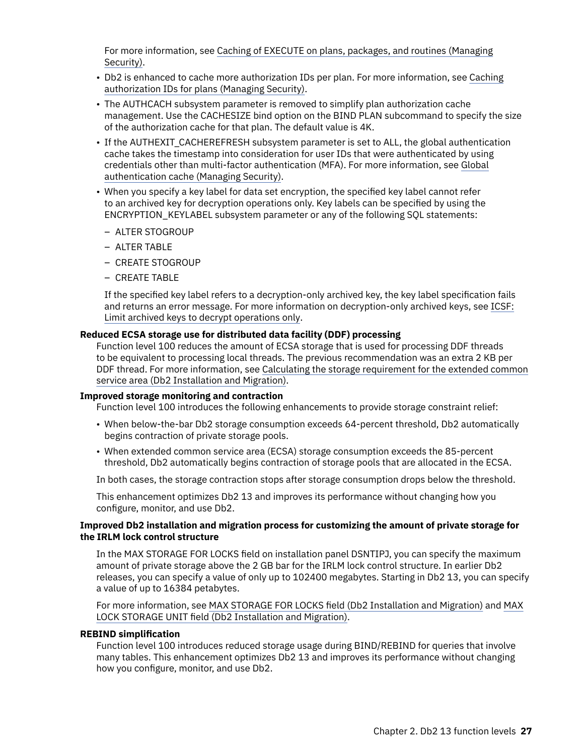For more information, see Caching of EXECUTE on plans, packages, and routines (Managing Security).

- Db2 is enhanced to cache more authorization IDs per plan. For more information, see Caching authorization IDs for plans (Managing Security).
- The AUTHCACH subsystem parameter is removed to simplify plan authorization cache management. Use the CACHESIZE bind option on the BIND PLAN subcommand to specify the size of the authorization cache for that plan. The default value is 4K.
- If the AUTHEXIT_CACHEREFRESH subsystem parameter is set to ALL, the global authentication cache takes the timestamp into consideration for user IDs that were authenticated by using credentials other than multi-factor authentication (MFA). For more information, see Global authentication cache (Managing Security).
- When you specify a key label for data set encryption, the specified key label cannot refer to an archived key for decryption operations only. Key labels can be specified by using the ENCRYPTION_KEYLABEL subsystem parameter or any of the following SQL statements:
  - ALTER STOGROUP
  - ALTER TABLE
  - CREATE STOGROUP
  - CREATE TABLE

  If the specified key label refers to a decryption-only archived key, the key label specification fails and returns an error message. For more information on decryption-only archived keys, see ICSF: Limit archived keys to decrypt operations only.

**Reduced ECSA storage use for distributed data facility (DDF) processing**

Function level 100 reduces the amount of ECSA storage that is used for processing DDF threads to be equivalent to processing local threads. The previous recommendation was an extra 2 KB per DDF thread. For more information, see Calculating the storage requirement for the extended common service area (Db2 Installation and Migration).

**Improved storage monitoring and contraction**

Function level 100 introduces the following enhancements to provide storage constraint relief:

- When below-the-bar Db2 storage consumption exceeds 64-percent threshold, Db2 automatically begins contraction of private storage pools.
- When extended common service area (ECSA) storage consumption exceeds the 85-percent threshold, Db2 automatically begins contraction of storage pools that are allocated in the ECSA.

In both cases, the storage contraction stops after storage consumption drops below the threshold.

This enhancement optimizes Db2 13 and improves its performance without changing how you configure, monitor, and use Db2.

**Improved Db2 installation and migration process for customizing the amount of private storage for the IRLM lock control structure**

In the MAX STORAGE FOR LOCKS field on installation panel DSNTIPJ, you can specify the maximum amount of private storage above the 2 GB bar for the IRLM lock control structure. In earlier Db2 releases, you can specify a value of only up to 102400 megabytes. Starting in Db2 13, you can specify a value of up to 16384 petabytes.

For more information, see MAX STORAGE FOR LOCKS field (Db2 Installation and Migration) and MAX LOCK STORAGE UNIT field (Db2 Installation and Migration).

**REBIND simplification**

Function level 100 introduces reduced storage usage during BIND/REBIND for queries that involve many tables. This enhancement optimizes Db2 13 and improves its performance without changing how you configure, monitor, and use Db2.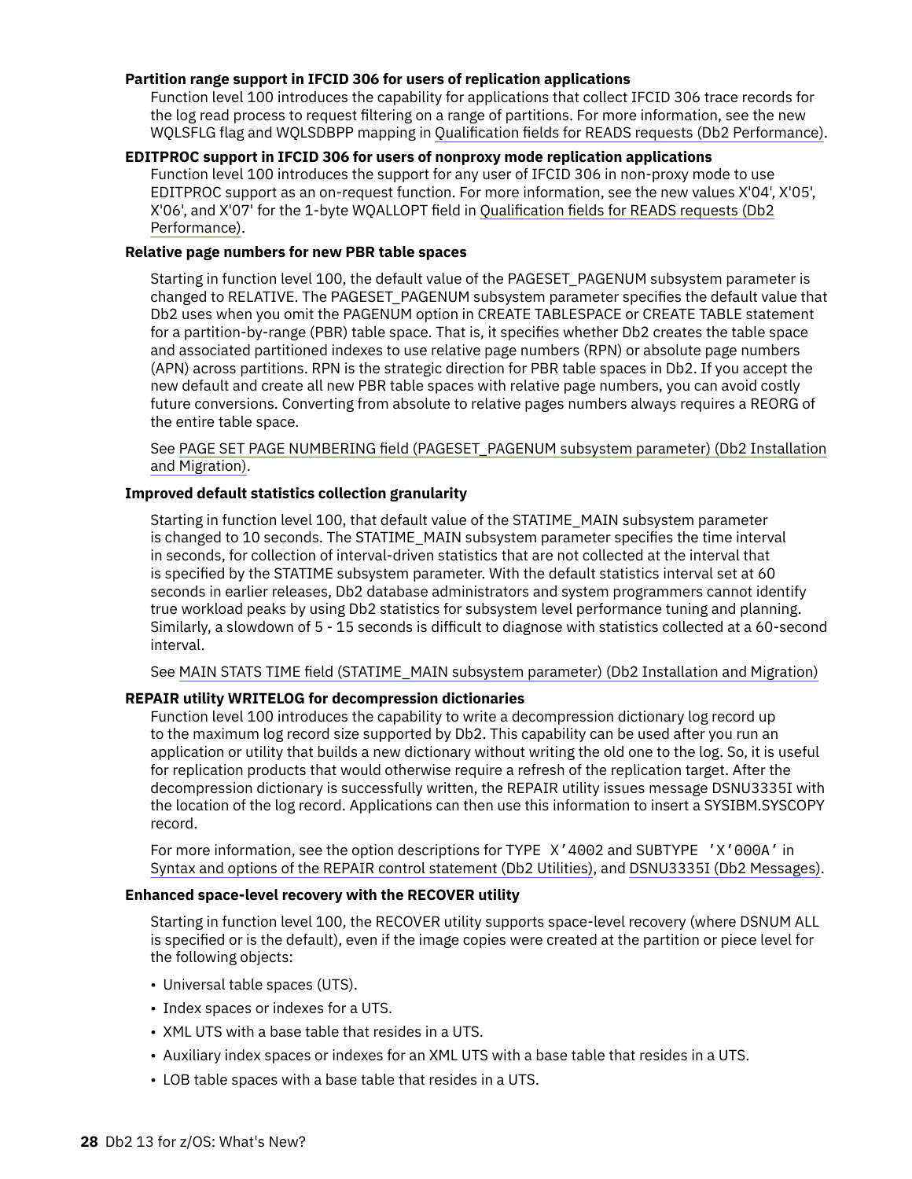**Partition range support in IFCID 306 for users of replication applications**

Function level 100 introduces the capability for applications that collect IFCID 306 trace records for the log read process to request filtering on a range of partitions. For more information, see the new WQLSFLG flag and WQLSDBPP mapping in Qualification fields for READS requests (Db2 Performance).

**EDITPROC support in IFCID 306 for users of nonproxy mode replication applications**

Function level 100 introduces the support for any user of IFCID 306 in non-proxy mode to use EDITPROC support as an on-request function. For more information, see the new values X'04', X'05', X'06', and X'07' for the 1-byte WQALLOPT field in Qualification fields for READS requests (Db2 Performance).

**Relative page numbers for new PBR table spaces**

Starting in function level 100, the default value of the PAGESET_PAGENUM subsystem parameter is changed to RELATIVE. The PAGESET_PAGENUM subsystem parameter specifies the default value that Db2 uses when you omit the PAGENUM option in CREATE TABLESPACE or CREATE TABLE statement for a partition-by-range (PBR) table space. That is, it specifies whether Db2 creates the table space and associated partitioned indexes to use relative page numbers (RPN) or absolute page numbers (APN) across partitions. RPN is the strategic direction for PBR table spaces in Db2. If you accept the new default and create all new PBR table spaces with relative page numbers, you can avoid costly future conversions. Converting from absolute to relative pages numbers always requires a REORG of the entire table space.

See PAGE SET PAGE NUMBERING field (PAGESET_PAGENUM subsystem parameter) (Db2 Installation and Migration).

**Improved default statistics collection granularity**

Starting in function level 100, that default value of the STATIME_MAIN subsystem parameter is changed to 10 seconds. The STATIME_MAIN subsystem parameter specifies the time interval in seconds, for collection of interval-driven statistics that are not collected at the interval that is specified by the STATIME subsystem parameter. With the default statistics interval set at 60 seconds in earlier releases, Db2 database administrators and system programmers cannot identify true workload peaks by using Db2 statistics for subsystem level performance tuning and planning. Similarly, a slowdown of 5 - 15 seconds is difficult to diagnose with statistics collected at a 60-second interval.

See MAIN STATS TIME field (STATIME_MAIN subsystem parameter) (Db2 Installation and Migration)

**REPAIR utility WRITELOG for decompression dictionaries**

Function level 100 introduces the capability to write a decompression dictionary log record up to the maximum log record size supported by Db2. This capability can be used after you run an application or utility that builds a new dictionary without writing the old one to the log. So, it is useful for replication products that would otherwise require a refresh of the replication target. After the decompression dictionary is successfully written, the REPAIR utility issues message DSNU3335I with the location of the log record. Applications can then use this information to insert a SYSIBM.SYSCOPY record.

For more information, see the option descriptions for TYPE `X'4002` and SUBTYPE `'X'000A'` in Syntax and options of the REPAIR control statement (Db2 Utilities), and DSNU3335I (Db2 Messages).

**Enhanced space-level recovery with the RECOVER utility**

Starting in function level 100, the RECOVER utility supports space-level recovery (where DSNUM ALL is specified or is the default), even if the image copies were created at the partition or piece level for the following objects:

- Universal table spaces (UTS).
- Index spaces or indexes for a UTS.
- XML UTS with a base table that resides in a UTS.
- Auxiliary index spaces or indexes for an XML UTS with a base table that resides in a UTS.
- LOB table spaces with a base table that resides in a UTS.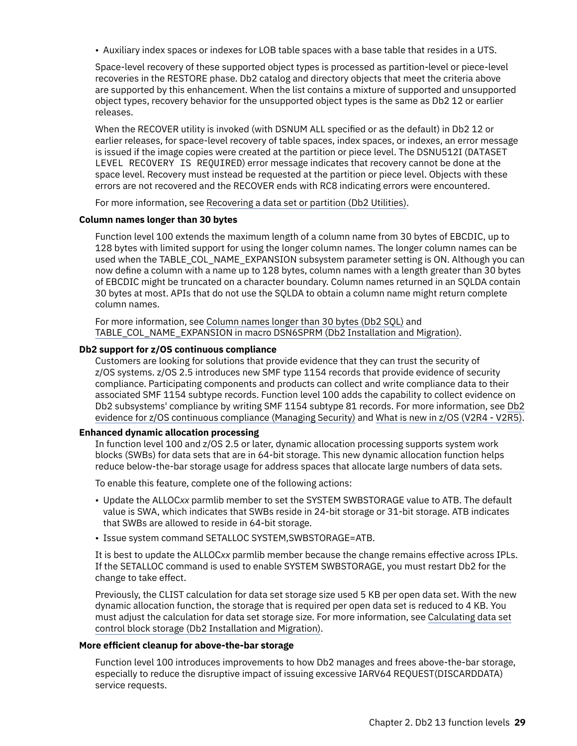- Auxiliary index spaces or indexes for LOB table spaces with a base table that resides in a UTS.

Space-level recovery of these supported object types is processed as partition-level or piece-level recoveries in the RESTORE phase. Db2 catalog and directory objects that meet the criteria above are supported by this enhancement. When the list contains a mixture of supported and unsupported object types, recovery behavior for the unsupported object types is the same as Db2 12 or earlier releases.

When the RECOVER utility is invoked (with DSNUM ALL specified or as the default) in Db2 12 or earlier releases, for space-level recovery of table spaces, index spaces, or indexes, an error message is issued if the image copies were created at the partition or piece level. The DSNU512I (`DATASET LEVEL RECOVERY IS REQUIRED`) error message indicates that recovery cannot be done at the space level. Recovery must instead be requested at the partition or piece level. Objects with these errors are not recovered and the RECOVER ends with RC8 indicating errors were encountered.

For more information, see Recovering a data set or partition (Db2 Utilities).

**Column names longer than 30 bytes**

Function level 100 extends the maximum length of a column name from 30 bytes of EBCDIC, up to 128 bytes with limited support for using the longer column names. The longer column names can be used when the TABLE_COL_NAME_EXPANSION subsystem parameter setting is ON. Although you can now define a column with a name up to 128 bytes, column names with a length greater than 30 bytes of EBCDIC might be truncated on a character boundary. Column names returned in an SQLDA contain 30 bytes at most. APIs that do not use the SQLDA to obtain a column name might return complete column names.

For more information, see Column names longer than 30 bytes (Db2 SQL) and TABLE_COL_NAME_EXPANSION in macro DSN6SPRM (Db2 Installation and Migration).

**Db2 support for z/OS continuous compliance**

Customers are looking for solutions that provide evidence that they can trust the security of z/OS systems. z/OS 2.5 introduces new SMF type 1154 records that provide evidence of security compliance. Participating components and products can collect and write compliance data to their associated SMF 1154 subtype records. Function level 100 adds the capability to collect evidence on Db2 subsystems' compliance by writing SMF 1154 subtype 81 records. For more information, see Db2 evidence for z/OS continuous compliance (Managing Security) and What is new in z/OS (V2R4 - V2R5).

**Enhanced dynamic allocation processing**

In function level 100 and z/OS 2.5 or later, dynamic allocation processing supports system work blocks (SWBs) for data sets that are in 64-bit storage. This new dynamic allocation function helps reduce below-the-bar storage usage for address spaces that allocate large numbers of data sets.

To enable this feature, complete one of the following actions:

- Update the ALLOC*xx* parmlib member to set the SYSTEM SWBSTORAGE value to ATB. The default value is SWA, which indicates that SWBs reside in 24-bit storage or 31-bit storage. ATB indicates that SWBs are allowed to reside in 64-bit storage.
- Issue system command SETALLOC SYSTEM,SWBSTORAGE=ATB.

It is best to update the ALLOC*xx* parmlib member because the change remains effective across IPLs. If the SETALLOC command is used to enable SYSTEM SWBSTORAGE, you must restart Db2 for the change to take effect.

Previously, the CLIST calculation for data set storage size used 5 KB per open data set. With the new dynamic allocation function, the storage that is required per open data set is reduced to 4 KB. You must adjust the calculation for data set storage size. For more information, see Calculating data set control block storage (Db2 Installation and Migration).

**More efficient cleanup for above-the-bar storage**

Function level 100 introduces improvements to how Db2 manages and frees above-the-bar storage, especially to reduce the disruptive impact of issuing excessive IARV64 REQUEST(DISCARDDATA) service requests.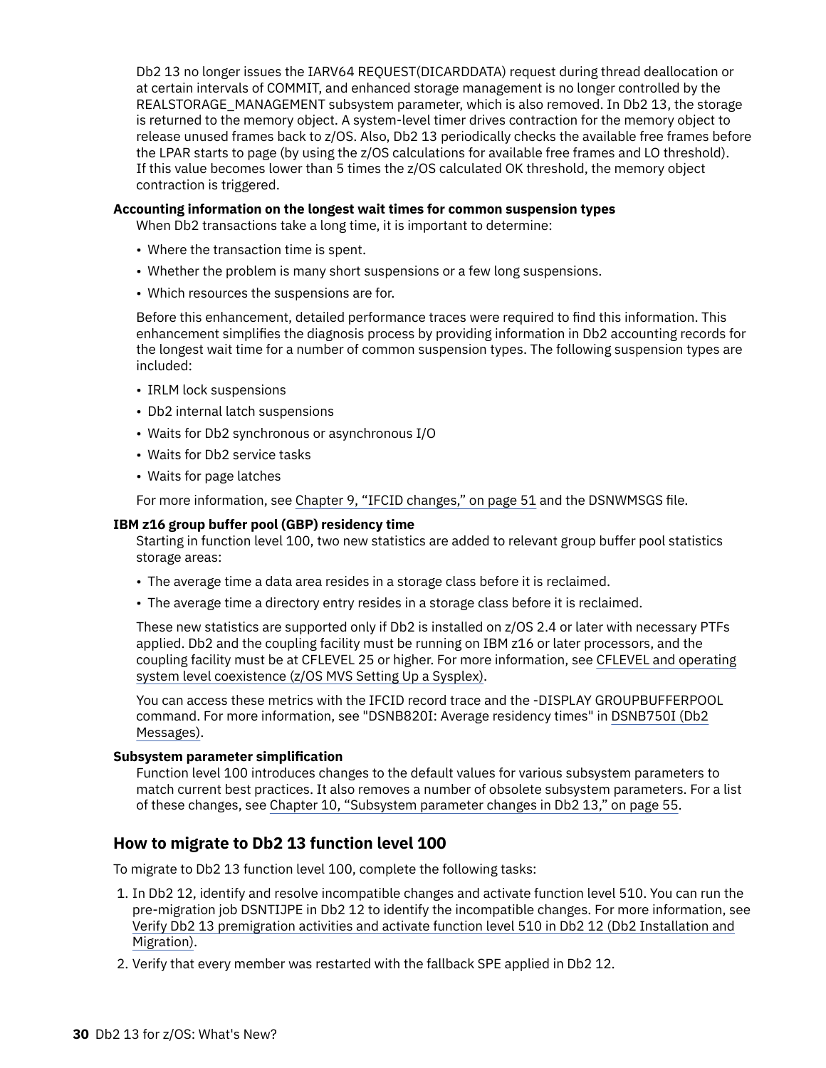Db2 13 no longer issues the IARV64 REQUEST(DICARDDATA) request during thread deallocation or at certain intervals of COMMIT, and enhanced storage management is no longer controlled by the REALSTORAGE_MANAGEMENT subsystem parameter, which is also removed. In Db2 13, the storage is returned to the memory object. A system-level timer drives contraction for the memory object to release unused frames back to z/OS. Also, Db2 13 periodically checks the available free frames before the LPAR starts to page (by using the z/OS calculations for available free frames and LO threshold). If this value becomes lower than 5 times the z/OS calculated OK threshold, the memory object contraction is triggered.

**Accounting information on the longest wait times for common suspension types**

When Db2 transactions take a long time, it is important to determine:

- Where the transaction time is spent.
- Whether the problem is many short suspensions or a few long suspensions.
- Which resources the suspensions are for.

Before this enhancement, detailed performance traces were required to find this information. This enhancement simplifies the diagnosis process by providing information in Db2 accounting records for the longest wait time for a number of common suspension types. The following suspension types are included:

- IRLM lock suspensions
- Db2 internal latch suspensions
- Waits for Db2 synchronous or asynchronous I/O
- Waits for Db2 service tasks
- Waits for page latches

For more information, see Chapter 9, "IFCID changes," on page 51 and the DSNWMSGS file.

**IBM z16 group buffer pool (GBP) residency time**

Starting in function level 100, two new statistics are added to relevant group buffer pool statistics storage areas:

- The average time a data area resides in a storage class before it is reclaimed.
- The average time a directory entry resides in a storage class before it is reclaimed.

These new statistics are supported only if Db2 is installed on z/OS 2.4 or later with necessary PTFs applied. Db2 and the coupling facility must be running on IBM z16 or later processors, and the coupling facility must be at CFLEVEL 25 or higher. For more information, see CFLEVEL and operating system level coexistence (z/OS MVS Setting Up a Sysplex).

You can access these metrics with the IFCID record trace and the -DISPLAY GROUPBUFFERPOOL command. For more information, see "DSNB820I: Average residency times" in DSNB750I (Db2 Messages).

**Subsystem parameter simplification**

Function level 100 introduces changes to the default values for various subsystem parameters to match current best practices. It also removes a number of obsolete subsystem parameters. For a list of these changes, see Chapter 10, "Subsystem parameter changes in Db2 13," on page 55.

## How to migrate to Db2 13 function level 100

To migrate to Db2 13 function level 100, complete the following tasks:

1. In Db2 12, identify and resolve incompatible changes and activate function level 510. You can run the pre-migration job DSNTIJPE in Db2 12 to identify the incompatible changes. For more information, see Verify Db2 13 premigration activities and activate function level 510 in Db2 12 (Db2 Installation and Migration).
2. Verify that every member was restarted with the fallback SPE applied in Db2 12.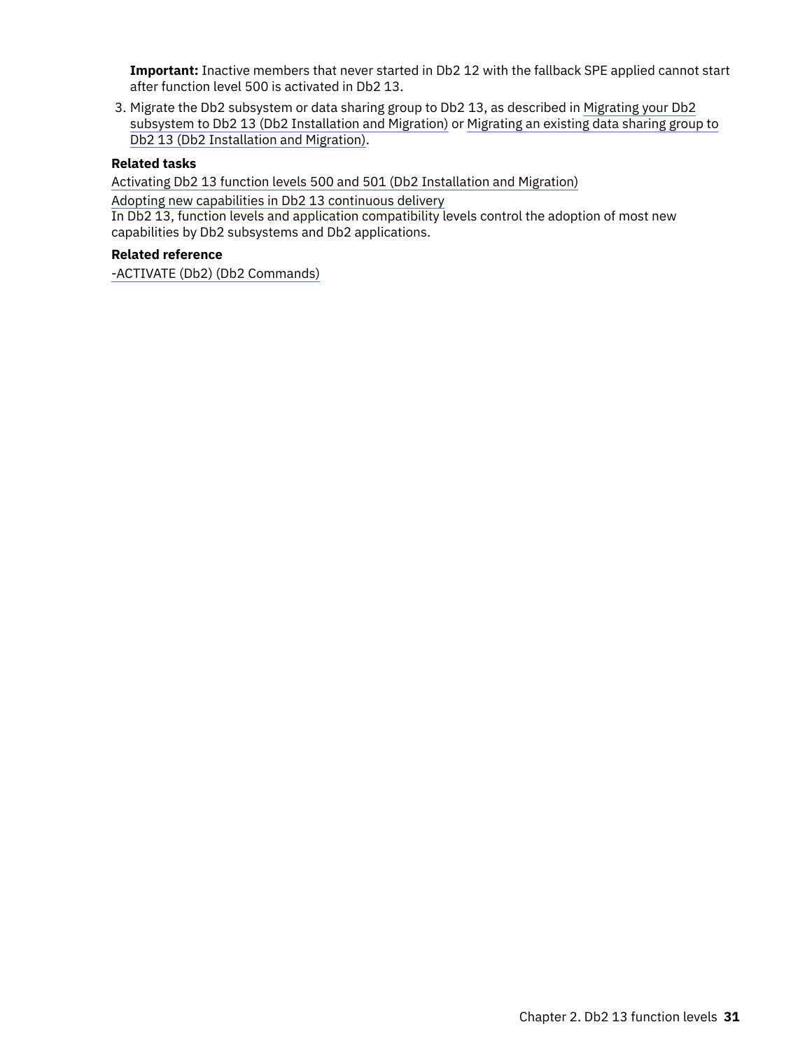**Important:** Inactive members that never started in Db2 12 with the fallback SPE applied cannot start after function level 500 is activated in Db2 13.

3. Migrate the Db2 subsystem or data sharing group to Db2 13, as described in Migrating your Db2 subsystem to Db2 13 (Db2 Installation and Migration) or Migrating an existing data sharing group to Db2 13 (Db2 Installation and Migration).

**Related tasks**

Activating Db2 13 function levels 500 and 501 (Db2 Installation and Migration)

Adopting new capabilities in Db2 13 continuous delivery
In Db2 13, function levels and application compatibility levels control the adoption of most new capabilities by Db2 subsystems and Db2 applications.

**Related reference**

-ACTIVATE (Db2) (Db2 Commands)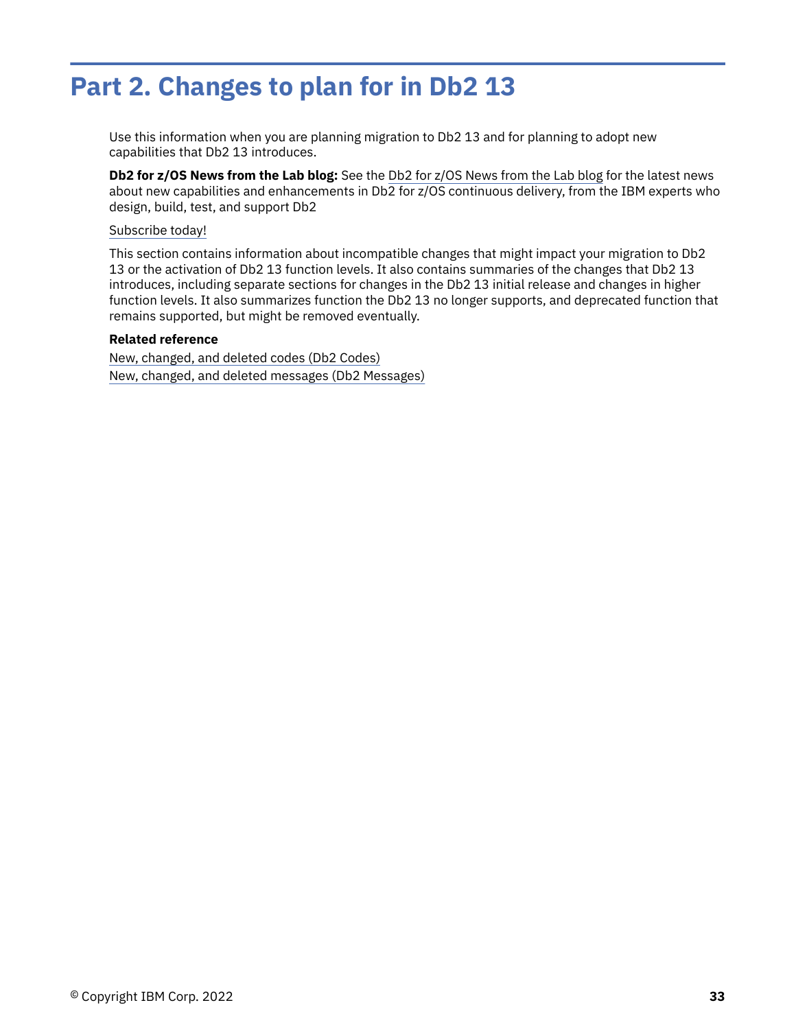# Part 2. Changes to plan for in Db2 13

Use this information when you are planning migration to Db2 13 and for planning to adopt new capabilities that Db2 13 introduces.

**Db2 for z/OS News from the Lab blog:** See the Db2 for z/OS News from the Lab blog for the latest news about new capabilities and enhancements in Db2 for z/OS continuous delivery, from the IBM experts who design, build, test, and support Db2

Subscribe today!

This section contains information about incompatible changes that might impact your migration to Db2 13 or the activation of Db2 13 function levels. It also contains summaries of the changes that Db2 13 introduces, including separate sections for changes in the Db2 13 initial release and changes in higher function levels. It also summarizes function the Db2 13 no longer supports, and deprecated function that remains supported, but might be removed eventually.

**Related reference**

New, changed, and deleted codes (Db2 Codes)
New, changed, and deleted messages (Db2 Messages)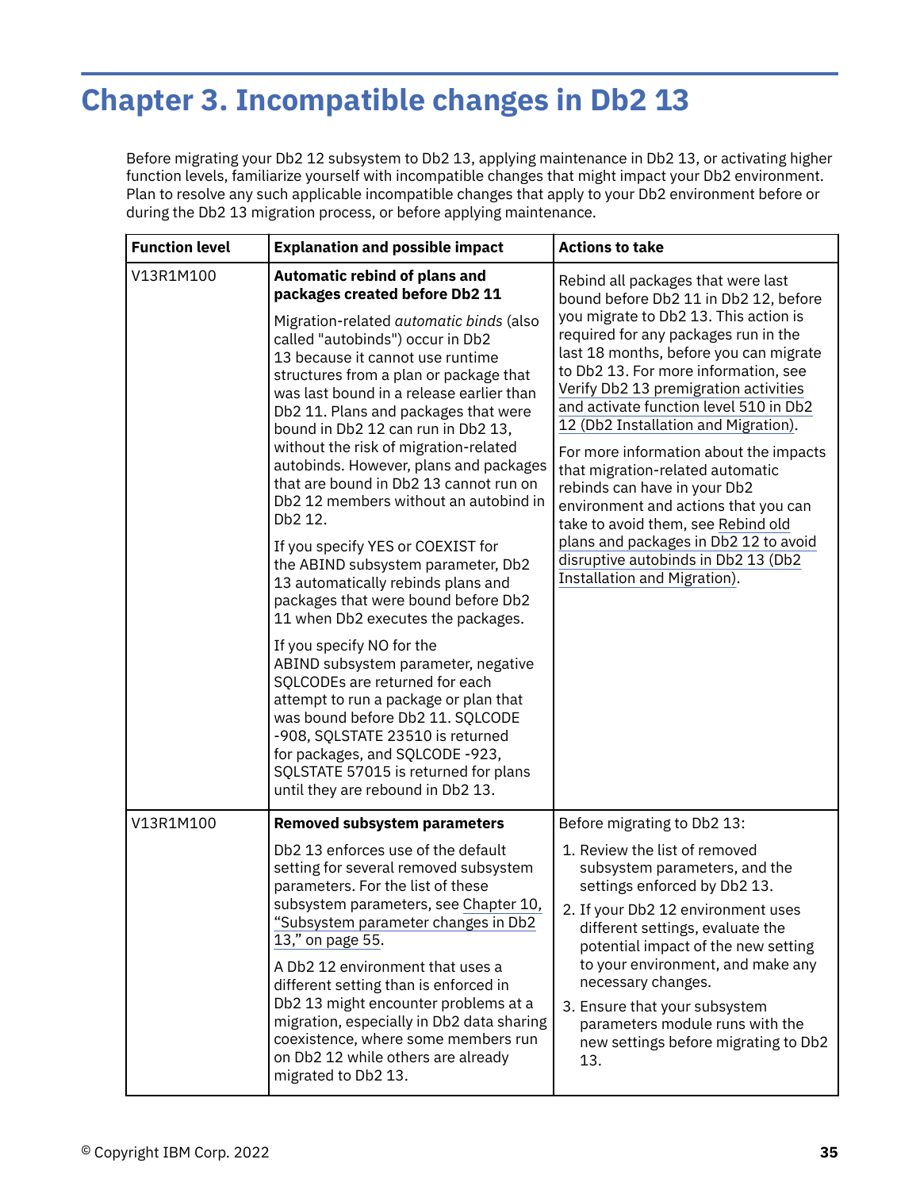# Chapter 3. Incompatible changes in Db2 13

Before migrating your Db2 12 subsystem to Db2 13, applying maintenance in Db2 13, or activating higher function levels, familiarize yourself with incompatible changes that might impact your Db2 environment. Plan to resolve any such applicable incompatible changes that apply to your Db2 environment before or during the Db2 13 migration process, or before applying maintenance.

| Function level | Explanation and possible impact | Actions to take |
|---|---|---|
| V13R1M100 | **Automatic rebind of plans and packages created before Db2 11**<br><br>Migration-related *automatic binds* (also called "autobinds") occur in Db2 13 because it cannot use runtime structures from a plan or package that was last bound in a release earlier than Db2 11. Plans and packages that were bound in Db2 12 can run in Db2 13, without the risk of migration-related autobinds. However, plans and packages that are bound in Db2 13 cannot run on Db2 12 members without an autobind in Db2 12.<br><br>If you specify YES or COEXIST for the ABIND subsystem parameter, Db2 13 automatically rebinds plans and packages that were bound before Db2 11 when Db2 executes the packages.<br><br>If you specify NO for the ABIND subsystem parameter, negative SQLCODEs are returned for each attempt to run a package or plan that was bound before Db2 11. SQLCODE -908, SQLSTATE 23510 is returned for packages, and SQLCODE -923, SQLSTATE 57015 is returned for plans until they are rebound in Db2 13. | Rebind all packages that were last bound before Db2 11 in Db2 12, before you migrate to Db2 13. This action is required for any packages run in the last 18 months, before you can migrate to Db2 13. For more information, see Verify Db2 13 premigration activities and activate function level 510 in Db2 12 (Db2 Installation and Migration).<br><br>For more information about the impacts that migration-related automatic rebinds can have in your Db2 environment and actions that you can take to avoid them, see Rebind old plans and packages in Db2 12 to avoid disruptive autobinds in Db2 13 (Db2 Installation and Migration). |
| V13R1M100 | **Removed subsystem parameters**<br><br>Db2 13 enforces use of the default setting for several removed subsystem parameters. For the list of these subsystem parameters, see Chapter 10, "Subsystem parameter changes in Db2 13," on page 55.<br><br>A Db2 12 environment that uses a different setting than is enforced in Db2 13 might encounter problems at a migration, especially in Db2 data sharing coexistence, where some members run on Db2 12 while others are already migrated to Db2 13. | Before migrating to Db2 13:<br><br>1. Review the list of removed subsystem parameters, and the settings enforced by Db2 13.<br>2. If your Db2 12 environment uses different settings, evaluate the potential impact of the new setting to your environment, and make any necessary changes.<br>3. Ensure that your subsystem parameters module runs with the new settings before migrating to Db2 13. |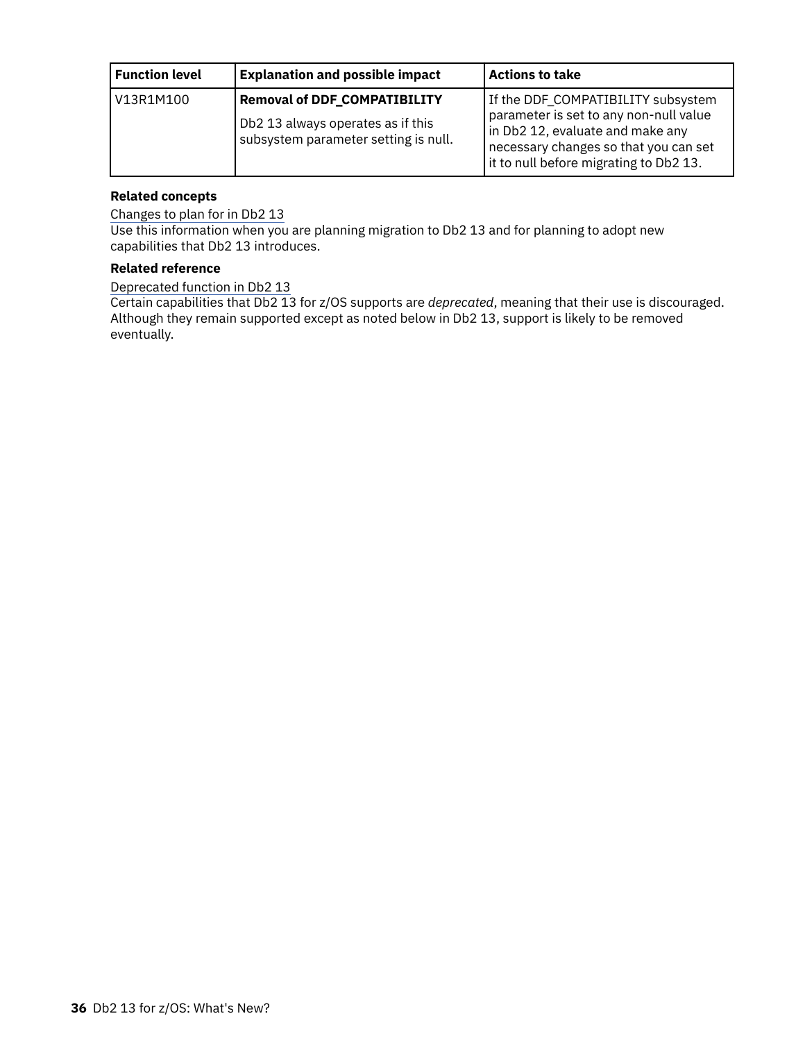| Function level | Explanation and possible impact | Actions to take |
| --- | --- | --- |
| V13R1M100 | **Removal of DDF_COMPATIBILITY**<br><br>Db2 13 always operates as if this subsystem parameter setting is null. | If the DDF_COMPATIBILITY subsystem parameter is set to any non-null value in Db2 12, evaluate and make any necessary changes so that you can set it to null before migrating to Db2 13. |

**Related concepts**

Changes to plan for in Db2 13
Use this information when you are planning migration to Db2 13 and for planning to adopt new capabilities that Db2 13 introduces.

**Related reference**

Deprecated function in Db2 13
Certain capabilities that Db2 13 for z/OS supports are *deprecated*, meaning that their use is discouraged. Although they remain supported except as noted below in Db2 13, support is likely to be removed eventually.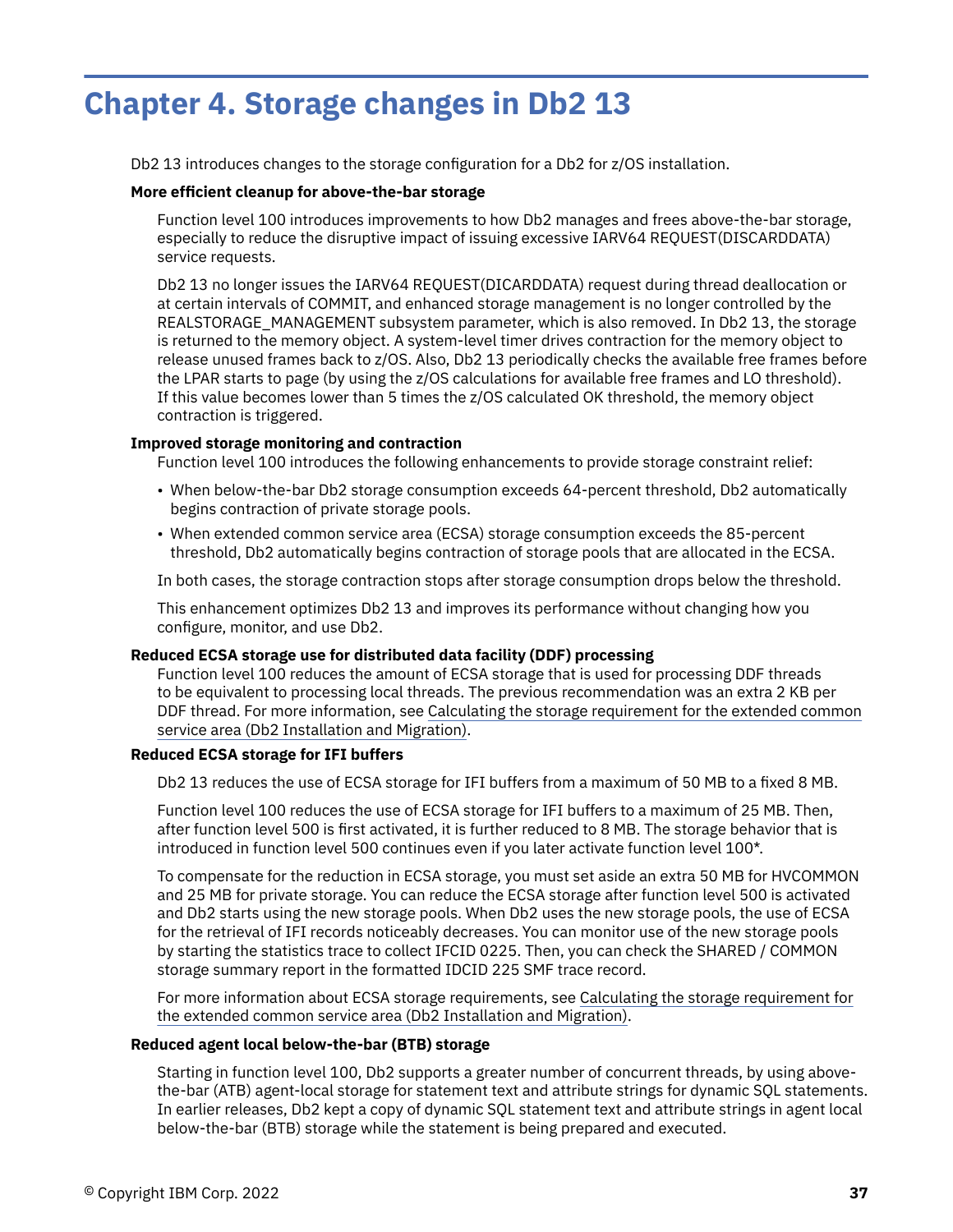# Chapter 4. Storage changes in Db2 13

Db2 13 introduces changes to the storage configuration for a Db2 for z/OS installation.

**More efficient cleanup for above-the-bar storage**

Function level 100 introduces improvements to how Db2 manages and frees above-the-bar storage, especially to reduce the disruptive impact of issuing excessive IARV64 REQUEST(DISCARDDATA) service requests.

Db2 13 no longer issues the IARV64 REQUEST(DICARDDATA) request during thread deallocation or at certain intervals of COMMIT, and enhanced storage management is no longer controlled by the REALSTORAGE_MANAGEMENT subsystem parameter, which is also removed. In Db2 13, the storage is returned to the memory object. A system-level timer drives contraction for the memory object to release unused frames back to z/OS. Also, Db2 13 periodically checks the available free frames before the LPAR starts to page (by using the z/OS calculations for available free frames and LO threshold). If this value becomes lower than 5 times the z/OS calculated OK threshold, the memory object contraction is triggered.

**Improved storage monitoring and contraction**

Function level 100 introduces the following enhancements to provide storage constraint relief:

- When below-the-bar Db2 storage consumption exceeds 64-percent threshold, Db2 automatically begins contraction of private storage pools.
- When extended common service area (ECSA) storage consumption exceeds the 85-percent threshold, Db2 automatically begins contraction of storage pools that are allocated in the ECSA.

In both cases, the storage contraction stops after storage consumption drops below the threshold.

This enhancement optimizes Db2 13 and improves its performance without changing how you configure, monitor, and use Db2.

**Reduced ECSA storage use for distributed data facility (DDF) processing**

Function level 100 reduces the amount of ECSA storage that is used for processing DDF threads to be equivalent to processing local threads. The previous recommendation was an extra 2 KB per DDF thread. For more information, see Calculating the storage requirement for the extended common service area (Db2 Installation and Migration).

**Reduced ECSA storage for IFI buffers**

Db2 13 reduces the use of ECSA storage for IFI buffers from a maximum of 50 MB to a fixed 8 MB.

Function level 100 reduces the use of ECSA storage for IFI buffers to a maximum of 25 MB. Then, after function level 500 is first activated, it is further reduced to 8 MB. The storage behavior that is introduced in function level 500 continues even if you later activate function level 100*.

To compensate for the reduction in ECSA storage, you must set aside an extra 50 MB for HVCOMMON and 25 MB for private storage. You can reduce the ECSA storage after function level 500 is activated and Db2 starts using the new storage pools. When Db2 uses the new storage pools, the use of ECSA for the retrieval of IFI records noticeably decreases. You can monitor use of the new storage pools by starting the statistics trace to collect IFCID 0225. Then, you can check the SHARED / COMMON storage summary report in the formatted IDCID 225 SMF trace record.

For more information about ECSA storage requirements, see Calculating the storage requirement for the extended common service area (Db2 Installation and Migration).

**Reduced agent local below-the-bar (BTB) storage**

Starting in function level 100, Db2 supports a greater number of concurrent threads, by using above-the-bar (ATB) agent-local storage for statement text and attribute strings for dynamic SQL statements. In earlier releases, Db2 kept a copy of dynamic SQL statement text and attribute strings in agent local below-the-bar (BTB) storage while the statement is being prepared and executed.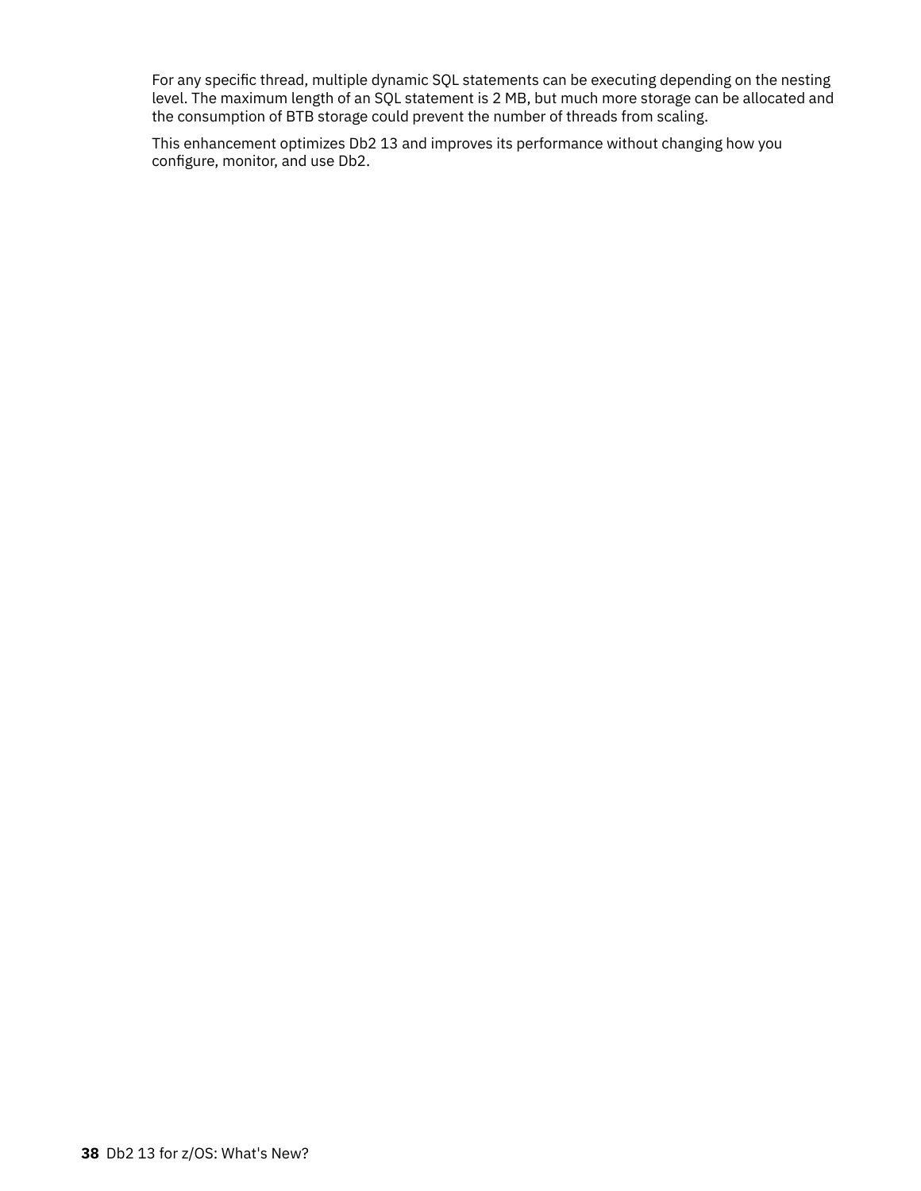For any specific thread, multiple dynamic SQL statements can be executing depending on the nesting level. The maximum length of an SQL statement is 2 MB, but much more storage can be allocated and the consumption of BTB storage could prevent the number of threads from scaling.

This enhancement optimizes Db2 13 and improves its performance without changing how you configure, monitor, and use Db2.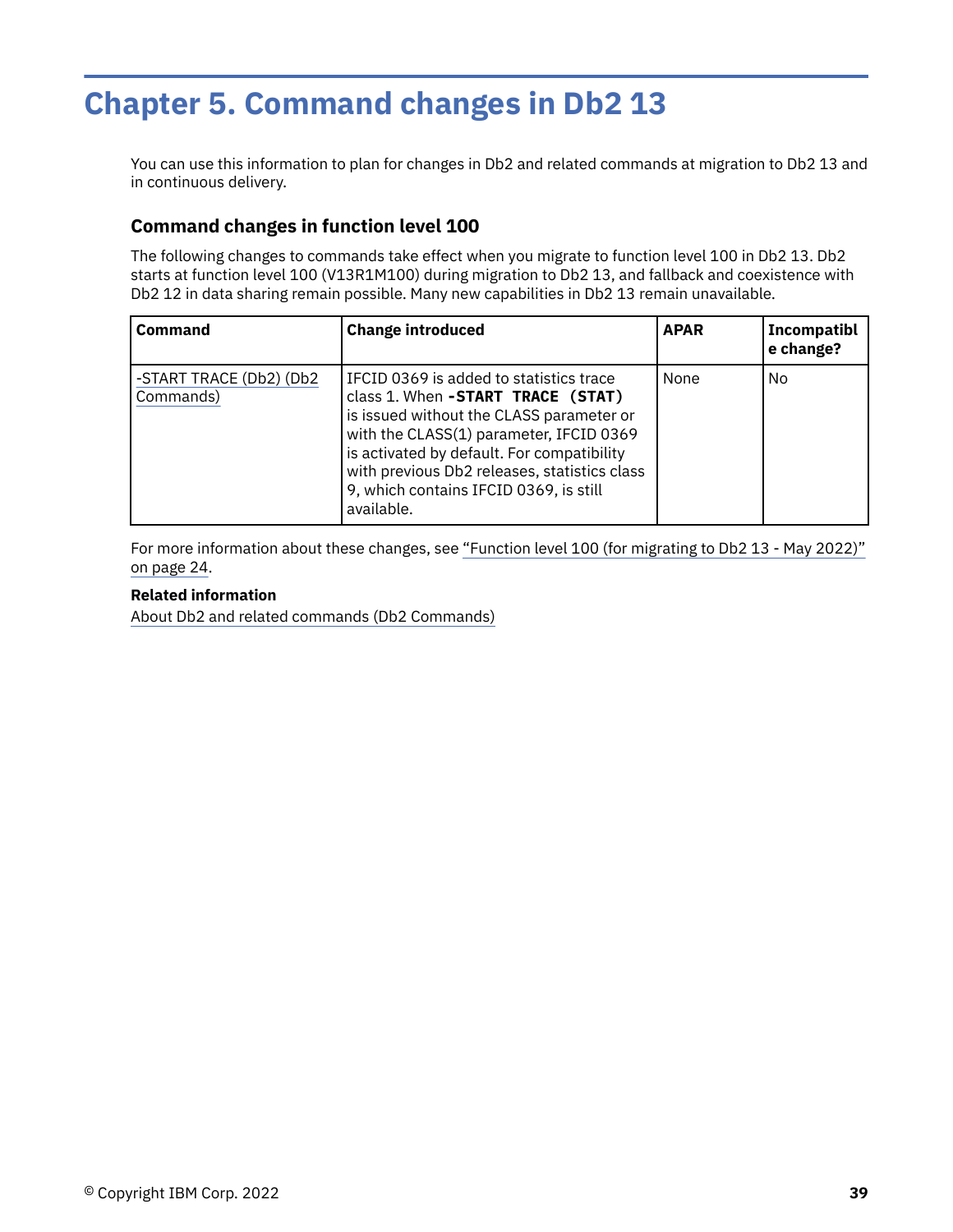# Chapter 5. Command changes in Db2 13

You can use this information to plan for changes in Db2 and related commands at migration to Db2 13 and in continuous delivery.

## Command changes in function level 100

The following changes to commands take effect when you migrate to function level 100 in Db2 13. Db2 starts at function level 100 (V13R1M100) during migration to Db2 13, and fallback and coexistence with Db2 12 in data sharing remain possible. Many new capabilities in Db2 13 remain unavailable.

| Command | Change introduced | APAR | Incompatible change? |
|---|---|---|---|
| -START TRACE (Db2) (Db2 Commands) | IFCID 0369 is added to statistics trace class 1. When **-START TRACE (STAT)** is issued without the CLASS parameter or with the CLASS(1) parameter, IFCID 0369 is activated by default. For compatibility with previous Db2 releases, statistics class 9, which contains IFCID 0369, is still available. | None | No |

For more information about these changes, see "Function level 100 (for migrating to Db2 13 - May 2022)" on page 24.

**Related information**

About Db2 and related commands (Db2 Commands)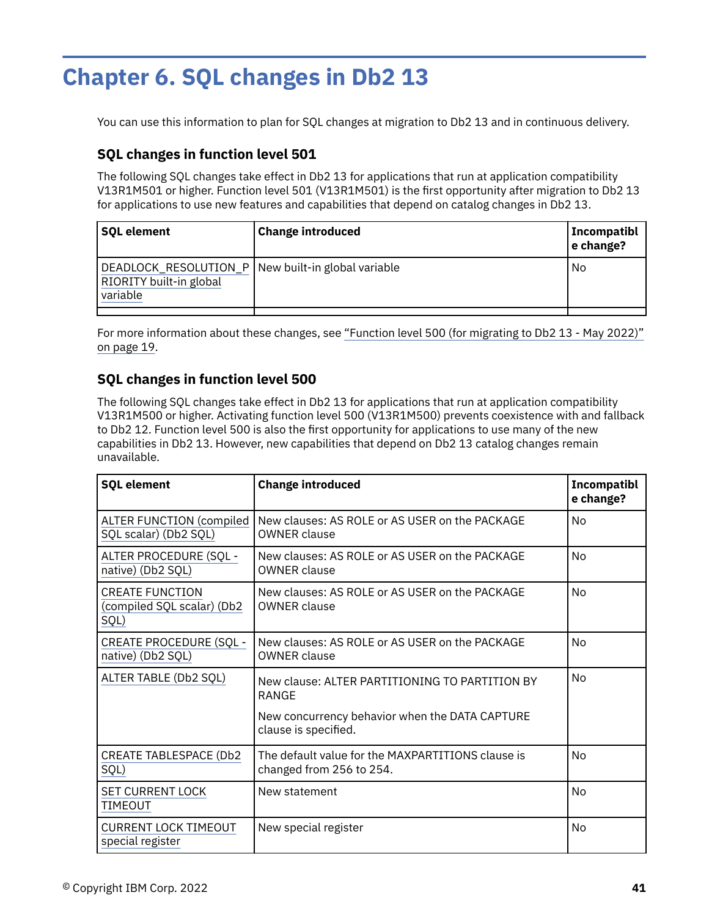# Chapter 6. SQL changes in Db2 13

You can use this information to plan for SQL changes at migration to Db2 13 and in continuous delivery.

## SQL changes in function level 501

The following SQL changes take effect in Db2 13 for applications that run at application compatibility V13R1M501 or higher. Function level 501 (V13R1M501) is the first opportunity after migration to Db2 13 for applications to use new features and capabilities that depend on catalog changes in Db2 13.

| SQL element | Change introduced | Incompatible change? |
|---|---|---|
| DEADLOCK_RESOLUTION_PRIORITY built-in global variable | New built-in global variable | No |
| | | |

For more information about these changes, see "Function level 500 (for migrating to Db2 13 - May 2022)" on page 19.

## SQL changes in function level 500

The following SQL changes take effect in Db2 13 for applications that run at application compatibility V13R1M500 or higher. Activating function level 500 (V13R1M500) prevents coexistence with and fallback to Db2 12. Function level 500 is also the first opportunity for applications to use many of the new capabilities in Db2 13. However, new capabilities that depend on Db2 13 catalog changes remain unavailable.

| SQL element | Change introduced | Incompatible change? |
|---|---|---|
| ALTER FUNCTION (compiled SQL scalar) (Db2 SQL) | New clauses: AS ROLE or AS USER on the PACKAGE OWNER clause | No |
| ALTER PROCEDURE (SQL - native) (Db2 SQL) | New clauses: AS ROLE or AS USER on the PACKAGE OWNER clause | No |
| CREATE FUNCTION (compiled SQL scalar) (Db2 SQL) | New clauses: AS ROLE or AS USER on the PACKAGE OWNER clause | No |
| CREATE PROCEDURE (SQL - native) (Db2 SQL) | New clauses: AS ROLE or AS USER on the PACKAGE OWNER clause | No |
| ALTER TABLE (Db2 SQL) | New clause: ALTER PARTITIONING TO PARTITION BY RANGE<br><br>New concurrency behavior when the DATA CAPTURE clause is specified. | No |
| CREATE TABLESPACE (Db2 SQL) | The default value for the MAXPARTITIONS clause is changed from 256 to 254. | No |
| SET CURRENT LOCK TIMEOUT | New statement | No |
| CURRENT LOCK TIMEOUT special register | New special register | No |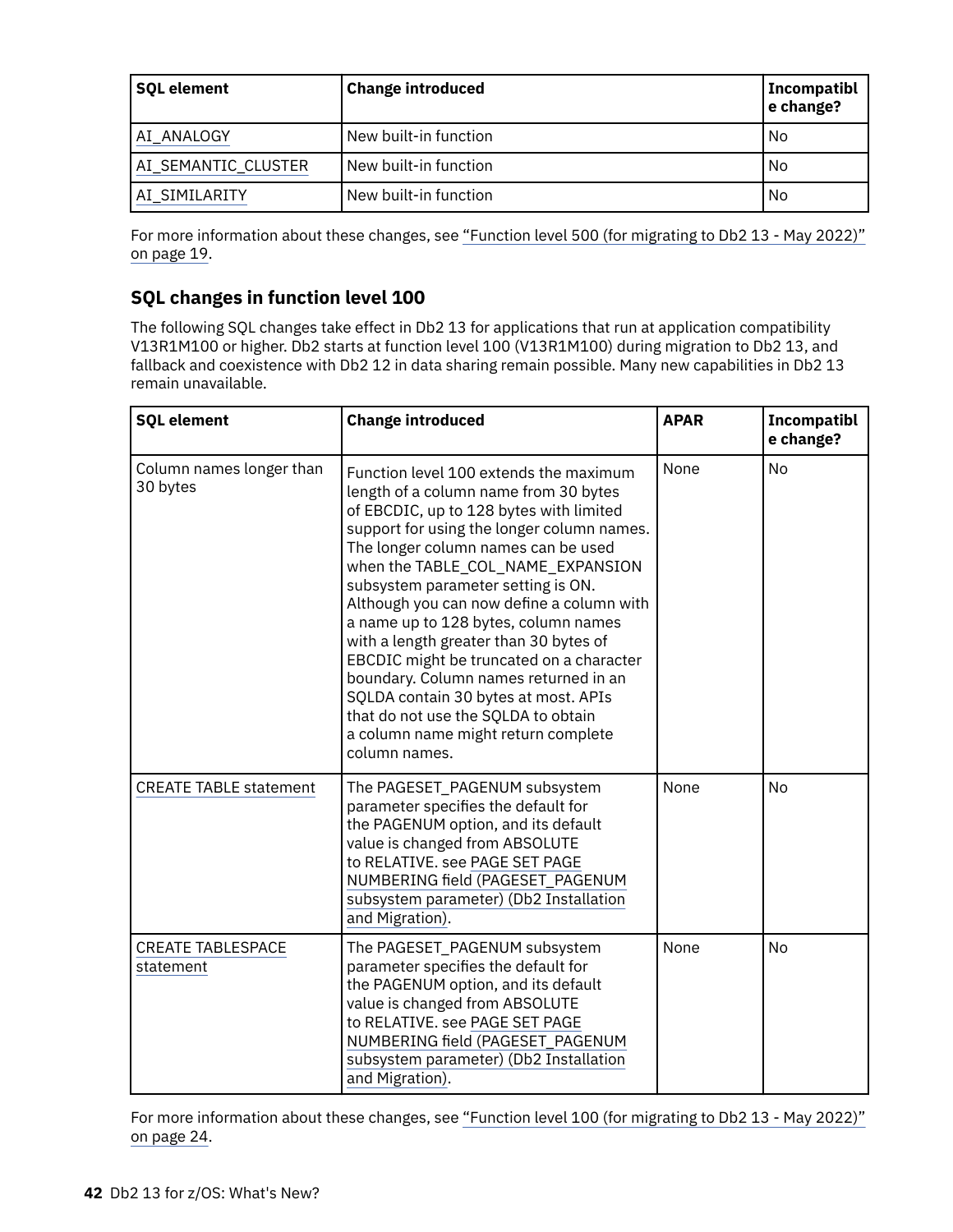| SQL element | Change introduced | Incompatible change? |
| --- | --- | --- |
| AI_ANALOGY | New built-in function | No |
| AI_SEMANTIC_CLUSTER | New built-in function | No |
| AI_SIMILARITY | New built-in function | No |

For more information about these changes, see "Function level 500 (for migrating to Db2 13 - May 2022)" on page 19.

### SQL changes in function level 100

The following SQL changes take effect in Db2 13 for applications that run at application compatibility V13R1M100 or higher. Db2 starts at function level 100 (V13R1M100) during migration to Db2 13, and fallback and coexistence with Db2 12 in data sharing remain possible. Many new capabilities in Db2 13 remain unavailable.

| SQL element | Change introduced | APAR | Incompatible change? |
| --- | --- | --- | --- |
| Column names longer than 30 bytes | Function level 100 extends the maximum length of a column name from 30 bytes of EBCDIC, up to 128 bytes with limited support for using the longer column names. The longer column names can be used when the TABLE_COL_NAME_EXPANSION subsystem parameter setting is ON. Although you can now define a column with a name up to 128 bytes, column names with a length greater than 30 bytes of EBCDIC might be truncated on a character boundary. Column names returned in an SQLDA contain 30 bytes at most. APIs that do not use the SQLDA to obtain a column name might return complete column names. | None | No |
| CREATE TABLE statement | The PAGESET_PAGENUM subsystem parameter specifies the default for the PAGENUM option, and its default value is changed from ABSOLUTE to RELATIVE. see PAGE SET PAGE NUMBERING field (PAGESET_PAGENUM subsystem parameter) (Db2 Installation and Migration). | None | No |
| CREATE TABLESPACE statement | The PAGESET_PAGENUM subsystem parameter specifies the default for the PAGENUM option, and its default value is changed from ABSOLUTE to RELATIVE. see PAGE SET PAGE NUMBERING field (PAGESET_PAGENUM subsystem parameter) (Db2 Installation and Migration). | None | No |

For more information about these changes, see "Function level 100 (for migrating to Db2 13 - May 2022)" on page 24.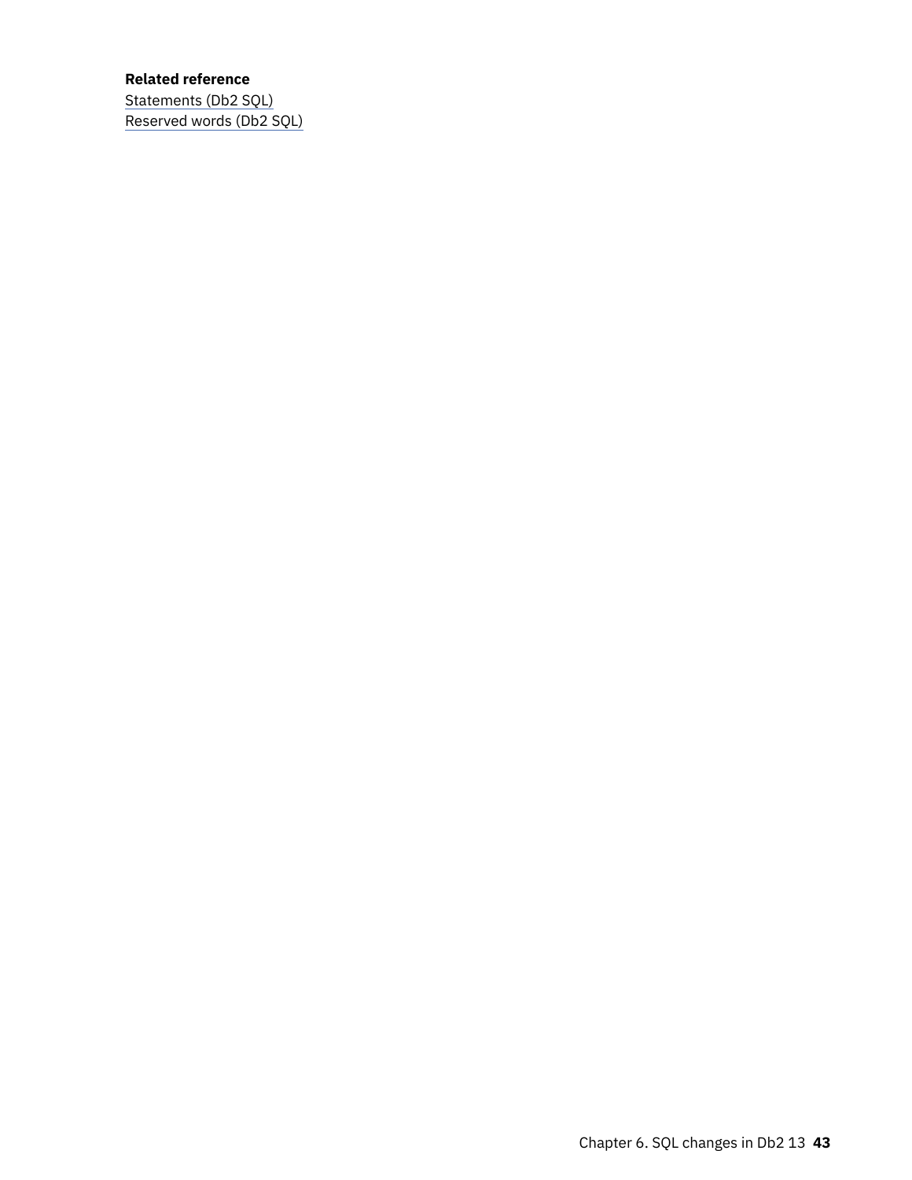**Related reference**

Statements (Db2 SQL)

Reserved words (Db2 SQL)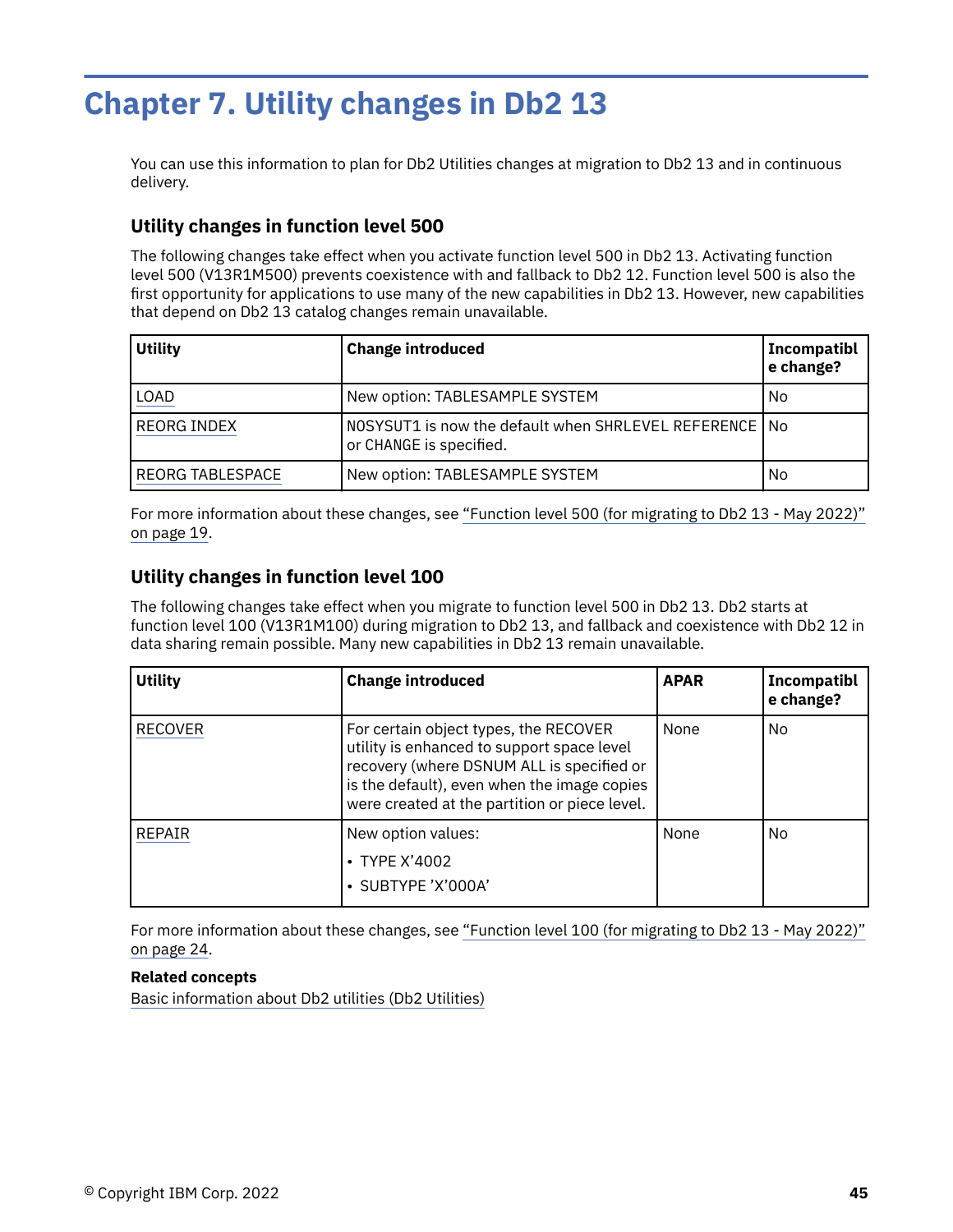# Chapter 7. Utility changes in Db2 13

You can use this information to plan for Db2 Utilities changes at migration to Db2 13 and in continuous delivery.

## Utility changes in function level 500

The following changes take effect when you activate function level 500 in Db2 13. Activating function level 500 (V13R1M500) prevents coexistence with and fallback to Db2 12. Function level 500 is also the first opportunity for applications to use many of the new capabilities in Db2 13. However, new capabilities that depend on Db2 13 catalog changes remain unavailable.

| Utility | Change introduced | Incompatible change? |
|---|---|---|
| LOAD | New option: TABLESAMPLE SYSTEM | No |
| REORG INDEX | NOSYSUT1 is now the default when SHRLEVEL REFERENCE or CHANGE is specified. | No |
| REORG TABLESPACE | New option: TABLESAMPLE SYSTEM | No |

For more information about these changes, see "Function level 500 (for migrating to Db2 13 - May 2022)" on page 19.

## Utility changes in function level 100

The following changes take effect when you migrate to function level 500 in Db2 13. Db2 starts at function level 100 (V13R1M100) during migration to Db2 13, and fallback and coexistence with Db2 12 in data sharing remain possible. Many new capabilities in Db2 13 remain unavailable.

| Utility | Change introduced | APAR | Incompatible change? |
|---|---|---|---|
| RECOVER | For certain object types, the RECOVER utility is enhanced to support space level recovery (where DSNUM ALL is specified or is the default), even when the image copies were created at the partition or piece level. | None | No |
| REPAIR | New option values:<br>• TYPE X'4002<br>• SUBTYPE 'X'000A' | None | No |

For more information about these changes, see "Function level 100 (for migrating to Db2 13 - May 2022)" on page 24.

**Related concepts**

Basic information about Db2 utilities (Db2 Utilities)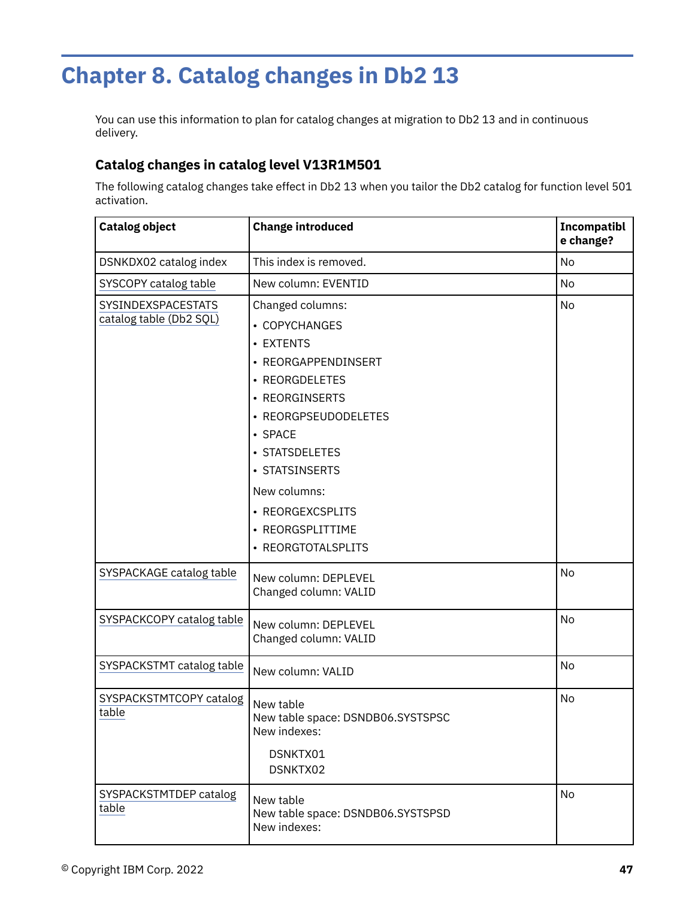# Chapter 8. Catalog changes in Db2 13

You can use this information to plan for catalog changes at migration to Db2 13 and in continuous delivery.

### Catalog changes in catalog level V13R1M501

The following catalog changes take effect in Db2 13 when you tailor the Db2 catalog for function level 501 activation.

| Catalog object | Change introduced | Incompatible change? |
|---|---|---|
| DSNKDX02 catalog index | This index is removed. | No |
| SYSCOPY catalog table | New column: EVENTID | No |
| SYSINDEXSPACESTATS catalog table (Db2 SQL) | Changed columns:<br>• COPYCHANGES<br>• EXTENTS<br>• REORGAPPENDINSERT<br>• REORGDELETES<br>• REORGINSERTS<br>• REORGPSEUDODELETES<br>• SPACE<br>• STATSDELETES<br>• STATSINSERTS<br>New columns:<br>• REORGEXCSPLITS<br>• REORGSPLITTIME<br>• REORGTOTALSPLITS | No |
| SYSPACKAGE catalog table | New column: DEPLEVEL<br>Changed column: VALID | No |
| SYSPACKCOPY catalog table | New column: DEPLEVEL<br>Changed column: VALID | No |
| SYSPACKSTMT catalog table | New column: VALID | No |
| SYSPACKSTMTCOPY catalog table | New table<br>New table space: DSNDB06.SYSTSPSC<br>New indexes:<br>DSNKTX01<br>DSNKTX02 | No |
| SYSPACKSTMTDEP catalog table | New table<br>New table space: DSNDB06.SYSTSPSD<br>New indexes: | No |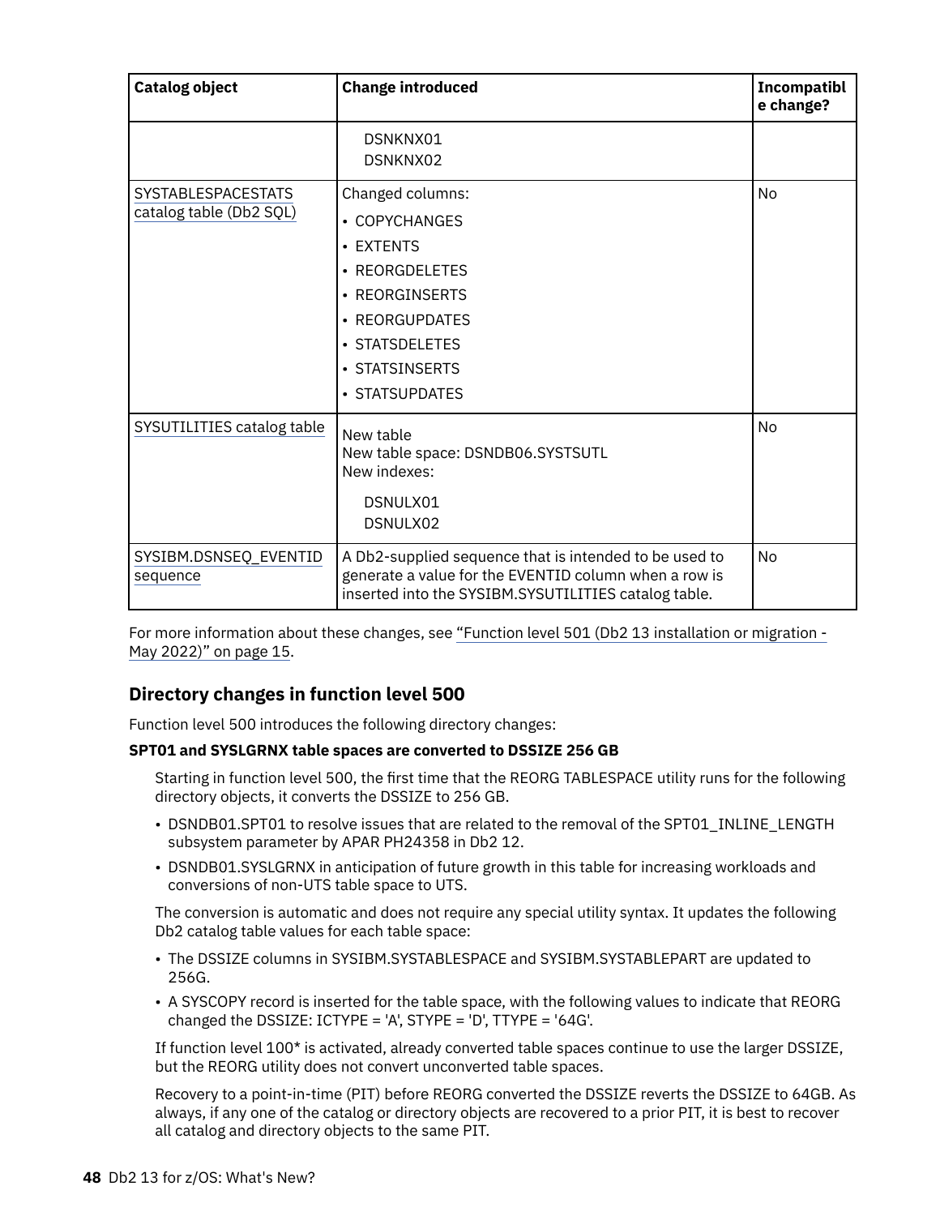| Catalog object | Change introduced | Incompatible change? |
| --- | --- | --- |
| | DSNKNX01<br>DSNKNX02 | |
| SYSTABLESPACESTATS catalog table (Db2 SQL) | Changed columns:<br>• COPYCHANGES<br>• EXTENTS<br>• REORGDELETES<br>• REORGINSERTS<br>• REORGUPDATES<br>• STATSDELETES<br>• STATSINSERTS<br>• STATSUPDATES | No |
| SYSUTILITIES catalog table | New table<br>New table space: DSNDB06.SYSTSUTL<br>New indexes:<br>DSNULX01<br>DSNULX02 | No |
| SYSIBM.DSNSEQ_EVENTID sequence | A Db2-supplied sequence that is intended to be used to generate a value for the EVENTID column when a row is inserted into the SYSIBM.SYSUTILITIES catalog table. | No |

For more information about these changes, see "Function level 501 (Db2 13 installation or migration - May 2022)" on page 15.

## Directory changes in function level 500

Function level 500 introduces the following directory changes:

**SPT01 and SYSLGRNX table spaces are converted to DSSIZE 256 GB**

Starting in function level 500, the first time that the REORG TABLESPACE utility runs for the following directory objects, it converts the DSSIZE to 256 GB.

- DSNDB01.SPT01 to resolve issues that are related to the removal of the SPT01_INLINE_LENGTH subsystem parameter by APAR PH24358 in Db2 12.
- DSNDB01.SYSLGRNX in anticipation of future growth in this table for increasing workloads and conversions of non-UTS table space to UTS.

The conversion is automatic and does not require any special utility syntax. It updates the following Db2 catalog table values for each table space:

- The DSSIZE columns in SYSIBM.SYSTABLESPACE and SYSIBM.SYSTABLEPART are updated to 256G.
- A SYSCOPY record is inserted for the table space, with the following values to indicate that REORG changed the DSSIZE: ICTYPE = 'A', STYPE = 'D', TTYPE = '64G'.

If function level 100* is activated, already converted table spaces continue to use the larger DSSIZE, but the REORG utility does not convert unconverted table spaces.

Recovery to a point-in-time (PIT) before REORG converted the DSSIZE reverts the DSSIZE to 64GB. As always, if any one of the catalog or directory objects are recovered to a prior PIT, it is best to recover all catalog and directory objects to the same PIT.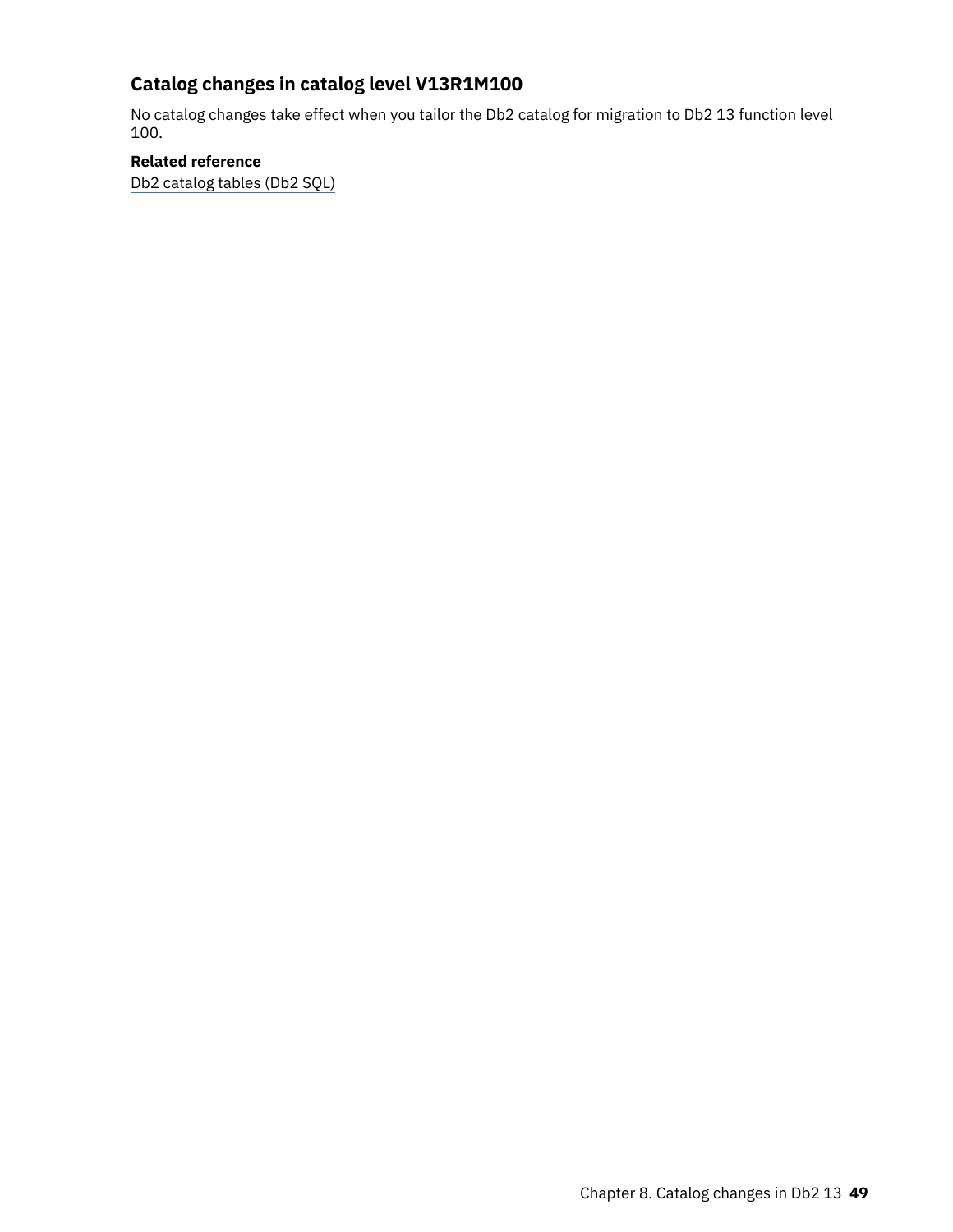## Catalog changes in catalog level V13R1M100

No catalog changes take effect when you tailor the Db2 catalog for migration to Db2 13 function level 100.

**Related reference**

Db2 catalog tables (Db2 SQL)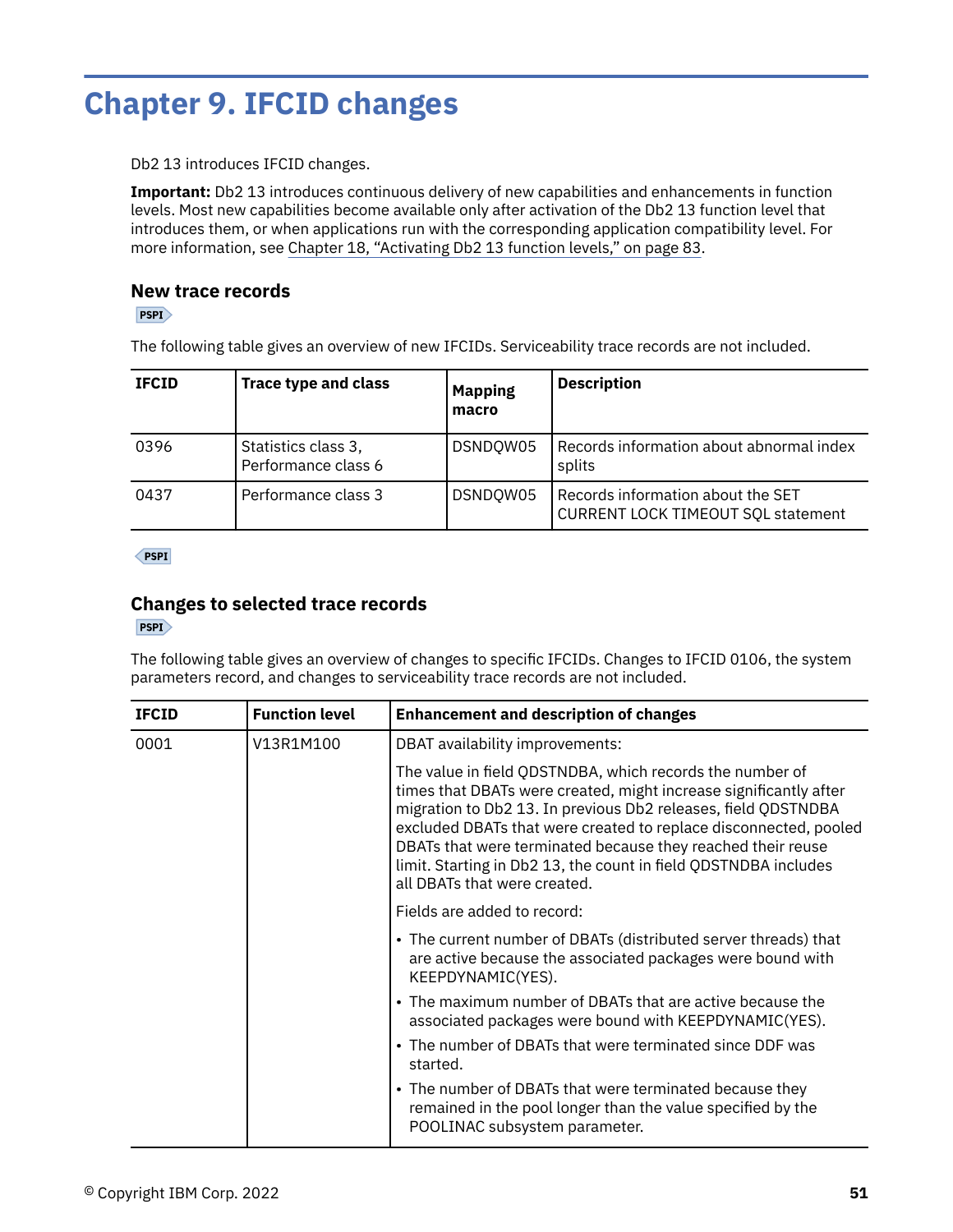# Chapter 9. IFCID changes

Db2 13 introduces IFCID changes.

**Important:** Db2 13 introduces continuous delivery of new capabilities and enhancements in function levels. Most new capabilities become available only after activation of the Db2 13 function level that introduces them, or when applications run with the corresponding application compatibility level. For more information, see Chapter 18, "Activating Db2 13 function levels," on page 83.

## New trace records

PSPI

The following table gives an overview of new IFCIDs. Serviceability trace records are not included.

| IFCID | Trace type and class | Mapping macro | Description |
|---|---|---|---|
| 0396 | Statistics class 3, Performance class 6 | DSNDQW05 | Records information about abnormal index splits |
| 0437 | Performance class 3 | DSNDQW05 | Records information about the SET CURRENT LOCK TIMEOUT SQL statement |

PSPI

## Changes to selected trace records

PSPI

The following table gives an overview of changes to specific IFCIDs. Changes to IFCID 0106, the system parameters record, and changes to serviceability trace records are not included.

| IFCID | Function level | Enhancement and description of changes |
|---|---|---|
| 0001 | V13R1M100 | DBAT availability improvements:<br><br>The value in field QDSTNDBA, which records the number of times that DBATs were created, might increase significantly after migration to Db2 13. In previous Db2 releases, field QDSTNDBA excluded DBATs that were created to replace disconnected, pooled DBATs that were terminated because they reached their reuse limit. Starting in Db2 13, the count in field QDSTNDBA includes all DBATs that were created.<br><br>Fields are added to record:<br><br>• The current number of DBATs (distributed server threads) that are active because the associated packages were bound with KEEPDYNAMIC(YES).<br>• The maximum number of DBATs that are active because the associated packages were bound with KEEPDYNAMIC(YES).<br>• The number of DBATs that were terminated since DDF was started.<br>• The number of DBATs that were terminated because they remained in the pool longer than the value specified by the POOLINAC subsystem parameter. |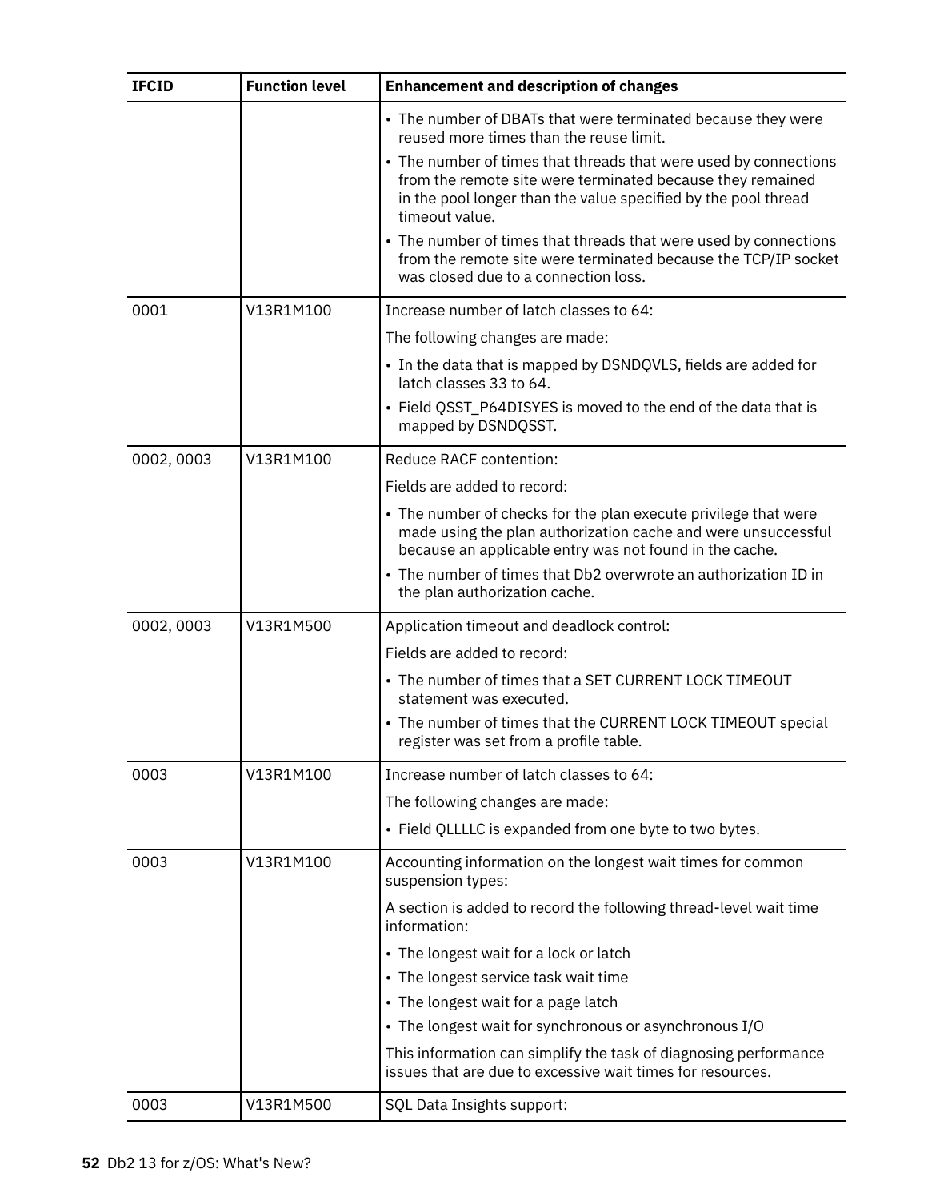| IFCID | Function level | Enhancement and description of changes |
| --- | --- | --- |
| | | • The number of DBATs that were terminated because they were reused more times than the reuse limit.<br>• The number of times that threads that were used by connections from the remote site were terminated because they remained in the pool longer than the value specified by the pool thread timeout value.<br>• The number of times that threads that were used by connections from the remote site were terminated because the TCP/IP socket was closed due to a connection loss. |
| 0001 | V13R1M100 | Increase number of latch classes to 64:<br>The following changes are made:<br>• In the data that is mapped by DSNDQVLS, fields are added for latch classes 33 to 64.<br>• Field QSST_P64DISYES is moved to the end of the data that is mapped by DSNDQSST. |
| 0002, 0003 | V13R1M100 | Reduce RACF contention:<br>Fields are added to record:<br>• The number of checks for the plan execute privilege that were made using the plan authorization cache and were unsuccessful because an applicable entry was not found in the cache.<br>• The number of times that Db2 overwrote an authorization ID in the plan authorization cache. |
| 0002, 0003 | V13R1M500 | Application timeout and deadlock control:<br>Fields are added to record:<br>• The number of times that a SET CURRENT LOCK TIMEOUT statement was executed.<br>• The number of times that the CURRENT LOCK TIMEOUT special register was set from a profile table. |
| 0003 | V13R1M100 | Increase number of latch classes to 64:<br>The following changes are made:<br>• Field QLLLLC is expanded from one byte to two bytes. |
| 0003 | V13R1M100 | Accounting information on the longest wait times for common suspension types:<br>A section is added to record the following thread-level wait time information:<br>• The longest wait for a lock or latch<br>• The longest service task wait time<br>• The longest wait for a page latch<br>• The longest wait for synchronous or asynchronous I/O<br>This information can simplify the task of diagnosing performance issues that are due to excessive wait times for resources. |
| 0003 | V13R1M500 | SQL Data Insights support: |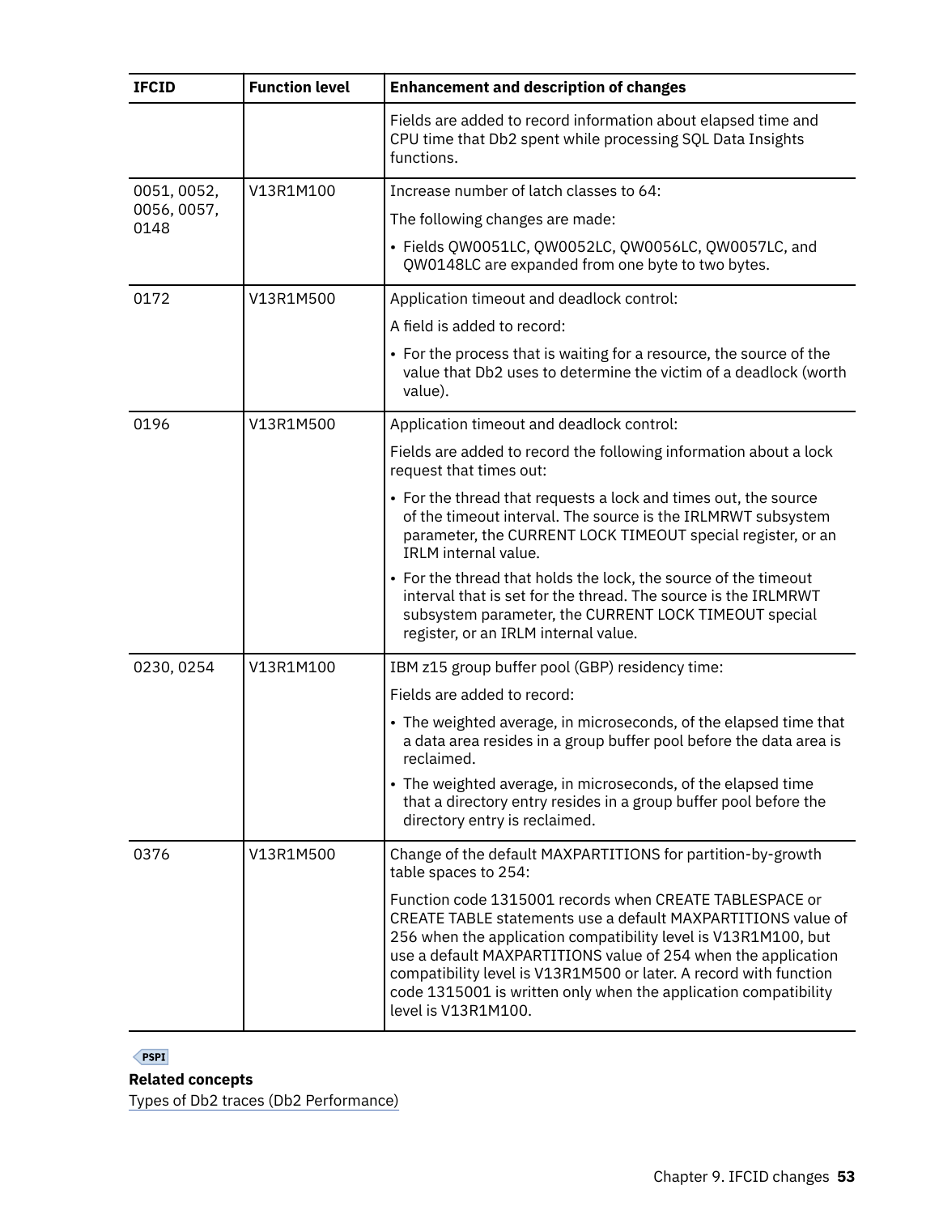| IFCID | Function level | Enhancement and description of changes |
|---|---|---|
| | | Fields are added to record information about elapsed time and CPU time that Db2 spent while processing SQL Data Insights functions. |
| 0051, 0052, 0056, 0057, 0148 | V13R1M100 | Increase number of latch classes to 64:<br>The following changes are made:<br>• Fields QW0051LC, QW0052LC, QW0056LC, QW0057LC, and QW0148LC are expanded from one byte to two bytes. |
| 0172 | V13R1M500 | Application timeout and deadlock control:<br>A field is added to record:<br>• For the process that is waiting for a resource, the source of the value that Db2 uses to determine the victim of a deadlock (worth value). |
| 0196 | V13R1M500 | Application timeout and deadlock control:<br>Fields are added to record the following information about a lock request that times out:<br>• For the thread that requests a lock and times out, the source of the timeout interval. The source is the IRLMRWT subsystem parameter, the CURRENT LOCK TIMEOUT special register, or an IRLM internal value.<br>• For the thread that holds the lock, the source of the timeout interval that is set for the thread. The source is the IRLMRWT subsystem parameter, the CURRENT LOCK TIMEOUT special register, or an IRLM internal value. |
| 0230, 0254 | V13R1M100 | IBM z15 group buffer pool (GBP) residency time:<br>Fields are added to record:<br>• The weighted average, in microseconds, of the elapsed time that a data area resides in a group buffer pool before the data area is reclaimed.<br>• The weighted average, in microseconds, of the elapsed time that a directory entry resides in a group buffer pool before the directory entry is reclaimed. |
| 0376 | V13R1M500 | Change of the default MAXPARTITIONS for partition-by-growth table spaces to 254:<br>Function code 1315001 records when CREATE TABLESPACE or CREATE TABLE statements use a default MAXPARTITIONS value of 256 when the application compatibility level is V13R1M100, but use a default MAXPARTITIONS value of 254 when the application compatibility level is V13R1M500 or later. A record with function code 1315001 is written only when the application compatibility level is V13R1M100. |

PSPI

**Related concepts**

Types of Db2 traces (Db2 Performance)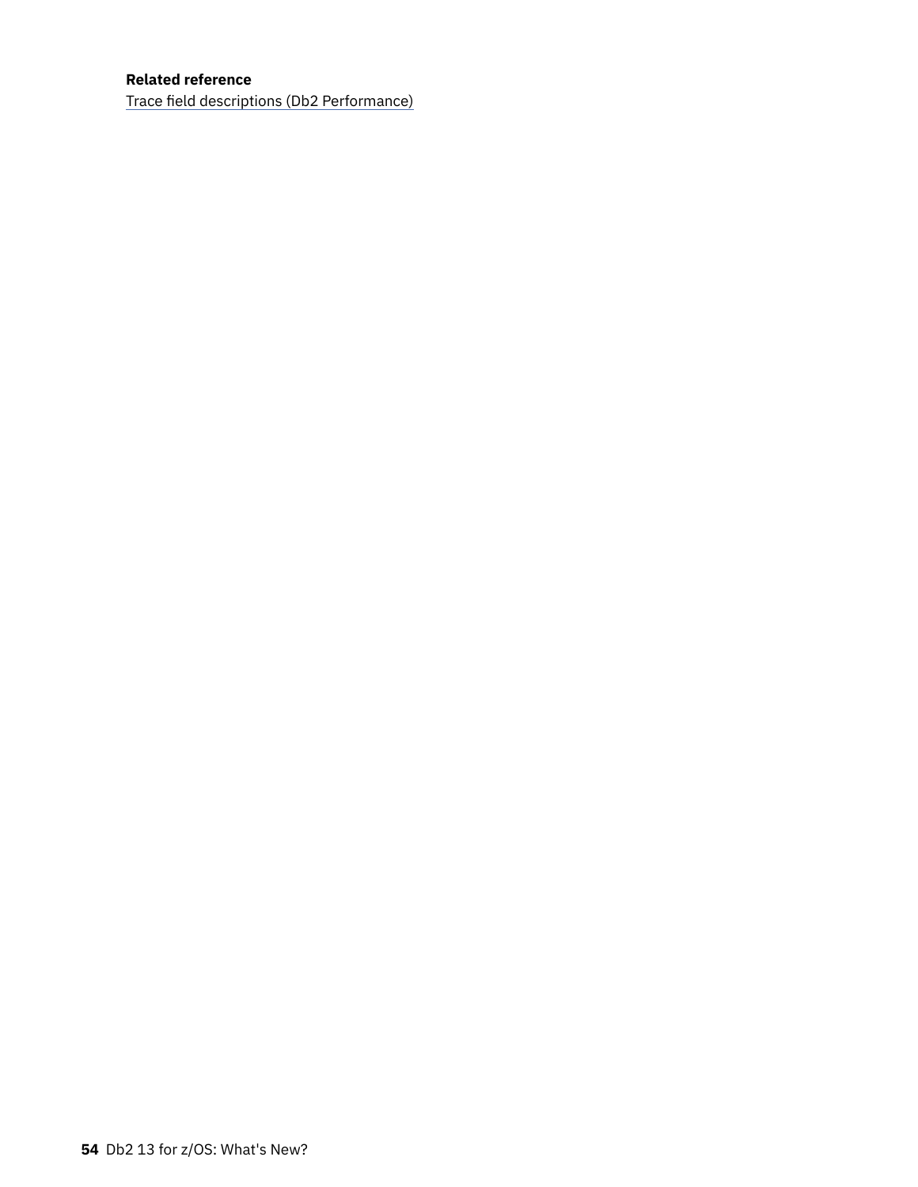**Related reference**

Trace field descriptions (Db2 Performance)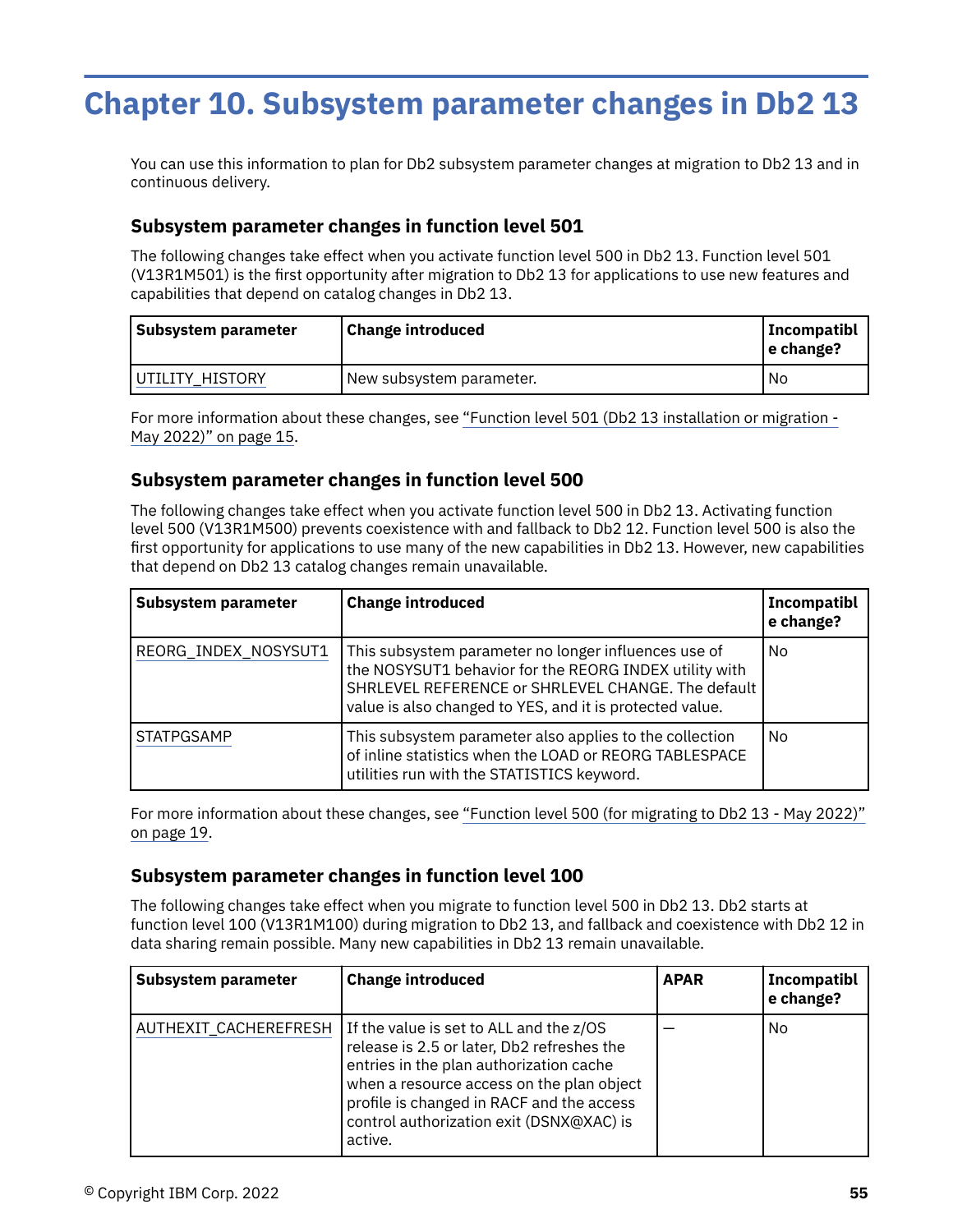# Chapter 10. Subsystem parameter changes in Db2 13

You can use this information to plan for Db2 subsystem parameter changes at migration to Db2 13 and in continuous delivery.

## Subsystem parameter changes in function level 501

The following changes take effect when you activate function level 500 in Db2 13. Function level 501 (V13R1M501) is the first opportunity after migration to Db2 13 for applications to use new features and capabilities that depend on catalog changes in Db2 13.

| Subsystem parameter | Change introduced | Incompatible change? |
|---|---|---|
| UTILITY_HISTORY | New subsystem parameter. | No |

For more information about these changes, see "Function level 501 (Db2 13 installation or migration - May 2022)" on page 15.

## Subsystem parameter changes in function level 500

The following changes take effect when you activate function level 500 in Db2 13. Activating function level 500 (V13R1M500) prevents coexistence with and fallback to Db2 12. Function level 500 is also the first opportunity for applications to use many of the new capabilities in Db2 13. However, new capabilities that depend on Db2 13 catalog changes remain unavailable.

| Subsystem parameter | Change introduced | Incompatible change? |
|---|---|---|
| REORG_INDEX_NOSYSUT1 | This subsystem parameter no longer influences use of the NOSYSUT1 behavior for the REORG INDEX utility with SHRLEVEL REFERENCE or SHRLEVEL CHANGE. The default value is also changed to YES, and it is protected value. | No |
| STATPGSAMP | This subsystem parameter also applies to the collection of inline statistics when the LOAD or REORG TABLESPACE utilities run with the STATISTICS keyword. | No |

For more information about these changes, see "Function level 500 (for migrating to Db2 13 - May 2022)" on page 19.

## Subsystem parameter changes in function level 100

The following changes take effect when you migrate to function level 500 in Db2 13. Db2 starts at function level 100 (V13R1M100) during migration to Db2 13, and fallback and coexistence with Db2 12 in data sharing remain possible. Many new capabilities in Db2 13 remain unavailable.

| Subsystem parameter | Change introduced | APAR | Incompatible change? |
|---|---|---|---|
| AUTHEXIT_CACHEREFRESH | If the value is set to ALL and the z/OS release is 2.5 or later, Db2 refreshes the entries in the plan authorization cache when a resource access on the plan object profile is changed in RACF and the access control authorization exit (DSNX@XAC) is active. | — | No |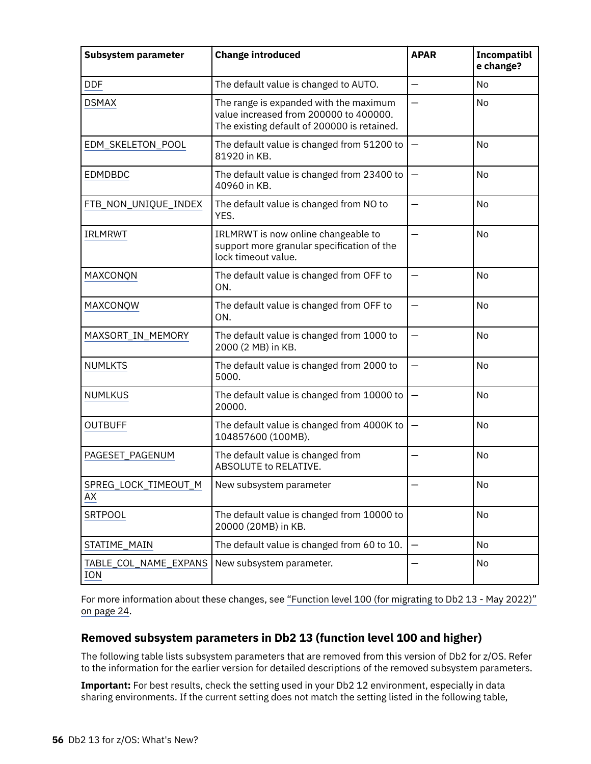| Subsystem parameter | Change introduced | APAR | Incompatible change? |
| --- | --- | --- | --- |
| DDF | The default value is changed to AUTO. | — | No |
| DSMAX | The range is expanded with the maximum value increased from 200000 to 400000. The existing default of 200000 is retained. | — | No |
| EDM_SKELETON_POOL | The default value is changed from 51200 to 81920 in KB. | — | No |
| EDMDBDC | The default value is changed from 23400 to 40960 in KB. | — | No |
| FTB_NON_UNIQUE_INDEX | The default value is changed from NO to YES. | — | No |
| IRLMRWT | IRLMRWT is now online changeable to support more granular specification of the lock timeout value. | — | No |
| MAXCONQN | The default value is changed from OFF to ON. | — | No |
| MAXCONQW | The default value is changed from OFF to ON. | — | No |
| MAXSORT_IN_MEMORY | The default value is changed from 1000 to 2000 (2 MB) in KB. | — | No |
| NUMLKTS | The default value is changed from 2000 to 5000. | — | No |
| NUMLKUS | The default value is changed from 10000 to 20000. | — | No |
| OUTBUFF | The default value is changed from 4000K to 104857600 (100MB). | — | No |
| PAGESET_PAGENUM | The default value is changed from ABSOLUTE to RELATIVE. | — | No |
| SPREG_LOCK_TIMEOUT_MAX | New subsystem parameter | — | No |
| SRTPOOL | The default value is changed from 10000 to 20000 (20MB) in KB. | | No |
| STATIME_MAIN | The default value is changed from 60 to 10. | — | No |
| TABLE_COL_NAME_EXPANSION | New subsystem parameter. | — | No |

For more information about these changes, see "Function level 100 (for migrating to Db2 13 - May 2022)" on page 24.

## Removed subsystem parameters in Db2 13 (function level 100 and higher)

The following table lists subsystem parameters that are removed from this version of Db2 for z/OS. Refer to the information for the earlier version for detailed descriptions of the removed subsystem parameters.

**Important:** For best results, check the setting used in your Db2 12 environment, especially in data sharing environments. If the current setting does not match the setting listed in the following table,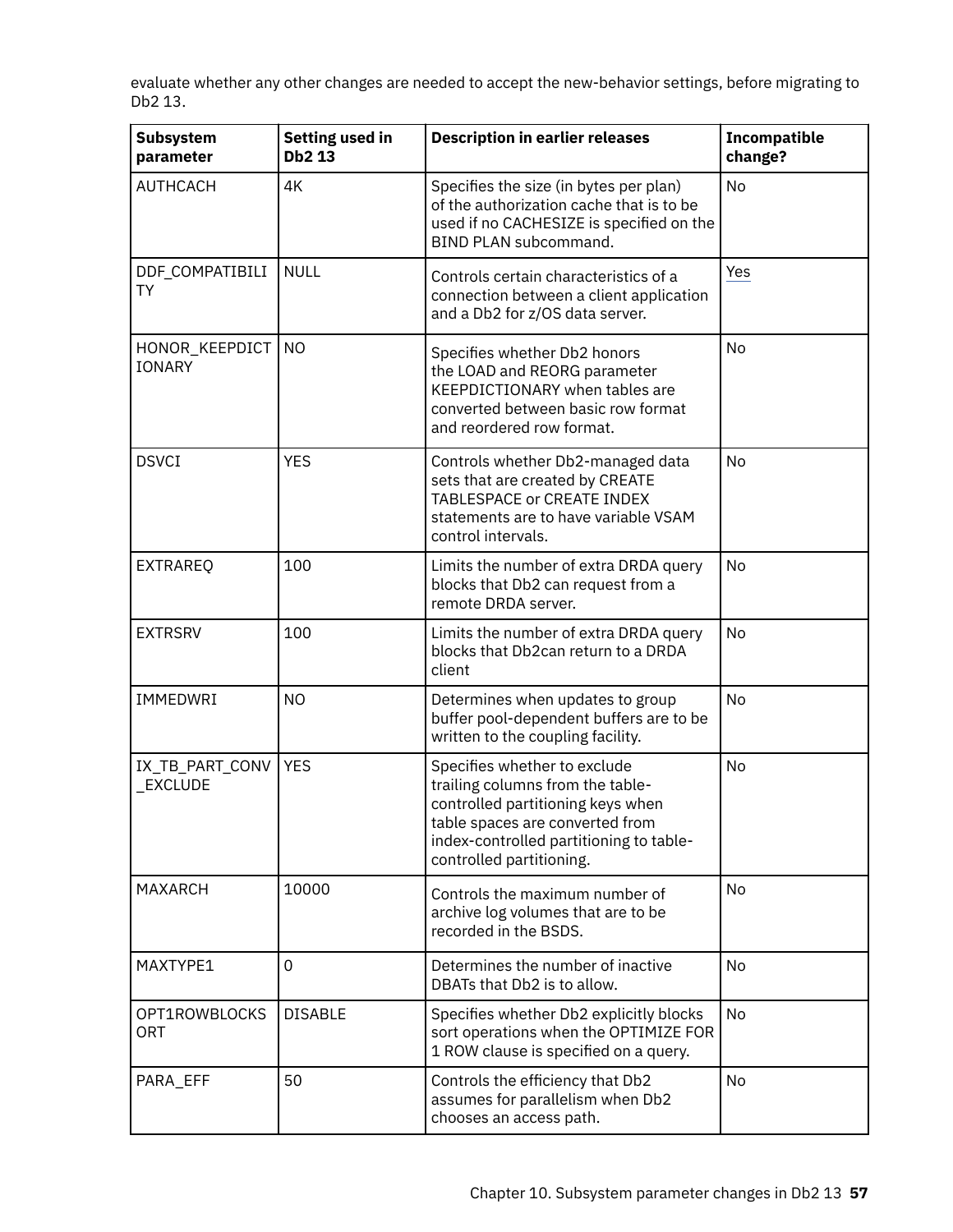evaluate whether any other changes are needed to accept the new-behavior settings, before migrating to Db2 13.

| Subsystem parameter | Setting used in Db2 13 | Description in earlier releases | Incompatible change? |
|---|---|---|---|
| AUTHCACH | 4K | Specifies the size (in bytes per plan) of the authorization cache that is to be used if no CACHESIZE is specified on the BIND PLAN subcommand. | No |
| DDF_COMPATIBILITY | NULL | Controls certain characteristics of a connection between a client application and a Db2 for z/OS data server. | Yes |
| HONOR_KEEPDICTIONARY | NO | Specifies whether Db2 honors the LOAD and REORG parameter KEEPDICTIONARY when tables are converted between basic row format and reordered row format. | No |
| DSVCI | YES | Controls whether Db2-managed data sets that are created by CREATE TABLESPACE or CREATE INDEX statements are to have variable VSAM control intervals. | No |
| EXTRAREQ | 100 | Limits the number of extra DRDA query blocks that Db2 can request from a remote DRDA server. | No |
| EXTRSRV | 100 | Limits the number of extra DRDA query blocks that Db2can return to a DRDA client | No |
| IMMEDWRI | NO | Determines when updates to group buffer pool-dependent buffers are to be written to the coupling facility. | No |
| IX_TB_PART_CONV_EXCLUDE | YES | Specifies whether to exclude trailing columns from the table-controlled partitioning keys when table spaces are converted from index-controlled partitioning to table-controlled partitioning. | No |
| MAXARCH | 10000 | Controls the maximum number of archive log volumes that are to be recorded in the BSDS. | No |
| MAXTYPE1 | 0 | Determines the number of inactive DBATs that Db2 is to allow. | No |
| OPT1ROWBLOCKSORT | DISABLE | Specifies whether Db2 explicitly blocks sort operations when the OPTIMIZE FOR 1 ROW clause is specified on a query. | No |
| PARA_EFF | 50 | Controls the efficiency that Db2 assumes for parallelism when Db2 chooses an access path. | No |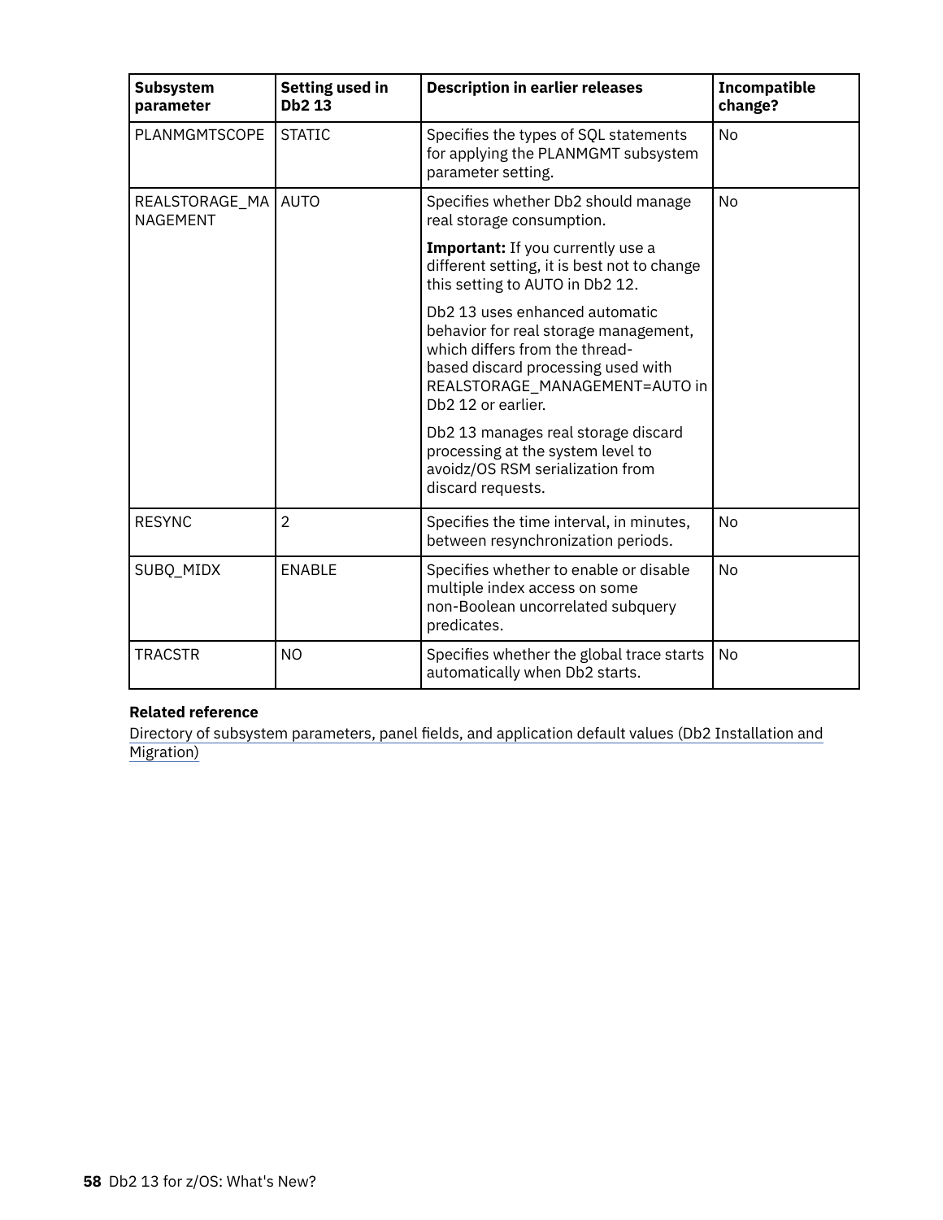| Subsystem parameter | Setting used in Db2 13 | Description in earlier releases | Incompatible change? |
| --- | --- | --- | --- |
| PLANMGMTSCOPE | STATIC | Specifies the types of SQL statements for applying the PLANMGMT subsystem parameter setting. | No |
| REALSTORAGE_MANAGEMENT | AUTO | Specifies whether Db2 should manage real storage consumption.<br><br>**Important:** If you currently use a different setting, it is best not to change this setting to AUTO in Db2 12.<br><br>Db2 13 uses enhanced automatic behavior for real storage management, which differs from the thread-based discard processing used with REALSTORAGE_MANAGEMENT=AUTO in Db2 12 or earlier.<br><br>Db2 13 manages real storage discard processing at the system level to avoidz/OS RSM serialization from discard requests. | No |
| RESYNC | 2 | Specifies the time interval, in minutes, between resynchronization periods. | No |
| SUBQ_MIDX | ENABLE | Specifies whether to enable or disable multiple index access on some non-Boolean uncorrelated subquery predicates. | No |
| TRACSTR | NO | Specifies whether the global trace starts automatically when Db2 starts. | No |

**Related reference**

Directory of subsystem parameters, panel fields, and application default values (Db2 Installation and Migration)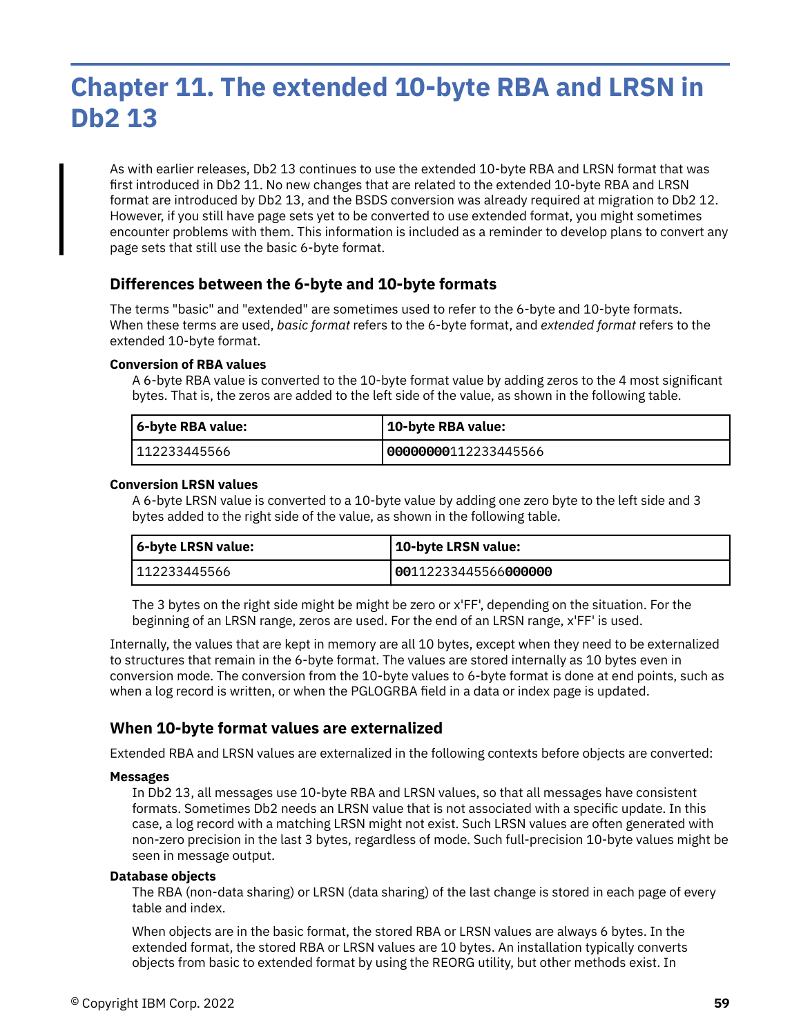# Chapter 11. The extended 10-byte RBA and LRSN in Db2 13

As with earlier releases, Db2 13 continues to use the extended 10-byte RBA and LRSN format that was first introduced in Db2 11. No new changes that are related to the extended 10-byte RBA and LRSN format are introduced by Db2 13, and the BSDS conversion was already required at migration to Db2 12. However, if you still have page sets yet to be converted to use extended format, you might sometimes encounter problems with them. This information is included as a reminder to develop plans to convert any page sets that still use the basic 6-byte format.

## Differences between the 6-byte and 10-byte formats

The terms "basic" and "extended" are sometimes used to refer to the 6-byte and 10-byte formats. When these terms are used, *basic format* refers to the 6-byte format, and *extended format* refers to the extended 10-byte format.

**Conversion of RBA values**

A 6-byte RBA value is converted to the 10-byte format value by adding zeros to the 4 most significant bytes. That is, the zeros are added to the left side of the value, as shown in the following table.

| 6-byte RBA value: | 10-byte RBA value: |
|---|---|
| 112233445566 | **00000000**112233445566 |

**Conversion LRSN values**

A 6-byte LRSN value is converted to a 10-byte value by adding one zero byte to the left side and 3 bytes added to the right side of the value, as shown in the following table.

| 6-byte LRSN value: | 10-byte LRSN value: |
|---|---|
| 112233445566 | **00**112233445566**000000** |

The 3 bytes on the right side might be might be zero or x'FF', depending on the situation. For the beginning of an LRSN range, zeros are used. For the end of an LRSN range, x'FF' is used.

Internally, the values that are kept in memory are all 10 bytes, except when they need to be externalized to structures that remain in the 6-byte format. The values are stored internally as 10 bytes even in conversion mode. The conversion from the 10-byte values to 6-byte format is done at end points, such as when a log record is written, or when the PGLOGRBA field in a data or index page is updated.

## When 10-byte format values are externalized

Extended RBA and LRSN values are externalized in the following contexts before objects are converted:

**Messages**

In Db2 13, all messages use 10-byte RBA and LRSN values, so that all messages have consistent formats. Sometimes Db2 needs an LRSN value that is not associated with a specific update. In this case, a log record with a matching LRSN might not exist. Such LRSN values are often generated with non-zero precision in the last 3 bytes, regardless of mode. Such full-precision 10-byte values might be seen in message output.

**Database objects**

The RBA (non-data sharing) or LRSN (data sharing) of the last change is stored in each page of every table and index.

When objects are in the basic format, the stored RBA or LRSN values are always 6 bytes. In the extended format, the stored RBA or LRSN values are 10 bytes. An installation typically converts objects from basic to extended format by using the REORG utility, but other methods exist. In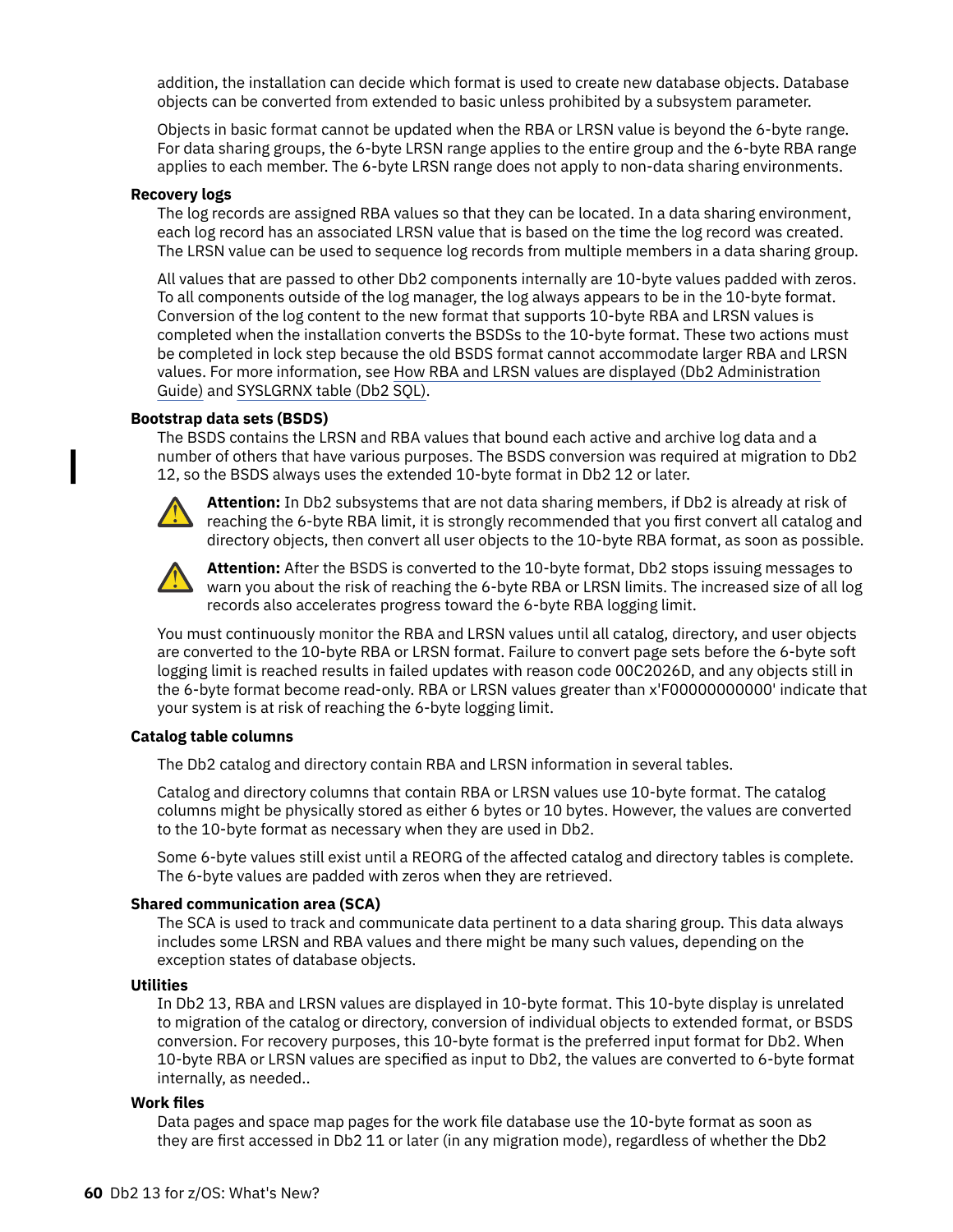addition, the installation can decide which format is used to create new database objects. Database objects can be converted from extended to basic unless prohibited by a subsystem parameter.

Objects in basic format cannot be updated when the RBA or LRSN value is beyond the 6-byte range. For data sharing groups, the 6-byte LRSN range applies to the entire group and the 6-byte RBA range applies to each member. The 6-byte LRSN range does not apply to non-data sharing environments.

**Recovery logs**

The log records are assigned RBA values so that they can be located. In a data sharing environment, each log record has an associated LRSN value that is based on the time the log record was created. The LRSN value can be used to sequence log records from multiple members in a data sharing group.

All values that are passed to other Db2 components internally are 10-byte values padded with zeros. To all components outside of the log manager, the log always appears to be in the 10-byte format. Conversion of the log content to the new format that supports 10-byte RBA and LRSN values is completed when the installation converts the BSDSs to the 10-byte format. These two actions must be completed in lock step because the old BSDS format cannot accommodate larger RBA and LRSN values. For more information, see How RBA and LRSN values are displayed (Db2 Administration Guide) and SYSLGRNX table (Db2 SQL).

**Bootstrap data sets (BSDS)**

The BSDS contains the LRSN and RBA values that bound each active and archive log data and a number of others that have various purposes. The BSDS conversion was required at migration to Db2 12, so the BSDS always uses the extended 10-byte format in Db2 12 or later.

**Attention:** In Db2 subsystems that are not data sharing members, if Db2 is already at risk of reaching the 6-byte RBA limit, it is strongly recommended that you first convert all catalog and directory objects, then convert all user objects to the 10-byte RBA format, as soon as possible.

**Attention:** After the BSDS is converted to the 10-byte format, Db2 stops issuing messages to warn you about the risk of reaching the 6-byte RBA or LRSN limits. The increased size of all log records also accelerates progress toward the 6-byte RBA logging limit.

You must continuously monitor the RBA and LRSN values until all catalog, directory, and user objects are converted to the 10-byte RBA or LRSN format. Failure to convert page sets before the 6-byte soft logging limit is reached results in failed updates with reason code 00C2026D, and any objects still in the 6-byte format become read-only. RBA or LRSN values greater than x'F00000000000' indicate that your system is at risk of reaching the 6-byte logging limit.

**Catalog table columns**

The Db2 catalog and directory contain RBA and LRSN information in several tables.

Catalog and directory columns that contain RBA or LRSN values use 10-byte format. The catalog columns might be physically stored as either 6 bytes or 10 bytes. However, the values are converted to the 10-byte format as necessary when they are used in Db2.

Some 6-byte values still exist until a REORG of the affected catalog and directory tables is complete. The 6-byte values are padded with zeros when they are retrieved.

**Shared communication area (SCA)**

The SCA is used to track and communicate data pertinent to a data sharing group. This data always includes some LRSN and RBA values and there might be many such values, depending on the exception states of database objects.

**Utilities**

In Db2 13, RBA and LRSN values are displayed in 10-byte format. This 10-byte display is unrelated to migration of the catalog or directory, conversion of individual objects to extended format, or BSDS conversion. For recovery purposes, this 10-byte format is the preferred input format for Db2. When 10-byte RBA or LRSN values are specified as input to Db2, the values are converted to 6-byte format internally, as needed..

**Work files**

Data pages and space map pages for the work file database use the 10-byte format as soon as they are first accessed in Db2 11 or later (in any migration mode), regardless of whether the Db2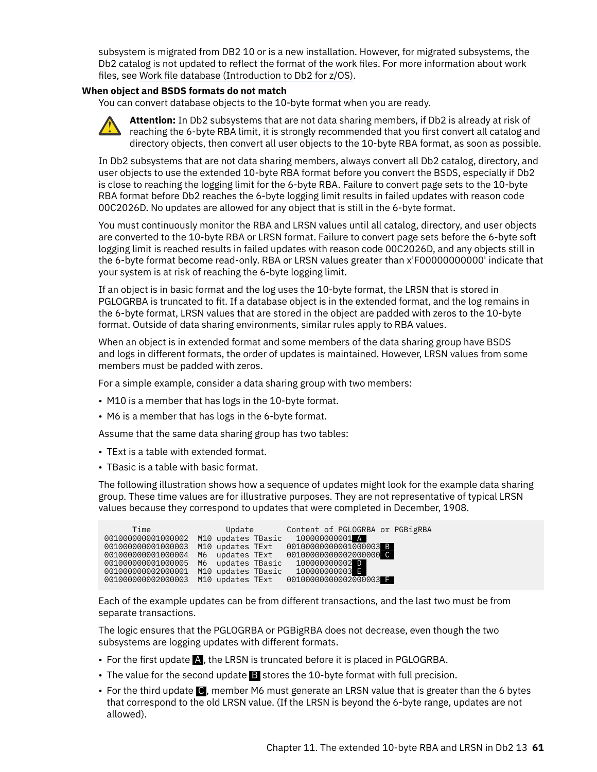subsystem is migrated from DB2 10 or is a new installation. However, for migrated subsystems, the Db2 catalog is not updated to reflect the format of the work files. For more information about work files, see Work file database (Introduction to Db2 for z/OS).

**When object and BSDS formats do not match**

You can convert database objects to the 10-byte format when you are ready.

**Attention:** In Db2 subsystems that are not data sharing members, if Db2 is already at risk of reaching the 6-byte RBA limit, it is strongly recommended that you first convert all catalog and directory objects, then convert all user objects to the 10-byte RBA format, as soon as possible.

In Db2 subsystems that are not data sharing members, always convert all Db2 catalog, directory, and user objects to use the extended 10-byte RBA format before you convert the BSDS, especially if Db2 is close to reaching the logging limit for the 6-byte RBA. Failure to convert page sets to the 10-byte RBA format before Db2 reaches the 6-byte logging limit results in failed updates with reason code 00C2026D. No updates are allowed for any object that is still in the 6-byte format.

You must continuously monitor the RBA and LRSN values until all catalog, directory, and user objects are converted to the 10-byte RBA or LRSN format. Failure to convert page sets before the 6-byte soft logging limit is reached results in failed updates with reason code 00C2026D, and any objects still in the 6-byte format become read-only. RBA or LRSN values greater than x'F00000000000' indicate that your system is at risk of reaching the 6-byte logging limit.

If an object is in basic format and the log uses the 10-byte format, the LRSN that is stored in PGLOGRBA is truncated to fit. If a database object is in the extended format, and the log remains in the 6-byte format, LRSN values that are stored in the object are padded with zeros to the 10-byte format. Outside of data sharing environments, similar rules apply to RBA values.

When an object is in extended format and some members of the data sharing group have BSDS and logs in different formats, the order of updates is maintained. However, LRSN values from some members must be padded with zeros.

For a simple example, consider a data sharing group with two members:

- M10 is a member that has logs in the 10-byte format.
- M6 is a member that has logs in the 6-byte format.

Assume that the same data sharing group has two tables:

- TExt is a table with extended format.
- TBasic is a table with basic format.

The following illustration shows how a sequence of updates might look for the example data sharing group. These time values are for illustrative purposes. They are not representative of typical LRSN values because they correspond to updates that were completed in December, 1908.

```
      Time                 Update       Content of PGLOGRBA or PGBigRBA
001000000001000002  M10 updates TBasic    100000000001 A
001000000001000003  M10 updates TExt    00100000000001000003 B
001000000001000004  M6  updates TExt    00100000000002000000 C
001000000001000005  M6  updates TBasic    100000000002 D
001000000002000001  M10 updates TBasic    100000000003 E
001000000002000003  M10 updates TExt    00100000000002000003 F
```

Each of the example updates can be from different transactions, and the last two must be from separate transactions.

The logic ensures that the PGLOGRBA or PGBigRBA does not decrease, even though the two subsystems are logging updates with different formats.

- For the first update **A**, the LRSN is truncated before it is placed in PGLOGRBA.
- The value for the second update **B** stores the 10-byte format with full precision.
- For the third update **C**, member M6 must generate an LRSN value that is greater than the 6 bytes that correspond to the old LRSN value. (If the LRSN is beyond the 6-byte range, updates are not allowed).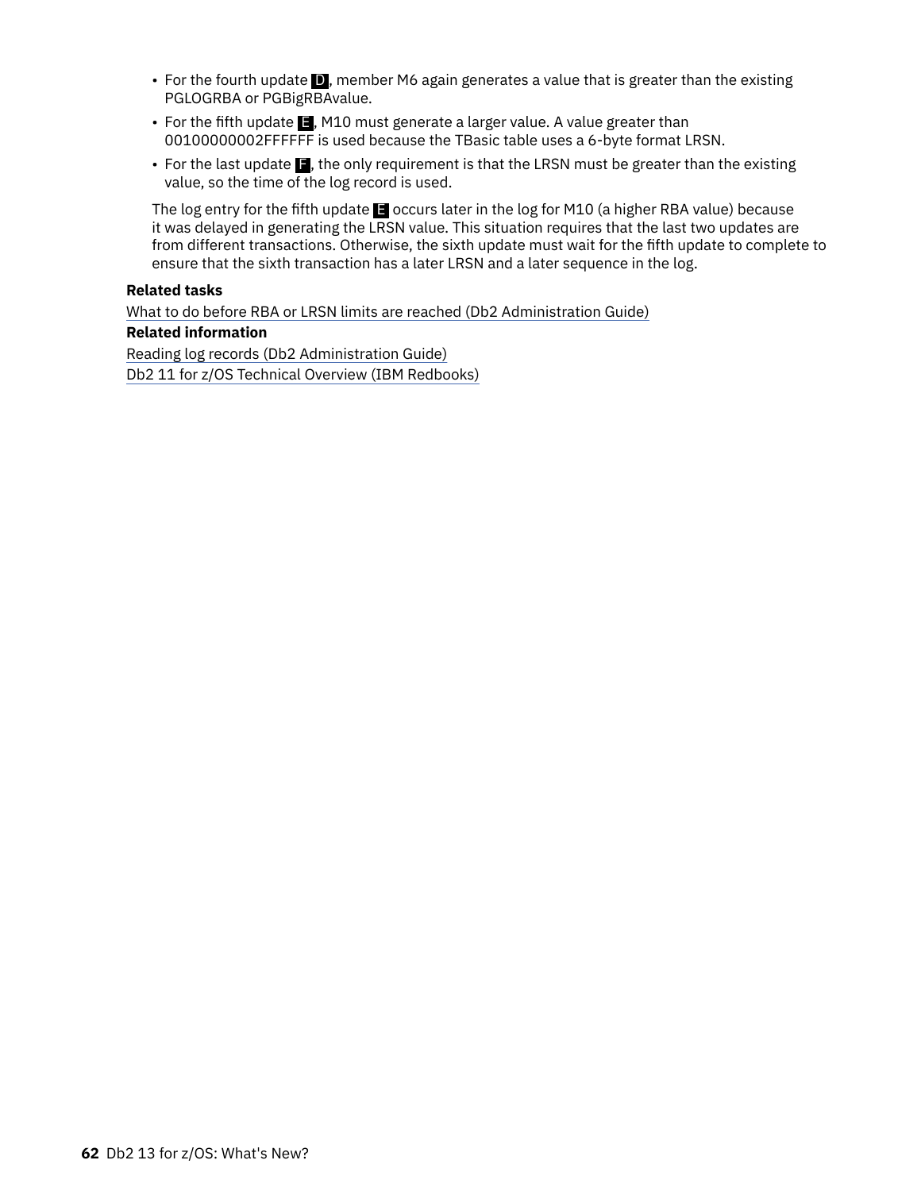- For the fourth update **D**, member M6 again generates a value that is greater than the existing PGLOGRBA or PGBigRBAvalue.
- For the fifth update **E**, M10 must generate a larger value. A value greater than 00100000002FFFFFF is used because the TBasic table uses a 6-byte format LRSN.
- For the last update **F**, the only requirement is that the LRSN must be greater than the existing value, so the time of the log record is used.

The log entry for the fifth update **E** occurs later in the log for M10 (a higher RBA value) because it was delayed in generating the LRSN value. This situation requires that the last two updates are from different transactions. Otherwise, the sixth update must wait for the fifth update to complete to ensure that the sixth transaction has a later LRSN and a later sequence in the log.

**Related tasks**

What to do before RBA or LRSN limits are reached (Db2 Administration Guide)

**Related information**

Reading log records (Db2 Administration Guide)

Db2 11 for z/OS Technical Overview (IBM Redbooks)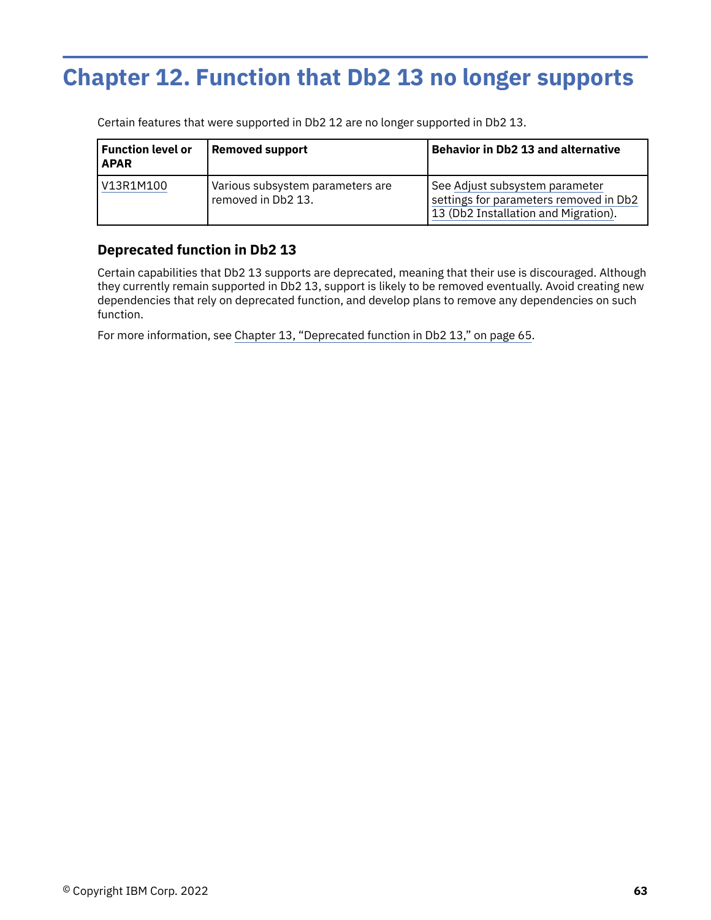# Chapter 12. Function that Db2 13 no longer supports

Certain features that were supported in Db2 12 are no longer supported in Db2 13.

| Function level or APAR | Removed support | Behavior in Db2 13 and alternative |
| --- | --- | --- |
| V13R1M100 | Various subsystem parameters are removed in Db2 13. | See Adjust subsystem parameter settings for parameters removed in Db2 13 (Db2 Installation and Migration). |

## Deprecated function in Db2 13

Certain capabilities that Db2 13 supports are deprecated, meaning that their use is discouraged. Although they currently remain supported in Db2 13, support is likely to be removed eventually. Avoid creating new dependencies that rely on deprecated function, and develop plans to remove any dependencies on such function.

For more information, see Chapter 13, "Deprecated function in Db2 13," on page 65.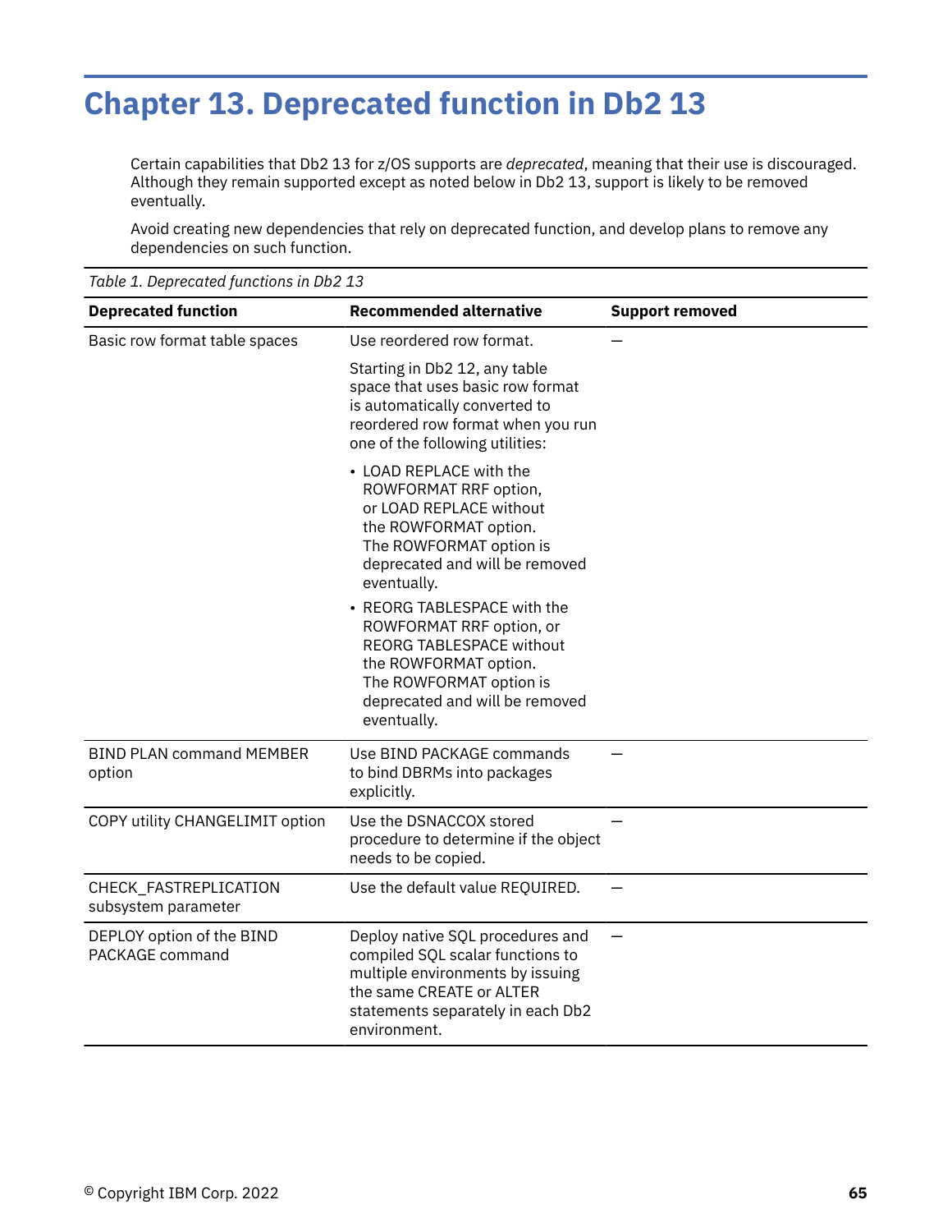# Chapter 13. Deprecated function in Db2 13

Certain capabilities that Db2 13 for z/OS supports are *deprecated*, meaning that their use is discouraged. Although they remain supported except as noted below in Db2 13, support is likely to be removed eventually.

Avoid creating new dependencies that rely on deprecated function, and develop plans to remove any dependencies on such function.

*Table 1. Deprecated functions in Db2 13*

| Deprecated function | Recommended alternative | Support removed |
| --- | --- | --- |
| Basic row format table spaces | Use reordered row format.<br><br>Starting in Db2 12, any table space that uses basic row format is automatically converted to reordered row format when you run one of the following utilities:<br><br>• LOAD REPLACE with the ROWFORMAT RRF option, or LOAD REPLACE without the ROWFORMAT option. The ROWFORMAT option is deprecated and will be removed eventually.<br>• REORG TABLESPACE with the ROWFORMAT RRF option, or REORG TABLESPACE without the ROWFORMAT option. The ROWFORMAT option is deprecated and will be removed eventually. | — |
| BIND PLAN command MEMBER option | Use BIND PACKAGE commands to bind DBRMs into packages explicitly. | — |
| COPY utility CHANGELIMIT option | Use the DSNACCOX stored procedure to determine if the object needs to be copied. | — |
| CHECK_FASTREPLICATION subsystem parameter | Use the default value REQUIRED. | — |
| DEPLOY option of the BIND PACKAGE command | Deploy native SQL procedures and compiled SQL scalar functions to multiple environments by issuing the same CREATE or ALTER statements separately in each Db2 environment. | — |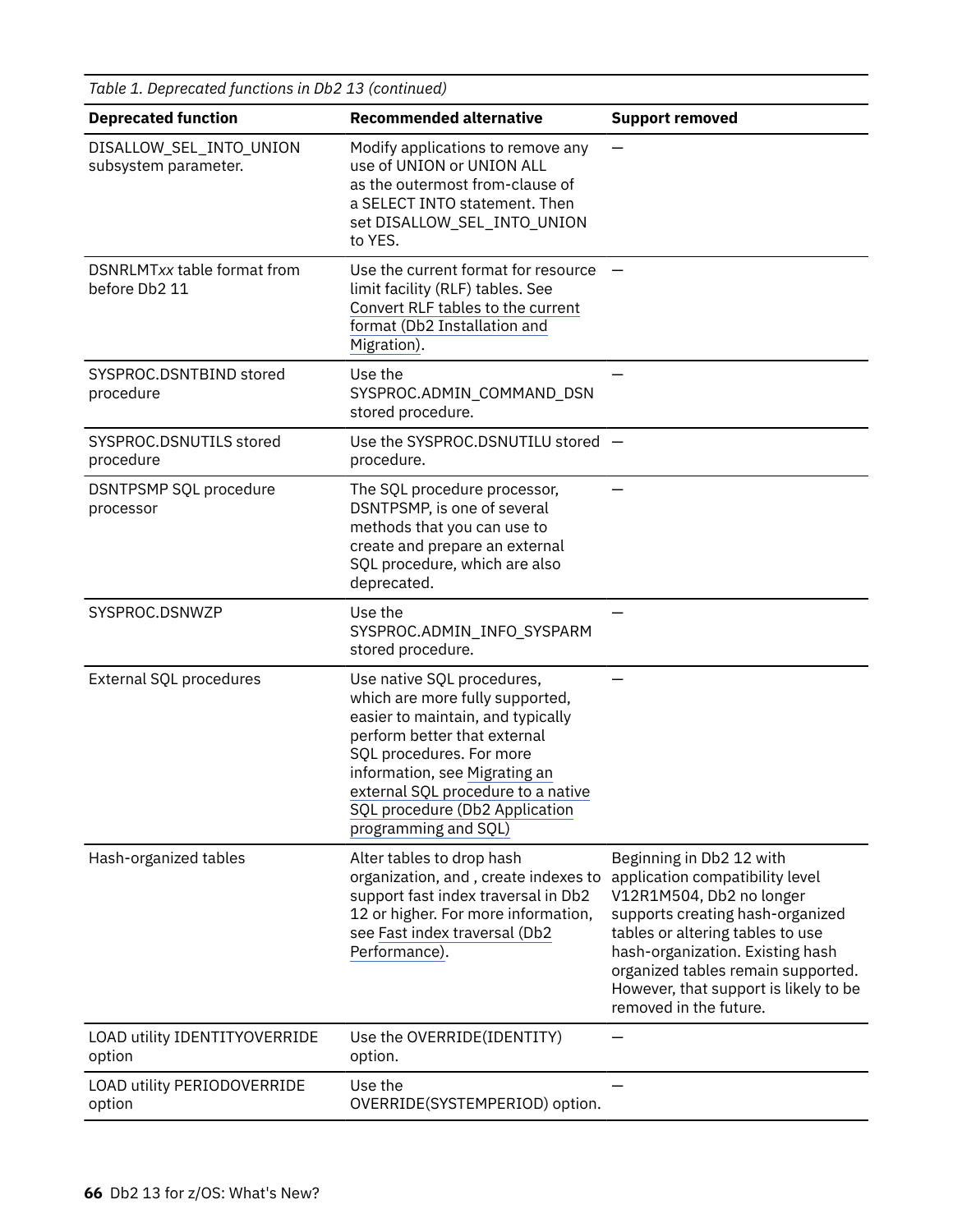*Table 1. Deprecated functions in Db2 13 (continued)*

| Deprecated function | Recommended alternative | Support removed |
| --- | --- | --- |
| DISALLOW_SEL_INTO_UNION subsystem parameter. | Modify applications to remove any use of UNION or UNION ALL as the outermost from-clause of a SELECT INTO statement. Then set DISALLOW_SEL_INTO_UNION to YES. | — |
| DSNRLMT*xx* table format from before Db2 11 | Use the current format for resource limit facility (RLF) tables. See Convert RLF tables to the current format (Db2 Installation and Migration). | — |
| SYSPROC.DSNTBIND stored procedure | Use the SYSPROC.ADMIN_COMMAND_DSN stored procedure. | — |
| SYSPROC.DSNUTILS stored procedure | Use the SYSPROC.DSNUTILU stored procedure. | — |
| DSNTPSMP SQL procedure processor | The SQL procedure processor, DSNTPSMP, is one of several methods that you can use to create and prepare an external SQL procedure, which are also deprecated. | — |
| SYSPROC.DSNWZP | Use the SYSPROC.ADMIN_INFO_SYSPARM stored procedure. | — |
| External SQL procedures | Use native SQL procedures, which are more fully supported, easier to maintain, and typically perform better that external SQL procedures. For more information, see Migrating an external SQL procedure to a native SQL procedure (Db2 Application programming and SQL) | — |
| Hash-organized tables | Alter tables to drop hash organization, and , create indexes to support fast index traversal in Db2 12 or higher. For more information, see Fast index traversal (Db2 Performance). | Beginning in Db2 12 with application compatibility level V12R1M504, Db2 no longer supports creating hash-organized tables or altering tables to use hash-organization. Existing hash organized tables remain supported. However, that support is likely to be removed in the future. |
| LOAD utility IDENTITYOVERRIDE option | Use the OVERRIDE(IDENTITY) option. | — |
| LOAD utility PERIODOVERRIDE option | Use the OVERRIDE(SYSTEMPERIOD) option. | — |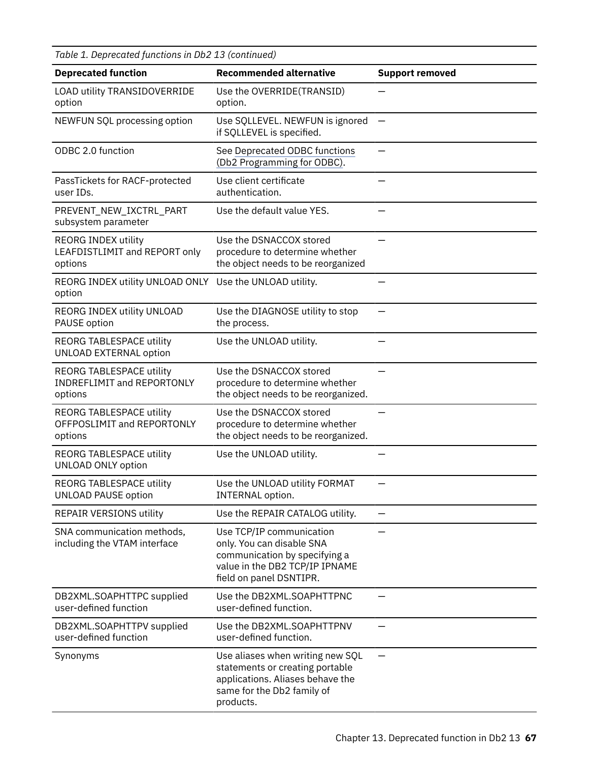*Table 1. Deprecated functions in Db2 13 (continued)*

| Deprecated function | Recommended alternative | Support removed |
|---|---|---|
| LOAD utility TRANSIDOVERRIDE option | Use the OVERRIDE(TRANSID) option. | — |
| NEWFUN SQL processing option | Use SQLLEVEL. NEWFUN is ignored if SQLLEVEL is specified. | — |
| ODBC 2.0 function | See Deprecated ODBC functions (Db2 Programming for ODBC). | — |
| PassTickets for RACF-protected user IDs. | Use client certificate authentication. | — |
| PREVENT_NEW_IXCTRL_PART subsystem parameter | Use the default value YES. | — |
| REORG INDEX utility LEAFDISTLIMIT and REPORT only options | Use the DSNACCOX stored procedure to determine whether the object needs to be reorganized | — |
| REORG INDEX utility UNLOAD ONLY option | Use the UNLOAD utility. | — |
| REORG INDEX utility UNLOAD PAUSE option | Use the DIAGNOSE utility to stop the process. | — |
| REORG TABLESPACE utility UNLOAD EXTERNAL option | Use the UNLOAD utility. | — |
| REORG TABLESPACE utility INDREFLIMIT and REPORTONLY options | Use the DSNACCOX stored procedure to determine whether the object needs to be reorganized. | — |
| REORG TABLESPACE utility OFFPOSLIMIT and REPORTONLY options | Use the DSNACCOX stored procedure to determine whether the object needs to be reorganized. | — |
| REORG TABLESPACE utility UNLOAD ONLY option | Use the UNLOAD utility. | — |
| REORG TABLESPACE utility UNLOAD PAUSE option | Use the UNLOAD utility FORMAT INTERNAL option. | — |
| REPAIR VERSIONS utility | Use the REPAIR CATALOG utility. | — |
| SNA communication methods, including the VTAM interface | Use TCP/IP communication only. You can disable SNA communication by specifying a value in the DB2 TCP/IP IPNAME field on panel DSNTIPR. | — |
| DB2XML.SOAPHTTPC supplied user-defined function | Use the DB2XML.SOAPHTTPNC user-defined function. | — |
| DB2XML.SOAPHTTPV supplied user-defined function | Use the DB2XML.SOAPHTTPNV user-defined function. | — |
| Synonyms | Use aliases when writing new SQL statements or creating portable applications. Aliases behave the same for the Db2 family of products. | — |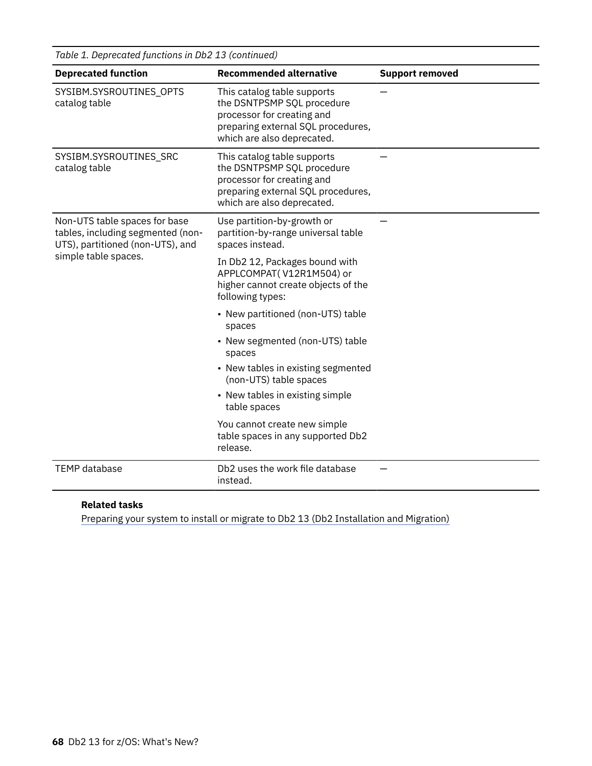*Table 1. Deprecated functions in Db2 13 (continued)*

| Deprecated function | Recommended alternative | Support removed |
|---|---|---|
| SYSIBM.SYSROUTINES_OPTS catalog table | This catalog table supports the DSNTPSMP SQL procedure processor for creating and preparing external SQL procedures, which are also deprecated. | — |
| SYSIBM.SYSROUTINES_SRC catalog table | This catalog table supports the DSNTPSMP SQL procedure processor for creating and preparing external SQL procedures, which are also deprecated. | — |
| Non-UTS table spaces for base tables, including segmented (non-UTS), partitioned (non-UTS), and simple table spaces. | Use partition-by-growth or partition-by-range universal table spaces instead.<br><br>In Db2 12, Packages bound with APPLCOMPAT( V12R1M504) or higher cannot create objects of the following types:<br><br>• New partitioned (non-UTS) table spaces<br>• New segmented (non-UTS) table spaces<br>• New tables in existing segmented (non-UTS) table spaces<br>• New tables in existing simple table spaces<br><br>You cannot create new simple table spaces in any supported Db2 release. | — |
| TEMP database | Db2 uses the work file database instead. | — |

**Related tasks**

Preparing your system to install or migrate to Db2 13 (Db2 Installation and Migration)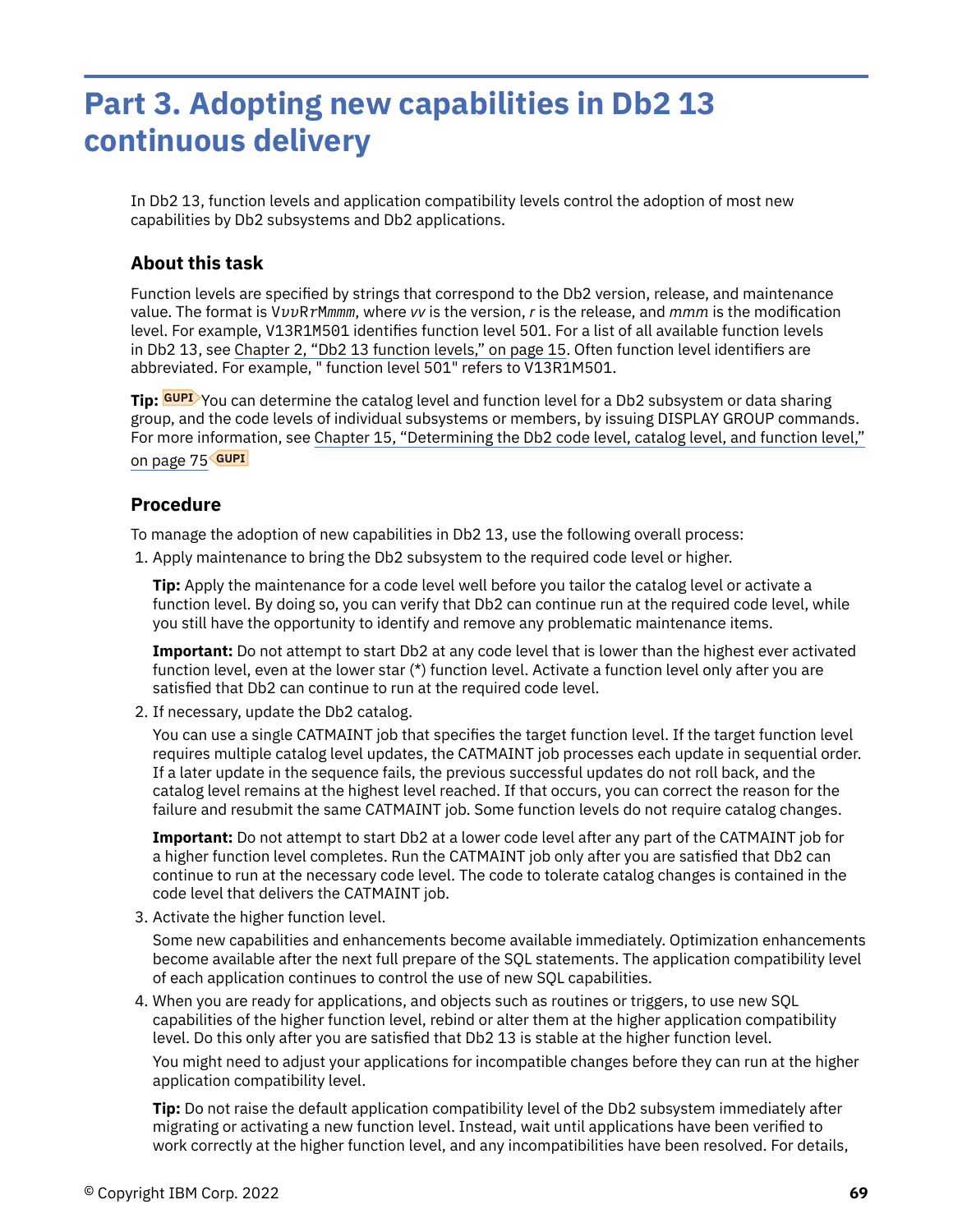# Part 3. Adopting new capabilities in Db2 13 continuous delivery

In Db2 13, function levels and application compatibility levels control the adoption of most new capabilities by Db2 subsystems and Db2 applications.

## About this task

Function levels are specified by strings that correspond to the Db2 version, release, and maintenance value. The format is V*vv*R*r*M*mmm*, where *vv* is the version, *r* is the release, and *mmm* is the modification level. For example, V13R1M501 identifies function level 501. For a list of all available function levels in Db2 13, see Chapter 2, "Db2 13 function levels," on page 15. Often function level identifiers are abbreviated. For example, " function level 501" refers to V13R1M501.

**Tip:** GUPI You can determine the catalog level and function level for a Db2 subsystem or data sharing group, and the code levels of individual subsystems or members, by issuing DISPLAY GROUP commands. For more information, see Chapter 15, "Determining the Db2 code level, catalog level, and function level," on page 75 GUPI

## Procedure

To manage the adoption of new capabilities in Db2 13, use the following overall process:

1. Apply maintenance to bring the Db2 subsystem to the required code level or higher.

   **Tip:** Apply the maintenance for a code level well before you tailor the catalog level or activate a function level. By doing so, you can verify that Db2 can continue run at the required code level, while you still have the opportunity to identify and remove any problematic maintenance items.

   **Important:** Do not attempt to start Db2 at any code level that is lower than the highest ever activated function level, even at the lower star (*) function level. Activate a function level only after you are satisfied that Db2 can continue to run at the required code level.

2. If necessary, update the Db2 catalog.

   You can use a single CATMAINT job that specifies the target function level. If the target function level requires multiple catalog level updates, the CATMAINT job processes each update in sequential order. If a later update in the sequence fails, the previous successful updates do not roll back, and the catalog level remains at the highest level reached. If that occurs, you can correct the reason for the failure and resubmit the same CATMAINT job. Some function levels do not require catalog changes.

   **Important:** Do not attempt to start Db2 at a lower code level after any part of the CATMAINT job for a higher function level completes. Run the CATMAINT job only after you are satisfied that Db2 can continue to run at the necessary code level. The code to tolerate catalog changes is contained in the code level that delivers the CATMAINT job.

3. Activate the higher function level.

   Some new capabilities and enhancements become available immediately. Optimization enhancements become available after the next full prepare of the SQL statements. The application compatibility level of each application continues to control the use of new SQL capabilities.

4. When you are ready for applications, and objects such as routines or triggers, to use new SQL capabilities of the higher function level, rebind or alter them at the higher application compatibility level. Do this only after you are satisfied that Db2 13 is stable at the higher function level.

   You might need to adjust your applications for incompatible changes before they can run at the higher application compatibility level.

   **Tip:** Do not raise the default application compatibility level of the Db2 subsystem immediately after migrating or activating a new function level. Instead, wait until applications have been verified to work correctly at the higher function level, and any incompatibilities have been resolved. For details,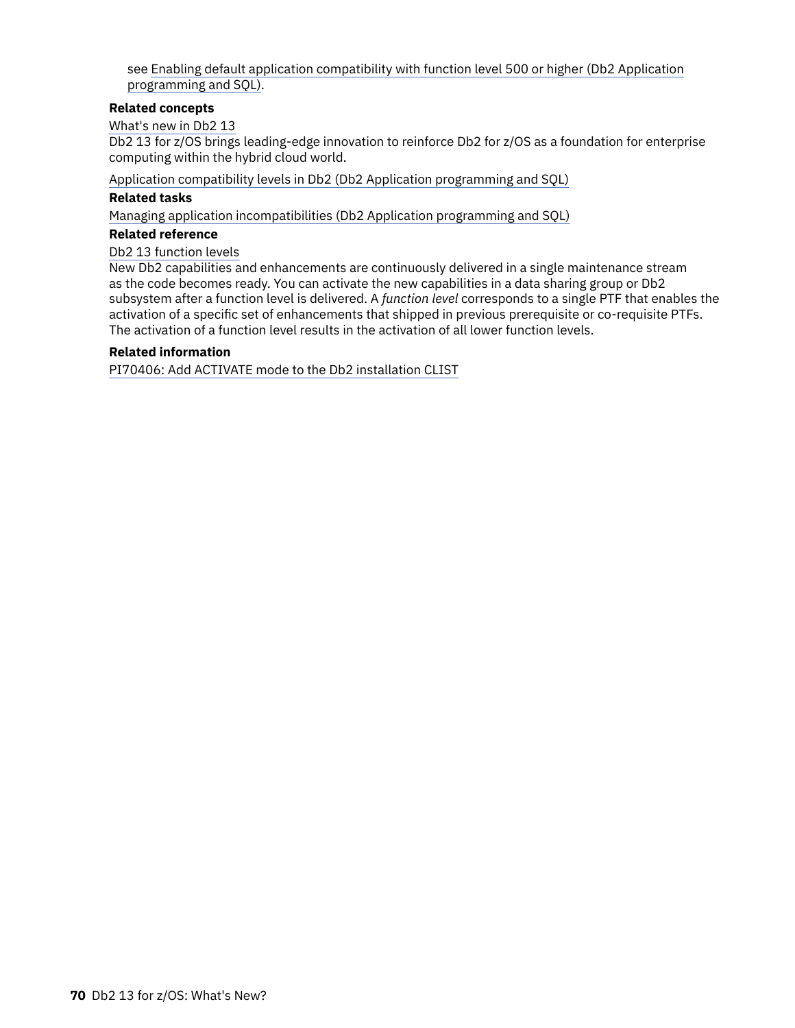see Enabling default application compatibility with function level 500 or higher (Db2 Application programming and SQL).

**Related concepts**

What's new in Db2 13

Db2 13 for z/OS brings leading-edge innovation to reinforce Db2 for z/OS as a foundation for enterprise computing within the hybrid cloud world.

Application compatibility levels in Db2 (Db2 Application programming and SQL)

**Related tasks**

Managing application incompatibilities (Db2 Application programming and SQL)

**Related reference**

Db2 13 function levels

New Db2 capabilities and enhancements are continuously delivered in a single maintenance stream as the code becomes ready. You can activate the new capabilities in a data sharing group or Db2 subsystem after a function level is delivered. A *function level* corresponds to a single PTF that enables the activation of a specific set of enhancements that shipped in previous prerequisite or co-requisite PTFs. The activation of a function level results in the activation of all lower function levels.

**Related information**

PI70406: Add ACTIVATE mode to the Db2 installation CLIST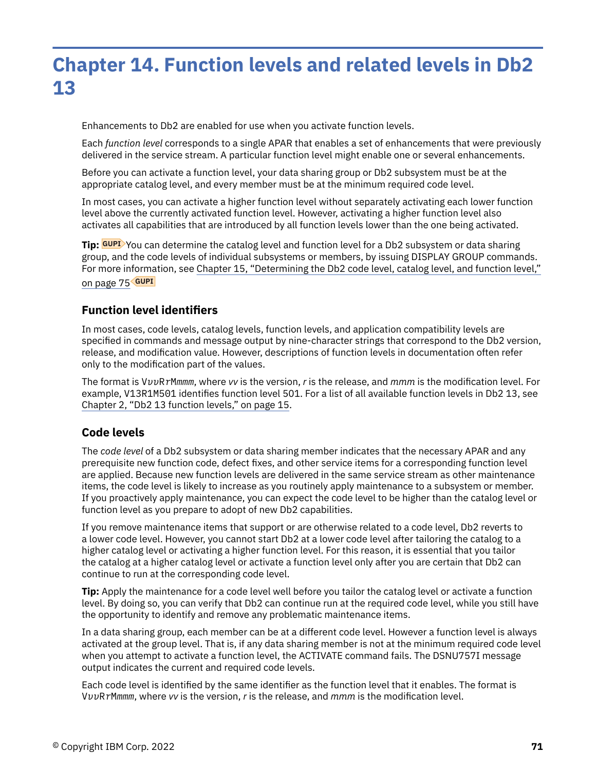# Chapter 14. Function levels and related levels in Db2 13

Enhancements to Db2 are enabled for use when you activate function levels.

Each *function level* corresponds to a single APAR that enables a set of enhancements that were previously delivered in the service stream. A particular function level might enable one or several enhancements.

Before you can activate a function level, your data sharing group or Db2 subsystem must be at the appropriate catalog level, and every member must be at the minimum required code level.

In most cases, you can activate a higher function level without separately activating each lower function level above the currently activated function level. However, activating a higher function level also activates all capabilities that are introduced by all function levels lower than the one being activated.

**Tip:** GUPI You can determine the catalog level and function level for a Db2 subsystem or data sharing group, and the code levels of individual subsystems or members, by issuing DISPLAY GROUP commands. For more information, see Chapter 15, "Determining the Db2 code level, catalog level, and function level," on page 75 GUPI

## Function level identifiers

In most cases, code levels, catalog levels, function levels, and application compatibility levels are specified in commands and message output by nine-character strings that correspond to the Db2 version, release, and modification value. However, descriptions of function levels in documentation often refer only to the modification part of the values.

The format is V*vv*R*r*M*mmm*, where *vv* is the version, *r* is the release, and *mmm* is the modification level. For example, V13R1M501 identifies function level 501. For a list of all available function levels in Db2 13, see Chapter 2, "Db2 13 function levels," on page 15.

## Code levels

The *code level* of a Db2 subsystem or data sharing member indicates that the necessary APAR and any prerequisite new function code, defect fixes, and other service items for a corresponding function level are applied. Because new function levels are delivered in the same service stream as other maintenance items, the code level is likely to increase as you routinely apply maintenance to a subsystem or member. If you proactively apply maintenance, you can expect the code level to be higher than the catalog level or function level as you prepare to adopt of new Db2 capabilities.

If you remove maintenance items that support or are otherwise related to a code level, Db2 reverts to a lower code level. However, you cannot start Db2 at a lower code level after tailoring the catalog to a higher catalog level or activating a higher function level. For this reason, it is essential that you tailor the catalog at a higher catalog level or activate a function level only after you are certain that Db2 can continue to run at the corresponding code level.

**Tip:** Apply the maintenance for a code level well before you tailor the catalog level or activate a function level. By doing so, you can verify that Db2 can continue run at the required code level, while you still have the opportunity to identify and remove any problematic maintenance items.

In a data sharing group, each member can be at a different code level. However a function level is always activated at the group level. That is, if any data sharing member is not at the minimum required code level when you attempt to activate a function level, the ACTIVATE command fails. The DSNU757I message output indicates the current and required code levels.

Each code level is identified by the same identifier as the function level that it enables. The format is V*vv*R*r*M*mmm*, where *vv* is the version, *r* is the release, and *mmm* is the modification level.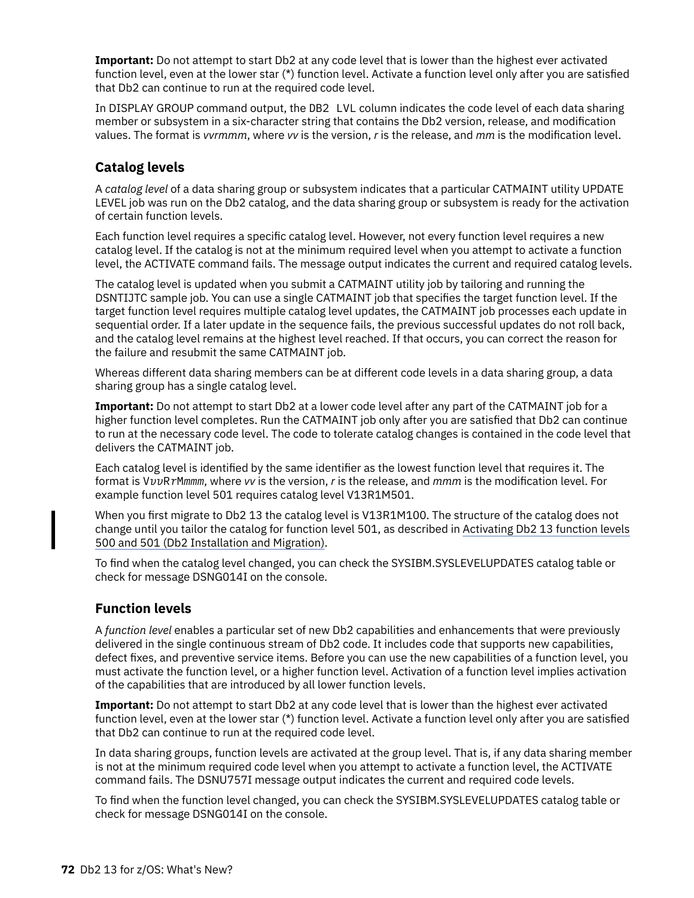**Important:** Do not attempt to start Db2 at any code level that is lower than the highest ever activated function level, even at the lower star (*) function level. Activate a function level only after you are satisfied that Db2 can continue to run at the required code level.

In DISPLAY GROUP command output, the DB2 LVL column indicates the code level of each data sharing member or subsystem in a six-character string that contains the Db2 version, release, and modification values. The format is *vvrmmm*, where *vv* is the version, *r* is the release, and *mm* is the modification level.

## Catalog levels

A *catalog level* of a data sharing group or subsystem indicates that a particular CATMAINT utility UPDATE LEVEL job was run on the Db2 catalog, and the data sharing group or subsystem is ready for the activation of certain function levels.

Each function level requires a specific catalog level. However, not every function level requires a new catalog level. If the catalog is not at the minimum required level when you attempt to activate a function level, the ACTIVATE command fails. The message output indicates the current and required catalog levels.

The catalog level is updated when you submit a CATMAINT utility job by tailoring and running the DSNTIJTC sample job. You can use a single CATMAINT job that specifies the target function level. If the target function level requires multiple catalog level updates, the CATMAINT job processes each update in sequential order. If a later update in the sequence fails, the previous successful updates do not roll back, and the catalog level remains at the highest level reached. If that occurs, you can correct the reason for the failure and resubmit the same CATMAINT job.

Whereas different data sharing members can be at different code levels in a data sharing group, a data sharing group has a single catalog level.

**Important:** Do not attempt to start Db2 at a lower code level after any part of the CATMAINT job for a higher function level completes. Run the CATMAINT job only after you are satisfied that Db2 can continue to run at the necessary code level. The code to tolerate catalog changes is contained in the code level that delivers the CATMAINT job.

Each catalog level is identified by the same identifier as the lowest function level that requires it. The format is V*vv*R*r*M*mmm*, where *vv* is the version, *r* is the release, and *mmm* is the modification level. For example function level 501 requires catalog level V13R1M501.

When you first migrate to Db2 13 the catalog level is V13R1M100. The structure of the catalog does not change until you tailor the catalog for function level 501, as described in Activating Db2 13 function levels 500 and 501 (Db2 Installation and Migration).

To find when the catalog level changed, you can check the SYSIBM.SYSLEVELUPDATES catalog table or check for message DSNG014I on the console.

## Function levels

A *function level* enables a particular set of new Db2 capabilities and enhancements that were previously delivered in the single continuous stream of Db2 code. It includes code that supports new capabilities, defect fixes, and preventive service items. Before you can use the new capabilities of a function level, you must activate the function level, or a higher function level. Activation of a function level implies activation of the capabilities that are introduced by all lower function levels.

**Important:** Do not attempt to start Db2 at any code level that is lower than the highest ever activated function level, even at the lower star (*) function level. Activate a function level only after you are satisfied that Db2 can continue to run at the required code level.

In data sharing groups, function levels are activated at the group level. That is, if any data sharing member is not at the minimum required code level when you attempt to activate a function level, the ACTIVATE command fails. The DSNU757I message output indicates the current and required code levels.

To find when the function level changed, you can check the SYSIBM.SYSLEVELUPDATES catalog table or check for message DSNG014I on the console.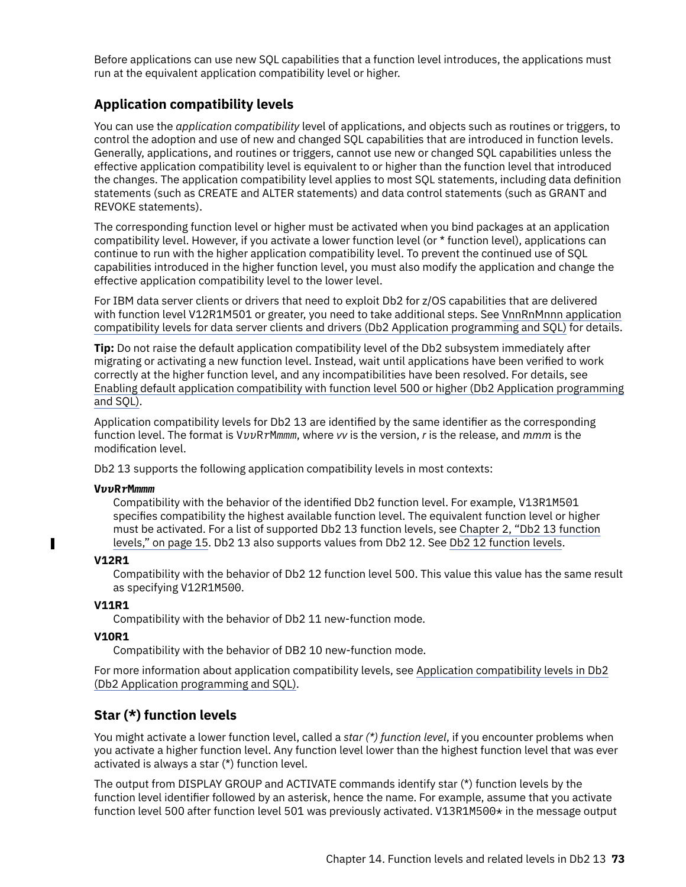Before applications can use new SQL capabilities that a function level introduces, the applications must run at the equivalent application compatibility level or higher.

## Application compatibility levels

You can use the *application compatibility* level of applications, and objects such as routines or triggers, to control the adoption and use of new and changed SQL capabilities that are introduced in function levels. Generally, applications, and routines or triggers, cannot use new or changed SQL capabilities unless the effective application compatibility level is equivalent to or higher than the function level that introduced the changes. The application compatibility level applies to most SQL statements, including data definition statements (such as CREATE and ALTER statements) and data control statements (such as GRANT and REVOKE statements).

The corresponding function level or higher must be activated when you bind packages at an application compatibility level. However, if you activate a lower function level (or * function level), applications can continue to run with the higher application compatibility level. To prevent the continued use of SQL capabilities introduced in the higher function level, you must also modify the application and change the effective application compatibility level to the lower level.

For IBM data server clients or drivers that need to exploit Db2 for z/OS capabilities that are delivered with function level V12R1M501 or greater, you need to take additional steps. See VnnRnMnnn application compatibility levels for data server clients and drivers (Db2 Application programming and SQL) for details.

**Tip:** Do not raise the default application compatibility level of the Db2 subsystem immediately after migrating or activating a new function level. Instead, wait until applications have been verified to work correctly at the higher function level, and any incompatibilities have been resolved. For details, see Enabling default application compatibility with function level 500 or higher (Db2 Application programming and SQL).

Application compatibility levels for Db2 13 are identified by the same identifier as the corresponding function level. The format is V*vv*R*r*M*mmm*, where *vv* is the version, *r* is the release, and *mmm* is the modification level.

Db2 13 supports the following application compatibility levels in most contexts:

**V*vv*R*r*M*mmm***
: Compatibility with the behavior of the identified Db2 function level. For example, V13R1M501 specifies compatibility the highest available function level. The equivalent function level or higher must be activated. For a list of supported Db2 13 function levels, see Chapter 2, "Db2 13 function levels," on page 15. Db2 13 also supports values from Db2 12. See Db2 12 function levels.

**V12R1**
: Compatibility with the behavior of Db2 12 function level 500. This value this value has the same result as specifying V12R1M500.

**V11R1**
: Compatibility with the behavior of Db2 11 new-function mode.

**V10R1**
: Compatibility with the behavior of DB2 10 new-function mode.

For more information about application compatibility levels, see Application compatibility levels in Db2 (Db2 Application programming and SQL).

## Star (*) function levels

You might activate a lower function level, called a *star (*) function level*, if you encounter problems when you activate a higher function level. Any function level lower than the highest function level that was ever activated is always a star (*) function level.

The output from DISPLAY GROUP and ACTIVATE commands identify star (*) function levels by the function level identifier followed by an asterisk, hence the name. For example, assume that you activate function level 500 after function level 501 was previously activated. V13R1M500* in the message output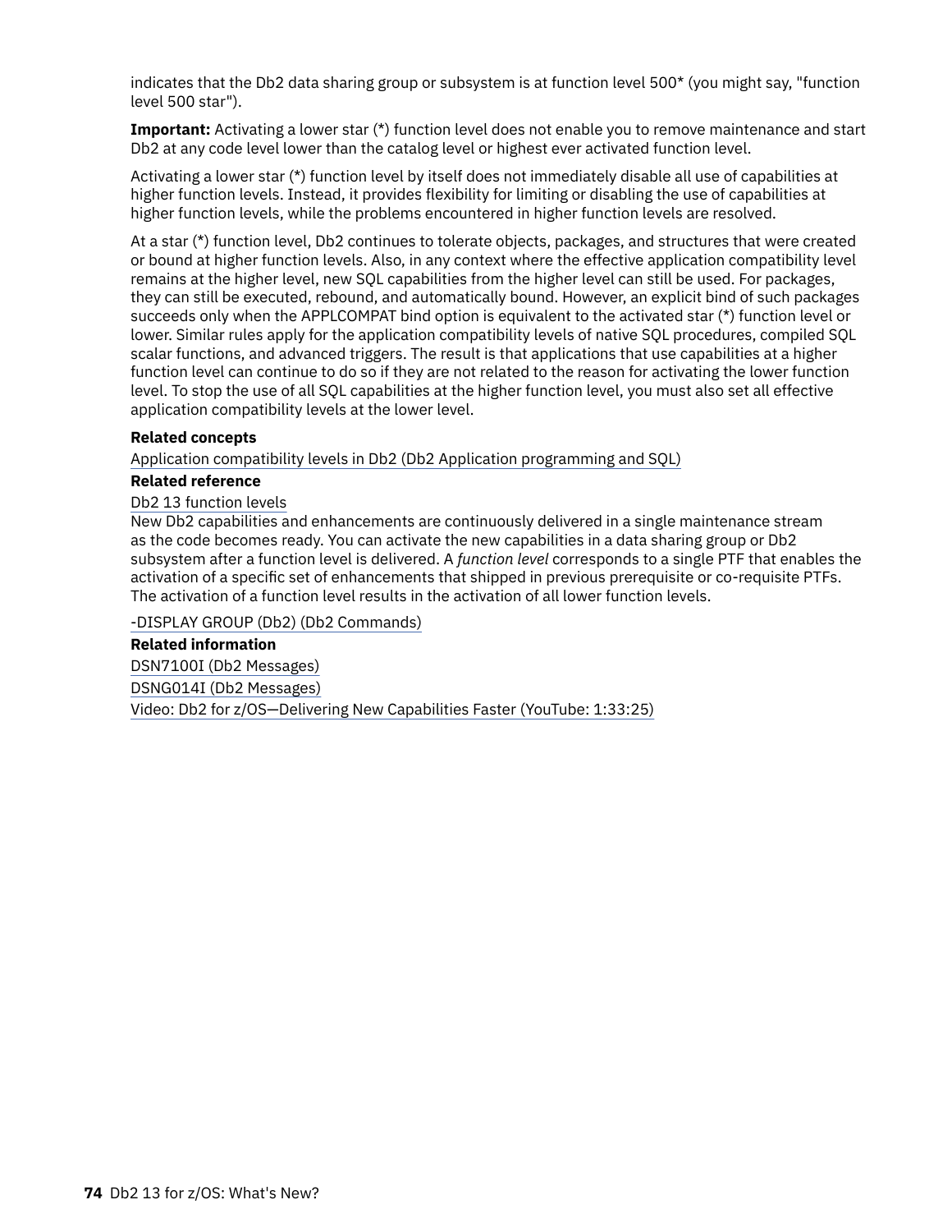indicates that the Db2 data sharing group or subsystem is at function level 500* (you might say, "function level 500 star").

**Important:** Activating a lower star (*) function level does not enable you to remove maintenance and start Db2 at any code level lower than the catalog level or highest ever activated function level.

Activating a lower star (*) function level by itself does not immediately disable all use of capabilities at higher function levels. Instead, it provides flexibility for limiting or disabling the use of capabilities at higher function levels, while the problems encountered in higher function levels are resolved.

At a star (*) function level, Db2 continues to tolerate objects, packages, and structures that were created or bound at higher function levels. Also, in any context where the effective application compatibility level remains at the higher level, new SQL capabilities from the higher level can still be used. For packages, they can still be executed, rebound, and automatically bound. However, an explicit bind of such packages succeeds only when the APPLCOMPAT bind option is equivalent to the activated star (*) function level or lower. Similar rules apply for the application compatibility levels of native SQL procedures, compiled SQL scalar functions, and advanced triggers. The result is that applications that use capabilities at a higher function level can continue to do so if they are not related to the reason for activating the lower function level. To stop the use of all SQL capabilities at the higher function level, you must also set all effective application compatibility levels at the lower level.

**Related concepts**

Application compatibility levels in Db2 (Db2 Application programming and SQL)

**Related reference**

Db2 13 function levels

New Db2 capabilities and enhancements are continuously delivered in a single maintenance stream as the code becomes ready. You can activate the new capabilities in a data sharing group or Db2 subsystem after a function level is delivered. A *function level* corresponds to a single PTF that enables the activation of a specific set of enhancements that shipped in previous prerequisite or co-requisite PTFs. The activation of a function level results in the activation of all lower function levels.

-DISPLAY GROUP (Db2) (Db2 Commands)

**Related information**

DSN7100I (Db2 Messages)

DSNG014I (Db2 Messages)

Video: Db2 for z/OS—Delivering New Capabilities Faster (YouTube: 1:33:25)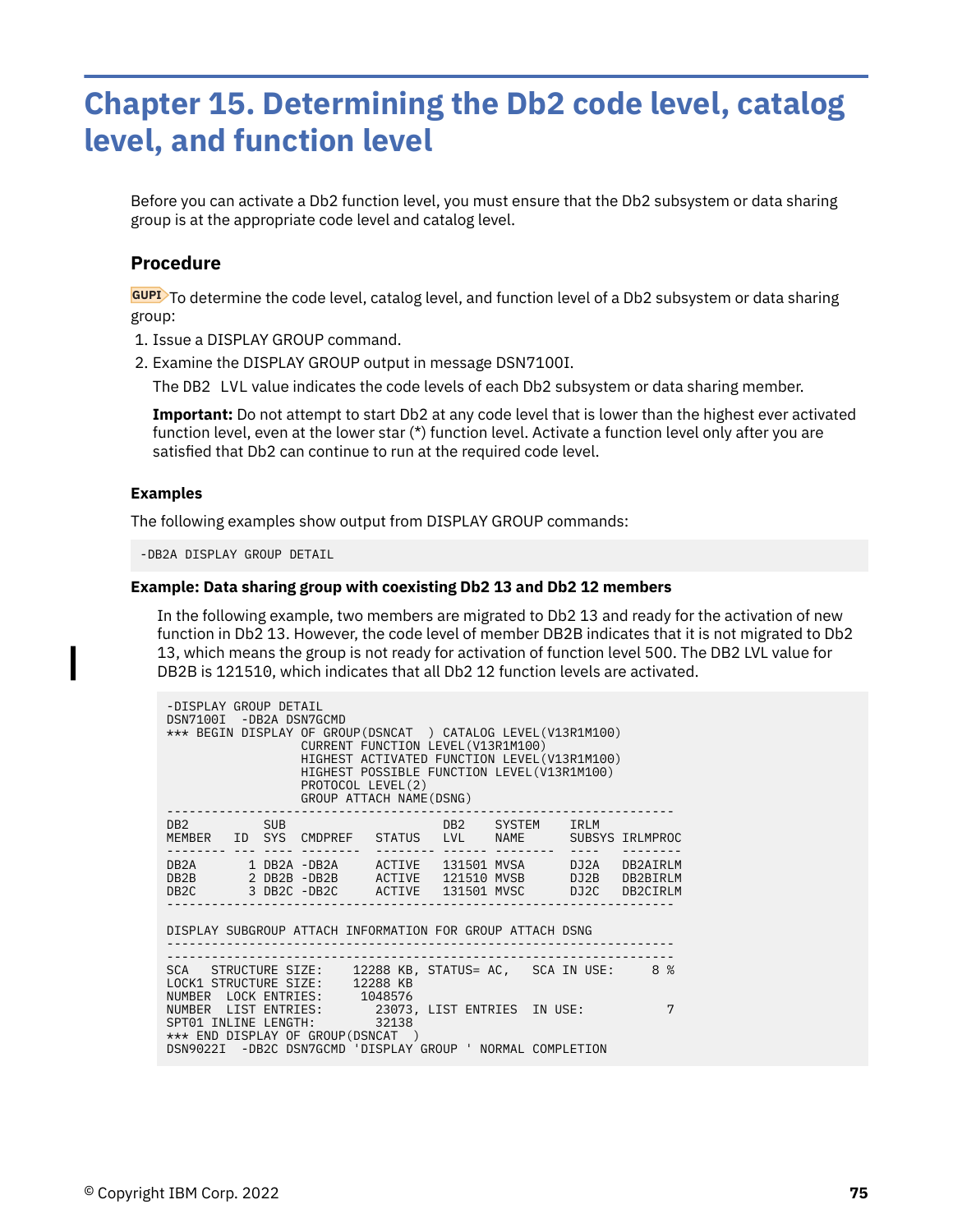# Chapter 15. Determining the Db2 code level, catalog level, and function level

Before you can activate a Db2 function level, you must ensure that the Db2 subsystem or data sharing group is at the appropriate code level and catalog level.

## Procedure

GUPI To determine the code level, catalog level, and function level of a Db2 subsystem or data sharing group:

1. Issue a DISPLAY GROUP command.
2. Examine the DISPLAY GROUP output in message DSN7100I.

   The DB2 LVL value indicates the code levels of each Db2 subsystem or data sharing member.

   **Important:** Do not attempt to start Db2 at any code level that is lower than the highest ever activated function level, even at the lower star (*) function level. Activate a function level only after you are satisfied that Db2 can continue to run at the required code level.

### Examples

The following examples show output from DISPLAY GROUP commands:

```
-DB2A DISPLAY GROUP DETAIL
```

**Example: Data sharing group with coexisting Db2 13 and Db2 12 members**

In the following example, two members are migrated to Db2 13 and ready for the activation of new function in Db2 13. However, the code level of member DB2B indicates that it is not migrated to Db2 13, which means the group is not ready for activation of function level 500. The DB2 LVL value for DB2B is 121510, which indicates that all Db2 12 function levels are activated.

```
-DISPLAY GROUP DETAIL
DSN7100I  -DB2A DSN7GCMD
*** BEGIN DISPLAY OF GROUP(DSNCAT  ) CATALOG LEVEL(V13R1M100)
                  CURRENT FUNCTION LEVEL(V13R1M100)
                  HIGHEST ACTIVATED FUNCTION LEVEL(V13R1M100)
                  HIGHEST POSSIBLE FUNCTION LEVEL(V13R1M100)
                  PROTOCOL LEVEL(2)
                  GROUP ATTACH NAME(DSNG)
--------------------------------------------------------------------
DB2          SUB                    DB2    SYSTEM    IRLM
MEMBER   ID  SYS  CMDPREF   STATUS  LVL    NAME      SUBSYS IRLMPROC
-------- --- ---- --------  -------- ------ --------  ----   --------
DB2A       1 DB2A -DB2A     ACTIVE   131501 MVSA      DJ2A   DB2AIRLM
DB2B       2 DB2B -DB2B     ACTIVE   121510 MVSB      DJ2B   DB2BIRLM
DB2C       3 DB2C -DB2C     ACTIVE   131501 MVSC      DJ2C   DB2CIRLM
--------------------------------------------------------------------

DISPLAY SUBGROUP ATTACH INFORMATION FOR GROUP ATTACH DSNG
--------------------------------------------------------------------
--------------------------------------------------------------------
SCA   STRUCTURE SIZE:    12288 KB, STATUS= AC,   SCA IN USE:     8 %
LOCK1 STRUCTURE SIZE:    12288 KB
NUMBER  LOCK ENTRIES:     1048576
NUMBER  LIST ENTRIES:       23073, LIST ENTRIES  IN USE:           7
SPT01 INLINE LENGTH:        32138
*** END DISPLAY OF GROUP(DSNCAT  )
DSN9022I  -DB2C DSN7GCMD 'DISPLAY GROUP ' NORMAL COMPLETION
```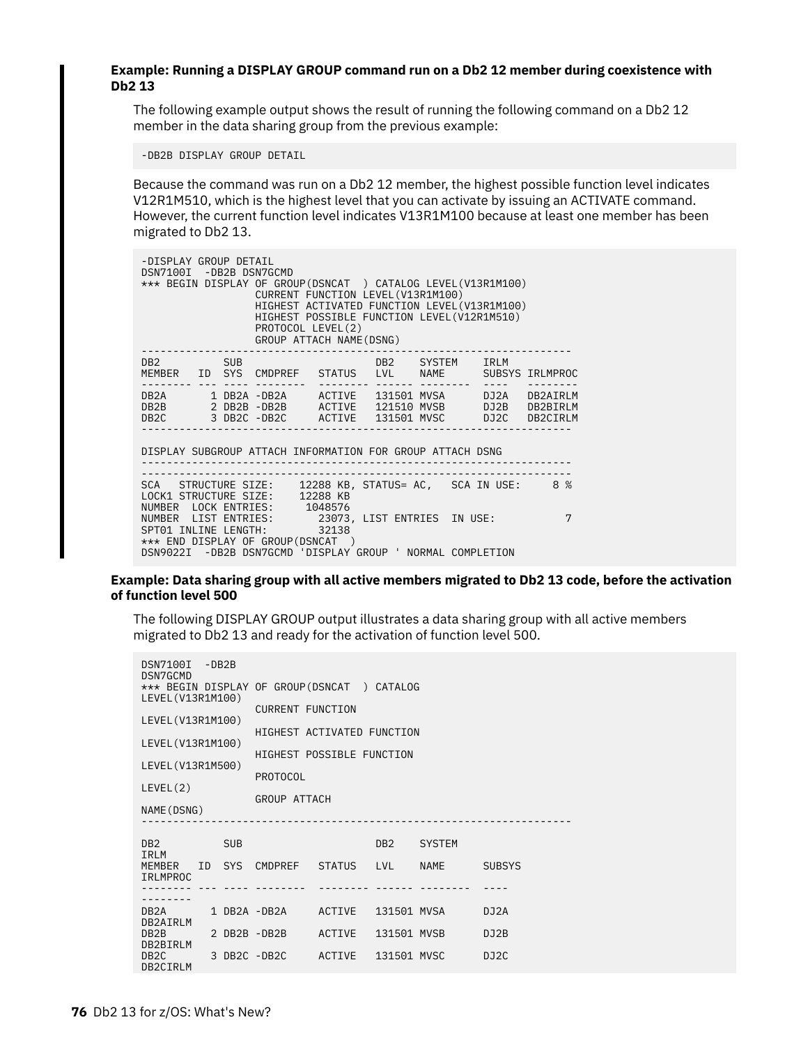**Example: Running a DISPLAY GROUP command run on a Db2 12 member during coexistence with Db2 13**

The following example output shows the result of running the following command on a Db2 12 member in the data sharing group from the previous example:

```
-DB2B DISPLAY GROUP DETAIL
```

Because the command was run on a Db2 12 member, the highest possible function level indicates V12R1M510, which is the highest level that you can activate by issuing an ACTIVATE command. However, the current function level indicates V13R1M100 because at least one member has been migrated to Db2 13.

```
-DISPLAY GROUP DETAIL
DSN7100I  -DB2B DSN7GCMD
*** BEGIN DISPLAY OF GROUP(DSNCAT  ) CATALOG LEVEL(V13R1M100)
                  CURRENT FUNCTION LEVEL(V13R1M100)
                  HIGHEST ACTIVATED FUNCTION LEVEL(V13R1M100)
                  HIGHEST POSSIBLE FUNCTION LEVEL(V12R1M510)
                  PROTOCOL LEVEL(2)
                  GROUP ATTACH NAME(DSNG)
--------------------------------------------------------------------
DB2          SUB                     DB2    SYSTEM    IRLM
MEMBER   ID  SYS  CMDPREF   STATUS   LVL    NAME      SUBSYS IRLMPROC
-------- --- ---- --------  -------- ------ --------  ----   --------
DB2A       1 DB2A -DB2A     ACTIVE   131501 MVSA      DJ2A   DB2AIRLM
DB2B       2 DB2B -DB2B     ACTIVE   121510 MVSB      DJ2B   DB2BIRLM
DB2C       3 DB2C -DB2C     ACTIVE   131501 MVSC      DJ2C   DB2CIRLM
--------------------------------------------------------------------

DISPLAY SUBGROUP ATTACH INFORMATION FOR GROUP ATTACH DSNG
--------------------------------------------------------------------
--------------------------------------------------------------------
SCA   STRUCTURE SIZE:    12288 KB, STATUS= AC,   SCA IN USE:     8 %
LOCK1 STRUCTURE SIZE:    12288 KB
NUMBER  LOCK ENTRIES:     1048576
NUMBER  LIST ENTRIES:       23073, LIST ENTRIES  IN USE:           7
SPT01 INLINE LENGTH:        32138
*** END DISPLAY OF GROUP(DSNCAT  )
DSN9022I  -DB2B DSN7GCMD 'DISPLAY GROUP ' NORMAL COMPLETION
```

**Example: Data sharing group with all active members migrated to Db2 13 code, before the activation of function level 500**

The following DISPLAY GROUP output illustrates a data sharing group with all active members migrated to Db2 13 and ready for the activation of function level 500.

```
DSN7100I  -DB2B
DSN7GCMD
*** BEGIN DISPLAY OF GROUP(DSNCAT  ) CATALOG
LEVEL(V13R1M100)
                  CURRENT FUNCTION
LEVEL(V13R1M100)
                  HIGHEST ACTIVATED FUNCTION
LEVEL(V13R1M100)
                  HIGHEST POSSIBLE FUNCTION
LEVEL(V13R1M500)
                  PROTOCOL
LEVEL(2)
                  GROUP ATTACH
NAME(DSNG)
--------------------------------------------------------------------

DB2          SUB                     DB2    SYSTEM
IRLM
MEMBER   ID  SYS  CMDPREF   STATUS   LVL    NAME      SUBSYS
IRLMPROC
-------- --- ---- --------  -------- ------ --------  ----
--------
DB2A       1 DB2A -DB2A     ACTIVE   131501 MVSA      DJ2A
DB2AIRLM
DB2B       2 DB2B -DB2B     ACTIVE   131501 MVSB      DJ2B
DB2BIRLM
DB2C       3 DB2C -DB2C     ACTIVE   131501 MVSC      DJ2C
DB2CIRLM
```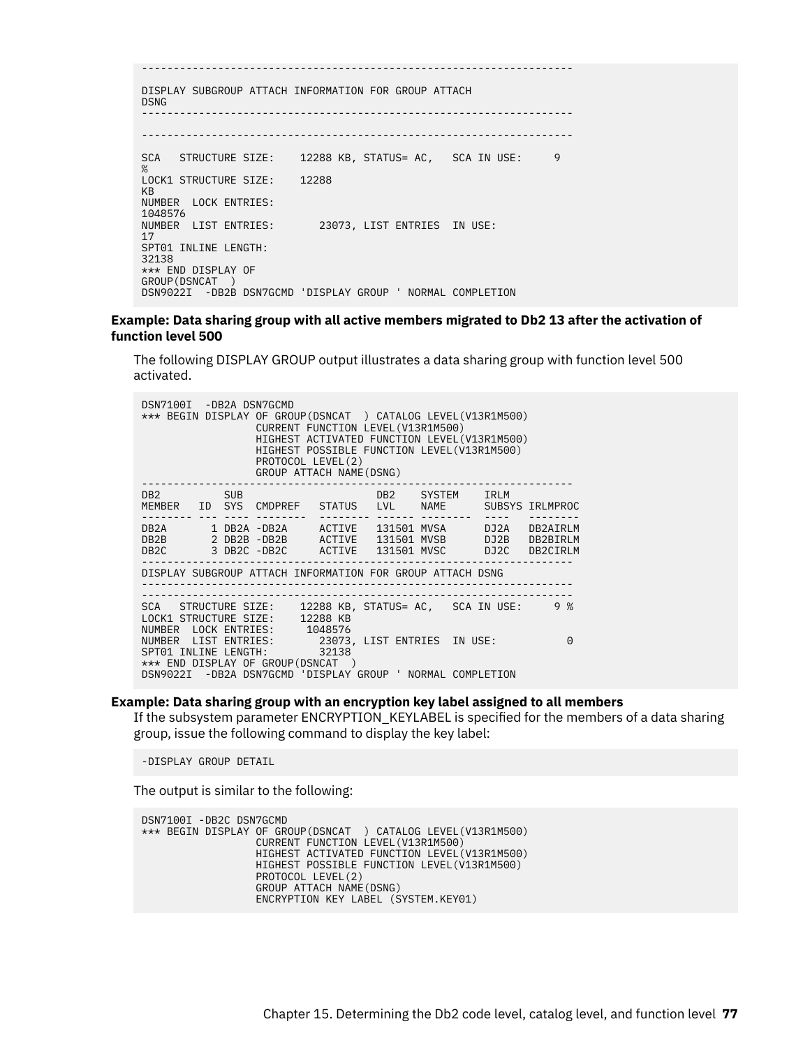```
-------------------------------------------------------------------

DISPLAY SUBGROUP ATTACH INFORMATION FOR GROUP ATTACH
DSNG
-------------------------------------------------------------------

-------------------------------------------------------------------

SCA   STRUCTURE SIZE:    12288 KB, STATUS= AC,   SCA IN USE:     9
%
LOCK1 STRUCTURE SIZE:    12288
KB
NUMBER  LOCK ENTRIES:
1048576
NUMBER  LIST ENTRIES:       23073, LIST ENTRIES  IN USE:
17
SPT01 INLINE LENGTH:
32138
*** END DISPLAY OF
GROUP(DSNCAT  )
DSN9022I  -DB2B DSN7GCMD 'DISPLAY GROUP ' NORMAL COMPLETION
```

**Example: Data sharing group with all active members migrated to Db2 13 after the activation of function level 500**

The following DISPLAY GROUP output illustrates a data sharing group with function level 500 activated.

```
DSN7100I  -DB2A DSN7GCMD
*** BEGIN DISPLAY OF GROUP(DSNCAT  ) CATALOG LEVEL(V13R1M500)
                  CURRENT FUNCTION LEVEL(V13R1M500)
                  HIGHEST ACTIVATED FUNCTION LEVEL(V13R1M500)
                  HIGHEST POSSIBLE FUNCTION LEVEL(V13R1M500)
                  PROTOCOL LEVEL(2)
                  GROUP ATTACH NAME(DSNG)
-------------------------------------------------------------------
DB2          SUB                     DB2    SYSTEM    IRLM
MEMBER   ID  SYS  CMDPREF   STATUS   LVL    NAME      SUBSYS IRLMPROC
-------- --- ---- --------  -------- ------ --------  ----   --------
DB2A       1 DB2A -DB2A     ACTIVE   131501 MVSA      DJ2A   DB2AIRLM
DB2B       2 DB2B -DB2B     ACTIVE   131501 MVSB      DJ2B   DB2BIRLM
DB2C       3 DB2C -DB2C     ACTIVE   131501 MVSC      DJ2C   DB2CIRLM
-------------------------------------------------------------------
DISPLAY SUBGROUP ATTACH INFORMATION FOR GROUP ATTACH DSNG
-------------------------------------------------------------------
-------------------------------------------------------------------
SCA   STRUCTURE SIZE:    12288 KB, STATUS= AC,   SCA IN USE:     9 %
LOCK1 STRUCTURE SIZE:    12288 KB
NUMBER  LOCK ENTRIES:     1048576
NUMBER  LIST ENTRIES:       23073, LIST ENTRIES  IN USE:           0
SPT01 INLINE LENGTH:        32138
*** END DISPLAY OF GROUP(DSNCAT  )
DSN9022I  -DB2A DSN7GCMD 'DISPLAY GROUP ' NORMAL COMPLETION
```

**Example: Data sharing group with an encryption key label assigned to all members**

If the subsystem parameter ENCRYPTION_KEYLABEL is specified for the members of a data sharing group, issue the following command to display the key label:

```
-DISPLAY GROUP DETAIL
```

The output is similar to the following:

```
DSN7100I -DB2C DSN7GCMD
*** BEGIN DISPLAY OF GROUP(DSNCAT  ) CATALOG LEVEL(V13R1M500)
                  CURRENT FUNCTION LEVEL(V13R1M500)
                  HIGHEST ACTIVATED FUNCTION LEVEL(V13R1M500)
                  HIGHEST POSSIBLE FUNCTION LEVEL(V13R1M500)
                  PROTOCOL LEVEL(2)
                  GROUP ATTACH NAME(DSNG)
                  ENCRYPTION KEY LABEL (SYSTEM.KEY01)
```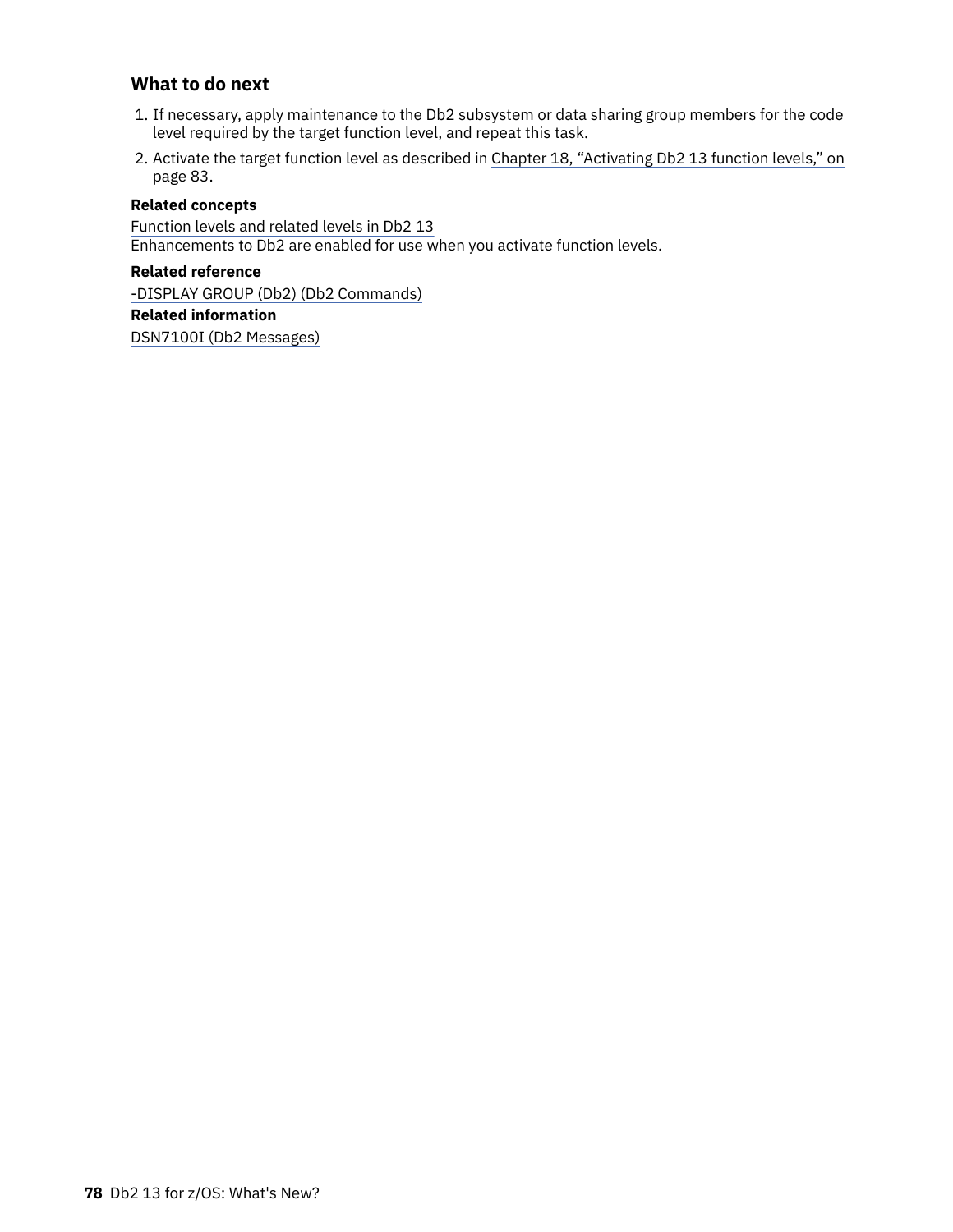## What to do next

1. If necessary, apply maintenance to the Db2 subsystem or data sharing group members for the code level required by the target function level, and repeat this task.
2. Activate the target function level as described in Chapter 18, "Activating Db2 13 function levels," on page 83.

**Related concepts**

Function levels and related levels in Db2 13
Enhancements to Db2 are enabled for use when you activate function levels.

**Related reference**

-DISPLAY GROUP (Db2) (Db2 Commands)

**Related information**

DSN7100I (Db2 Messages)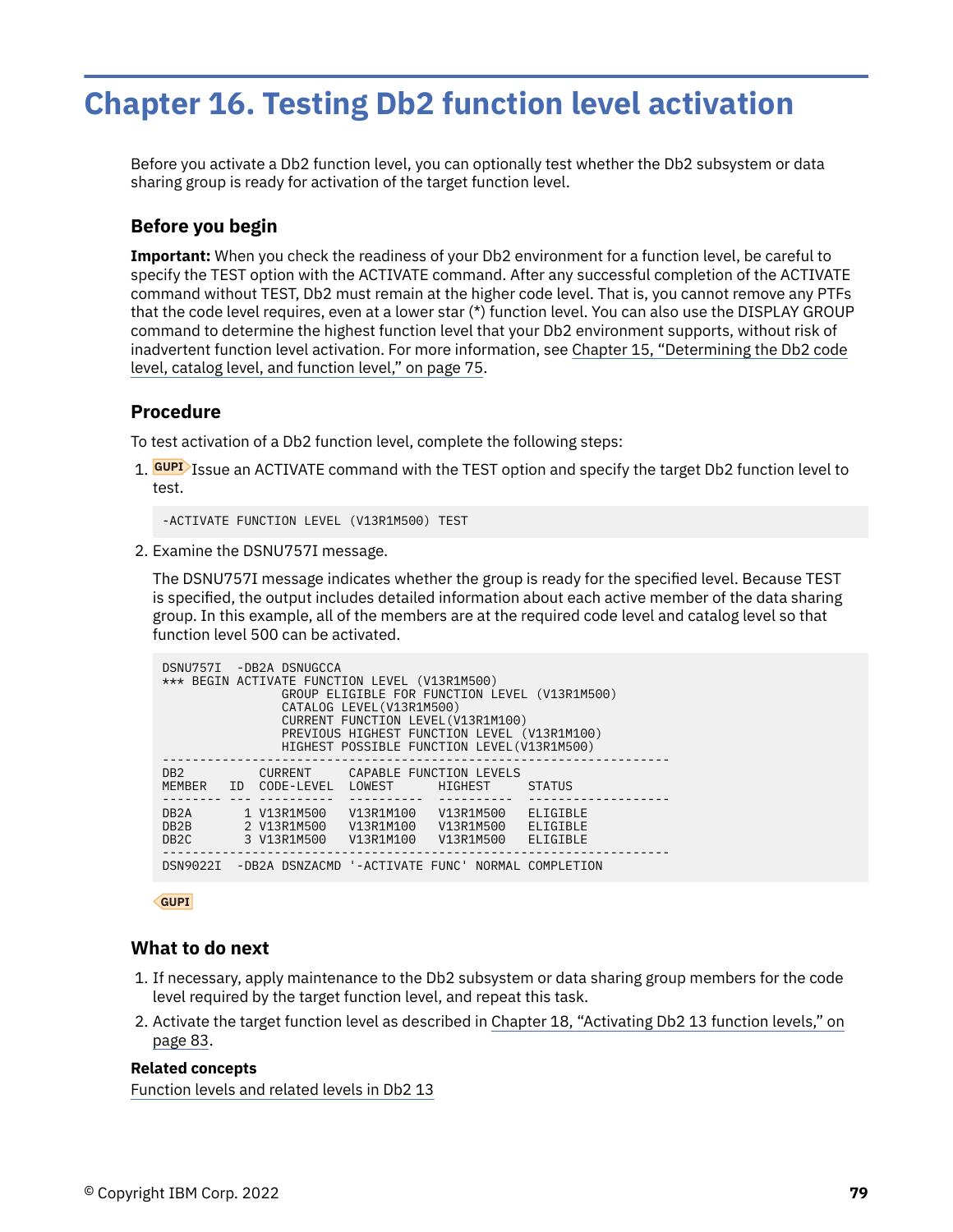# Chapter 16. Testing Db2 function level activation

Before you activate a Db2 function level, you can optionally test whether the Db2 subsystem or data sharing group is ready for activation of the target function level.

## Before you begin

**Important:** When you check the readiness of your Db2 environment for a function level, be careful to specify the TEST option with the ACTIVATE command. After any successful completion of the ACTIVATE command without TEST, Db2 must remain at the higher code level. That is, you cannot remove any PTFs that the code level requires, even at a lower star (*) function level. You can also use the DISPLAY GROUP command to determine the highest function level that your Db2 environment supports, without risk of inadvertent function level activation. For more information, see Chapter 15, "Determining the Db2 code level, catalog level, and function level," on page 75.

## Procedure

To test activation of a Db2 function level, complete the following steps:

1. GUPI Issue an ACTIVATE command with the TEST option and specify the target Db2 function level to test.

   ```
   -ACTIVATE FUNCTION LEVEL (V13R1M500) TEST
   ```

2. Examine the DSNU757I message.

   The DSNU757I message indicates whether the group is ready for the specified level. Because TEST is specified, the output includes detailed information about each active member of the data sharing group. In this example, all of the members are at the required code level and catalog level so that function level 500 can be activated.

   ```
   DSNU757I  -DB2A DSNUGCCA
   *** BEGIN ACTIVATE FUNCTION LEVEL (V13R1M500)
                   GROUP ELIGIBLE FOR FUNCTION LEVEL (V13R1M500)
                   CATALOG LEVEL(V13R1M500)
                   CURRENT FUNCTION LEVEL(V13R1M100)
                   PREVIOUS HIGHEST FUNCTION LEVEL (V13R1M100)
                   HIGHEST POSSIBLE FUNCTION LEVEL(V13R1M500)
   --------------------------------------------------------------------
   DB2          CURRENT     CAPABLE FUNCTION LEVELS
   MEMBER   ID  CODE-LEVEL  LOWEST      HIGHEST     STATUS
   -------- --- ----------  ----------  ----------  -------------------
   DB2A       1 V13R1M500   V13R1M100   V13R1M500   ELIGIBLE
   DB2B       2 V13R1M500   V13R1M100   V13R1M500   ELIGIBLE
   DB2C       3 V13R1M500   V13R1M100   V13R1M500   ELIGIBLE
   --------------------------------------------------------------------
   DSN9022I  -DB2A DSNZACMD '-ACTIVATE FUNC' NORMAL COMPLETION
   ```

   GUPI

## What to do next

1. If necessary, apply maintenance to the Db2 subsystem or data sharing group members for the code level required by the target function level, and repeat this task.
2. Activate the target function level as described in Chapter 18, "Activating Db2 13 function levels," on page 83.

**Related concepts**

Function levels and related levels in Db2 13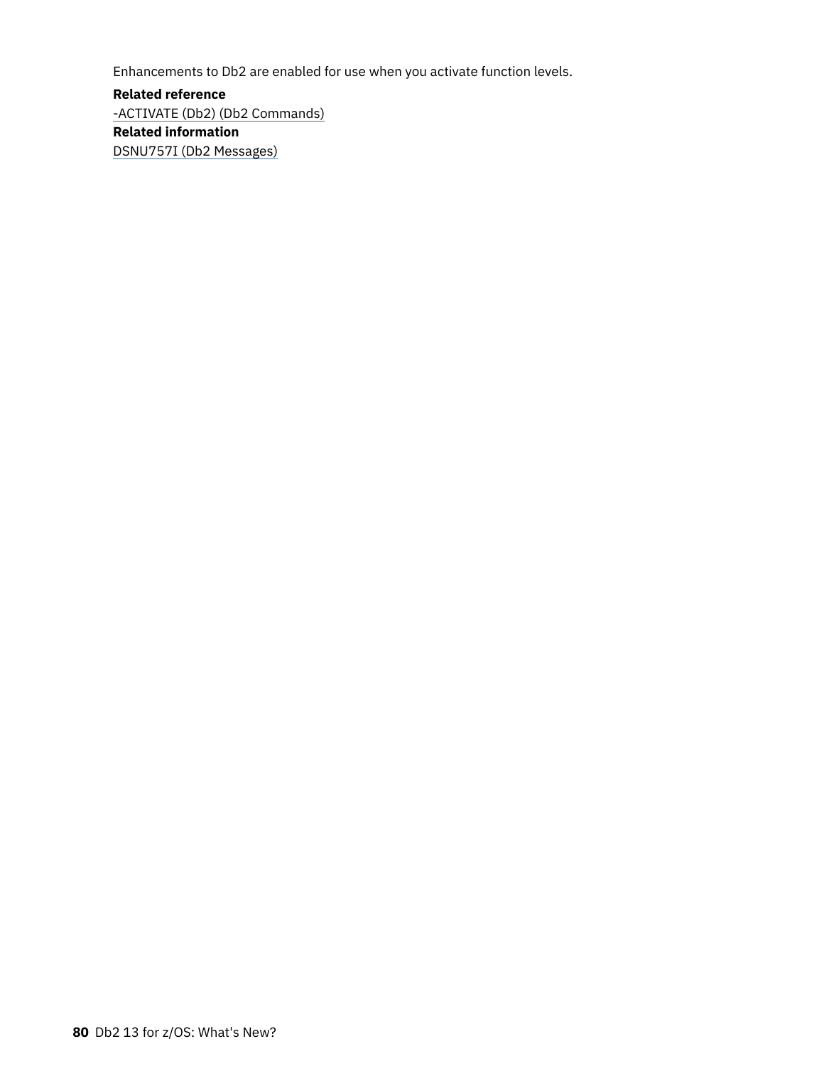Enhancements to Db2 are enabled for use when you activate function levels.

**Related reference**

-ACTIVATE (Db2) (Db2 Commands)

**Related information**

DSNU757I (Db2 Messages)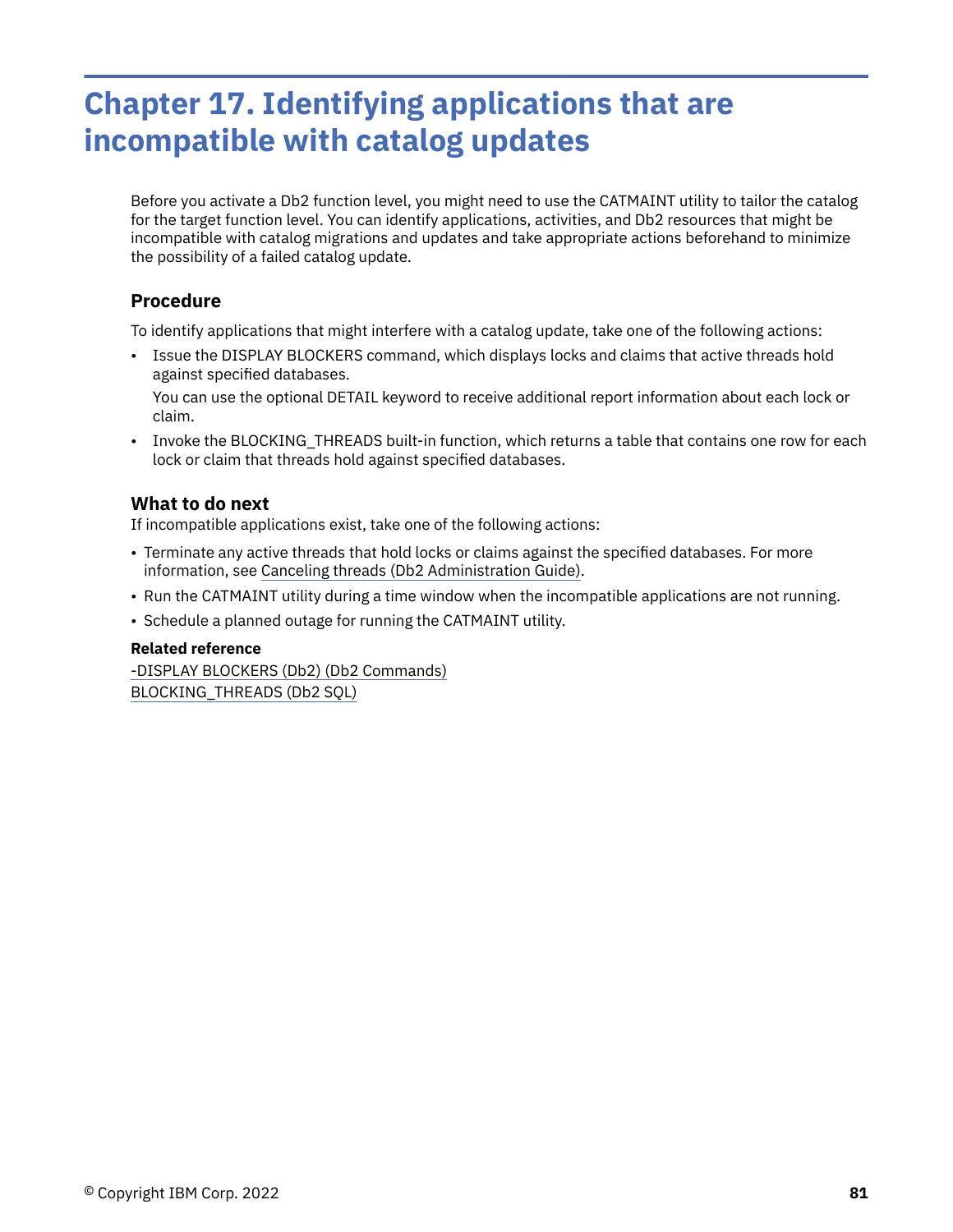# Chapter 17. Identifying applications that are incompatible with catalog updates

Before you activate a Db2 function level, you might need to use the CATMAINT utility to tailor the catalog for the target function level. You can identify applications, activities, and Db2 resources that might be incompatible with catalog migrations and updates and take appropriate actions beforehand to minimize the possibility of a failed catalog update.

## Procedure

To identify applications that might interfere with a catalog update, take one of the following actions:

- Issue the DISPLAY BLOCKERS command, which displays locks and claims that active threads hold against specified databases.

  You can use the optional DETAIL keyword to receive additional report information about each lock or claim.
- Invoke the BLOCKING_THREADS built-in function, which returns a table that contains one row for each lock or claim that threads hold against specified databases.

## What to do next

If incompatible applications exist, take one of the following actions:

- Terminate any active threads that hold locks or claims against the specified databases. For more information, see Canceling threads (Db2 Administration Guide).
- Run the CATMAINT utility during a time window when the incompatible applications are not running.
- Schedule a planned outage for running the CATMAINT utility.

**Related reference**

-DISPLAY BLOCKERS (Db2) (Db2 Commands)
BLOCKING_THREADS (Db2 SQL)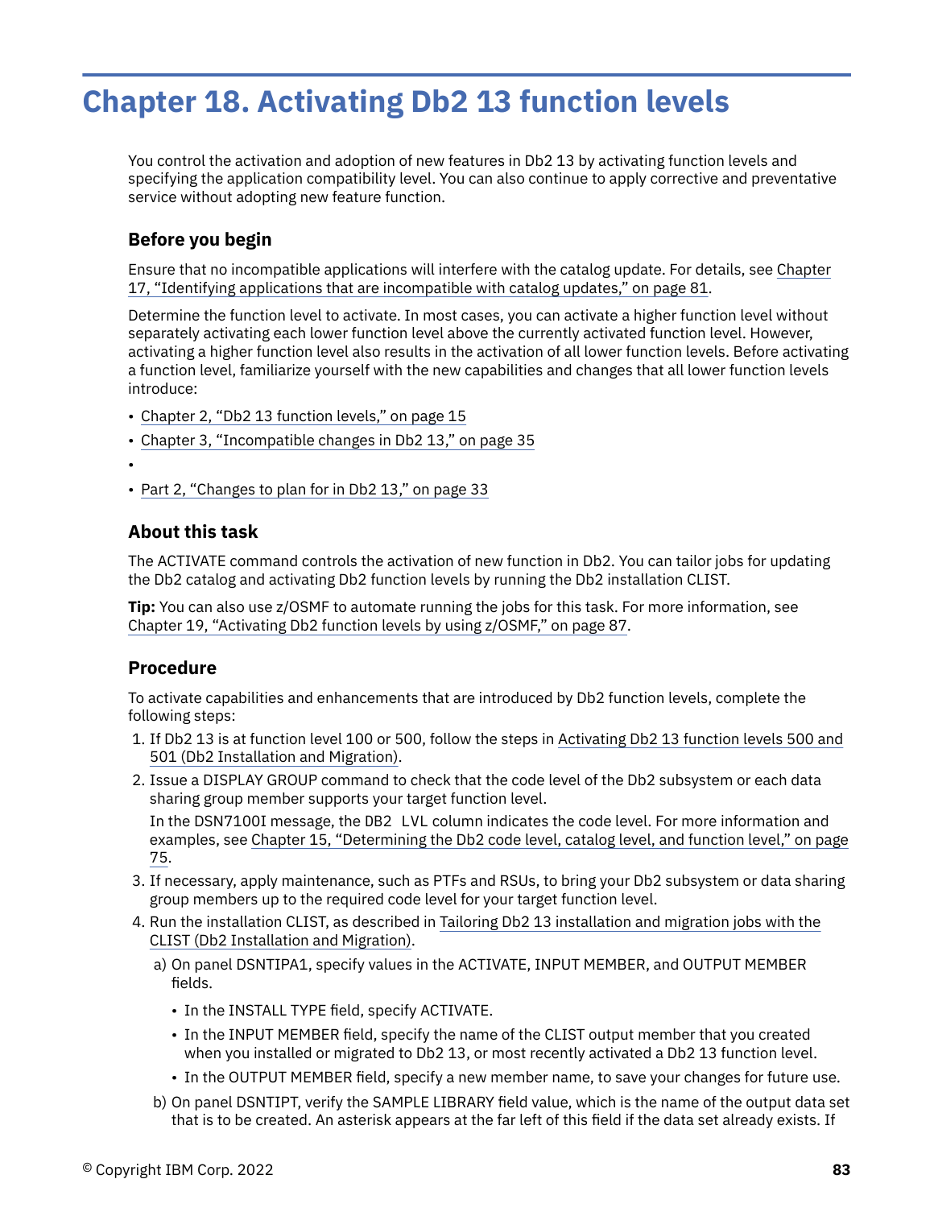# Chapter 18. Activating Db2 13 function levels

You control the activation and adoption of new features in Db2 13 by activating function levels and specifying the application compatibility level. You can also continue to apply corrective and preventative service without adopting new feature function.

## Before you begin

Ensure that no incompatible applications will interfere with the catalog update. For details, see Chapter 17, "Identifying applications that are incompatible with catalog updates," on page 81.

Determine the function level to activate. In most cases, you can activate a higher function level without separately activating each lower function level above the currently activated function level. However, activating a higher function level also results in the activation of all lower function levels. Before activating a function level, familiarize yourself with the new capabilities and changes that all lower function levels introduce:

- Chapter 2, "Db2 13 function levels," on page 15
- Chapter 3, "Incompatible changes in Db2 13," on page 35
- 
- Part 2, "Changes to plan for in Db2 13," on page 33

## About this task

The ACTIVATE command controls the activation of new function in Db2. You can tailor jobs for updating the Db2 catalog and activating Db2 function levels by running the Db2 installation CLIST.

**Tip:** You can also use z/OSMF to automate running the jobs for this task. For more information, see Chapter 19, "Activating Db2 function levels by using z/OSMF," on page 87.

## Procedure

To activate capabilities and enhancements that are introduced by Db2 function levels, complete the following steps:

1. If Db2 13 is at function level 100 or 500, follow the steps in Activating Db2 13 function levels 500 and 501 (Db2 Installation and Migration).
2. Issue a DISPLAY GROUP command to check that the code level of the Db2 subsystem or each data sharing group member supports your target function level.

   In the DSN7100I message, the DB2 LVL column indicates the code level. For more information and examples, see Chapter 15, "Determining the Db2 code level, catalog level, and function level," on page 75.
3. If necessary, apply maintenance, such as PTFs and RSUs, to bring your Db2 subsystem or data sharing group members up to the required code level for your target function level.
4. Run the installation CLIST, as described in Tailoring Db2 13 installation and migration jobs with the CLIST (Db2 Installation and Migration).

   a) On panel DSNTIPA1, specify values in the ACTIVATE, INPUT MEMBER, and OUTPUT MEMBER fields.

      - In the INSTALL TYPE field, specify ACTIVATE.
      - In the INPUT MEMBER field, specify the name of the CLIST output member that you created when you installed or migrated to Db2 13, or most recently activated a Db2 13 function level.
      - In the OUTPUT MEMBER field, specify a new member name, to save your changes for future use.

   b) On panel DSNTIPT, verify the SAMPLE LIBRARY field value, which is the name of the output data set that is to be created. An asterisk appears at the far left of this field if the data set already exists. If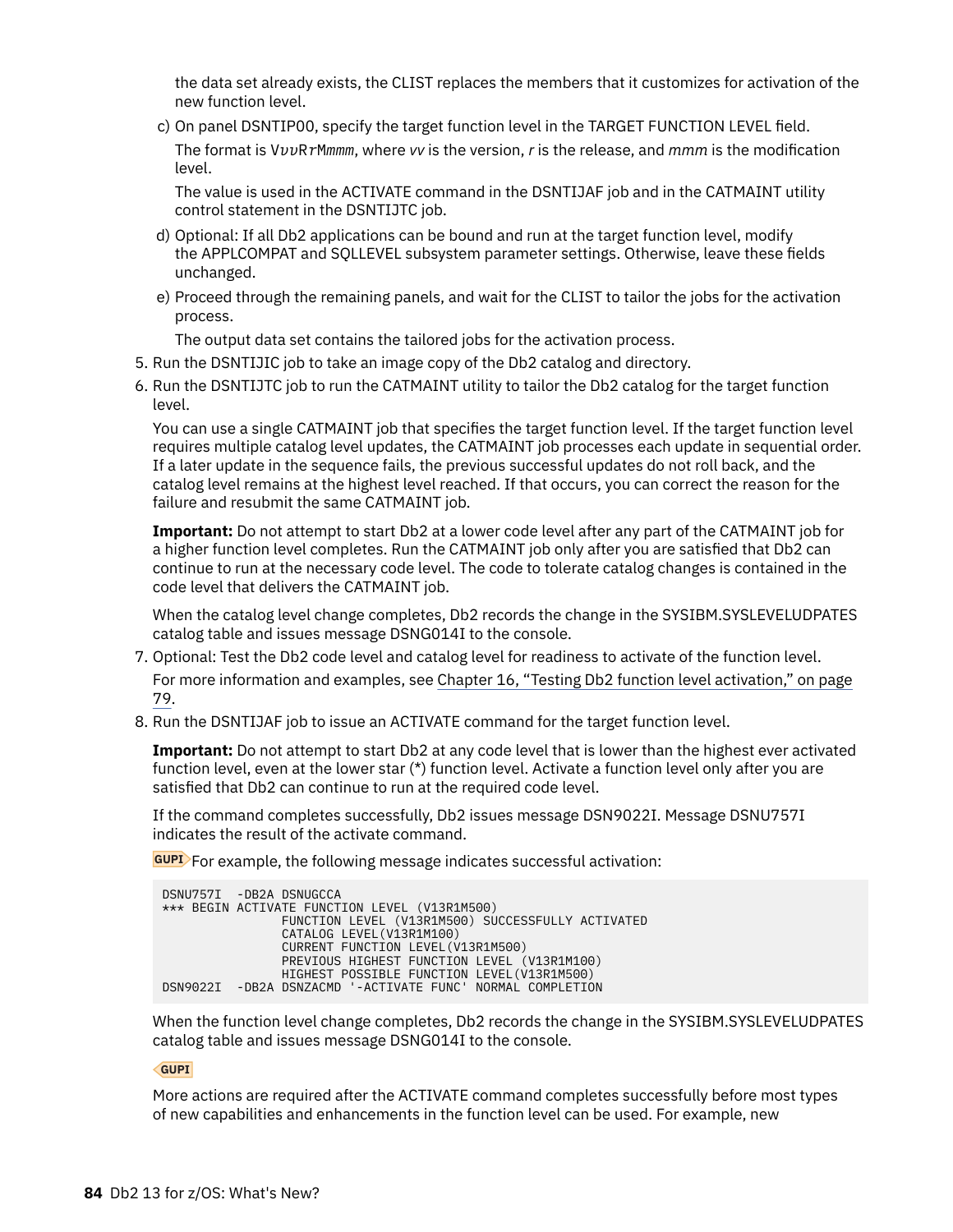the data set already exists, the CLIST replaces the members that it customizes for activation of the new function level.

c) On panel DSNTIP00, specify the target function level in the TARGET FUNCTION LEVEL field.

   The format is V*vv*R*r*M*mmm*, where *vv* is the version, *r* is the release, and *mmm* is the modification level.

   The value is used in the ACTIVATE command in the DSNTIJAF job and in the CATMAINT utility control statement in the DSNTIJTC job.

d) Optional: If all Db2 applications can be bound and run at the target function level, modify the APPLCOMPAT and SQLLEVEL subsystem parameter settings. Otherwise, leave these fields unchanged.

e) Proceed through the remaining panels, and wait for the CLIST to tailor the jobs for the activation process.

   The output data set contains the tailored jobs for the activation process.

5. Run the DSNTIJIC job to take an image copy of the Db2 catalog and directory.
6. Run the DSNTIJTC job to run the CATMAINT utility to tailor the Db2 catalog for the target function level.

   You can use a single CATMAINT job that specifies the target function level. If the target function level requires multiple catalog level updates, the CATMAINT job processes each update in sequential order. If a later update in the sequence fails, the previous successful updates do not roll back, and the catalog level remains at the highest level reached. If that occurs, you can correct the reason for the failure and resubmit the same CATMAINT job.

   **Important:** Do not attempt to start Db2 at a lower code level after any part of the CATMAINT job for a higher function level completes. Run the CATMAINT job only after you are satisfied that Db2 can continue to run at the necessary code level. The code to tolerate catalog changes is contained in the code level that delivers the CATMAINT job.

   When the catalog level change completes, Db2 records the change in the SYSIBM.SYSLEVELUDPATES catalog table and issues message DSNG014I to the console.

7. Optional: Test the Db2 code level and catalog level for readiness to activate of the function level.

   For more information and examples, see Chapter 16, "Testing Db2 function level activation," on page 79.

8. Run the DSNTIJAF job to issue an ACTIVATE command for the target function level.

   **Important:** Do not attempt to start Db2 at any code level that is lower than the highest ever activated function level, even at the lower star (*) function level. Activate a function level only after you are satisfied that Db2 can continue to run at the required code level.

   If the command completes successfully, Db2 issues message DSN9022I. Message DSNU757I indicates the result of the activate command.

   GUPI For example, the following message indicates successful activation:

```
DSNU757I  -DB2A DSNUGCCA
*** BEGIN ACTIVATE FUNCTION LEVEL (V13R1M500)
                FUNCTION LEVEL (V13R1M500) SUCCESSFULLY ACTIVATED
                CATALOG LEVEL(V13R1M100)
                CURRENT FUNCTION LEVEL(V13R1M500)
                PREVIOUS HIGHEST FUNCTION LEVEL (V13R1M100)
                HIGHEST POSSIBLE FUNCTION LEVEL(V13R1M500)
DSN9022I  -DB2A DSNZACMD '-ACTIVATE FUNC' NORMAL COMPLETION
```

   When the function level change completes, Db2 records the change in the SYSIBM.SYSLEVELUDPATES catalog table and issues message DSNG014I to the console.

   GUPI

   More actions are required after the ACTIVATE command completes successfully before most types of new capabilities and enhancements in the function level can be used. For example, new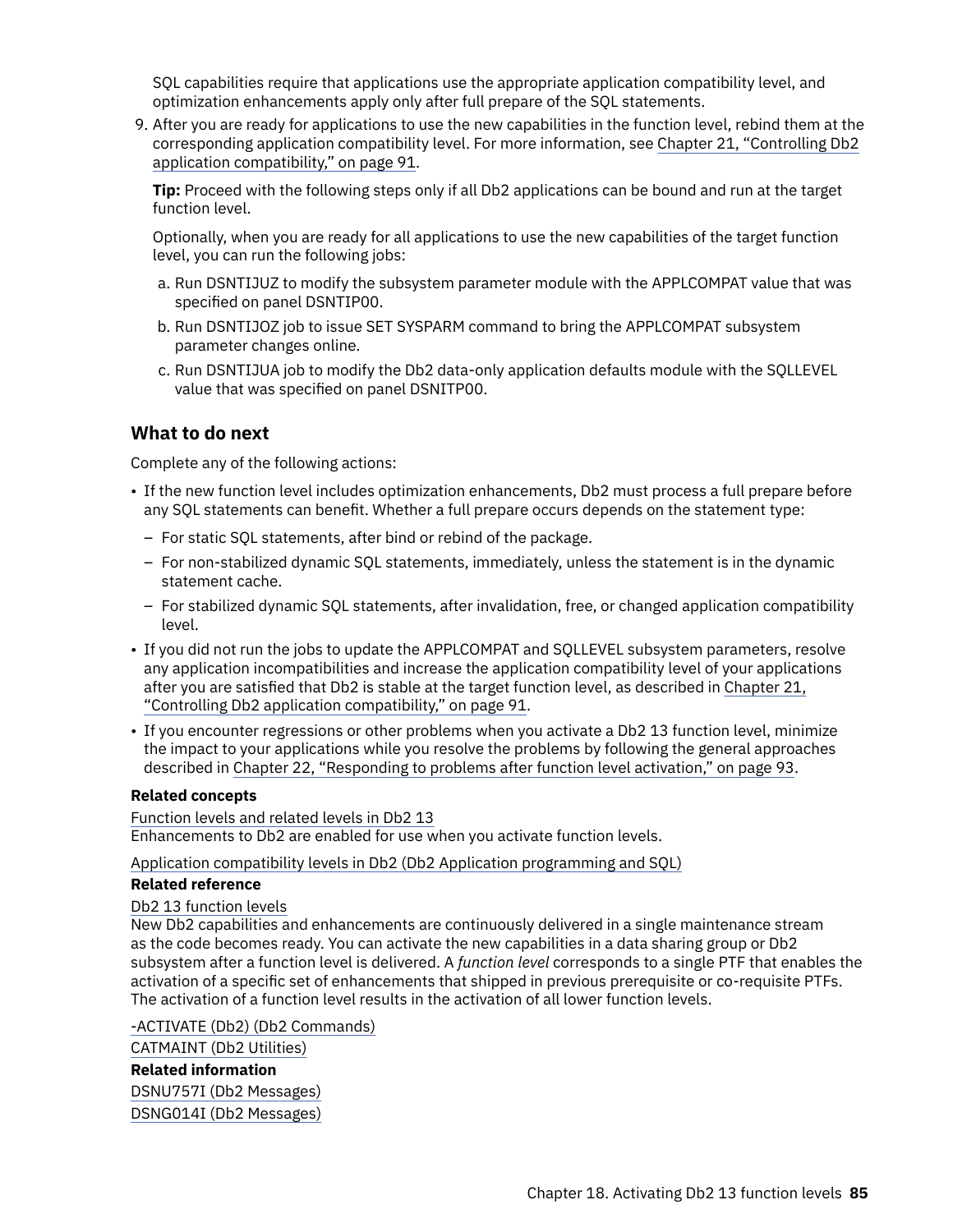SQL capabilities require that applications use the appropriate application compatibility level, and optimization enhancements apply only after full prepare of the SQL statements.

9. After you are ready for applications to use the new capabilities in the function level, rebind them at the corresponding application compatibility level. For more information, see Chapter 21, "Controlling Db2 application compatibility," on page 91.

   **Tip:** Proceed with the following steps only if all Db2 applications can be bound and run at the target function level.

   Optionally, when you are ready for all applications to use the new capabilities of the target function level, you can run the following jobs:

   a. Run DSNTIJUZ to modify the subsystem parameter module with the APPLCOMPAT value that was specified on panel DSNTIP00.
   b. Run DSNTIJOZ job to issue SET SYSPARM command to bring the APPLCOMPAT subsystem parameter changes online.
   c. Run DSNTIJUA job to modify the Db2 data-only application defaults module with the SQLLEVEL value that was specified on panel DSNITP00.

## What to do next

Complete any of the following actions:

- If the new function level includes optimization enhancements, Db2 must process a full prepare before any SQL statements can benefit. Whether a full prepare occurs depends on the statement type:
  - For static SQL statements, after bind or rebind of the package.
  - For non-stabilized dynamic SQL statements, immediately, unless the statement is in the dynamic statement cache.
  - For stabilized dynamic SQL statements, after invalidation, free, or changed application compatibility level.
- If you did not run the jobs to update the APPLCOMPAT and SQLLEVEL subsystem parameters, resolve any application incompatibilities and increase the application compatibility level of your applications after you are satisfied that Db2 is stable at the target function level, as described in Chapter 21, "Controlling Db2 application compatibility," on page 91.
- If you encounter regressions or other problems when you activate a Db2 13 function level, minimize the impact to your applications while you resolve the problems by following the general approaches described in Chapter 22, "Responding to problems after function level activation," on page 93.

**Related concepts**

Function levels and related levels in Db2 13
Enhancements to Db2 are enabled for use when you activate function levels.

Application compatibility levels in Db2 (Db2 Application programming and SQL)

**Related reference**

Db2 13 function levels
New Db2 capabilities and enhancements are continuously delivered in a single maintenance stream as the code becomes ready. You can activate the new capabilities in a data sharing group or Db2 subsystem after a function level is delivered. A *function level* corresponds to a single PTF that enables the activation of a specific set of enhancements that shipped in previous prerequisite or co-requisite PTFs. The activation of a function level results in the activation of all lower function levels.

-ACTIVATE (Db2) (Db2 Commands)

CATMAINT (Db2 Utilities)

**Related information**

DSNU757I (Db2 Messages)

DSNG014I (Db2 Messages)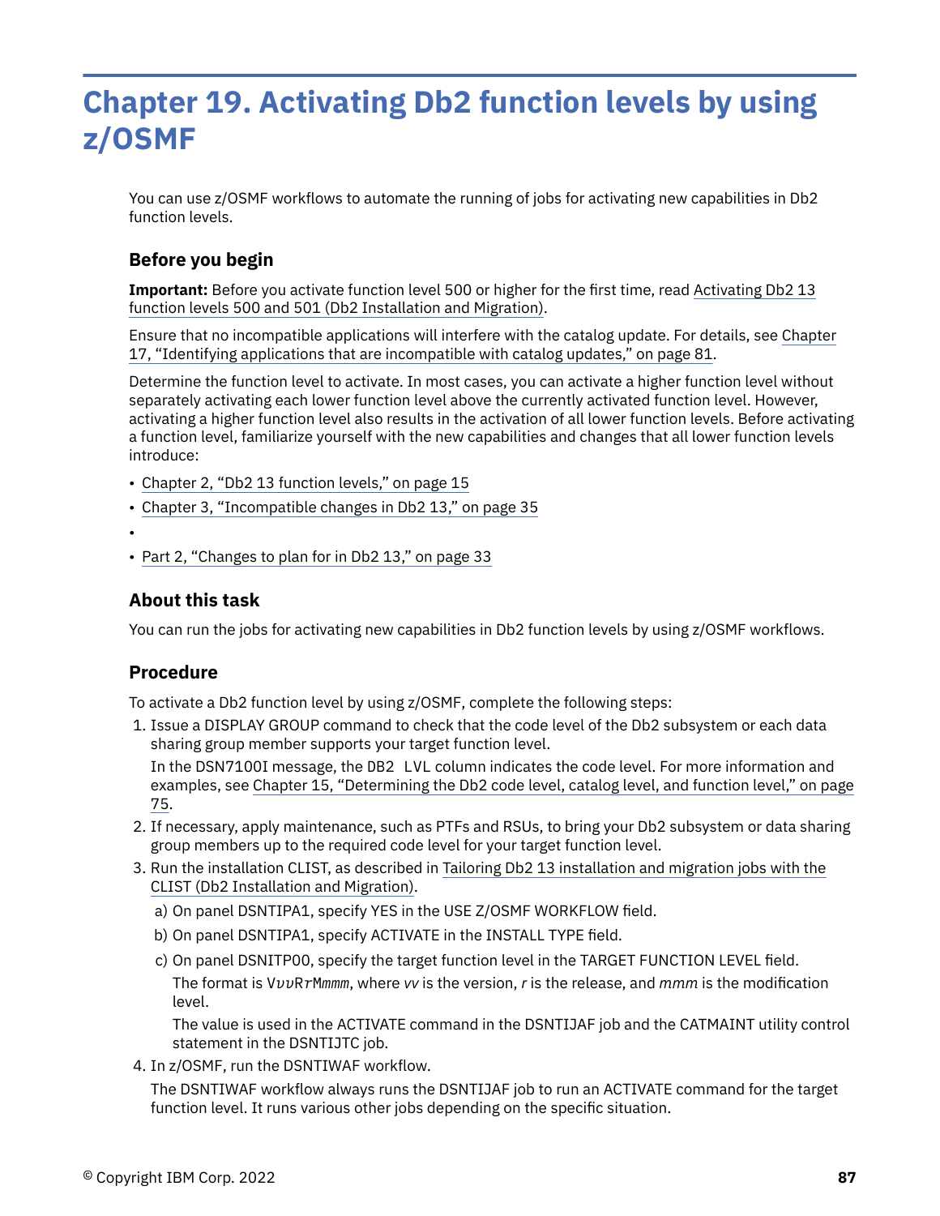# Chapter 19. Activating Db2 function levels by using z/OSMF

You can use z/OSMF workflows to automate the running of jobs for activating new capabilities in Db2 function levels.

## Before you begin

**Important:** Before you activate function level 500 or higher for the first time, read Activating Db2 13 function levels 500 and 501 (Db2 Installation and Migration).

Ensure that no incompatible applications will interfere with the catalog update. For details, see Chapter 17, "Identifying applications that are incompatible with catalog updates," on page 81.

Determine the function level to activate. In most cases, you can activate a higher function level without separately activating each lower function level above the currently activated function level. However, activating a higher function level also results in the activation of all lower function levels. Before activating a function level, familiarize yourself with the new capabilities and changes that all lower function levels introduce:

- Chapter 2, "Db2 13 function levels," on page 15
- Chapter 3, "Incompatible changes in Db2 13," on page 35
- 
- Part 2, "Changes to plan for in Db2 13," on page 33

## About this task

You can run the jobs for activating new capabilities in Db2 function levels by using z/OSMF workflows.

## Procedure

To activate a Db2 function level by using z/OSMF, complete the following steps:

1. Issue a DISPLAY GROUP command to check that the code level of the Db2 subsystem or each data sharing group member supports your target function level.

   In the DSN7100I message, the DB2 LVL column indicates the code level. For more information and examples, see Chapter 15, "Determining the Db2 code level, catalog level, and function level," on page 75.
2. If necessary, apply maintenance, such as PTFs and RSUs, to bring your Db2 subsystem or data sharing group members up to the required code level for your target function level.
3. Run the installation CLIST, as described in Tailoring Db2 13 installation and migration jobs with the CLIST (Db2 Installation and Migration).
   a) On panel DSNTIPA1, specify YES in the USE Z/OSMF WORKFLOW field.
   b) On panel DSNTIPA1, specify ACTIVATE in the INSTALL TYPE field.
   c) On panel DSNITP00, specify the target function level in the TARGET FUNCTION LEVEL field.

      The format is V*vv*R*r*M*mmm*, where *vv* is the version, *r* is the release, and *mmm* is the modification level.

      The value is used in the ACTIVATE command in the DSNTIJAF job and the CATMAINT utility control statement in the DSNTIJTC job.
4. In z/OSMF, run the DSNTIWAF workflow.

   The DSNTIWAF workflow always runs the DSNTIJAF job to run an ACTIVATE command for the target function level. It runs various other jobs depending on the specific situation.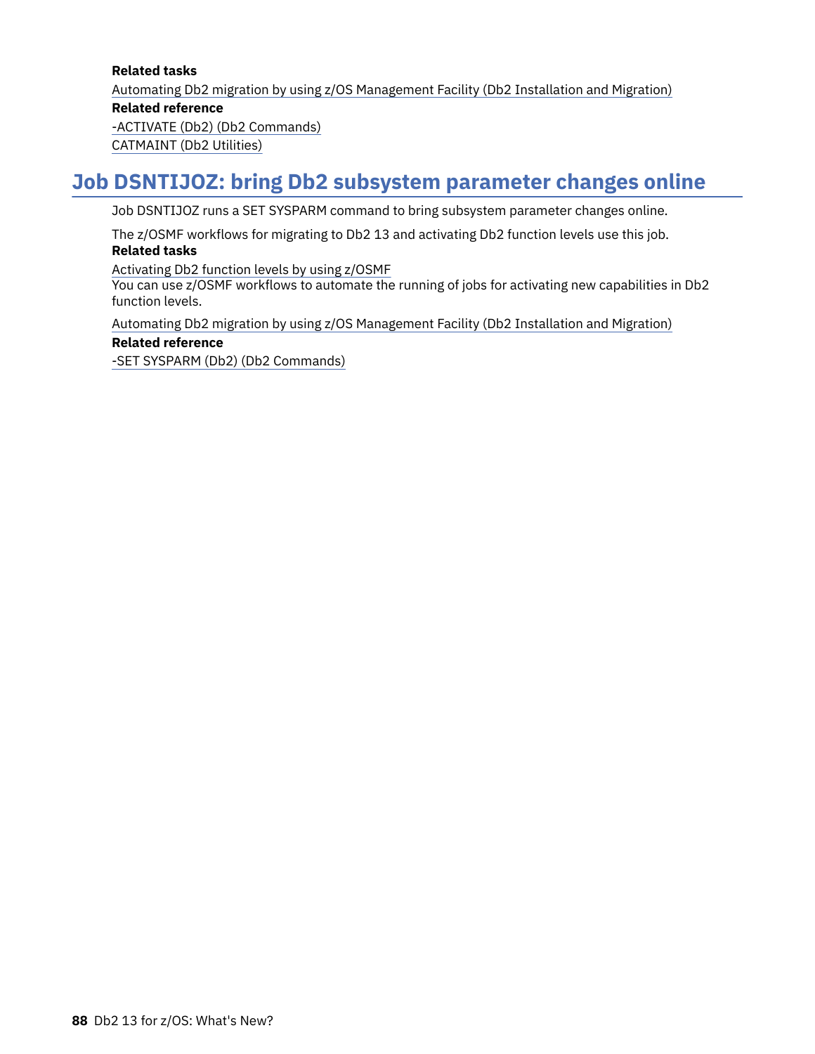**Related tasks**

Automating Db2 migration by using z/OS Management Facility (Db2 Installation and Migration)

**Related reference**

-ACTIVATE (Db2) (Db2 Commands)

CATMAINT (Db2 Utilities)

## Job DSNTIJOZ: bring Db2 subsystem parameter changes online

Job DSNTIJOZ runs a SET SYSPARM command to bring subsystem parameter changes online.

The z/OSMF workflows for migrating to Db2 13 and activating Db2 function levels use this job.

**Related tasks**

Activating Db2 function levels by using z/OSMF
You can use z/OSMF workflows to automate the running of jobs for activating new capabilities in Db2 function levels.

Automating Db2 migration by using z/OS Management Facility (Db2 Installation and Migration)

**Related reference**

-SET SYSPARM (Db2) (Db2 Commands)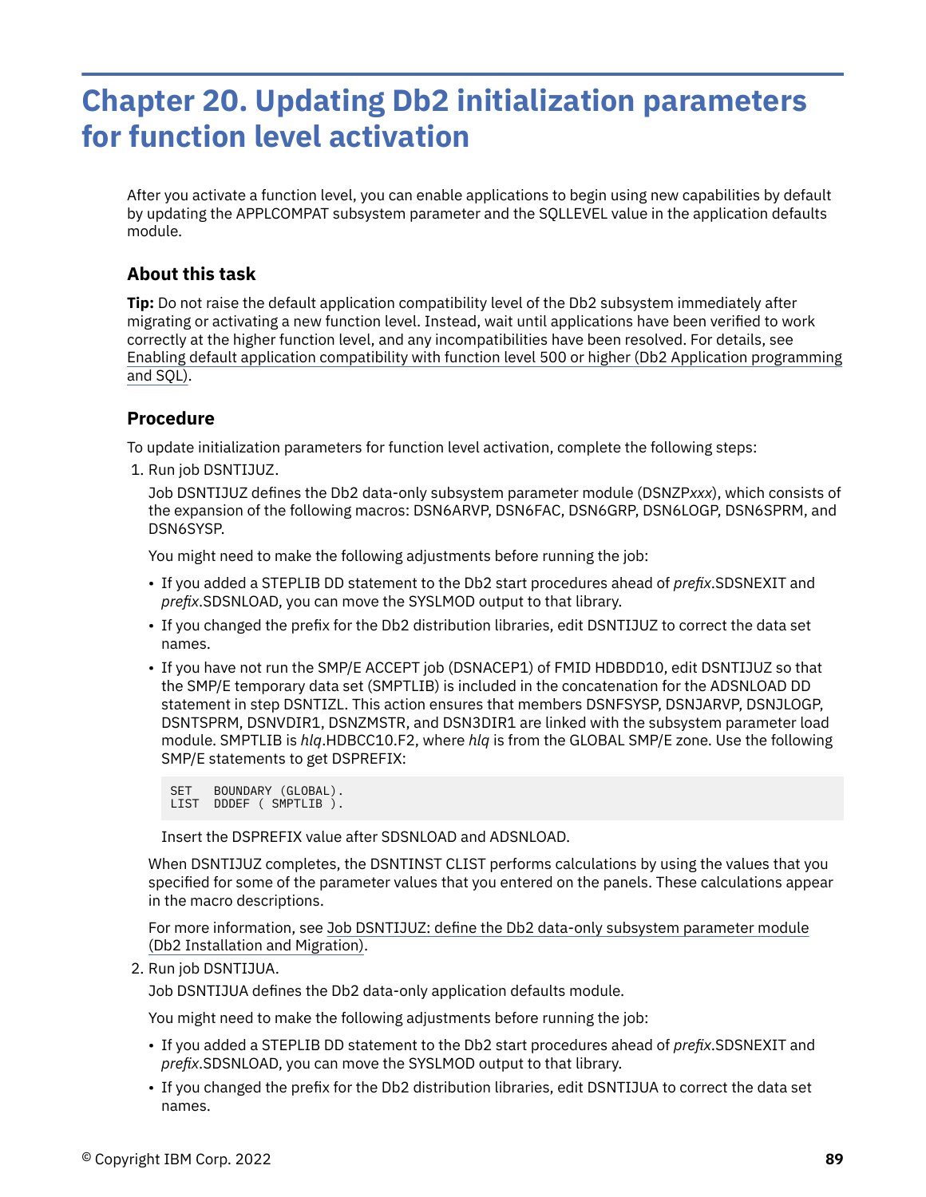# Chapter 20. Updating Db2 initialization parameters for function level activation

After you activate a function level, you can enable applications to begin using new capabilities by default by updating the APPLCOMPAT subsystem parameter and the SQLLEVEL value in the application defaults module.

### About this task

**Tip:** Do not raise the default application compatibility level of the Db2 subsystem immediately after migrating or activating a new function level. Instead, wait until applications have been verified to work correctly at the higher function level, and any incompatibilities have been resolved. For details, see Enabling default application compatibility with function level 500 or higher (Db2 Application programming and SQL).

### Procedure

To update initialization parameters for function level activation, complete the following steps:

1. Run job DSNTIJUZ.

   Job DSNTIJUZ defines the Db2 data-only subsystem parameter module (DSNZP*xxx*), which consists of the expansion of the following macros: DSN6ARVP, DSN6FAC, DSN6GRP, DSN6LOGP, DSN6SPRM, and DSN6SYSP.

   You might need to make the following adjustments before running the job:

   - If you added a STEPLIB DD statement to the Db2 start procedures ahead of *prefix*.SDSNEXIT and *prefix*.SDSNLOAD, you can move the SYSLMOD output to that library.
   - If you changed the prefix for the Db2 distribution libraries, edit DSNTIJUZ to correct the data set names.
   - If you have not run the SMP/E ACCEPT job (DSNACEP1) of FMID HDBDD10, edit DSNTIJUZ so that the SMP/E temporary data set (SMPTLIB) is included in the concatenation for the ADSNLOAD DD statement in step DSNTIZL. This action ensures that members DSNFSYSP, DSNJARVP, DSNJLOGP, DSNTSPRM, DSNVDIR1, DSNZMSTR, and DSN3DIR1 are linked with the subsystem parameter load module. SMPTLIB is *hlq*.HDBCC10.F2, where *hlq* is from the GLOBAL SMP/E zone. Use the following SMP/E statements to get DSPREFIX:

     ```
     SET   BOUNDARY (GLOBAL).
     LIST  DDDEF ( SMPTLIB ).
     ```

     Insert the DSPREFIX value after SDSNLOAD and ADSNLOAD.

   When DSNTIJUZ completes, the DSNTINST CLIST performs calculations by using the values that you specified for some of the parameter values that you entered on the panels. These calculations appear in the macro descriptions.

   For more information, see Job DSNTIJUZ: define the Db2 data-only subsystem parameter module (Db2 Installation and Migration).

2. Run job DSNTIJUA.

   Job DSNTIJUA defines the Db2 data-only application defaults module.

   You might need to make the following adjustments before running the job:

   - If you added a STEPLIB DD statement to the Db2 start procedures ahead of *prefix*.SDSNEXIT and *prefix*.SDSNLOAD, you can move the SYSLMOD output to that library.
   - If you changed the prefix for the Db2 distribution libraries, edit DSNTIJUA to correct the data set names.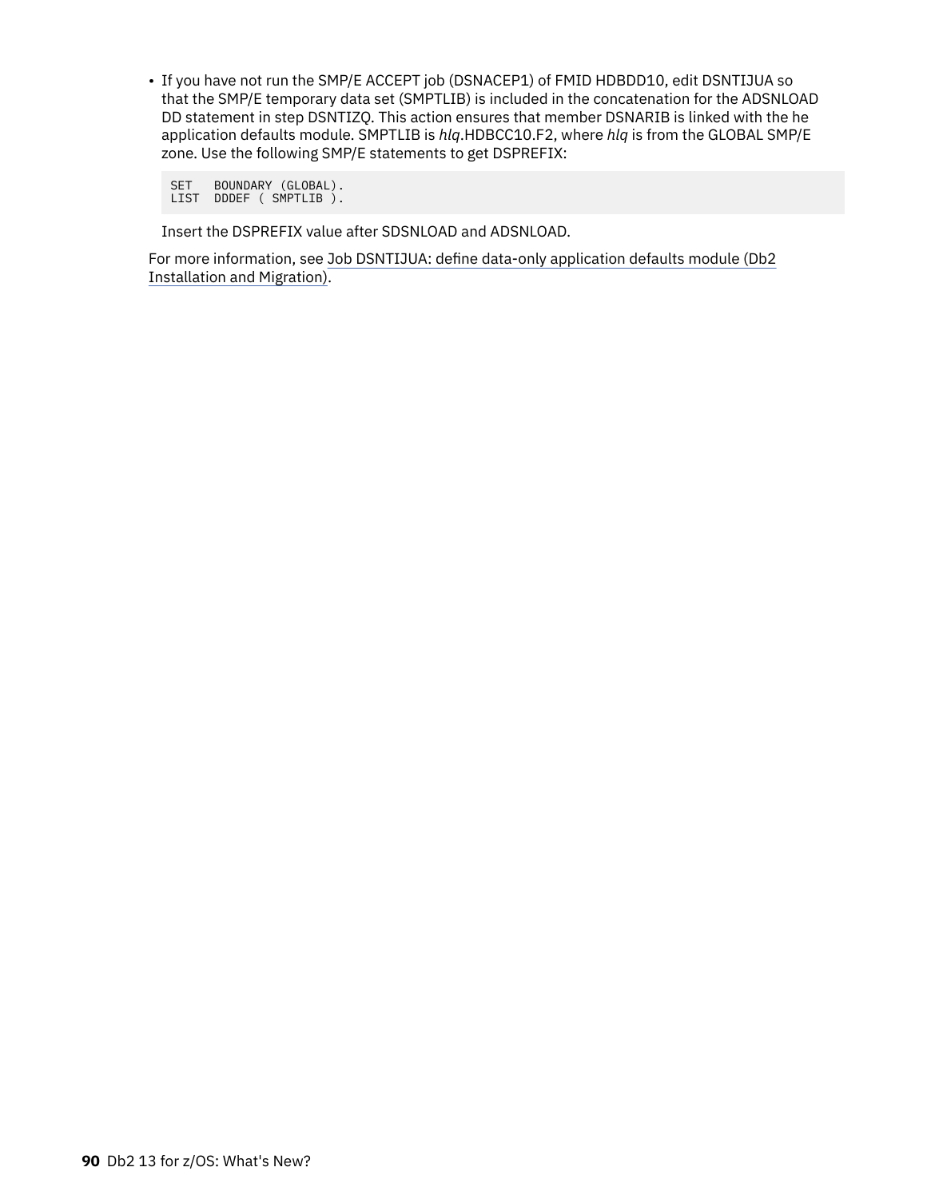- If you have not run the SMP/E ACCEPT job (DSNACEP1) of FMID HDBDD10, edit DSNTIJUA so that the SMP/E temporary data set (SMPTLIB) is included in the concatenation for the ADSNLOAD DD statement in step DSNTIZQ. This action ensures that member DSNARIB is linked with the he application defaults module. SMPTLIB is *hlq*.HDBCC10.F2, where *hlq* is from the GLOBAL SMP/E zone. Use the following SMP/E statements to get DSPREFIX:

  ```
  SET   BOUNDARY (GLOBAL).
  LIST  DDDEF ( SMPTLIB ).
  ```

  Insert the DSPREFIX value after SDSNLOAD and ADSNLOAD.

For more information, see Job DSNTIJUA: define data-only application defaults module (Db2 Installation and Migration).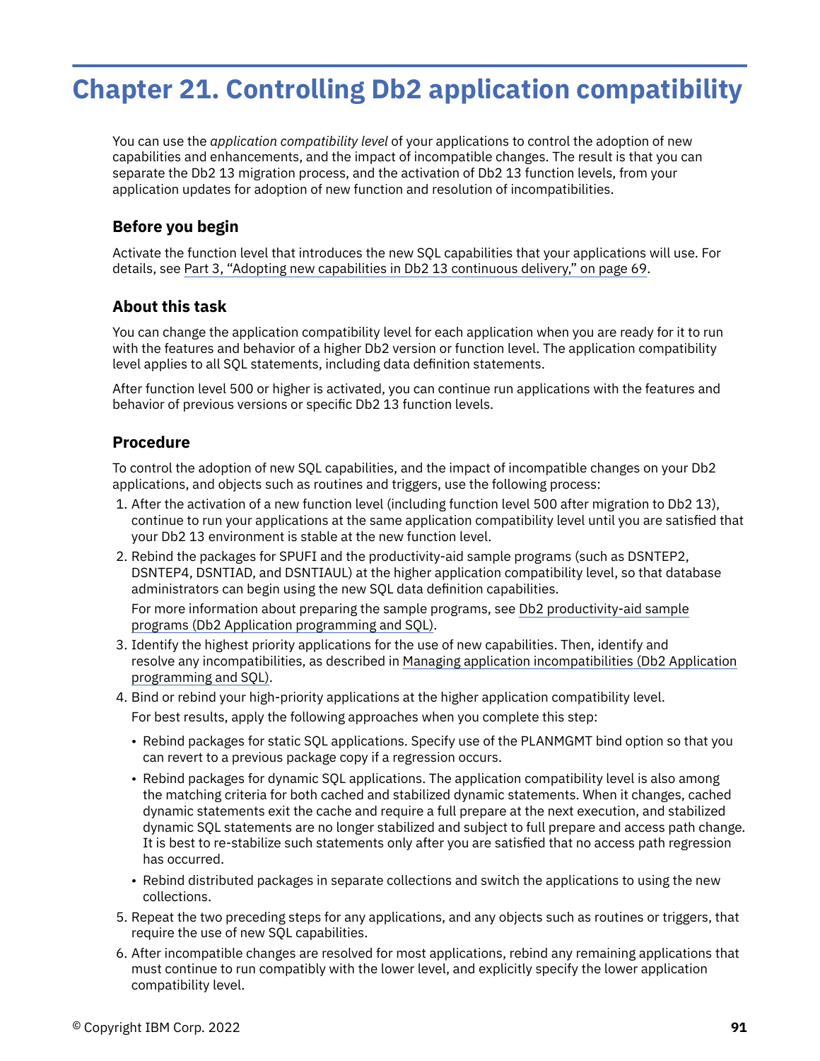# Chapter 21. Controlling Db2 application compatibility

You can use the *application compatibility level* of your applications to control the adoption of new capabilities and enhancements, and the impact of incompatible changes. The result is that you can separate the Db2 13 migration process, and the activation of Db2 13 function levels, from your application updates for adoption of new function and resolution of incompatibilities.

### Before you begin

Activate the function level that introduces the new SQL capabilities that your applications will use. For details, see Part 3, "Adopting new capabilities in Db2 13 continuous delivery," on page 69.

### About this task

You can change the application compatibility level for each application when you are ready for it to run with the features and behavior of a higher Db2 version or function level. The application compatibility level applies to all SQL statements, including data definition statements.

After function level 500 or higher is activated, you can continue run applications with the features and behavior of previous versions or specific Db2 13 function levels.

### Procedure

To control the adoption of new SQL capabilities, and the impact of incompatible changes on your Db2 applications, and objects such as routines and triggers, use the following process:

1. After the activation of a new function level (including function level 500 after migration to Db2 13), continue to run your applications at the same application compatibility level until you are satisfied that your Db2 13 environment is stable at the new function level.
2. Rebind the packages for SPUFI and the productivity-aid sample programs (such as DSNTEP2, DSNTEP4, DSNTIAD, and DSNTIAUL) at the higher application compatibility level, so that database administrators can begin using the new SQL data definition capabilities.

   For more information about preparing the sample programs, see Db2 productivity-aid sample programs (Db2 Application programming and SQL).
3. Identify the highest priority applications for the use of new capabilities. Then, identify and resolve any incompatibilities, as described in Managing application incompatibilities (Db2 Application programming and SQL).
4. Bind or rebind your high-priority applications at the higher application compatibility level.

   For best results, apply the following approaches when you complete this step:

   - Rebind packages for static SQL applications. Specify use of the PLANMGMT bind option so that you can revert to a previous package copy if a regression occurs.
   - Rebind packages for dynamic SQL applications. The application compatibility level is also among the matching criteria for both cached and stabilized dynamic statements. When it changes, cached dynamic statements exit the cache and require a full prepare at the next execution, and stabilized dynamic SQL statements are no longer stabilized and subject to full prepare and access path change. It is best to re-stabilize such statements only after you are satisfied that no access path regression has occurred.
   - Rebind distributed packages in separate collections and switch the applications to using the new collections.
5. Repeat the two preceding steps for any applications, and any objects such as routines or triggers, that require the use of new SQL capabilities.
6. After incompatible changes are resolved for most applications, rebind any remaining applications that must continue to run compatibly with the lower level, and explicitly specify the lower application compatibility level.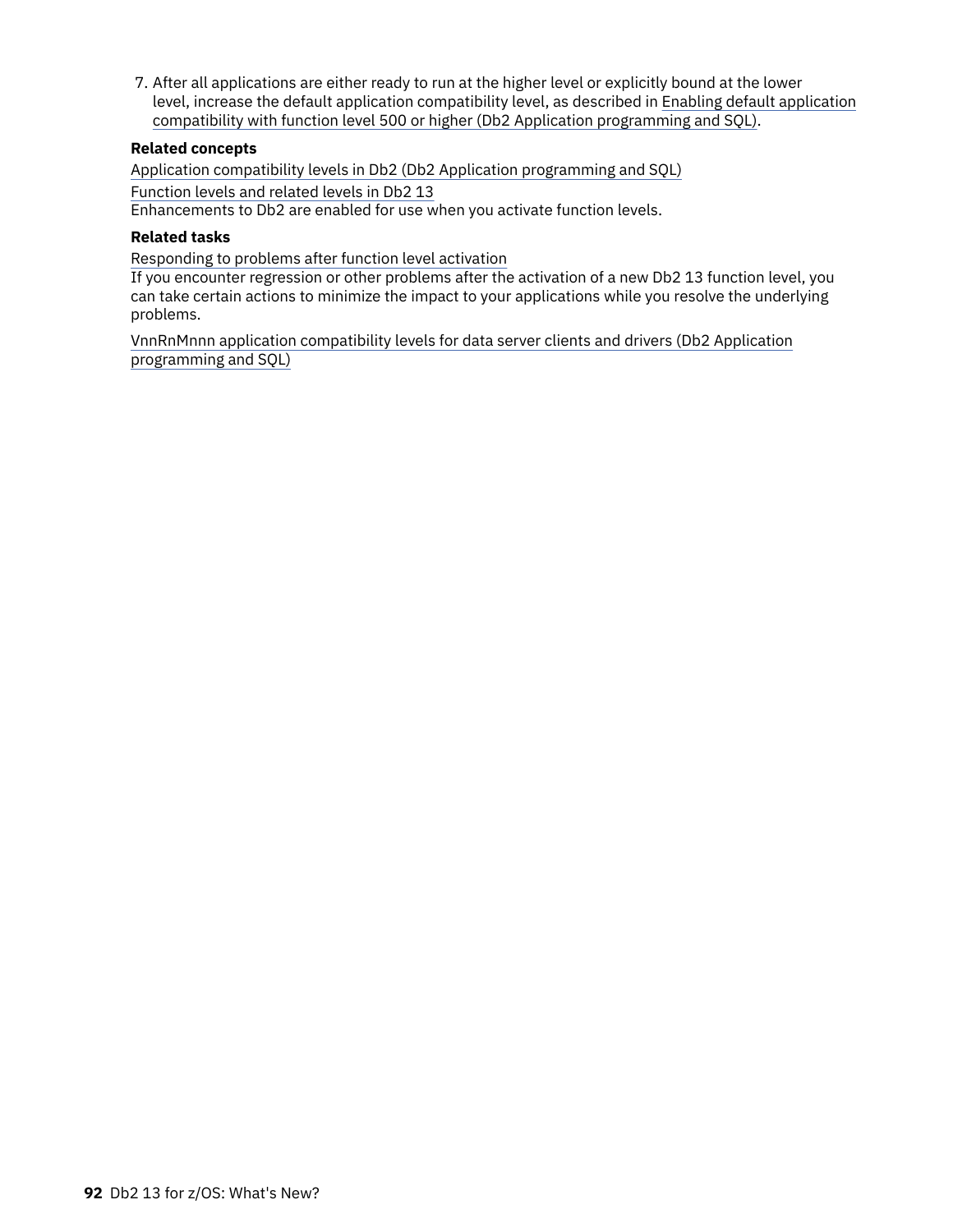7. After all applications are either ready to run at the higher level or explicitly bound at the lower level, increase the default application compatibility level, as described in Enabling default application compatibility with function level 500 or higher (Db2 Application programming and SQL).

**Related concepts**

Application compatibility levels in Db2 (Db2 Application programming and SQL)

Function levels and related levels in Db2 13
Enhancements to Db2 are enabled for use when you activate function levels.

**Related tasks**

Responding to problems after function level activation
If you encounter regression or other problems after the activation of a new Db2 13 function level, you can take certain actions to minimize the impact to your applications while you resolve the underlying problems.

VnnRnMnnn application compatibility levels for data server clients and drivers (Db2 Application programming and SQL)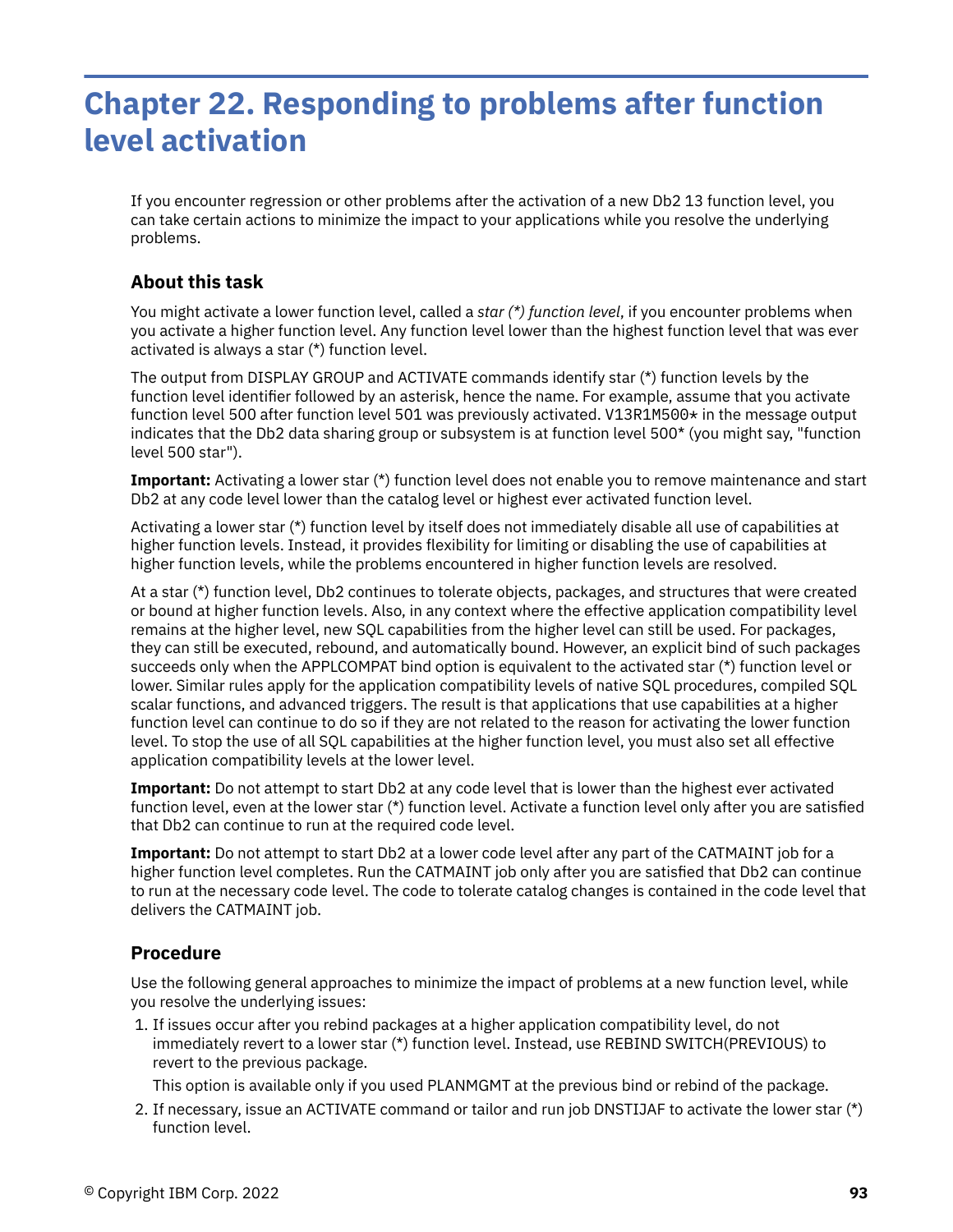# Chapter 22. Responding to problems after function level activation

If you encounter regression or other problems after the activation of a new Db2 13 function level, you can take certain actions to minimize the impact to your applications while you resolve the underlying problems.

## About this task

You might activate a lower function level, called a *star (*) function level*, if you encounter problems when you activate a higher function level. Any function level lower than the highest function level that was ever activated is always a star (*) function level.

The output from DISPLAY GROUP and ACTIVATE commands identify star (*) function levels by the function level identifier followed by an asterisk, hence the name. For example, assume that you activate function level 500 after function level 501 was previously activated. `V13R1M500*` in the message output indicates that the Db2 data sharing group or subsystem is at function level 500* (you might say, "function level 500 star").

**Important:** Activating a lower star (*) function level does not enable you to remove maintenance and start Db2 at any code level lower than the catalog level or highest ever activated function level.

Activating a lower star (*) function level by itself does not immediately disable all use of capabilities at higher function levels. Instead, it provides flexibility for limiting or disabling the use of capabilities at higher function levels, while the problems encountered in higher function levels are resolved.

At a star (*) function level, Db2 continues to tolerate objects, packages, and structures that were created or bound at higher function levels. Also, in any context where the effective application compatibility level remains at the higher level, new SQL capabilities from the higher level can still be used. For packages, they can still be executed, rebound, and automatically bound. However, an explicit bind of such packages succeeds only when the APPLCOMPAT bind option is equivalent to the activated star (*) function level or lower. Similar rules apply for the application compatibility levels of native SQL procedures, compiled SQL scalar functions, and advanced triggers. The result is that applications that use capabilities at a higher function level can continue to do so if they are not related to the reason for activating the lower function level. To stop the use of all SQL capabilities at the higher function level, you must also set all effective application compatibility levels at the lower level.

**Important:** Do not attempt to start Db2 at any code level that is lower than the highest ever activated function level, even at the lower star (*) function level. Activate a function level only after you are satisfied that Db2 can continue to run at the required code level.

**Important:** Do not attempt to start Db2 at a lower code level after any part of the CATMAINT job for a higher function level completes. Run the CATMAINT job only after you are satisfied that Db2 can continue to run at the necessary code level. The code to tolerate catalog changes is contained in the code level that delivers the CATMAINT job.

## Procedure

Use the following general approaches to minimize the impact of problems at a new function level, while you resolve the underlying issues:

1. If issues occur after you rebind packages at a higher application compatibility level, do not immediately revert to a lower star (*) function level. Instead, use REBIND SWITCH(PREVIOUS) to revert to the previous package.

   This option is available only if you used PLANMGMT at the previous bind or rebind of the package.

2. If necessary, issue an ACTIVATE command or tailor and run job DNSTIJAF to activate the lower star (*) function level.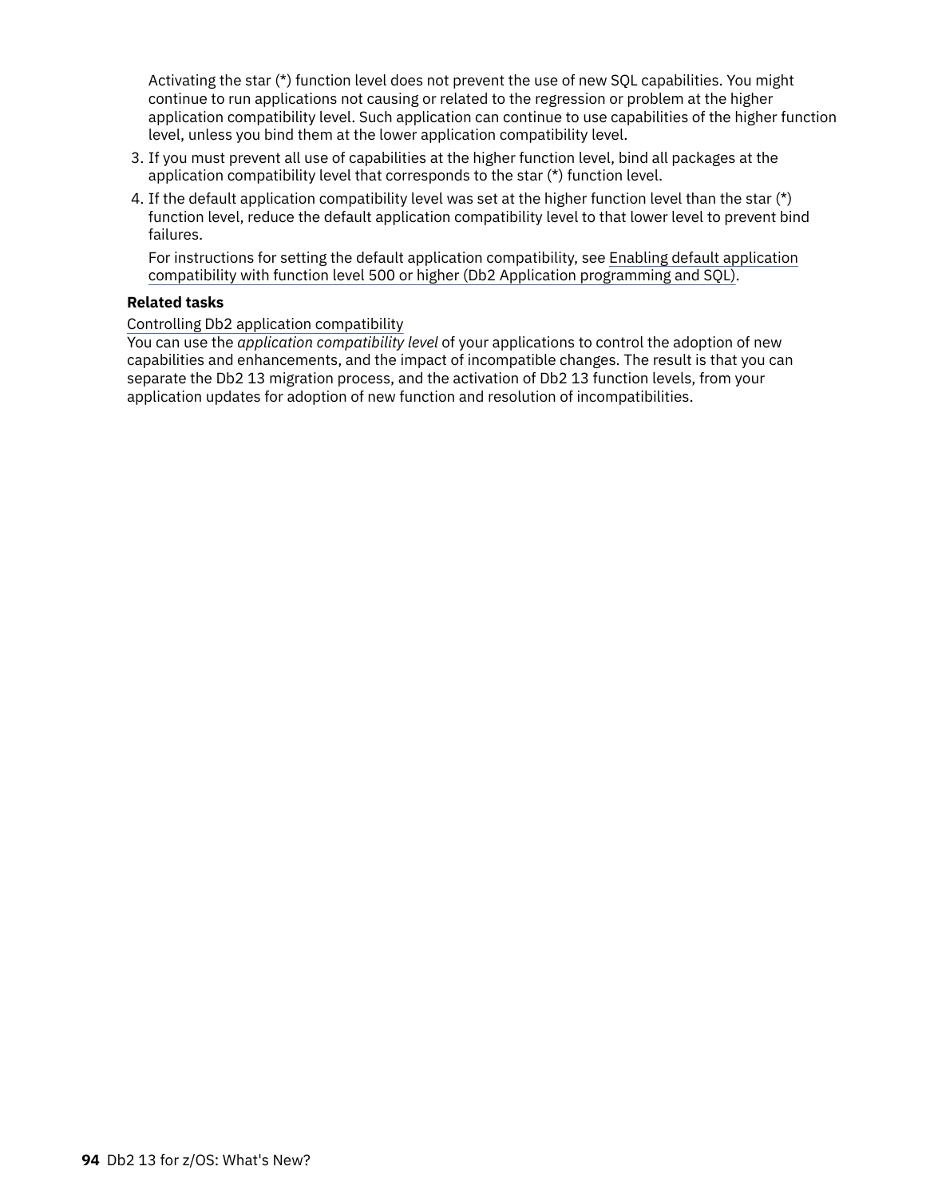Activating the star (*) function level does not prevent the use of new SQL capabilities. You might continue to run applications not causing or related to the regression or problem at the higher application compatibility level. Such application can continue to use capabilities of the higher function level, unless you bind them at the lower application compatibility level.

3. If you must prevent all use of capabilities at the higher function level, bind all packages at the application compatibility level that corresponds to the star (*) function level.
4. If the default application compatibility level was set at the higher function level than the star (*) function level, reduce the default application compatibility level to that lower level to prevent bind failures.

   For instructions for setting the default application compatibility, see Enabling default application compatibility with function level 500 or higher (Db2 Application programming and SQL).

**Related tasks**

Controlling Db2 application compatibility
You can use the *application compatibility level* of your applications to control the adoption of new capabilities and enhancements, and the impact of incompatible changes. The result is that you can separate the Db2 13 migration process, and the activation of Db2 13 function levels, from your application updates for adoption of new function and resolution of incompatibilities.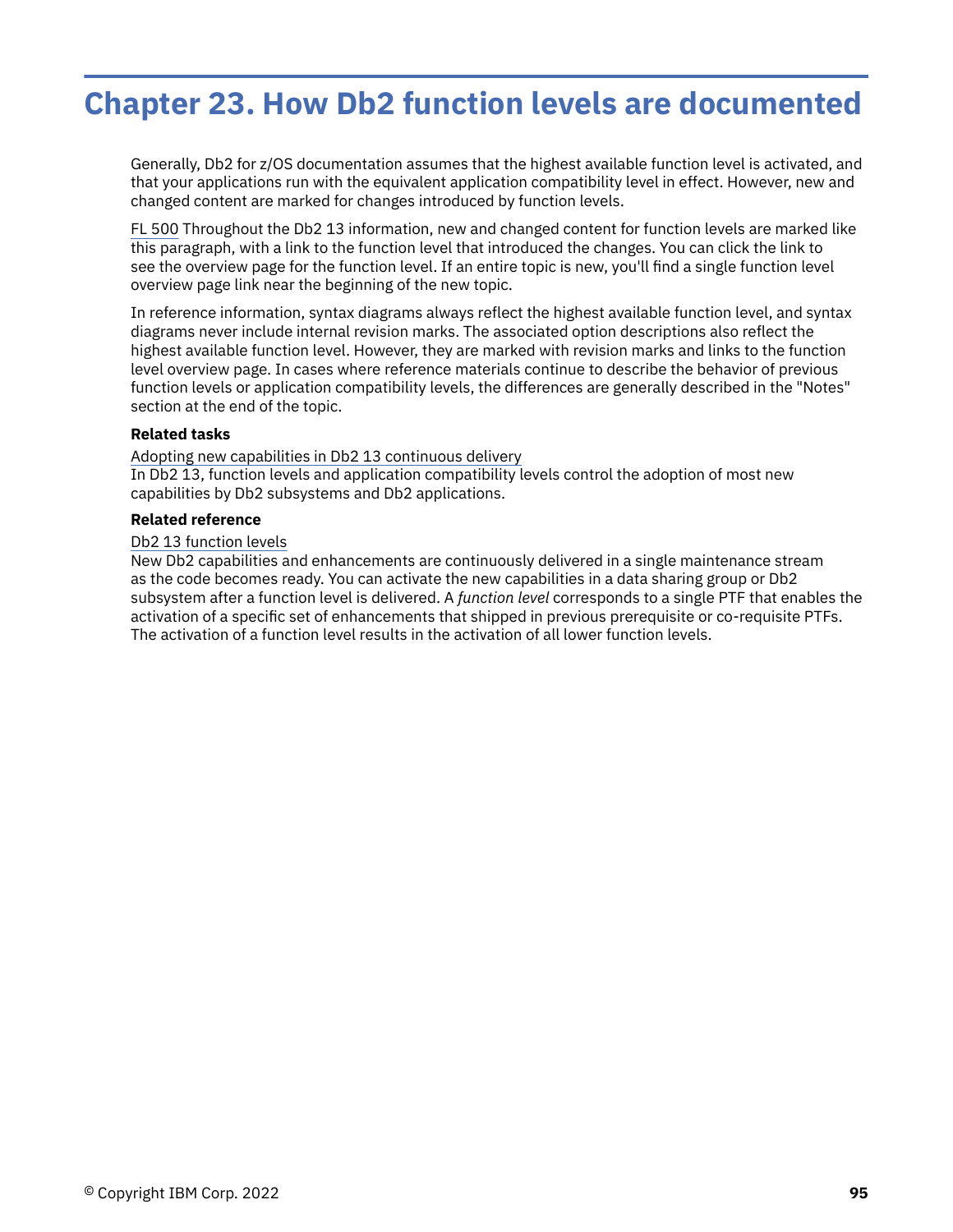# Chapter 23. How Db2 function levels are documented

Generally, Db2 for z/OS documentation assumes that the highest available function level is activated, and that your applications run with the equivalent application compatibility level in effect. However, new and changed content are marked for changes introduced by function levels.

FL 500 Throughout the Db2 13 information, new and changed content for function levels are marked like this paragraph, with a link to the function level that introduced the changes. You can click the link to see the overview page for the function level. If an entire topic is new, you'll find a single function level overview page link near the beginning of the new topic.

In reference information, syntax diagrams always reflect the highest available function level, and syntax diagrams never include internal revision marks. The associated option descriptions also reflect the highest available function level. However, they are marked with revision marks and links to the function level overview page. In cases where reference materials continue to describe the behavior of previous function levels or application compatibility levels, the differences are generally described in the "Notes" section at the end of the topic.

**Related tasks**

Adopting new capabilities in Db2 13 continuous delivery
In Db2 13, function levels and application compatibility levels control the adoption of most new capabilities by Db2 subsystems and Db2 applications.

**Related reference**

Db2 13 function levels
New Db2 capabilities and enhancements are continuously delivered in a single maintenance stream as the code becomes ready. You can activate the new capabilities in a data sharing group or Db2 subsystem after a function level is delivered. A *function level* corresponds to a single PTF that enables the activation of a specific set of enhancements that shipped in previous prerequisite or co-requisite PTFs. The activation of a function level results in the activation of all lower function levels.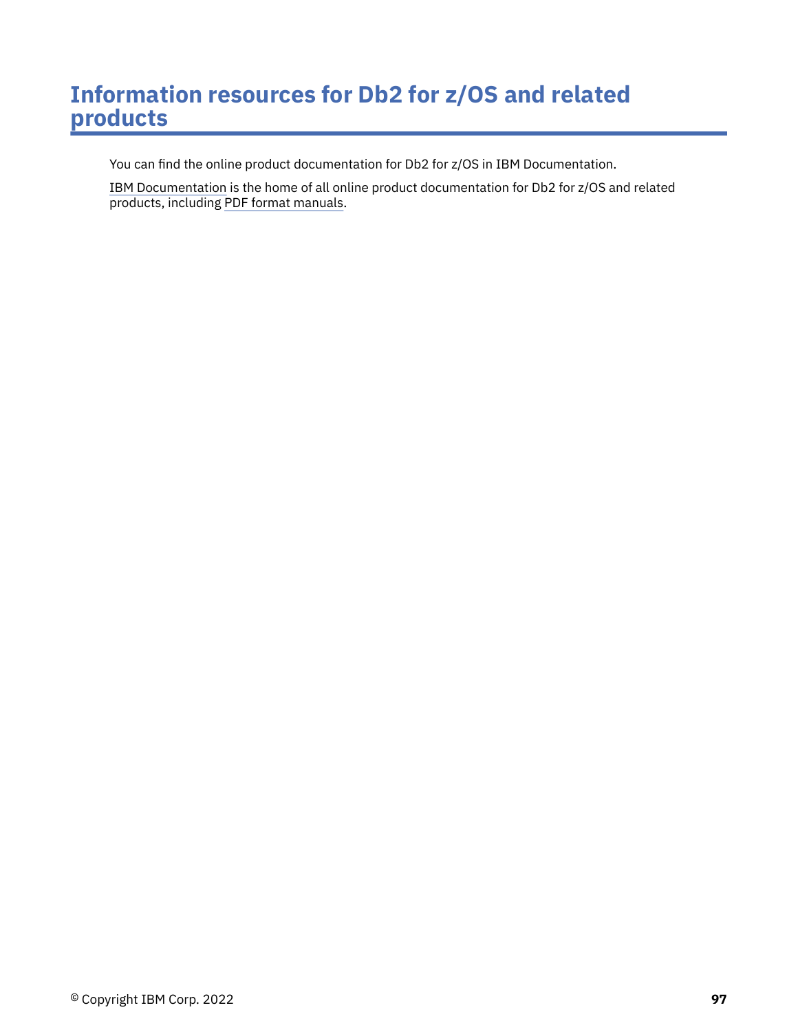# Information resources for Db2 for z/OS and related products

You can find the online product documentation for Db2 for z/OS in IBM Documentation.

IBM Documentation is the home of all online product documentation for Db2 for z/OS and related products, including PDF format manuals.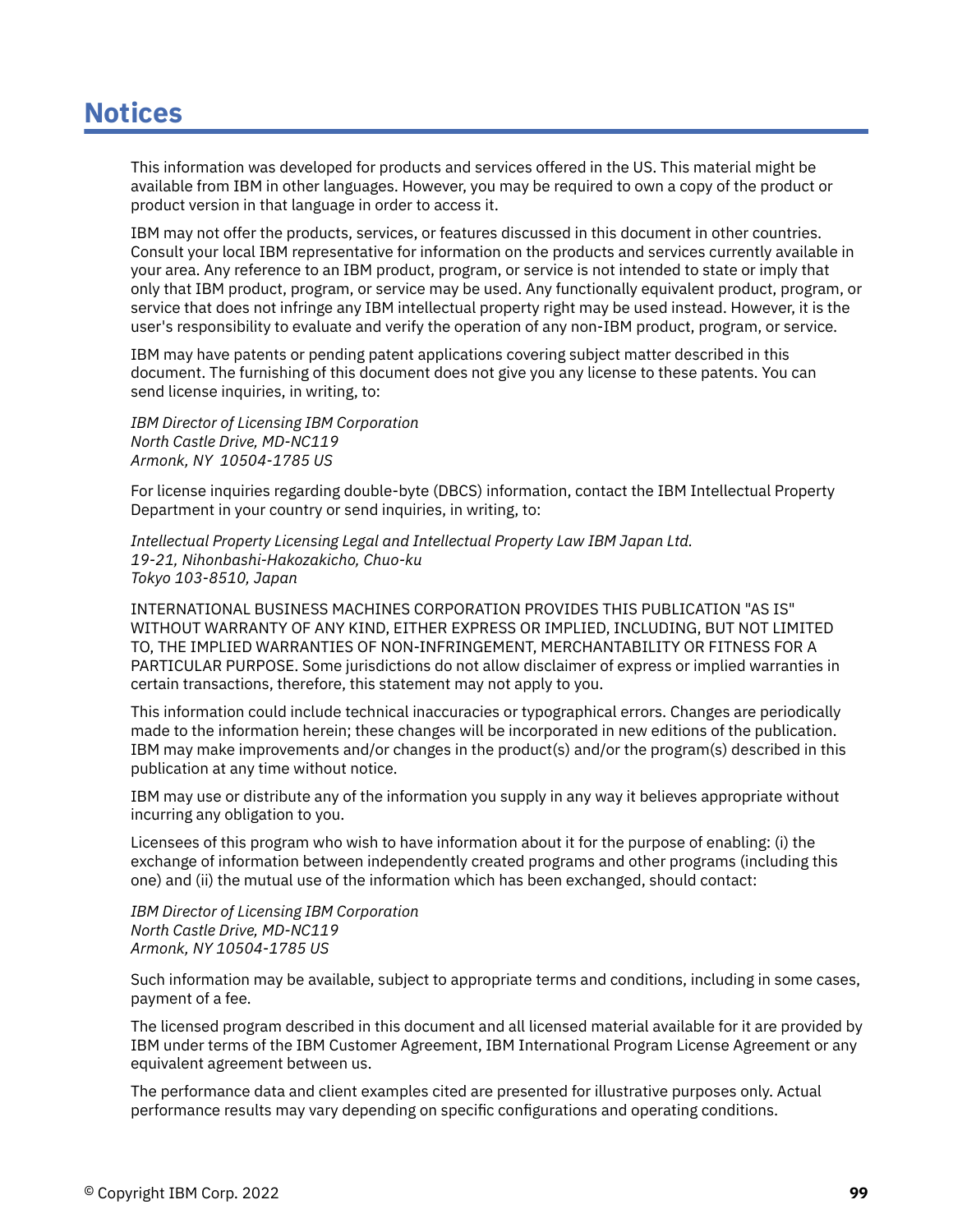# Notices

This information was developed for products and services offered in the US. This material might be available from IBM in other languages. However, you may be required to own a copy of the product or product version in that language in order to access it.

IBM may not offer the products, services, or features discussed in this document in other countries. Consult your local IBM representative for information on the products and services currently available in your area. Any reference to an IBM product, program, or service is not intended to state or imply that only that IBM product, program, or service may be used. Any functionally equivalent product, program, or service that does not infringe any IBM intellectual property right may be used instead. However, it is the user's responsibility to evaluate and verify the operation of any non-IBM product, program, or service.

IBM may have patents or pending patent applications covering subject matter described in this document. The furnishing of this document does not give you any license to these patents. You can send license inquiries, in writing, to:

*IBM Director of Licensing IBM Corporation*
*North Castle Drive, MD-NC119*
*Armonk, NY 10504-1785 US*

For license inquiries regarding double-byte (DBCS) information, contact the IBM Intellectual Property Department in your country or send inquiries, in writing, to:

*Intellectual Property Licensing Legal and Intellectual Property Law IBM Japan Ltd.*
*19-21, Nihonbashi-Hakozakicho, Chuo-ku*
*Tokyo 103-8510, Japan*

INTERNATIONAL BUSINESS MACHINES CORPORATION PROVIDES THIS PUBLICATION "AS IS" WITHOUT WARRANTY OF ANY KIND, EITHER EXPRESS OR IMPLIED, INCLUDING, BUT NOT LIMITED TO, THE IMPLIED WARRANTIES OF NON-INFRINGEMENT, MERCHANTABILITY OR FITNESS FOR A PARTICULAR PURPOSE. Some jurisdictions do not allow disclaimer of express or implied warranties in certain transactions, therefore, this statement may not apply to you.

This information could include technical inaccuracies or typographical errors. Changes are periodically made to the information herein; these changes will be incorporated in new editions of the publication. IBM may make improvements and/or changes in the product(s) and/or the program(s) described in this publication at any time without notice.

IBM may use or distribute any of the information you supply in any way it believes appropriate without incurring any obligation to you.

Licensees of this program who wish to have information about it for the purpose of enabling: (i) the exchange of information between independently created programs and other programs (including this one) and (ii) the mutual use of the information which has been exchanged, should contact:

*IBM Director of Licensing IBM Corporation*
*North Castle Drive, MD-NC119*
*Armonk, NY 10504-1785 US*

Such information may be available, subject to appropriate terms and conditions, including in some cases, payment of a fee.

The licensed program described in this document and all licensed material available for it are provided by IBM under terms of the IBM Customer Agreement, IBM International Program License Agreement or any equivalent agreement between us.

The performance data and client examples cited are presented for illustrative purposes only. Actual performance results may vary depending on specific configurations and operating conditions.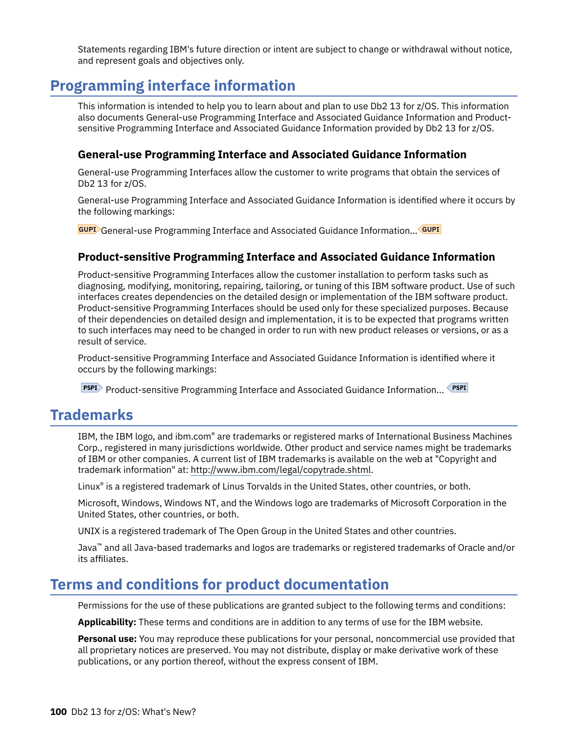Statements regarding IBM's future direction or intent are subject to change or withdrawal without notice, and represent goals and objectives only.

## Programming interface information

This information is intended to help you to learn about and plan to use Db2 13 for z/OS. This information also documents General-use Programming Interface and Associated Guidance Information and Product-sensitive Programming Interface and Associated Guidance Information provided by Db2 13 for z/OS.

### General-use Programming Interface and Associated Guidance Information

General-use Programming Interfaces allow the customer to write programs that obtain the services of Db2 13 for z/OS.

General-use Programming Interface and Associated Guidance Information is identified where it occurs by the following markings:

GUPI General-use Programming Interface and Associated Guidance Information... GUPI

### Product-sensitive Programming Interface and Associated Guidance Information

Product-sensitive Programming Interfaces allow the customer installation to perform tasks such as diagnosing, modifying, monitoring, repairing, tailoring, or tuning of this IBM software product. Use of such interfaces creates dependencies on the detailed design or implementation of the IBM software product. Product-sensitive Programming Interfaces should be used only for these specialized purposes. Because of their dependencies on detailed design and implementation, it is to be expected that programs written to such interfaces may need to be changed in order to run with new product releases or versions, or as a result of service.

Product-sensitive Programming Interface and Associated Guidance Information is identified where it occurs by the following markings:

PSPI Product-sensitive Programming Interface and Associated Guidance Information... PSPI

## Trademarks

IBM, the IBM logo, and ibm.com® are trademarks or registered marks of International Business Machines Corp., registered in many jurisdictions worldwide. Other product and service names might be trademarks of IBM or other companies. A current list of IBM trademarks is available on the web at "Copyright and trademark information" at: http://www.ibm.com/legal/copytrade.shtml.

Linux® is a registered trademark of Linus Torvalds in the United States, other countries, or both.

Microsoft, Windows, Windows NT, and the Windows logo are trademarks of Microsoft Corporation in the United States, other countries, or both.

UNIX is a registered trademark of The Open Group in the United States and other countries.

Java™ and all Java-based trademarks and logos are trademarks or registered trademarks of Oracle and/or its affiliates.

## Terms and conditions for product documentation

Permissions for the use of these publications are granted subject to the following terms and conditions:

**Applicability:** These terms and conditions are in addition to any terms of use for the IBM website.

**Personal use:** You may reproduce these publications for your personal, noncommercial use provided that all proprietary notices are preserved. You may not distribute, display or make derivative work of these publications, or any portion thereof, without the express consent of IBM.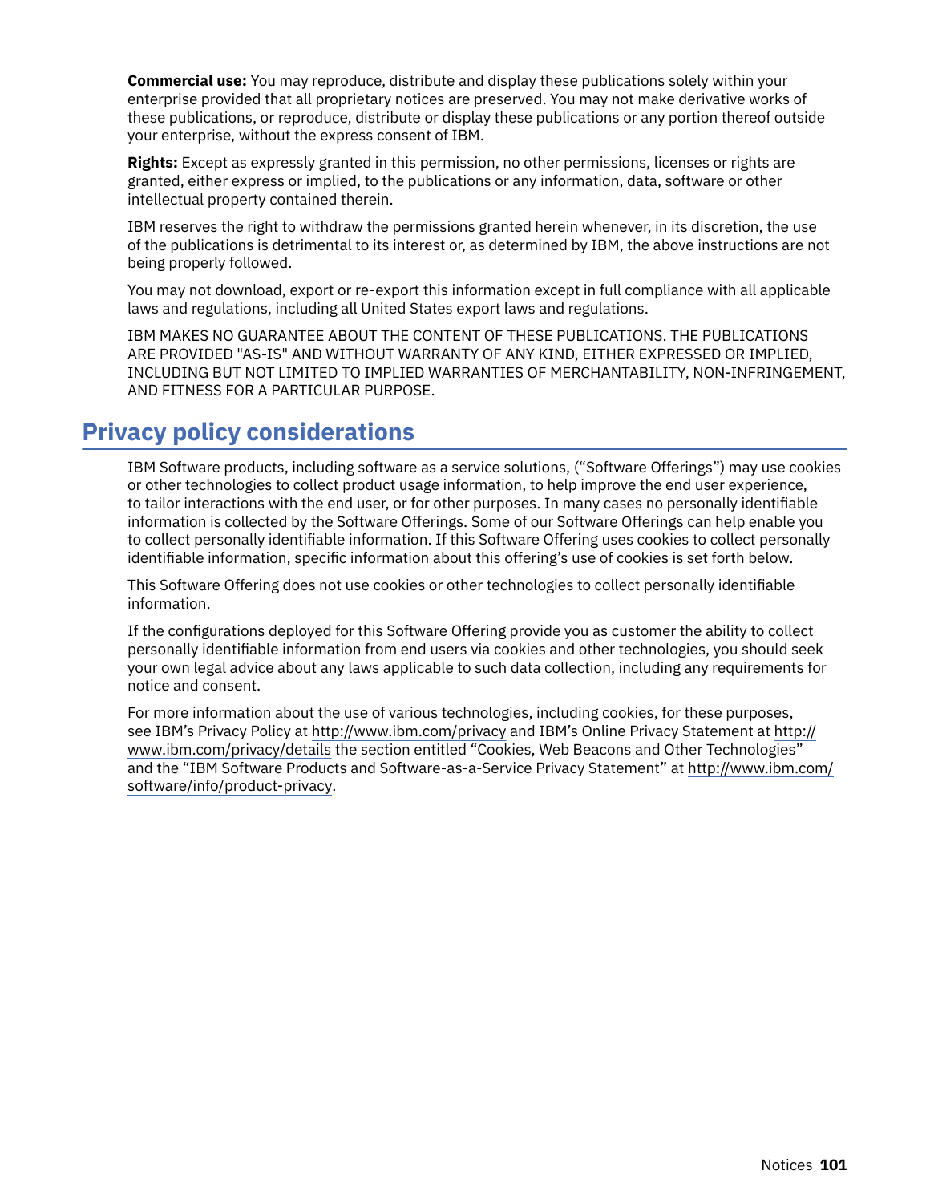**Commercial use:** You may reproduce, distribute and display these publications solely within your enterprise provided that all proprietary notices are preserved. You may not make derivative works of these publications, or reproduce, distribute or display these publications or any portion thereof outside your enterprise, without the express consent of IBM.

**Rights:** Except as expressly granted in this permission, no other permissions, licenses or rights are granted, either express or implied, to the publications or any information, data, software or other intellectual property contained therein.

IBM reserves the right to withdraw the permissions granted herein whenever, in its discretion, the use of the publications is detrimental to its interest or, as determined by IBM, the above instructions are not being properly followed.

You may not download, export or re-export this information except in full compliance with all applicable laws and regulations, including all United States export laws and regulations.

IBM MAKES NO GUARANTEE ABOUT THE CONTENT OF THESE PUBLICATIONS. THE PUBLICATIONS ARE PROVIDED "AS-IS" AND WITHOUT WARRANTY OF ANY KIND, EITHER EXPRESSED OR IMPLIED, INCLUDING BUT NOT LIMITED TO IMPLIED WARRANTIES OF MERCHANTABILITY, NON-INFRINGEMENT, AND FITNESS FOR A PARTICULAR PURPOSE.

## Privacy policy considerations

IBM Software products, including software as a service solutions, ("Software Offerings") may use cookies or other technologies to collect product usage information, to help improve the end user experience, to tailor interactions with the end user, or for other purposes. In many cases no personally identifiable information is collected by the Software Offerings. Some of our Software Offerings can help enable you to collect personally identifiable information. If this Software Offering uses cookies to collect personally identifiable information, specific information about this offering's use of cookies is set forth below.

This Software Offering does not use cookies or other technologies to collect personally identifiable information.

If the configurations deployed for this Software Offering provide you as customer the ability to collect personally identifiable information from end users via cookies and other technologies, you should seek your own legal advice about any laws applicable to such data collection, including any requirements for notice and consent.

For more information about the use of various technologies, including cookies, for these purposes, see IBM's Privacy Policy at http://www.ibm.com/privacy and IBM's Online Privacy Statement at http://www.ibm.com/privacy/details the section entitled "Cookies, Web Beacons and Other Technologies" and the "IBM Software Products and Software-as-a-Service Privacy Statement" at http://www.ibm.com/software/info/product-privacy.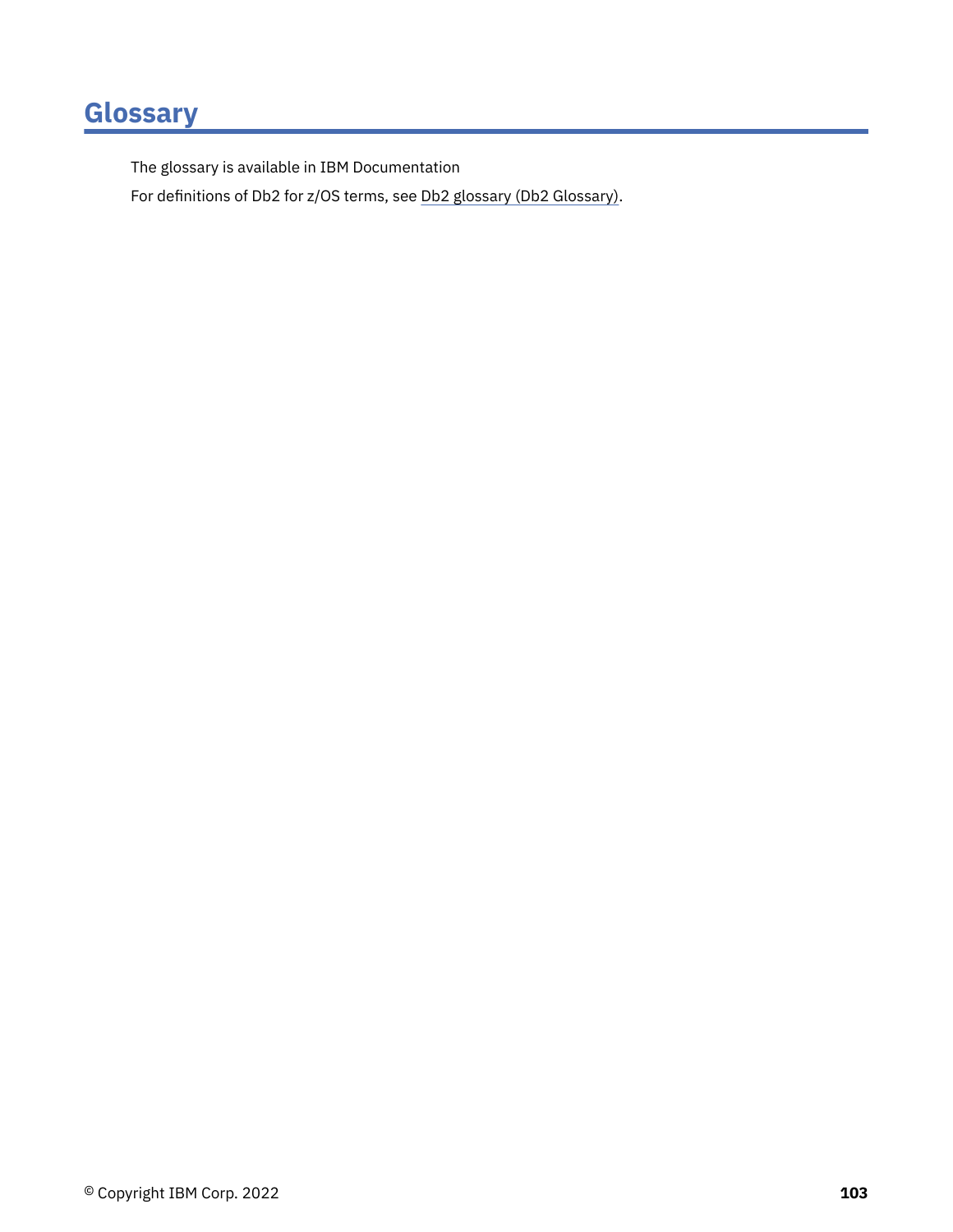# Glossary

The glossary is available in IBM Documentation

For definitions of Db2 for z/OS terms, see Db2 glossary (Db2 Glossary).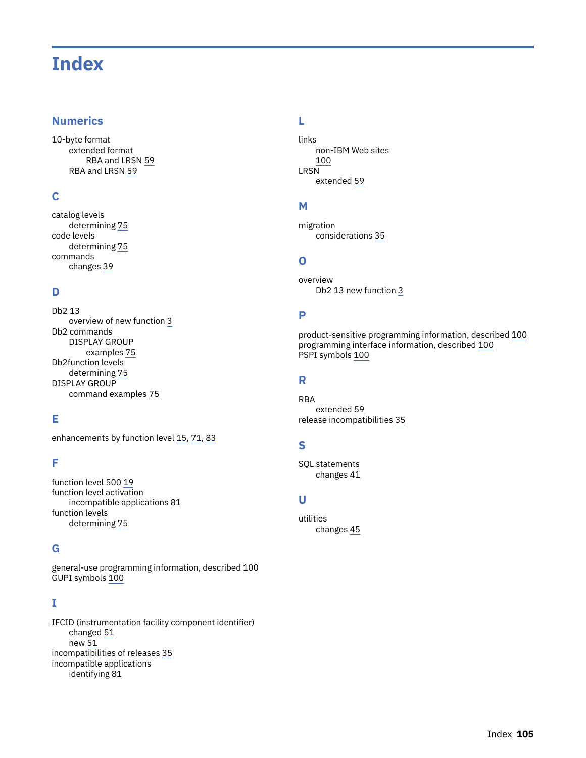# Index

## Numerics

10-byte format
- extended format
  - RBA and LRSN 59
- RBA and LRSN 59

## C

catalog levels
- determining 75

code levels
- determining 75

commands
- changes 39

## D

Db2 13
- overview of new function 3

Db2 commands
- DISPLAY GROUP
  - examples 75

Db2function levels
- determining 75

DISPLAY GROUP
- command examples 75

## E

enhancements by function level 15, 71, 83

## F

function level 500 19

function level activation
- incompatible applications 81

function levels
- determining 75

## G

general-use programming information, described 100

GUPI symbols 100

## I

IFCID (instrumentation facility component identifier)
- changed 51
- new 51

incompatibilities of releases 35

incompatible applications
- identifying 81

## L

links
- non-IBM Web sites
  - 100

LRSN
- extended 59

## M

migration
- considerations 35

## O

overview
- Db2 13 new function 3

## P

product-sensitive programming information, described 100

programming interface information, described 100

PSPI symbols 100

## R

RBA
- extended 59

release incompatibilities 35

## S

SQL statements
- changes 41

## U

utilities
- changes 45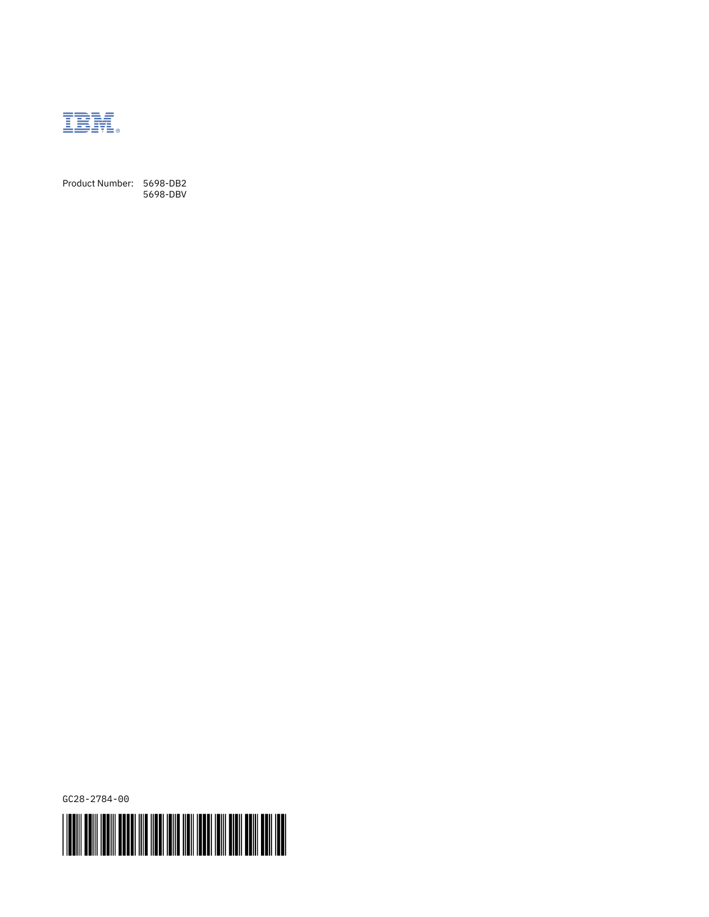Product Number: 5698-DB2
5698-DBV

GC28-2784-00